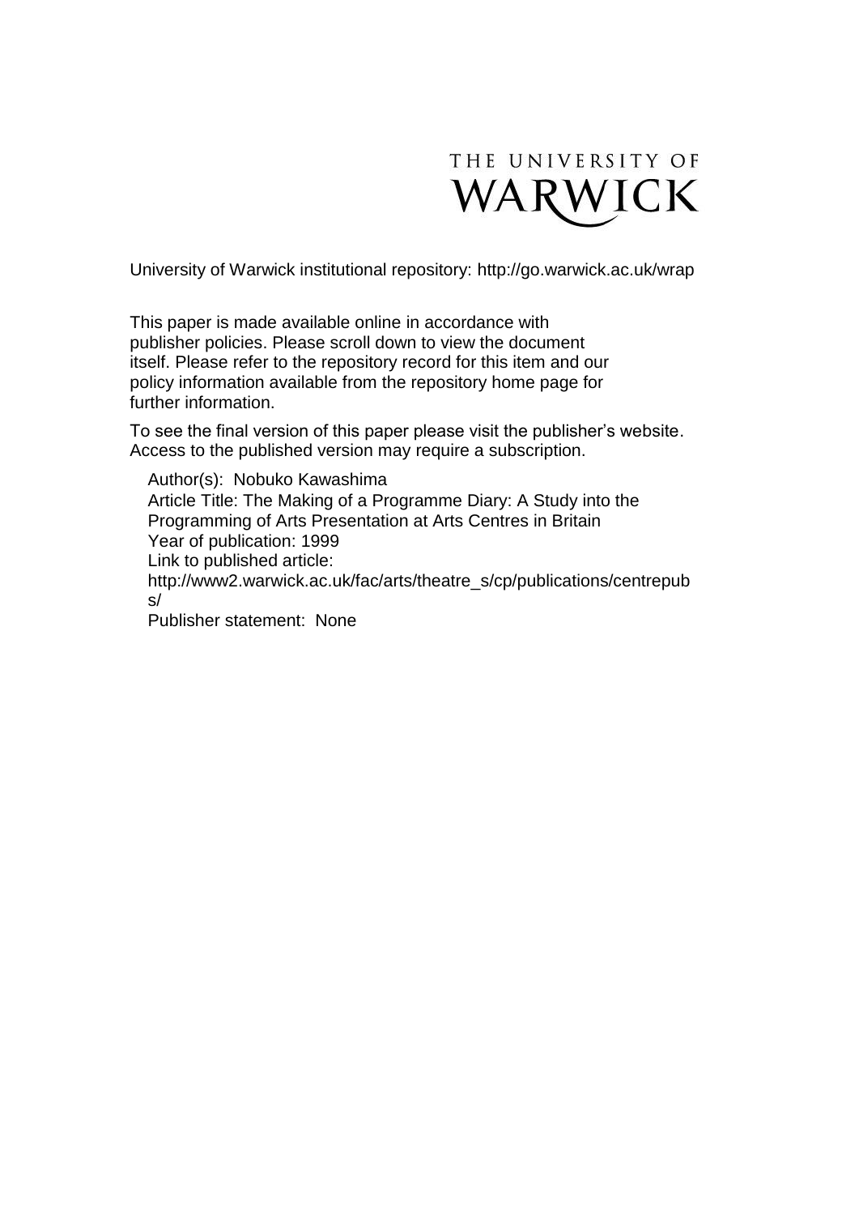THE UNIVERSITY OF WARWICK

University of Warwick institutional repository: http://go.warwick.ac.uk/wrap

This paper is made available online in accordance with publisher policies. Please scroll down to view the document itself. Please refer to the repository record for this item and our policy information available from the repository home page for further information.

To see the final version of this paper please visit the publisher's website. Access to the published version may require a subscription.

Author(s): Nobuko Kawashima
Article Title: The Making of a Programme Diary: A Study into the Programming of Arts Presentation at Arts Centres in Britain
Year of publication: 1999
Link to published article:
http://www2.warwick.ac.uk/fac/arts/theatre_s/cp/publications/centrepubs/
Publisher statement: None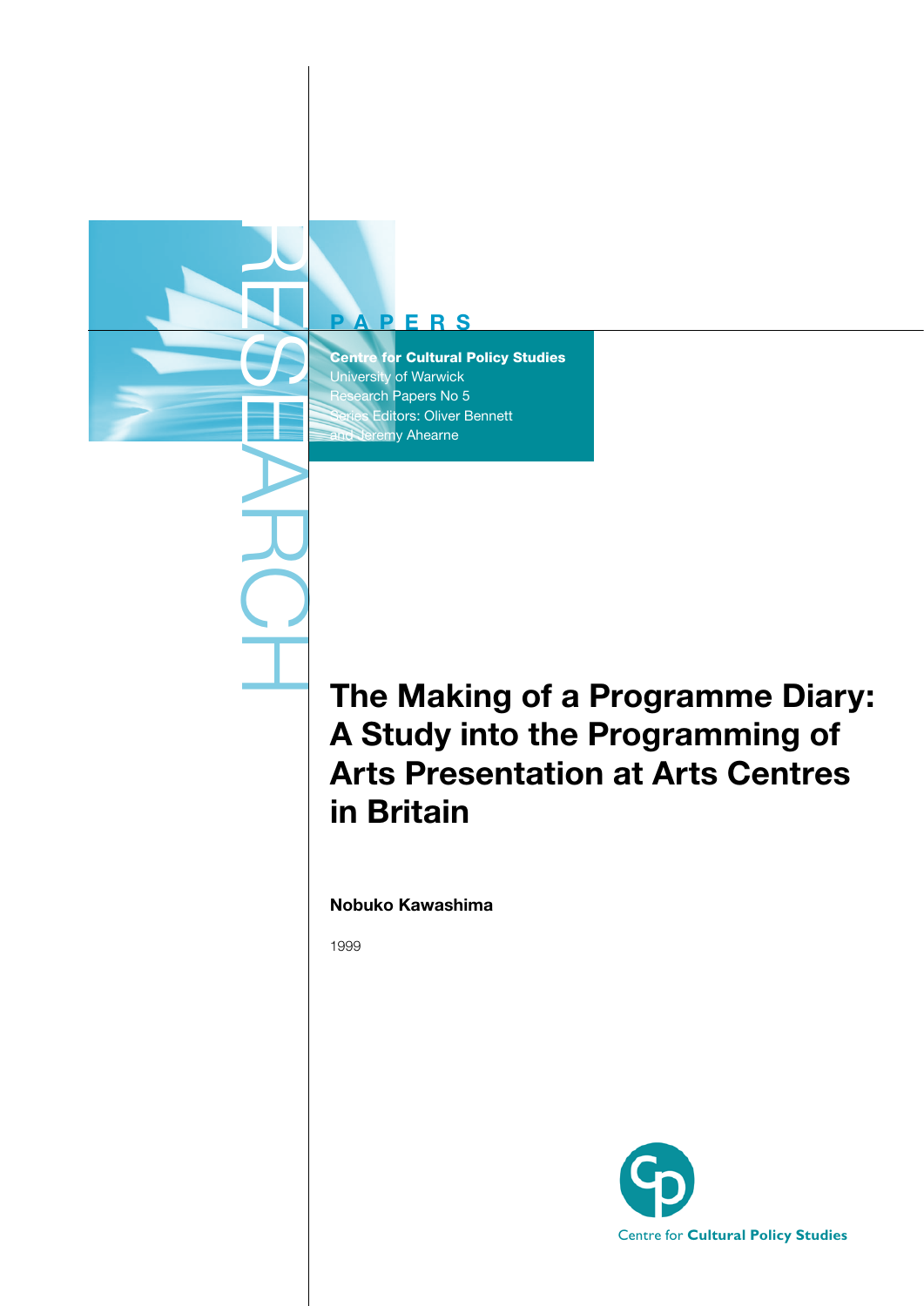RESEARCH

PAPERS

**Centre for Cultural Policy Studies**
University of Warwick
Research Papers No 5
Series Editors: Oliver Bennett
and Jeremy Ahearne

# The Making of a Programme Diary: A Study into the Programming of Arts Presentation at Arts Centres in Britain

**Nobuko Kawashima**

1999

Centre for **Cultural Policy Studies**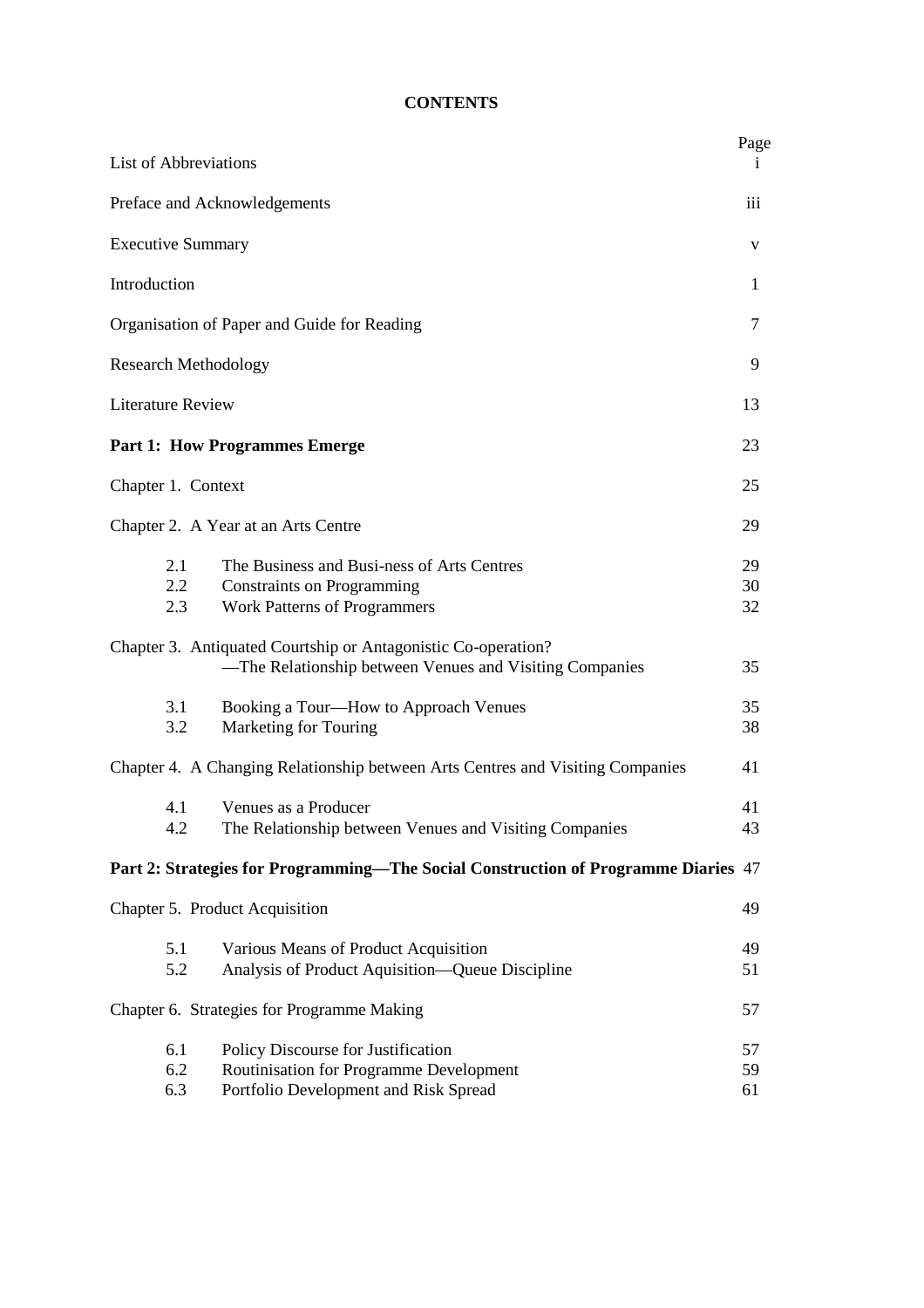# CONTENTS

| | | Page |
|---|---|---|
| List of Abbreviations | | i |
| Preface and Acknowledgements | | iii |
| Executive Summary | | v |
| Introduction | | 1 |
| Organisation of Paper and Guide for Reading | | 7 |
| Research Methodology | | 9 |
| Literature Review | | 13 |
| **Part 1: How Programmes Emerge** | | 23 |
| Chapter 1. Context | | 25 |
| Chapter 2. A Year at an Arts Centre | | 29 |
| 2.1 | The Business and Busi-ness of Arts Centres | 29 |
| 2.2 | Constraints on Programming | 30 |
| 2.3 | Work Patterns of Programmers | 32 |
| Chapter 3. Antiquated Courtship or Antagonistic Co-operation? —The Relationship between Venues and Visiting Companies | | 35 |
| 3.1 | Booking a Tour—How to Approach Venues | 35 |
| 3.2 | Marketing for Touring | 38 |
| Chapter 4. A Changing Relationship between Arts Centres and Visiting Companies | | 41 |
| 4.1 | Venues as a Producer | 41 |
| 4.2 | The Relationship between Venues and Visiting Companies | 43 |
| **Part 2: Strategies for Programming—The Social Construction of Programme Diaries** | | 47 |
| Chapter 5. Product Acquisition | | 49 |
| 5.1 | Various Means of Product Acquisition | 49 |
| 5.2 | Analysis of Product Aquisition—Queue Discipline | 51 |
| Chapter 6. Strategies for Programme Making | | 57 |
| 6.1 | Policy Discourse for Justification | 57 |
| 6.2 | Routinisation for Programme Development | 59 |
| 6.3 | Portfolio Development and Risk Spread | 61 |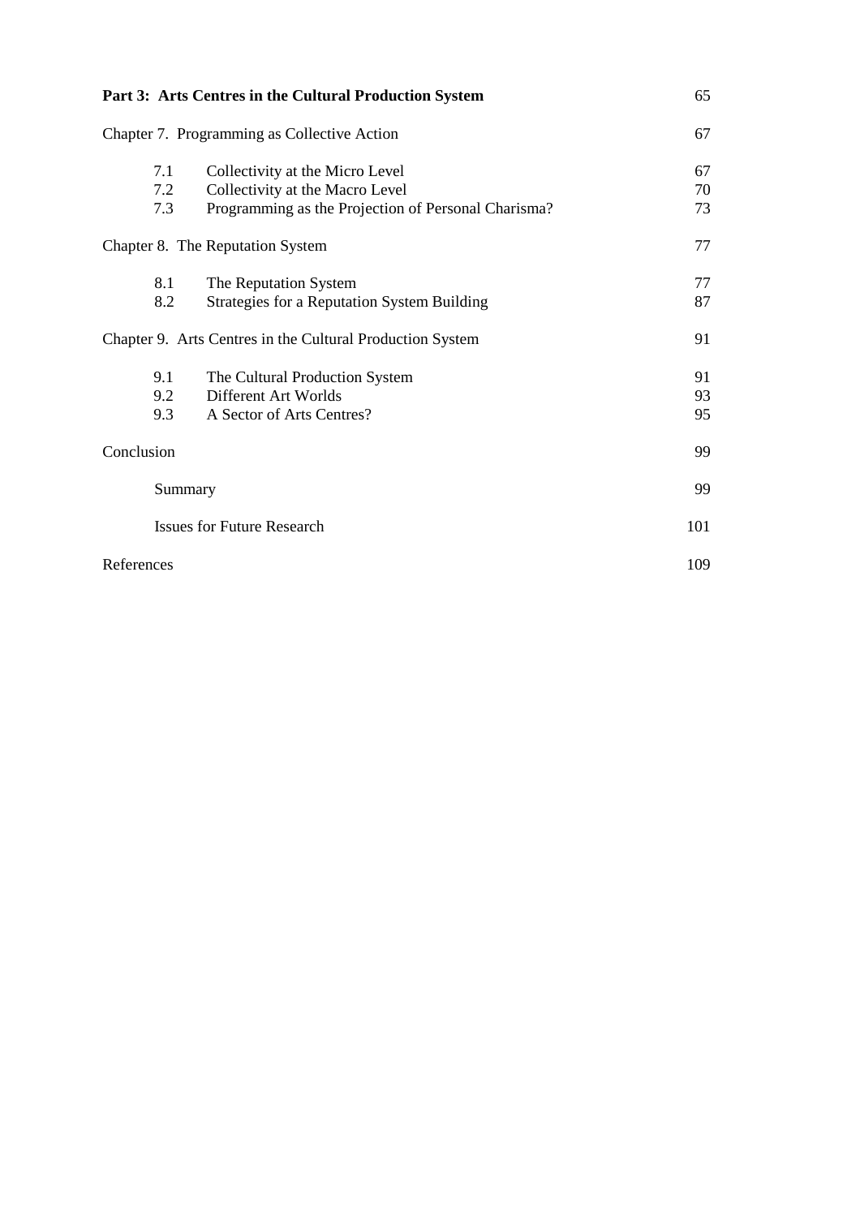| | | |
|---|---|---|
| **Part 3: Arts Centres in the Cultural Production System** | | 65 |
| Chapter 7. Programming as Collective Action | | 67 |
| 7.1 | Collectivity at the Micro Level | 67 |
| 7.2 | Collectivity at the Macro Level | 70 |
| 7.3 | Programming as the Projection of Personal Charisma? | 73 |
| Chapter 8. The Reputation System | | 77 |
| 8.1 | The Reputation System | 77 |
| 8.2 | Strategies for a Reputation System Building | 87 |
| Chapter 9. Arts Centres in the Cultural Production System | | 91 |
| 9.1 | The Cultural Production System | 91 |
| 9.2 | Different Art Worlds | 93 |
| 9.3 | A Sector of Arts Centres? | 95 |
| Conclusion | | 99 |
| Summary | | 99 |
| Issues for Future Research | | 101 |
| References | | 109 |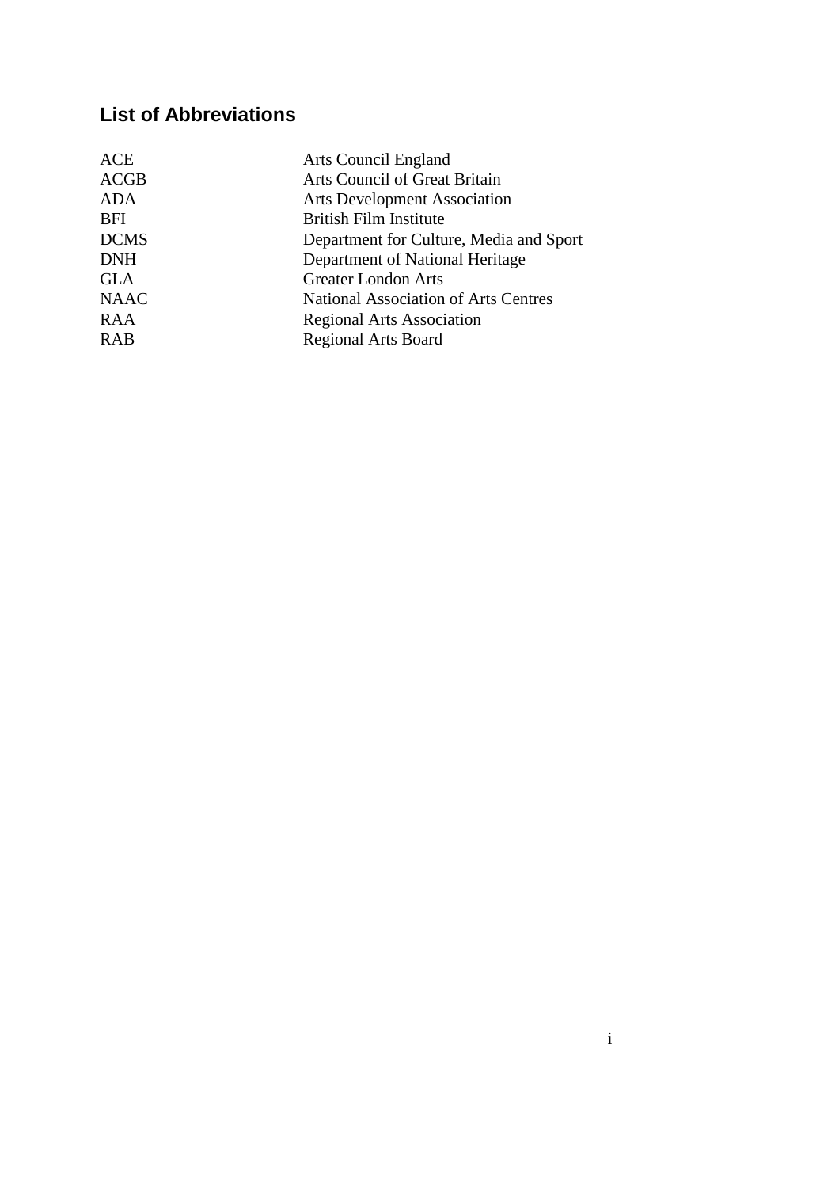## List of Abbreviations

| | |
|---|---|
| ACE | Arts Council England |
| ACGB | Arts Council of Great Britain |
| ADA | Arts Development Association |
| BFI | British Film Institute |
| DCMS | Department for Culture, Media and Sport |
| DNH | Department of National Heritage |
| GLA | Greater London Arts |
| NAAC | National Association of Arts Centres |
| RAA | Regional Arts Association |
| RAB | Regional Arts Board |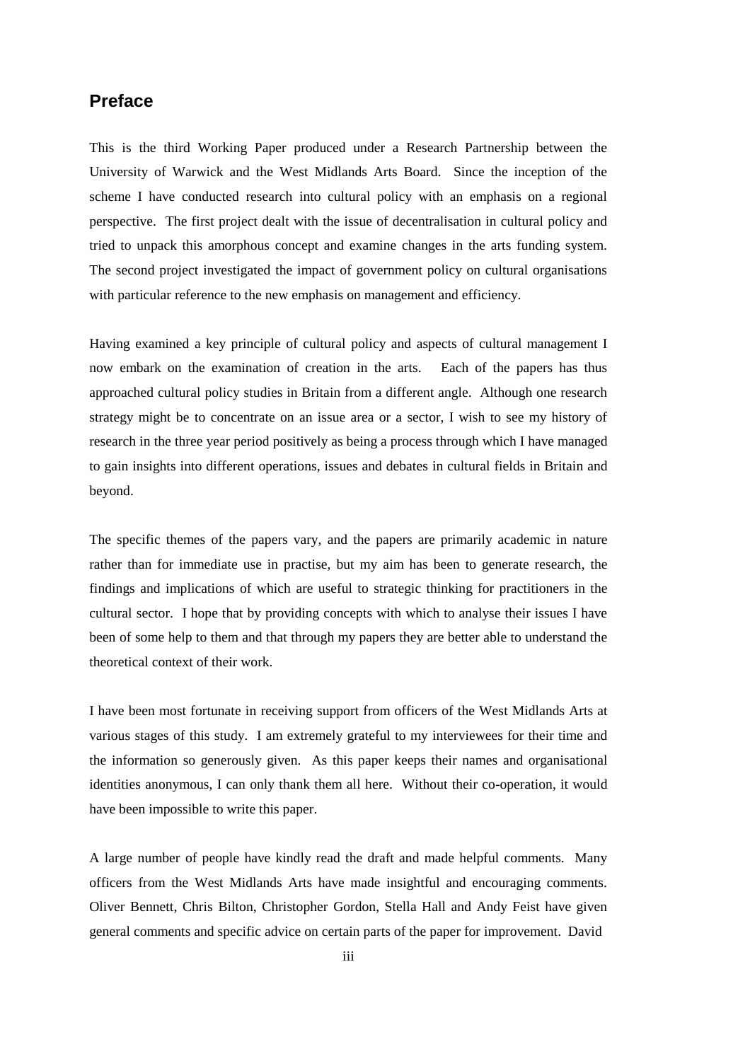## Preface

This is the third Working Paper produced under a Research Partnership between the University of Warwick and the West Midlands Arts Board. Since the inception of the scheme I have conducted research into cultural policy with an emphasis on a regional perspective. The first project dealt with the issue of decentralisation in cultural policy and tried to unpack this amorphous concept and examine changes in the arts funding system. The second project investigated the impact of government policy on cultural organisations with particular reference to the new emphasis on management and efficiency.

Having examined a key principle of cultural policy and aspects of cultural management I now embark on the examination of creation in the arts. Each of the papers has thus approached cultural policy studies in Britain from a different angle. Although one research strategy might be to concentrate on an issue area or a sector, I wish to see my history of research in the three year period positively as being a process through which I have managed to gain insights into different operations, issues and debates in cultural fields in Britain and beyond.

The specific themes of the papers vary, and the papers are primarily academic in nature rather than for immediate use in practise, but my aim has been to generate research, the findings and implications of which are useful to strategic thinking for practitioners in the cultural sector. I hope that by providing concepts with which to analyse their issues I have been of some help to them and that through my papers they are better able to understand the theoretical context of their work.

I have been most fortunate in receiving support from officers of the West Midlands Arts at various stages of this study. I am extremely grateful to my interviewees for their time and the information so generously given. As this paper keeps their names and organisational identities anonymous, I can only thank them all here. Without their co-operation, it would have been impossible to write this paper.

A large number of people have kindly read the draft and made helpful comments. Many officers from the West Midlands Arts have made insightful and encouraging comments. Oliver Bennett, Chris Bilton, Christopher Gordon, Stella Hall and Andy Feist have given general comments and specific advice on certain parts of the paper for improvement. David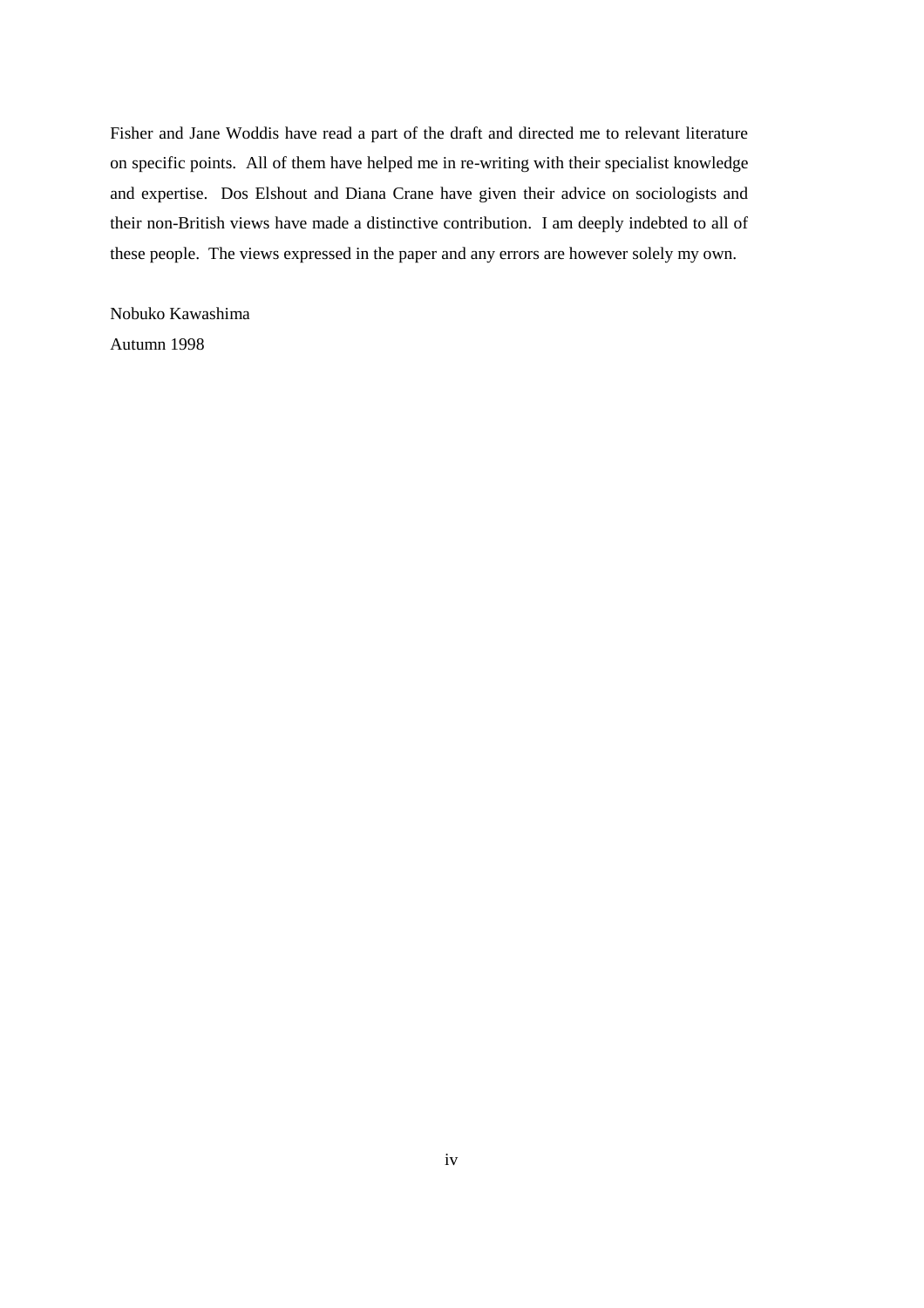Fisher and Jane Woddis have read a part of the draft and directed me to relevant literature on specific points. All of them have helped me in re-writing with their specialist knowledge and expertise. Dos Elshout and Diana Crane have given their advice on sociologists and their non-British views have made a distinctive contribution. I am deeply indebted to all of these people. The views expressed in the paper and any errors are however solely my own.

Nobuko Kawashima  
Autumn 1998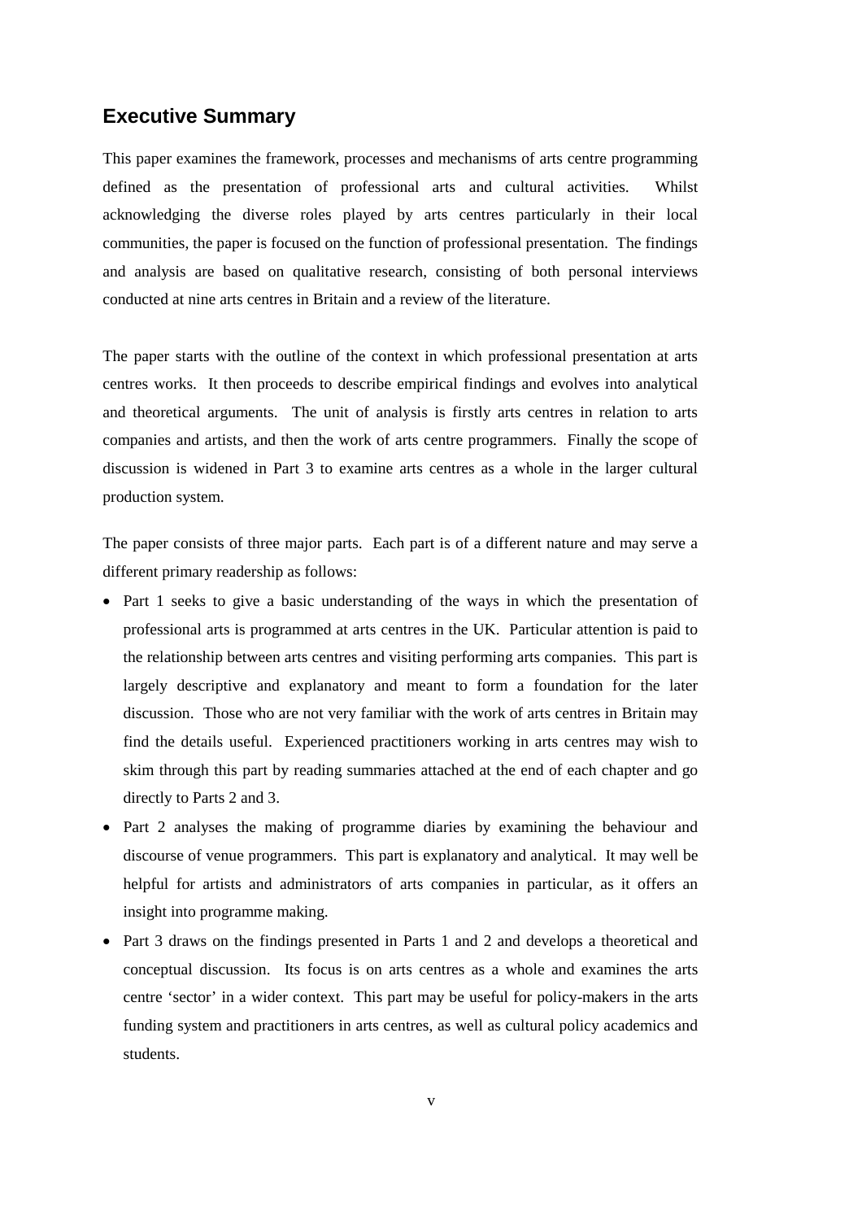## Executive Summary

This paper examines the framework, processes and mechanisms of arts centre programming defined as the presentation of professional arts and cultural activities. Whilst acknowledging the diverse roles played by arts centres particularly in their local communities, the paper is focused on the function of professional presentation. The findings and analysis are based on qualitative research, consisting of both personal interviews conducted at nine arts centres in Britain and a review of the literature.

The paper starts with the outline of the context in which professional presentation at arts centres works. It then proceeds to describe empirical findings and evolves into analytical and theoretical arguments. The unit of analysis is firstly arts centres in relation to arts companies and artists, and then the work of arts centre programmers. Finally the scope of discussion is widened in Part 3 to examine arts centres as a whole in the larger cultural production system.

The paper consists of three major parts. Each part is of a different nature and may serve a different primary readership as follows:

- Part 1 seeks to give a basic understanding of the ways in which the presentation of professional arts is programmed at arts centres in the UK. Particular attention is paid to the relationship between arts centres and visiting performing arts companies. This part is largely descriptive and explanatory and meant to form a foundation for the later discussion. Those who are not very familiar with the work of arts centres in Britain may find the details useful. Experienced practitioners working in arts centres may wish to skim through this part by reading summaries attached at the end of each chapter and go directly to Parts 2 and 3.
- Part 2 analyses the making of programme diaries by examining the behaviour and discourse of venue programmers. This part is explanatory and analytical. It may well be helpful for artists and administrators of arts companies in particular, as it offers an insight into programme making.
- Part 3 draws on the findings presented in Parts 1 and 2 and develops a theoretical and conceptual discussion. Its focus is on arts centres as a whole and examines the arts centre 'sector' in a wider context. This part may be useful for policy-makers in the arts funding system and practitioners in arts centres, as well as cultural policy academics and students.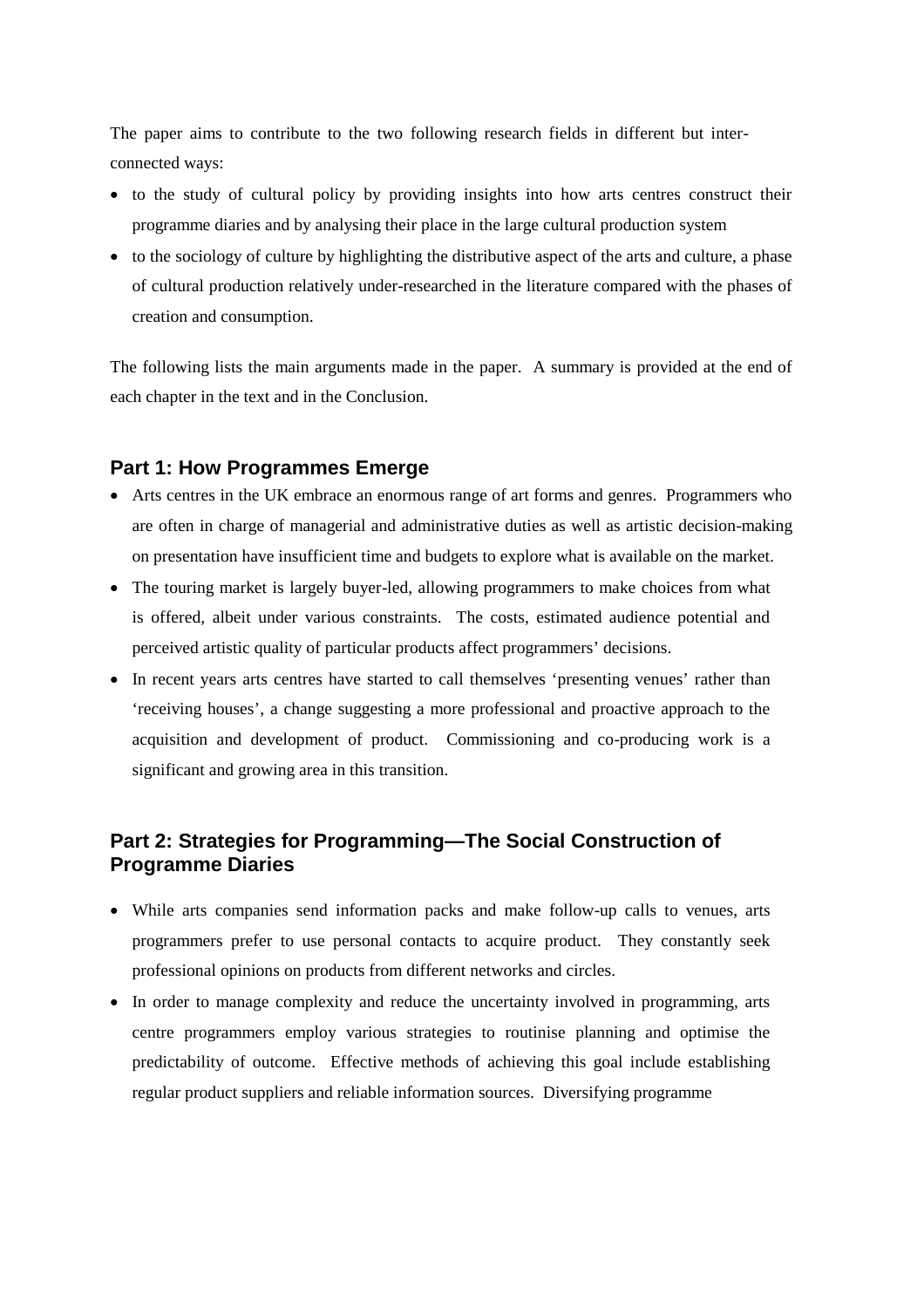The paper aims to contribute to the two following research fields in different but inter-connected ways:

- to the study of cultural policy by providing insights into how arts centres construct their programme diaries and by analysing their place in the large cultural production system
- to the sociology of culture by highlighting the distributive aspect of the arts and culture, a phase of cultural production relatively under-researched in the literature compared with the phases of creation and consumption.

The following lists the main arguments made in the paper. A summary is provided at the end of each chapter in the text and in the Conclusion.

## Part 1: How Programmes Emerge

- Arts centres in the UK embrace an enormous range of art forms and genres. Programmers who are often in charge of managerial and administrative duties as well as artistic decision-making on presentation have insufficient time and budgets to explore what is available on the market.
- The touring market is largely buyer-led, allowing programmers to make choices from what is offered, albeit under various constraints. The costs, estimated audience potential and perceived artistic quality of particular products affect programmers' decisions.
- In recent years arts centres have started to call themselves 'presenting venues' rather than 'receiving houses', a change suggesting a more professional and proactive approach to the acquisition and development of product. Commissioning and co-producing work is a significant and growing area in this transition.

## Part 2: Strategies for Programming—The Social Construction of Programme Diaries

- While arts companies send information packs and make follow-up calls to venues, arts programmers prefer to use personal contacts to acquire product. They constantly seek professional opinions on products from different networks and circles.
- In order to manage complexity and reduce the uncertainty involved in programming, arts centre programmers employ various strategies to routinise planning and optimise the predictability of outcome. Effective methods of achieving this goal include establishing regular product suppliers and reliable information sources. Diversifying programme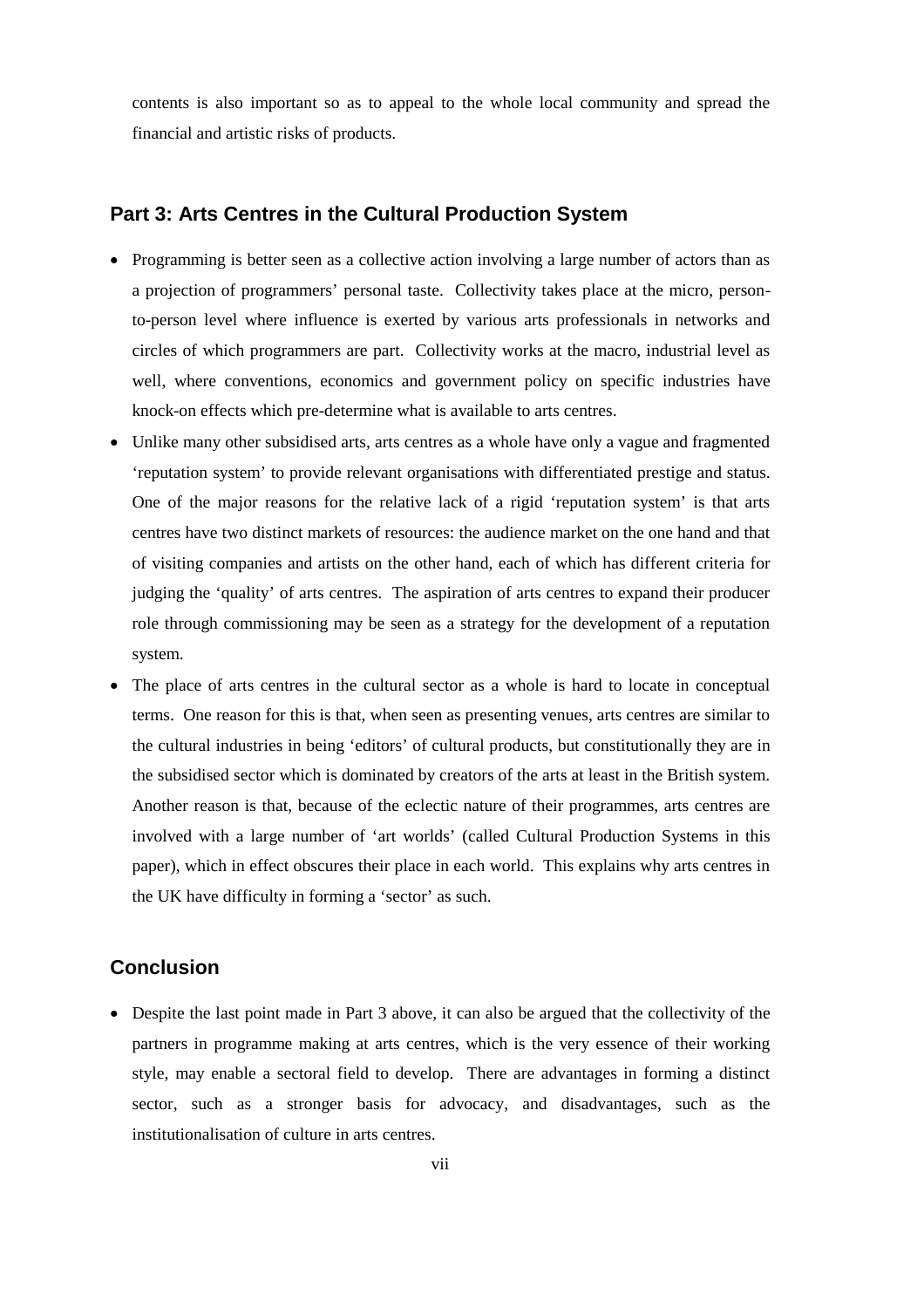contents is also important so as to appeal to the whole local community and spread the financial and artistic risks of products.

## Part 3: Arts Centres in the Cultural Production System

- Programming is better seen as a collective action involving a large number of actors than as a projection of programmers' personal taste. Collectivity takes place at the micro, person-to-person level where influence is exerted by various arts professionals in networks and circles of which programmers are part. Collectivity works at the macro, industrial level as well, where conventions, economics and government policy on specific industries have knock-on effects which pre-determine what is available to arts centres.
- Unlike many other subsidised arts, arts centres as a whole have only a vague and fragmented 'reputation system' to provide relevant organisations with differentiated prestige and status. One of the major reasons for the relative lack of a rigid 'reputation system' is that arts centres have two distinct markets of resources: the audience market on the one hand and that of visiting companies and artists on the other hand, each of which has different criteria for judging the 'quality' of arts centres. The aspiration of arts centres to expand their producer role through commissioning may be seen as a strategy for the development of a reputation system.
- The place of arts centres in the cultural sector as a whole is hard to locate in conceptual terms. One reason for this is that, when seen as presenting venues, arts centres are similar to the cultural industries in being 'editors' of cultural products, but constitutionally they are in the subsidised sector which is dominated by creators of the arts at least in the British system. Another reason is that, because of the eclectic nature of their programmes, arts centres are involved with a large number of 'art worlds' (called Cultural Production Systems in this paper), which in effect obscures their place in each world. This explains why arts centres in the UK have difficulty in forming a 'sector' as such.

## Conclusion

- Despite the last point made in Part 3 above, it can also be argued that the collectivity of the partners in programme making at arts centres, which is the very essence of their working style, may enable a sectoral field to develop. There are advantages in forming a distinct sector, such as a stronger basis for advocacy, and disadvantages, such as the institutionalisation of culture in arts centres.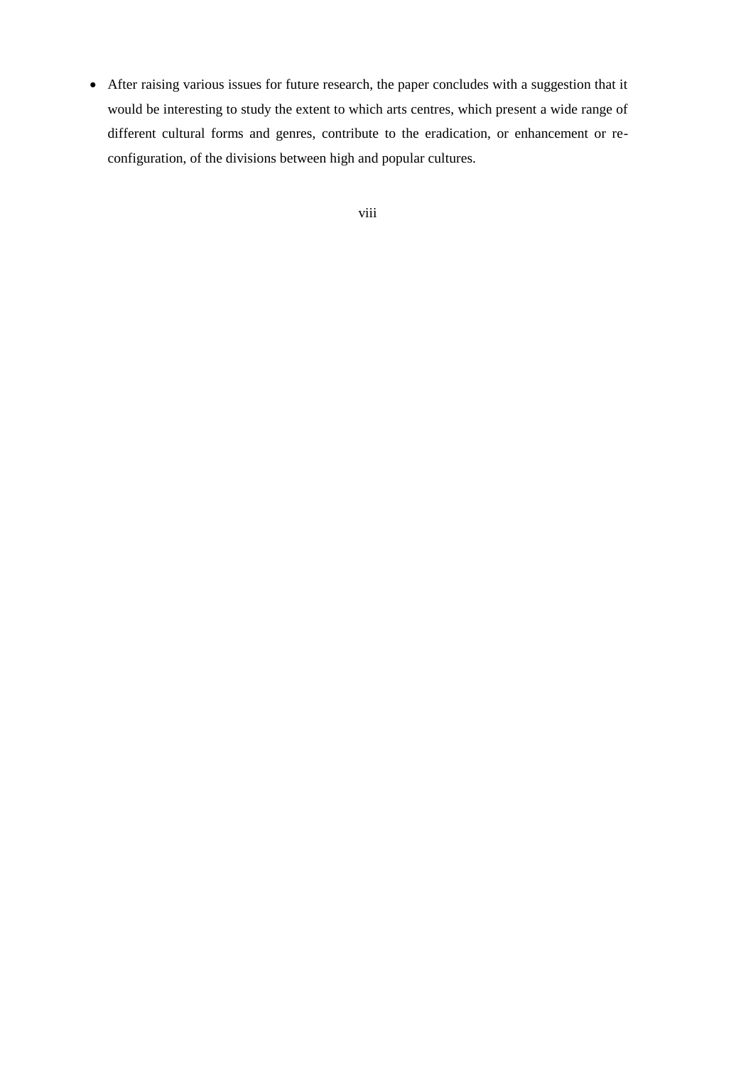- After raising various issues for future research, the paper concludes with a suggestion that it would be interesting to study the extent to which arts centres, which present a wide range of different cultural forms and genres, contribute to the eradication, or enhancement or re-configuration, of the divisions between high and popular cultures.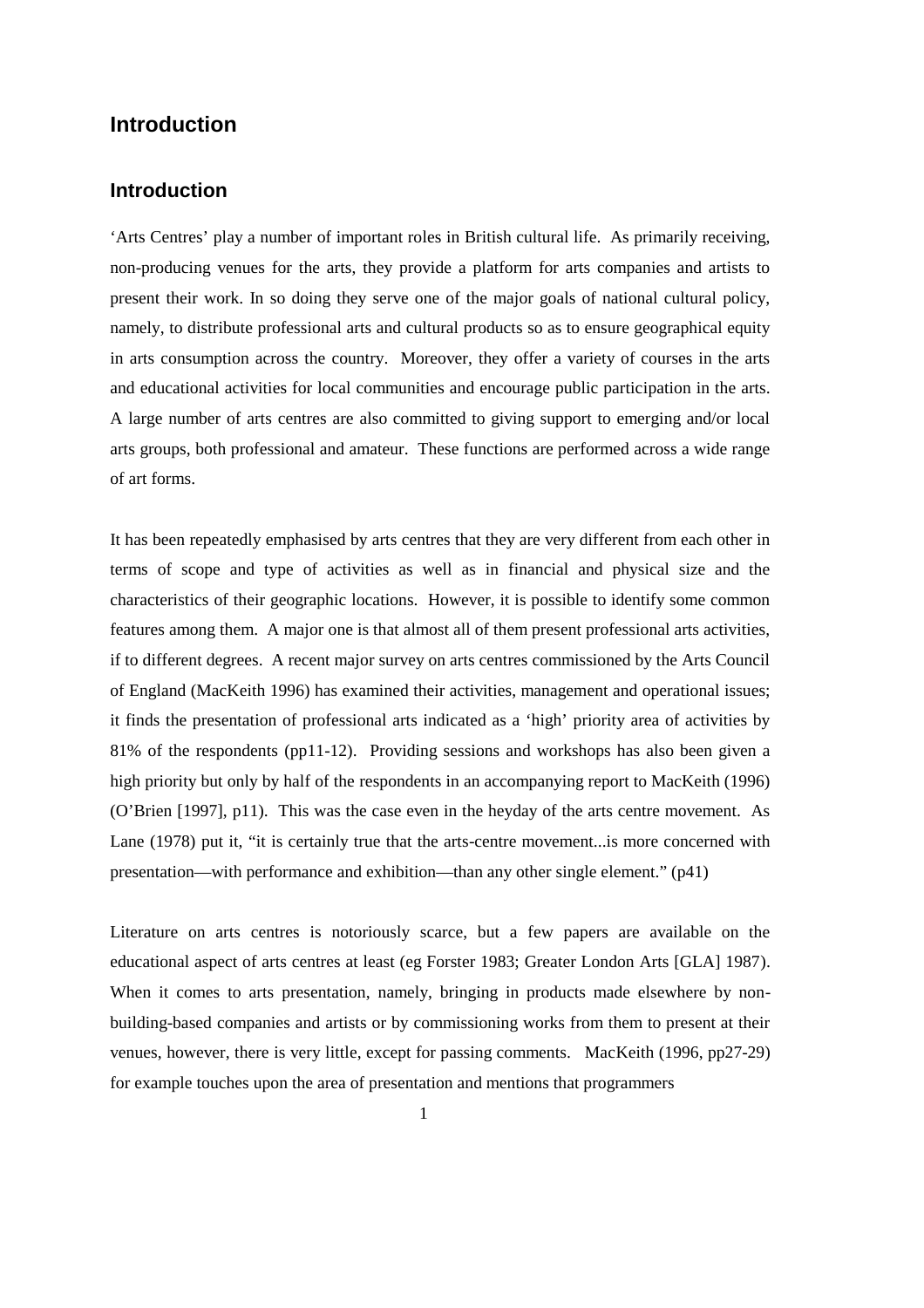# Introduction

## Introduction

'Arts Centres' play a number of important roles in British cultural life. As primarily receiving, non-producing venues for the arts, they provide a platform for arts companies and artists to present their work. In so doing they serve one of the major goals of national cultural policy, namely, to distribute professional arts and cultural products so as to ensure geographical equity in arts consumption across the country. Moreover, they offer a variety of courses in the arts and educational activities for local communities and encourage public participation in the arts. A large number of arts centres are also committed to giving support to emerging and/or local arts groups, both professional and amateur. These functions are performed across a wide range of art forms.

It has been repeatedly emphasised by arts centres that they are very different from each other in terms of scope and type of activities as well as in financial and physical size and the characteristics of their geographic locations. However, it is possible to identify some common features among them. A major one is that almost all of them present professional arts activities, if to different degrees. A recent major survey on arts centres commissioned by the Arts Council of England (MacKeith 1996) has examined their activities, management and operational issues; it finds the presentation of professional arts indicated as a 'high' priority area of activities by 81% of the respondents (pp11-12). Providing sessions and workshops has also been given a high priority but only by half of the respondents in an accompanying report to MacKeith (1996) (O'Brien [1997], p11). This was the case even in the heyday of the arts centre movement. As Lane (1978) put it, "it is certainly true that the arts-centre movement...is more concerned with presentation—with performance and exhibition—than any other single element." (p41)

Literature on arts centres is notoriously scarce, but a few papers are available on the educational aspect of arts centres at least (eg Forster 1983; Greater London Arts [GLA] 1987). When it comes to arts presentation, namely, bringing in products made elsewhere by non-building-based companies and artists or by commissioning works from them to present at their venues, however, there is very little, except for passing comments. MacKeith (1996, pp27-29) for example touches upon the area of presentation and mentions that programmers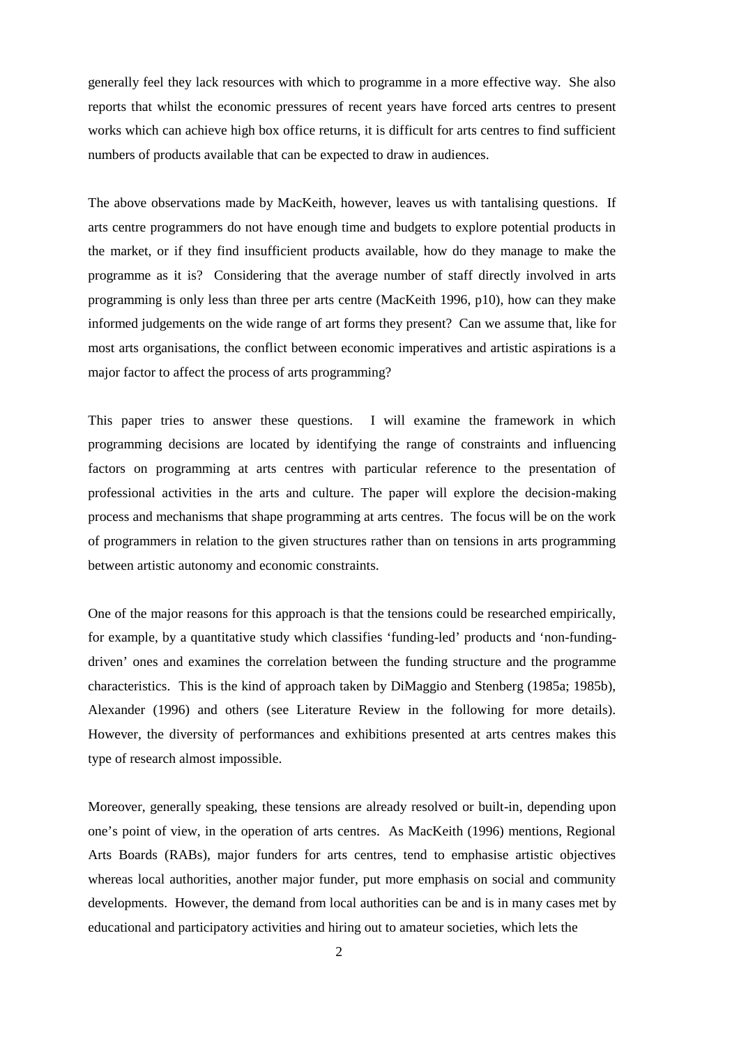generally feel they lack resources with which to programme in a more effective way. She also reports that whilst the economic pressures of recent years have forced arts centres to present works which can achieve high box office returns, it is difficult for arts centres to find sufficient numbers of products available that can be expected to draw in audiences.

The above observations made by MacKeith, however, leaves us with tantalising questions. If arts centre programmers do not have enough time and budgets to explore potential products in the market, or if they find insufficient products available, how do they manage to make the programme as it is? Considering that the average number of staff directly involved in arts programming is only less than three per arts centre (MacKeith 1996, p10), how can they make informed judgements on the wide range of art forms they present? Can we assume that, like for most arts organisations, the conflict between economic imperatives and artistic aspirations is a major factor to affect the process of arts programming?

This paper tries to answer these questions. I will examine the framework in which programming decisions are located by identifying the range of constraints and influencing factors on programming at arts centres with particular reference to the presentation of professional activities in the arts and culture. The paper will explore the decision-making process and mechanisms that shape programming at arts centres. The focus will be on the work of programmers in relation to the given structures rather than on tensions in arts programming between artistic autonomy and economic constraints.

One of the major reasons for this approach is that the tensions could be researched empirically, for example, by a quantitative study which classifies 'funding-led' products and 'non-funding-driven' ones and examines the correlation between the funding structure and the programme characteristics. This is the kind of approach taken by DiMaggio and Stenberg (1985a; 1985b), Alexander (1996) and others (see Literature Review in the following for more details). However, the diversity of performances and exhibitions presented at arts centres makes this type of research almost impossible.

Moreover, generally speaking, these tensions are already resolved or built-in, depending upon one's point of view, in the operation of arts centres. As MacKeith (1996) mentions, Regional Arts Boards (RABs), major funders for arts centres, tend to emphasise artistic objectives whereas local authorities, another major funder, put more emphasis on social and community developments. However, the demand from local authorities can be and is in many cases met by educational and participatory activities and hiring out to amateur societies, which lets the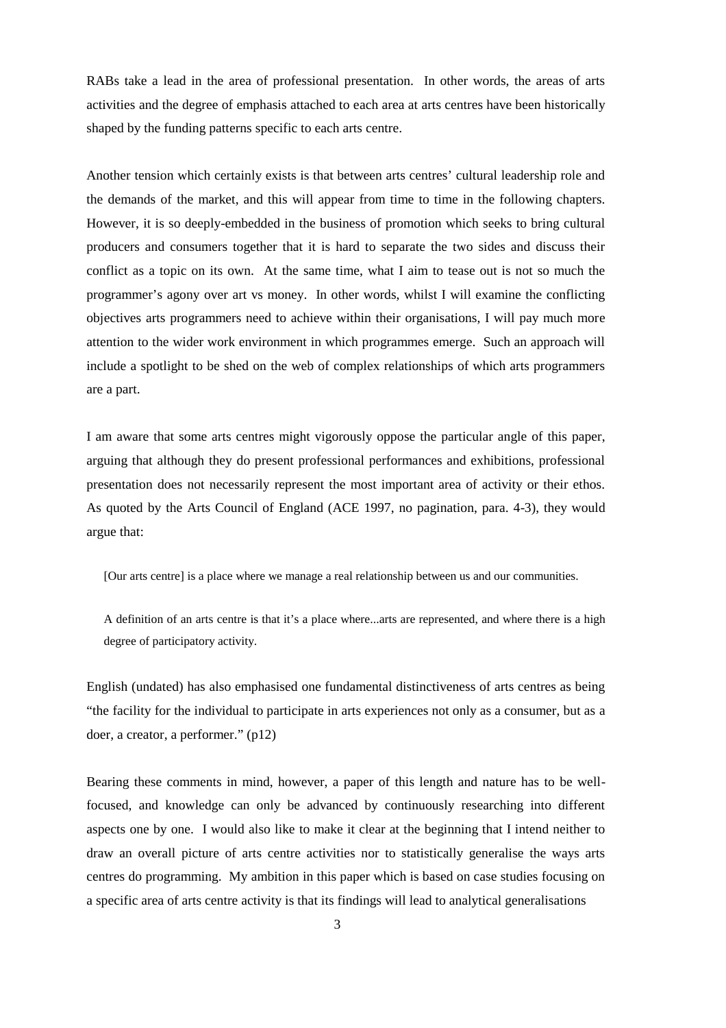RABs take a lead in the area of professional presentation. In other words, the areas of arts activities and the degree of emphasis attached to each area at arts centres have been historically shaped by the funding patterns specific to each arts centre.

Another tension which certainly exists is that between arts centres' cultural leadership role and the demands of the market, and this will appear from time to time in the following chapters. However, it is so deeply-embedded in the business of promotion which seeks to bring cultural producers and consumers together that it is hard to separate the two sides and discuss their conflict as a topic on its own. At the same time, what I aim to tease out is not so much the programmer's agony over art vs money. In other words, whilst I will examine the conflicting objectives arts programmers need to achieve within their organisations, I will pay much more attention to the wider work environment in which programmes emerge. Such an approach will include a spotlight to be shed on the web of complex relationships of which arts programmers are a part.

I am aware that some arts centres might vigorously oppose the particular angle of this paper, arguing that although they do present professional performances and exhibitions, professional presentation does not necessarily represent the most important area of activity or their ethos. As quoted by the Arts Council of England (ACE 1997, no pagination, para. 4-3), they would argue that:

> [Our arts centre] is a place where we manage a real relationship between us and our communities.
>
> A definition of an arts centre is that it's a place where...arts are represented, and where there is a high degree of participatory activity.

English (undated) has also emphasised one fundamental distinctiveness of arts centres as being "the facility for the individual to participate in arts experiences not only as a consumer, but as a doer, a creator, a performer." (p12)

Bearing these comments in mind, however, a paper of this length and nature has to be well-focused, and knowledge can only be advanced by continuously researching into different aspects one by one. I would also like to make it clear at the beginning that I intend neither to draw an overall picture of arts centre activities nor to statistically generalise the ways arts centres do programming. My ambition in this paper which is based on case studies focusing on a specific area of arts centre activity is that its findings will lead to analytical generalisations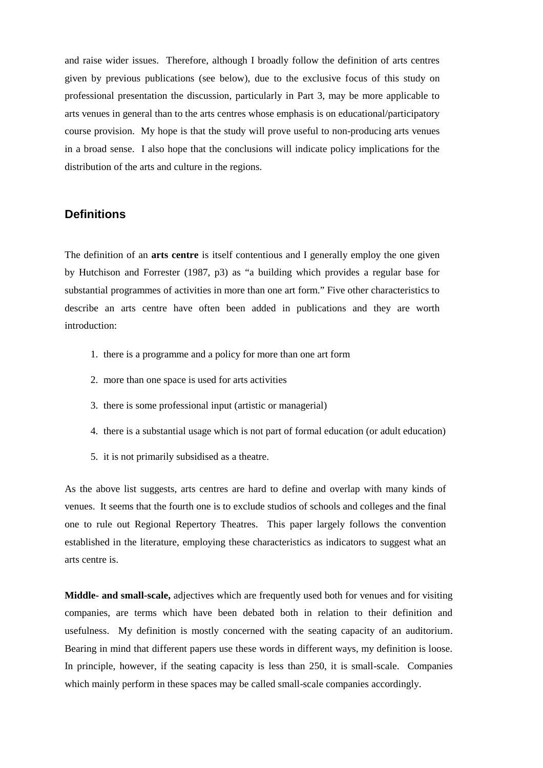and raise wider issues. Therefore, although I broadly follow the definition of arts centres given by previous publications (see below), due to the exclusive focus of this study on professional presentation the discussion, particularly in Part 3, may be more applicable to arts venues in general than to the arts centres whose emphasis is on educational/participatory course provision. My hope is that the study will prove useful to non-producing arts venues in a broad sense. I also hope that the conclusions will indicate policy implications for the distribution of the arts and culture in the regions.

## Definitions

The definition of an **arts centre** is itself contentious and I generally employ the one given by Hutchison and Forrester (1987, p3) as "a building which provides a regular base for substantial programmes of activities in more than one art form." Five other characteristics to describe an arts centre have often been added in publications and they are worth introduction:

1. there is a programme and a policy for more than one art form
2. more than one space is used for arts activities
3. there is some professional input (artistic or managerial)
4. there is a substantial usage which is not part of formal education (or adult education)
5. it is not primarily subsidised as a theatre.

As the above list suggests, arts centres are hard to define and overlap with many kinds of venues. It seems that the fourth one is to exclude studios of schools and colleges and the final one to rule out Regional Repertory Theatres. This paper largely follows the convention established in the literature, employing these characteristics as indicators to suggest what an arts centre is.

**Middle- and small-scale,** adjectives which are frequently used both for venues and for visiting companies, are terms which have been debated both in relation to their definition and usefulness. My definition is mostly concerned with the seating capacity of an auditorium. Bearing in mind that different papers use these words in different ways, my definition is loose. In principle, however, if the seating capacity is less than 250, it is small-scale. Companies which mainly perform in these spaces may be called small-scale companies accordingly.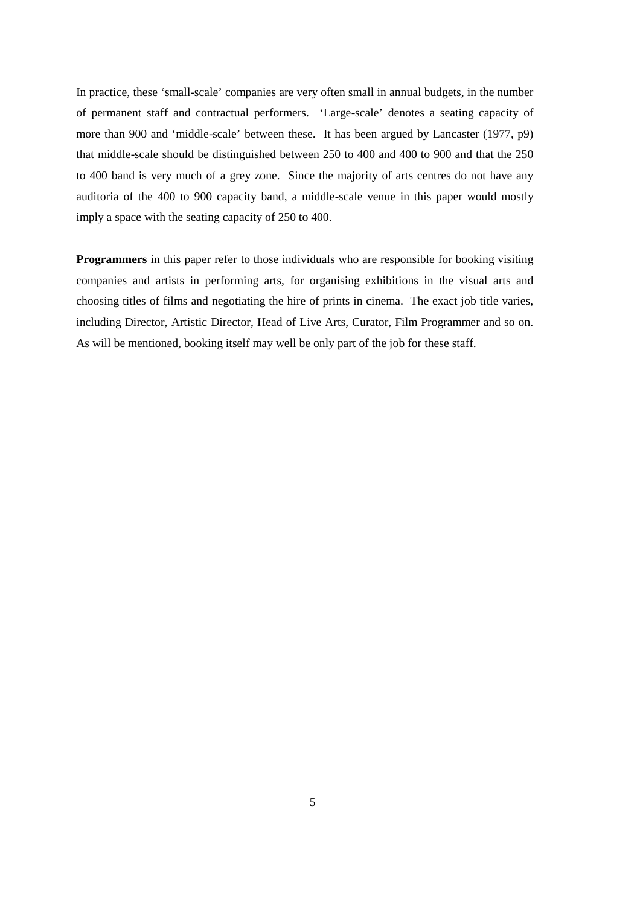In practice, these 'small-scale' companies are very often small in annual budgets, in the number of permanent staff and contractual performers. 'Large-scale' denotes a seating capacity of more than 900 and 'middle-scale' between these. It has been argued by Lancaster (1977, p9) that middle-scale should be distinguished between 250 to 400 and 400 to 900 and that the 250 to 400 band is very much of a grey zone. Since the majority of arts centres do not have any auditoria of the 400 to 900 capacity band, a middle-scale venue in this paper would mostly imply a space with the seating capacity of 250 to 400.

**Programmers** in this paper refer to those individuals who are responsible for booking visiting companies and artists in performing arts, for organising exhibitions in the visual arts and choosing titles of films and negotiating the hire of prints in cinema. The exact job title varies, including Director, Artistic Director, Head of Live Arts, Curator, Film Programmer and so on. As will be mentioned, booking itself may well be only part of the job for these staff.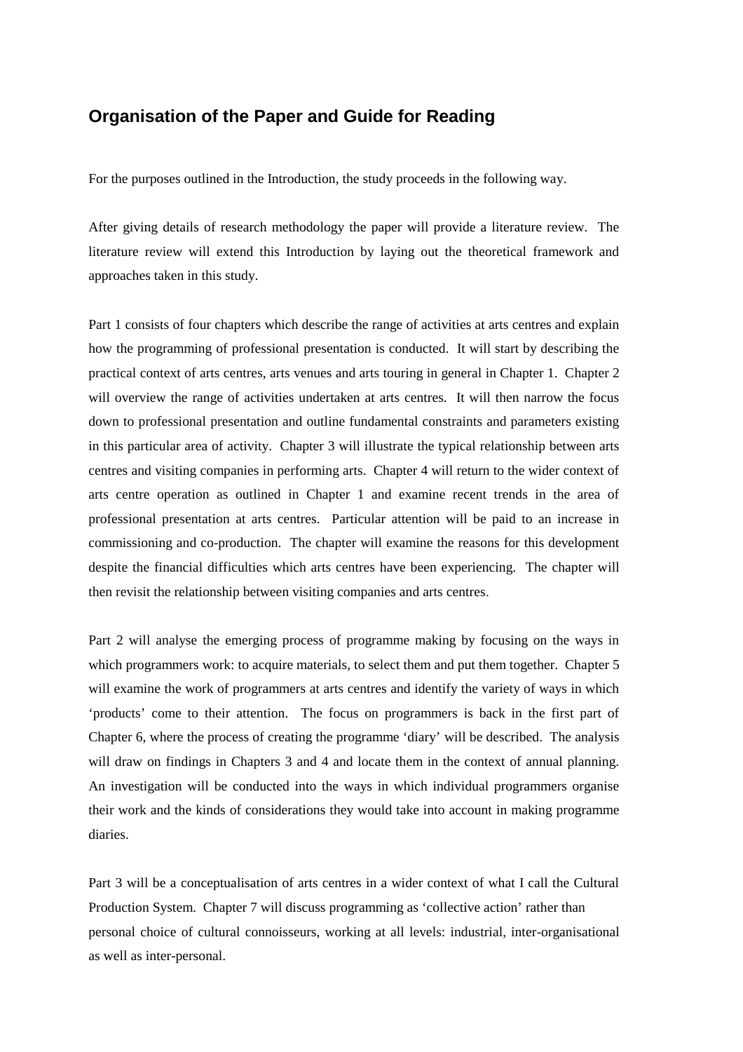## Organisation of the Paper and Guide for Reading

For the purposes outlined in the Introduction, the study proceeds in the following way.

After giving details of research methodology the paper will provide a literature review. The literature review will extend this Introduction by laying out the theoretical framework and approaches taken in this study.

Part 1 consists of four chapters which describe the range of activities at arts centres and explain how the programming of professional presentation is conducted. It will start by describing the practical context of arts centres, arts venues and arts touring in general in Chapter 1. Chapter 2 will overview the range of activities undertaken at arts centres. It will then narrow the focus down to professional presentation and outline fundamental constraints and parameters existing in this particular area of activity. Chapter 3 will illustrate the typical relationship between arts centres and visiting companies in performing arts. Chapter 4 will return to the wider context of arts centre operation as outlined in Chapter 1 and examine recent trends in the area of professional presentation at arts centres. Particular attention will be paid to an increase in commissioning and co-production. The chapter will examine the reasons for this development despite the financial difficulties which arts centres have been experiencing. The chapter will then revisit the relationship between visiting companies and arts centres.

Part 2 will analyse the emerging process of programme making by focusing on the ways in which programmers work: to acquire materials, to select them and put them together. Chapter 5 will examine the work of programmers at arts centres and identify the variety of ways in which 'products' come to their attention. The focus on programmers is back in the first part of Chapter 6, where the process of creating the programme 'diary' will be described. The analysis will draw on findings in Chapters 3 and 4 and locate them in the context of annual planning. An investigation will be conducted into the ways in which individual programmers organise their work and the kinds of considerations they would take into account in making programme diaries.

Part 3 will be a conceptualisation of arts centres in a wider context of what I call the Cultural Production System. Chapter 7 will discuss programming as 'collective action' rather than personal choice of cultural connoisseurs, working at all levels: industrial, inter-organisational as well as inter-personal.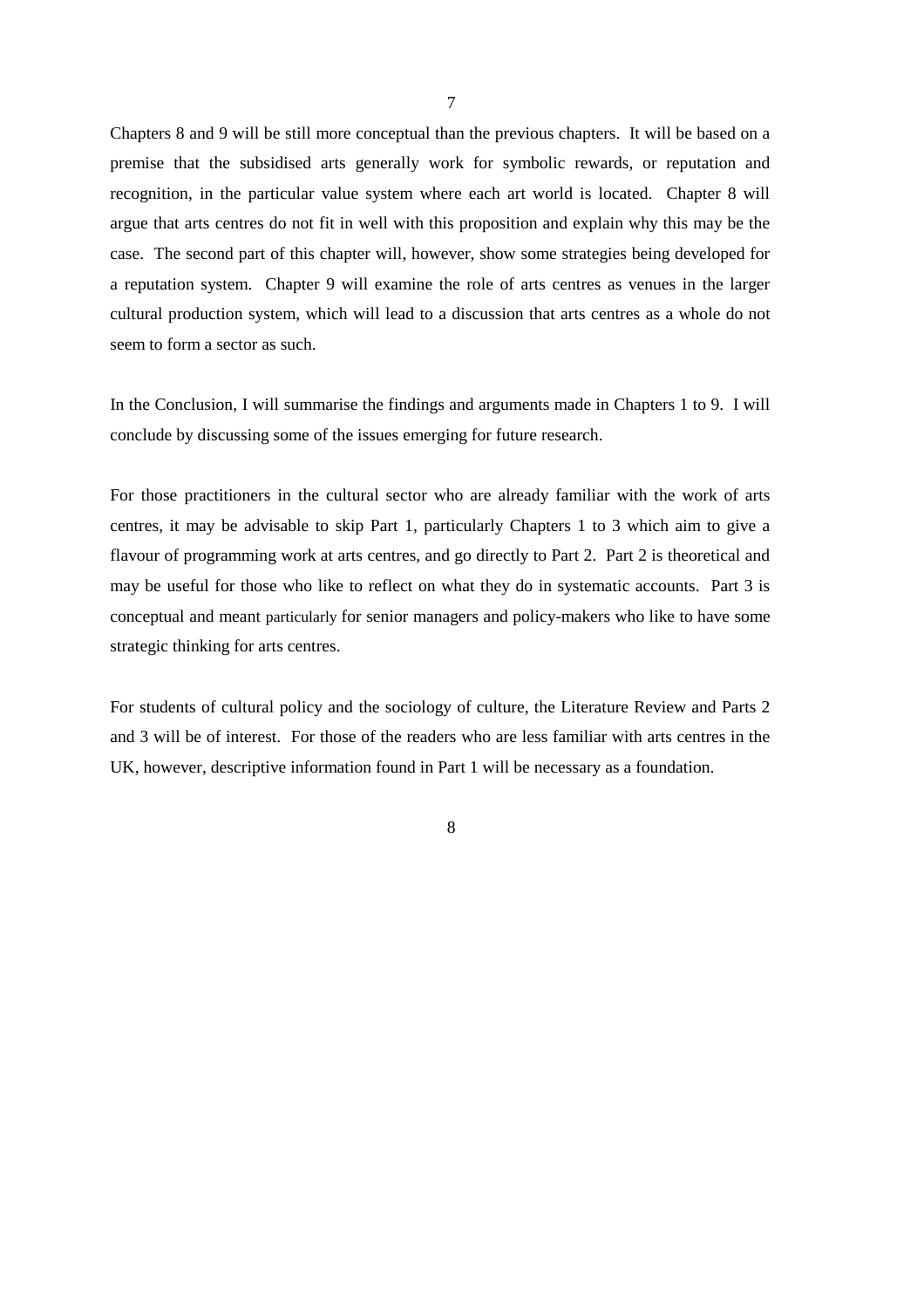Chapters 8 and 9 will be still more conceptual than the previous chapters. It will be based on a premise that the subsidised arts generally work for symbolic rewards, or reputation and recognition, in the particular value system where each art world is located. Chapter 8 will argue that arts centres do not fit in well with this proposition and explain why this may be the case. The second part of this chapter will, however, show some strategies being developed for a reputation system. Chapter 9 will examine the role of arts centres as venues in the larger cultural production system, which will lead to a discussion that arts centres as a whole do not seem to form a sector as such.

In the Conclusion, I will summarise the findings and arguments made in Chapters 1 to 9. I will conclude by discussing some of the issues emerging for future research.

For those practitioners in the cultural sector who are already familiar with the work of arts centres, it may be advisable to skip Part 1, particularly Chapters 1 to 3 which aim to give a flavour of programming work at arts centres, and go directly to Part 2. Part 2 is theoretical and may be useful for those who like to reflect on what they do in systematic accounts. Part 3 is conceptual and meant particularly for senior managers and policy-makers who like to have some strategic thinking for arts centres.

For students of cultural policy and the sociology of culture, the Literature Review and Parts 2 and 3 will be of interest. For those of the readers who are less familiar with arts centres in the UK, however, descriptive information found in Part 1 will be necessary as a foundation.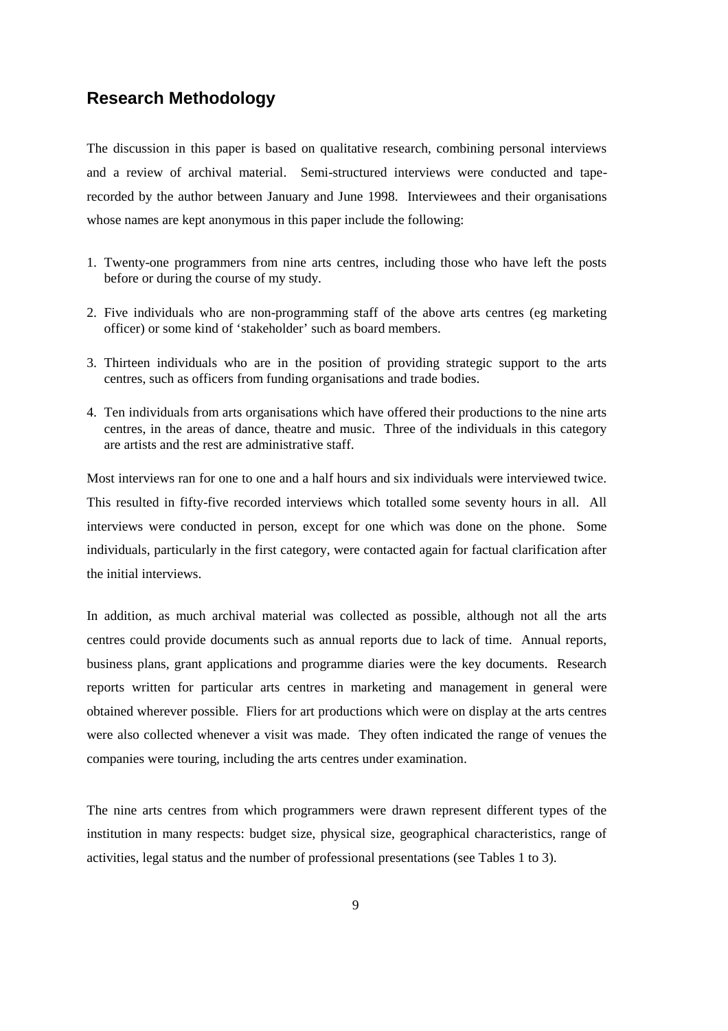## Research Methodology

The discussion in this paper is based on qualitative research, combining personal interviews and a review of archival material. Semi-structured interviews were conducted and tape-recorded by the author between January and June 1998. Interviewees and their organisations whose names are kept anonymous in this paper include the following:

1. Twenty-one programmers from nine arts centres, including those who have left the posts before or during the course of my study.
2. Five individuals who are non-programming staff of the above arts centres (eg marketing officer) or some kind of 'stakeholder' such as board members.
3. Thirteen individuals who are in the position of providing strategic support to the arts centres, such as officers from funding organisations and trade bodies.
4. Ten individuals from arts organisations which have offered their productions to the nine arts centres, in the areas of dance, theatre and music. Three of the individuals in this category are artists and the rest are administrative staff.

Most interviews ran for one to one and a half hours and six individuals were interviewed twice. This resulted in fifty-five recorded interviews which totalled some seventy hours in all. All interviews were conducted in person, except for one which was done on the phone. Some individuals, particularly in the first category, were contacted again for factual clarification after the initial interviews.

In addition, as much archival material was collected as possible, although not all the arts centres could provide documents such as annual reports due to lack of time. Annual reports, business plans, grant applications and programme diaries were the key documents. Research reports written for particular arts centres in marketing and management in general were obtained wherever possible. Fliers for art productions which were on display at the arts centres were also collected whenever a visit was made. They often indicated the range of venues the companies were touring, including the arts centres under examination.

The nine arts centres from which programmers were drawn represent different types of the institution in many respects: budget size, physical size, geographical characteristics, range of activities, legal status and the number of professional presentations (see Tables 1 to 3).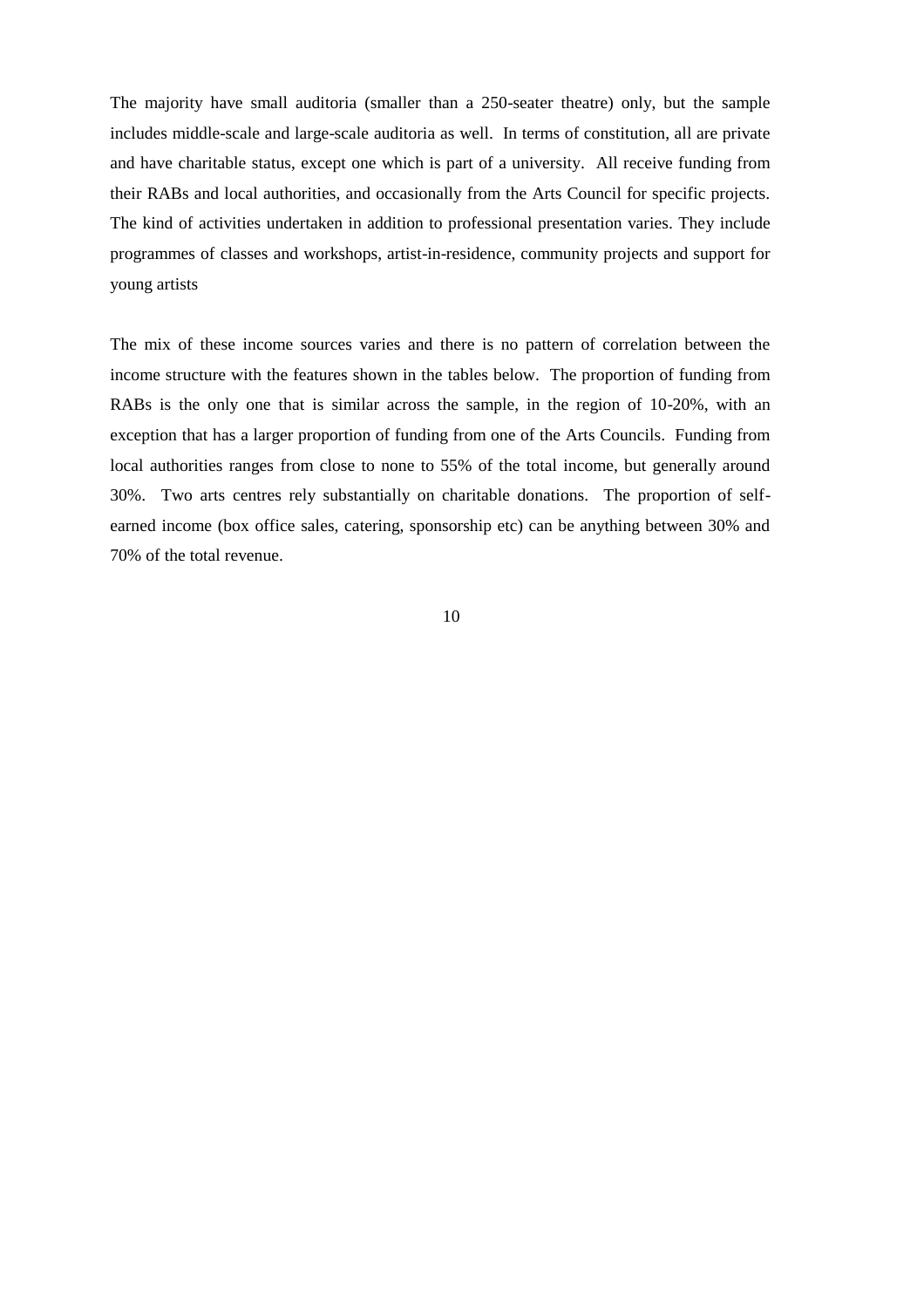The majority have small auditoria (smaller than a 250-seater theatre) only, but the sample includes middle-scale and large-scale auditoria as well. In terms of constitution, all are private and have charitable status, except one which is part of a university. All receive funding from their RABs and local authorities, and occasionally from the Arts Council for specific projects. The kind of activities undertaken in addition to professional presentation varies. They include programmes of classes and workshops, artist-in-residence, community projects and support for young artists

The mix of these income sources varies and there is no pattern of correlation between the income structure with the features shown in the tables below. The proportion of funding from RABs is the only one that is similar across the sample, in the region of 10-20%, with an exception that has a larger proportion of funding from one of the Arts Councils. Funding from local authorities ranges from close to none to 55% of the total income, but generally around 30%. Two arts centres rely substantially on charitable donations. The proportion of self-earned income (box office sales, catering, sponsorship etc) can be anything between 30% and 70% of the total revenue.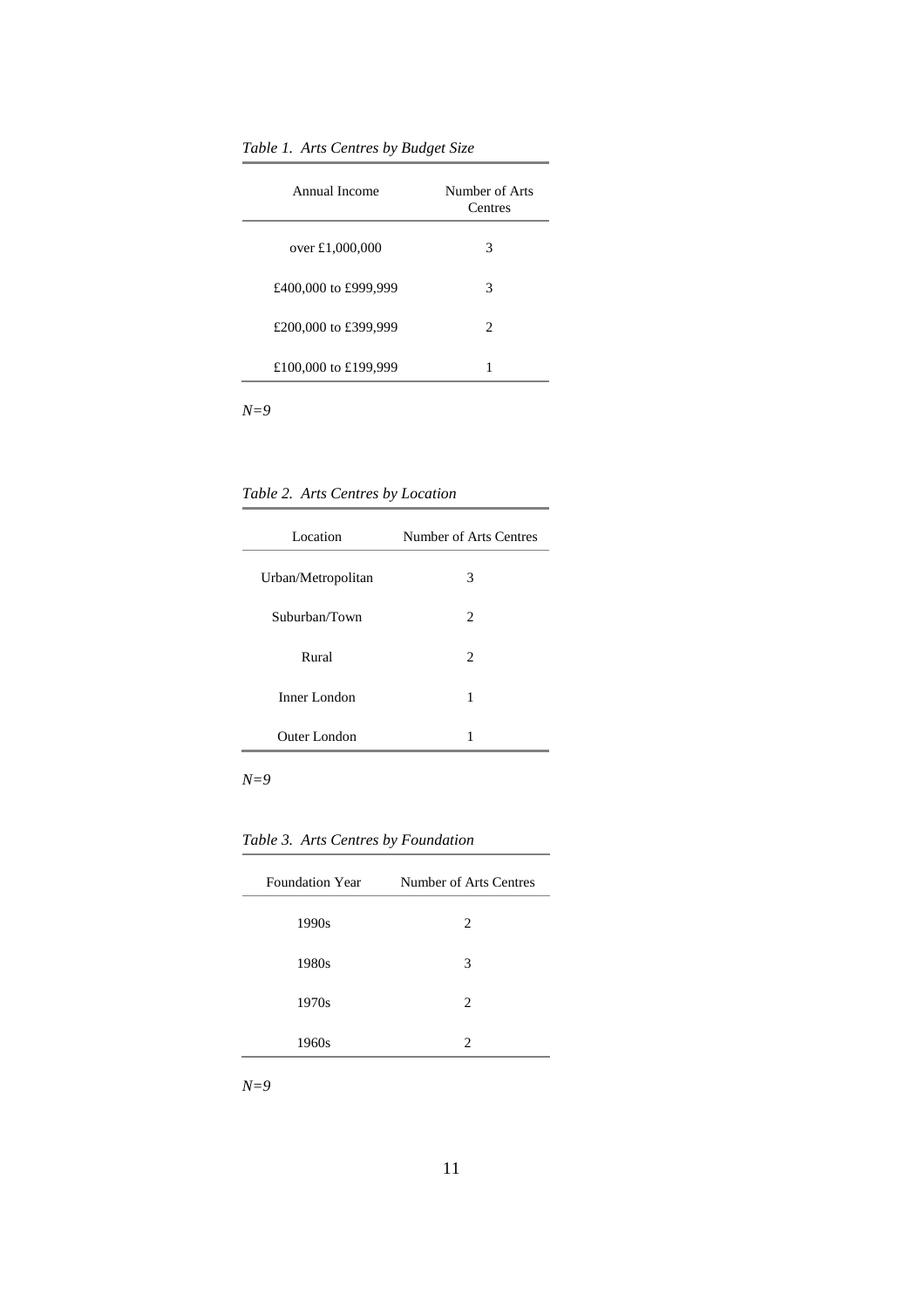*Table 1. Arts Centres by Budget Size*

| Annual Income | Number of Arts Centres |
|---|---|
| over £1,000,000 | 3 |
| £400,000 to £999,999 | 3 |
| £200,000 to £399,999 | 2 |
| £100,000 to £199,999 | 1 |

*N=9*

*Table 2. Arts Centres by Location*

| Location | Number of Arts Centres |
|---|---|
| Urban/Metropolitan | 3 |
| Suburban/Town | 2 |
| Rural | 2 |
| Inner London | 1 |
| Outer London | 1 |

*N=9*

*Table 3. Arts Centres by Foundation*

| Foundation Year | Number of Arts Centres |
|---|---|
| 1990s | 2 |
| 1980s | 3 |
| 1970s | 2 |
| 1960s | 2 |

*N=9*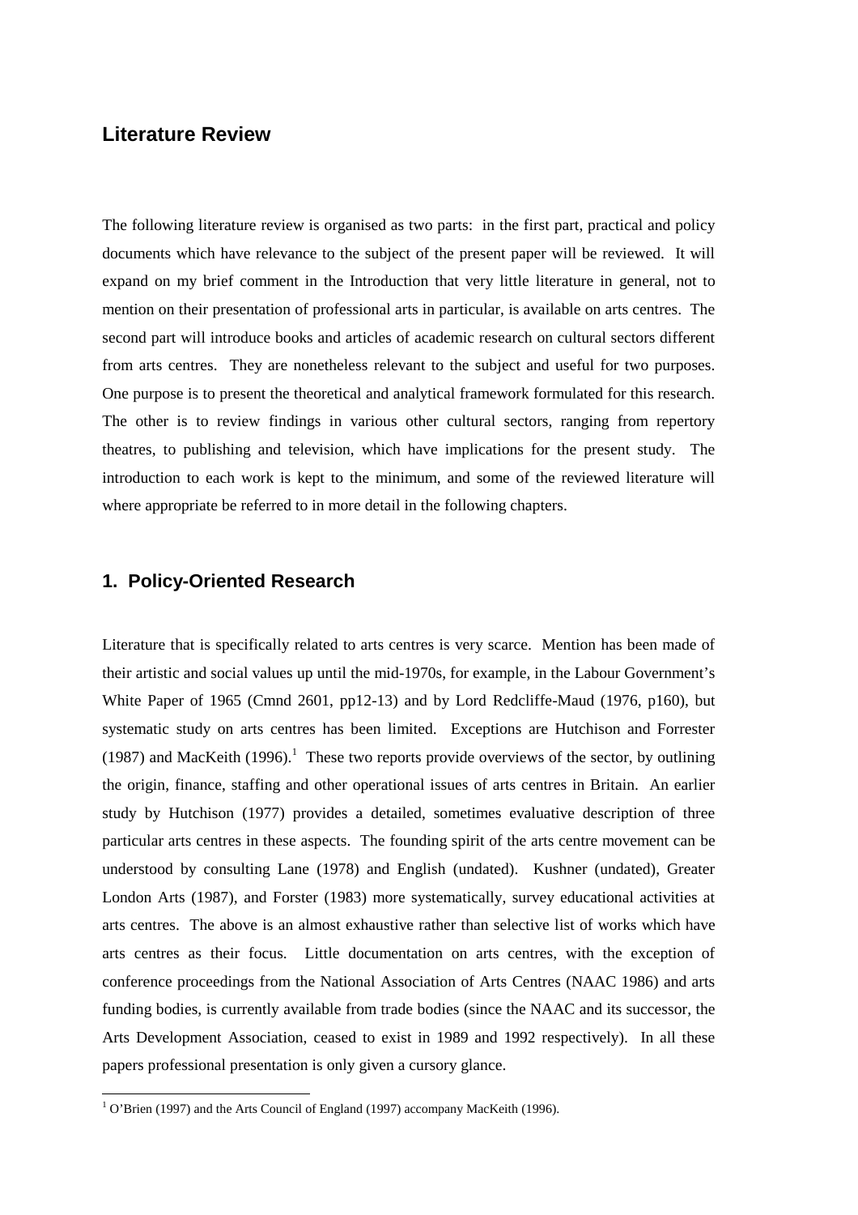## Literature Review

The following literature review is organised as two parts: in the first part, practical and policy documents which have relevance to the subject of the present paper will be reviewed. It will expand on my brief comment in the Introduction that very little literature in general, not to mention on their presentation of professional arts in particular, is available on arts centres. The second part will introduce books and articles of academic research on cultural sectors different from arts centres. They are nonetheless relevant to the subject and useful for two purposes. One purpose is to present the theoretical and analytical framework formulated for this research. The other is to review findings in various other cultural sectors, ranging from repertory theatres, to publishing and television, which have implications for the present study. The introduction to each work is kept to the minimum, and some of the reviewed literature will where appropriate be referred to in more detail in the following chapters.

### 1. Policy-Oriented Research

Literature that is specifically related to arts centres is very scarce. Mention has been made of their artistic and social values up until the mid-1970s, for example, in the Labour Government's White Paper of 1965 (Cmnd 2601, pp12-13) and by Lord Redcliffe-Maud (1976, p160), but systematic study on arts centres has been limited. Exceptions are Hutchison and Forrester (1987) and MacKeith (1996).[1] These two reports provide overviews of the sector, by outlining the origin, finance, staffing and other operational issues of arts centres in Britain. An earlier study by Hutchison (1977) provides a detailed, sometimes evaluative description of three particular arts centres in these aspects. The founding spirit of the arts centre movement can be understood by consulting Lane (1978) and English (undated). Kushner (undated), Greater London Arts (1987), and Forster (1983) more systematically, survey educational activities at arts centres. The above is an almost exhaustive rather than selective list of works which have arts centres as their focus. Little documentation on arts centres, with the exception of conference proceedings from the National Association of Arts Centres (NAAC 1986) and arts funding bodies, is currently available from trade bodies (since the NAAC and its successor, the Arts Development Association, ceased to exist in 1989 and 1992 respectively). In all these papers professional presentation is only given a cursory glance.

[1] O'Brien (1997) and the Arts Council of England (1997) accompany MacKeith (1996).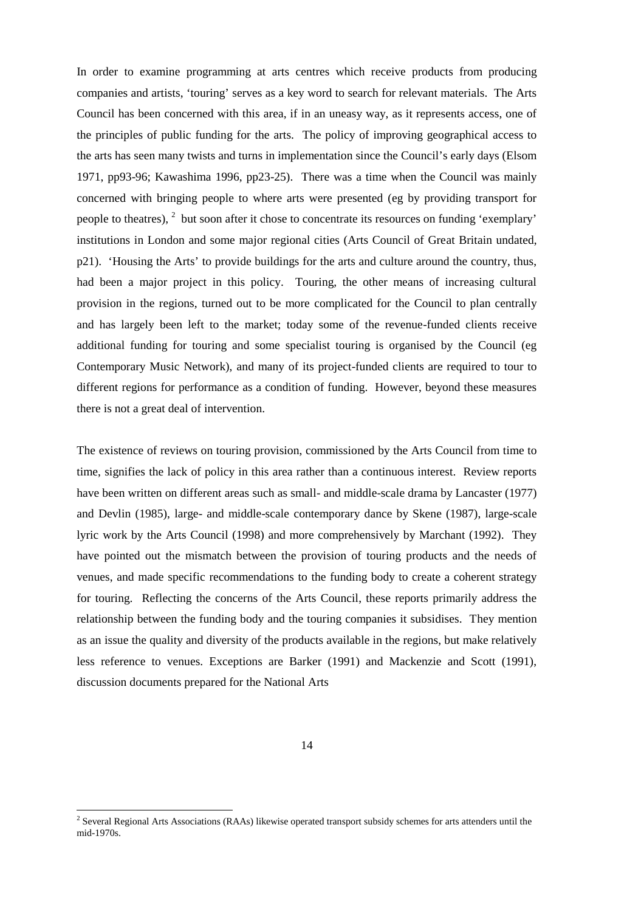In order to examine programming at arts centres which receive products from producing companies and artists, 'touring' serves as a key word to search for relevant materials. The Arts Council has been concerned with this area, if in an uneasy way, as it represents access, one of the principles of public funding for the arts. The policy of improving geographical access to the arts has seen many twists and turns in implementation since the Council's early days (Elsom 1971, pp93-96; Kawashima 1996, pp23-25). There was a time when the Council was mainly concerned with bringing people to where arts were presented (eg by providing transport for people to theatres), [2] but soon after it chose to concentrate its resources on funding 'exemplary' institutions in London and some major regional cities (Arts Council of Great Britain undated, p21). 'Housing the Arts' to provide buildings for the arts and culture around the country, thus, had been a major project in this policy. Touring, the other means of increasing cultural provision in the regions, turned out to be more complicated for the Council to plan centrally and has largely been left to the market; today some of the revenue-funded clients receive additional funding for touring and some specialist touring is organised by the Council (eg Contemporary Music Network), and many of its project-funded clients are required to tour to different regions for performance as a condition of funding. However, beyond these measures there is not a great deal of intervention.

The existence of reviews on touring provision, commissioned by the Arts Council from time to time, signifies the lack of policy in this area rather than a continuous interest. Review reports have been written on different areas such as small- and middle-scale drama by Lancaster (1977) and Devlin (1985), large- and middle-scale contemporary dance by Skene (1987), large-scale lyric work by the Arts Council (1998) and more comprehensively by Marchant (1992). They have pointed out the mismatch between the provision of touring products and the needs of venues, and made specific recommendations to the funding body to create a coherent strategy for touring. Reflecting the concerns of the Arts Council, these reports primarily address the relationship between the funding body and the touring companies it subsidises. They mention as an issue the quality and diversity of the products available in the regions, but make relatively less reference to venues. Exceptions are Barker (1991) and Mackenzie and Scott (1991), discussion documents prepared for the National Arts

[2] Several Regional Arts Associations (RAAs) likewise operated transport subsidy schemes for arts attenders until the mid-1970s.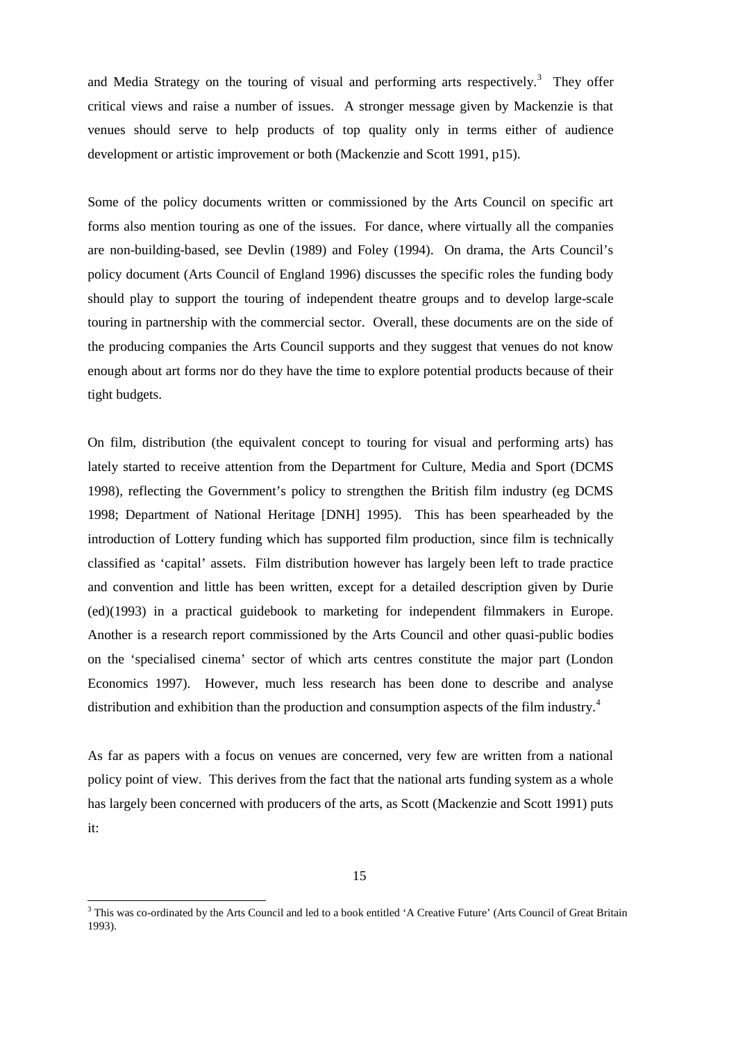and Media Strategy on the touring of visual and performing arts respectively.[3] They offer critical views and raise a number of issues. A stronger message given by Mackenzie is that venues should serve to help products of top quality only in terms either of audience development or artistic improvement or both (Mackenzie and Scott 1991, p15).

Some of the policy documents written or commissioned by the Arts Council on specific art forms also mention touring as one of the issues. For dance, where virtually all the companies are non-building-based, see Devlin (1989) and Foley (1994). On drama, the Arts Council's policy document (Arts Council of England 1996) discusses the specific roles the funding body should play to support the touring of independent theatre groups and to develop large-scale touring in partnership with the commercial sector. Overall, these documents are on the side of the producing companies the Arts Council supports and they suggest that venues do not know enough about art forms nor do they have the time to explore potential products because of their tight budgets.

On film, distribution (the equivalent concept to touring for visual and performing arts) has lately started to receive attention from the Department for Culture, Media and Sport (DCMS 1998), reflecting the Government's policy to strengthen the British film industry (eg DCMS 1998; Department of National Heritage [DNH] 1995). This has been spearheaded by the introduction of Lottery funding which has supported film production, since film is technically classified as 'capital' assets. Film distribution however has largely been left to trade practice and convention and little has been written, except for a detailed description given by Durie (ed)(1993) in a practical guidebook to marketing for independent filmmakers in Europe. Another is a research report commissioned by the Arts Council and other quasi-public bodies on the 'specialised cinema' sector of which arts centres constitute the major part (London Economics 1997). However, much less research has been done to describe and analyse distribution and exhibition than the production and consumption aspects of the film industry.[4]

As far as papers with a focus on venues are concerned, very few are written from a national policy point of view. This derives from the fact that the national arts funding system as a whole has largely been concerned with producers of the arts, as Scott (Mackenzie and Scott 1991) puts it:

[3] This was co-ordinated by the Arts Council and led to a book entitled 'A Creative Future' (Arts Council of Great Britain 1993).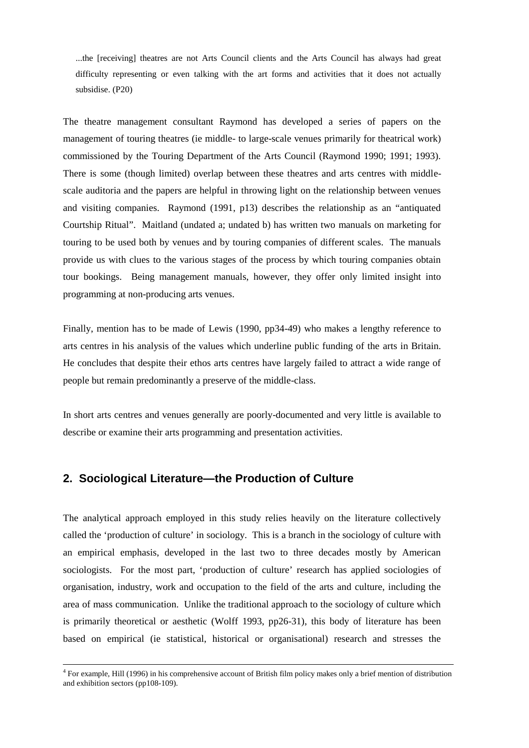> ...the [receiving] theatres are not Arts Council clients and the Arts Council has always had great difficulty representing or even talking with the art forms and activities that it does not actually subsidise. (P20)

The theatre management consultant Raymond has developed a series of papers on the management of touring theatres (ie middle- to large-scale venues primarily for theatrical work) commissioned by the Touring Department of the Arts Council (Raymond 1990; 1991; 1993). There is some (though limited) overlap between these theatres and arts centres with middle-scale auditoria and the papers are helpful in throwing light on the relationship between venues and visiting companies. Raymond (1991, p13) describes the relationship as an "antiquated Courtship Ritual". Maitland (undated a; undated b) has written two manuals on marketing for touring to be used both by venues and by touring companies of different scales. The manuals provide us with clues to the various stages of the process by which touring companies obtain tour bookings. Being management manuals, however, they offer only limited insight into programming at non-producing arts venues.

Finally, mention has to be made of Lewis (1990, pp34-49) who makes a lengthy reference to arts centres in his analysis of the values which underline public funding of the arts in Britain. He concludes that despite their ethos arts centres have largely failed to attract a wide range of people but remain predominantly a preserve of the middle-class.

In short arts centres and venues generally are poorly-documented and very little is available to describe or examine their arts programming and presentation activities.

## 2. Sociological Literature—the Production of Culture

The analytical approach employed in this study relies heavily on the literature collectively called the 'production of culture' in sociology. This is a branch in the sociology of culture with an empirical emphasis, developed in the last two to three decades mostly by American sociologists. For the most part, 'production of culture' research has applied sociologies of organisation, industry, work and occupation to the field of the arts and culture, including the area of mass communication. Unlike the traditional approach to the sociology of culture which is primarily theoretical or aesthetic (Wolff 1993, pp26-31), this body of literature has been based on empirical (ie statistical, historical or organisational) research and stresses the

[4] For example, Hill (1996) in his comprehensive account of British film policy makes only a brief mention of distribution and exhibition sectors (pp108-109).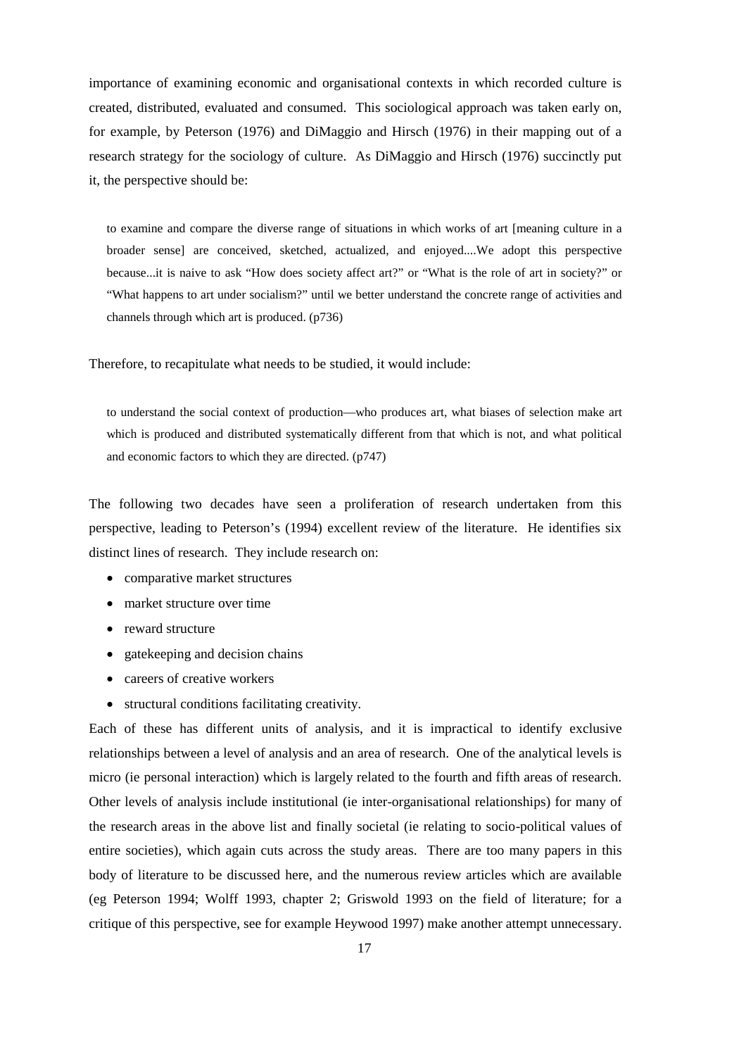importance of examining economic and organisational contexts in which recorded culture is created, distributed, evaluated and consumed. This sociological approach was taken early on, for example, by Peterson (1976) and DiMaggio and Hirsch (1976) in their mapping out of a research strategy for the sociology of culture. As DiMaggio and Hirsch (1976) succinctly put it, the perspective should be:

> to examine and compare the diverse range of situations in which works of art [meaning culture in a broader sense] are conceived, sketched, actualized, and enjoyed....We adopt this perspective because...it is naive to ask "How does society affect art?" or "What is the role of art in society?" or "What happens to art under socialism?" until we better understand the concrete range of activities and channels through which art is produced. (p736)

Therefore, to recapitulate what needs to be studied, it would include:

> to understand the social context of production—who produces art, what biases of selection make art which is produced and distributed systematically different from that which is not, and what political and economic factors to which they are directed. (p747)

The following two decades have seen a proliferation of research undertaken from this perspective, leading to Peterson's (1994) excellent review of the literature. He identifies six distinct lines of research. They include research on:

- comparative market structures
- market structure over time
- reward structure
- gatekeeping and decision chains
- careers of creative workers
- structural conditions facilitating creativity.

Each of these has different units of analysis, and it is impractical to identify exclusive relationships between a level of analysis and an area of research. One of the analytical levels is micro (ie personal interaction) which is largely related to the fourth and fifth areas of research. Other levels of analysis include institutional (ie inter-organisational relationships) for many of the research areas in the above list and finally societal (ie relating to socio-political values of entire societies), which again cuts across the study areas. There are too many papers in this body of literature to be discussed here, and the numerous review articles which are available (eg Peterson 1994; Wolff 1993, chapter 2; Griswold 1993 on the field of literature; for a critique of this perspective, see for example Heywood 1997) make another attempt unnecessary.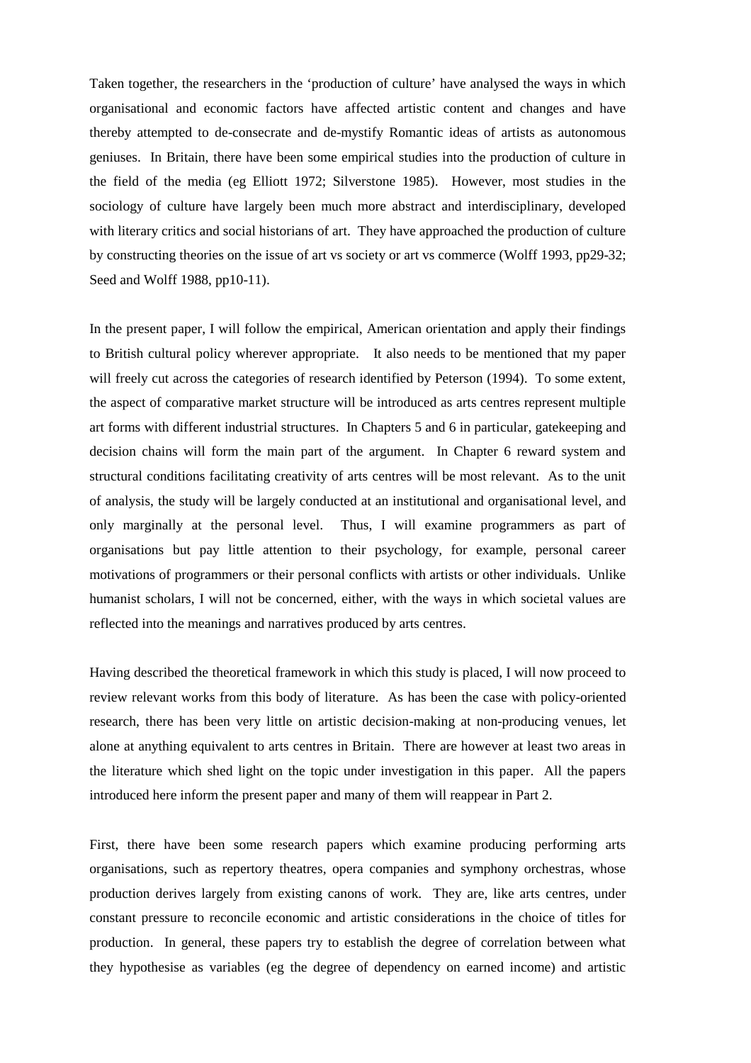Taken together, the researchers in the 'production of culture' have analysed the ways in which organisational and economic factors have affected artistic content and changes and have thereby attempted to de-consecrate and de-mystify Romantic ideas of artists as autonomous geniuses. In Britain, there have been some empirical studies into the production of culture in the field of the media (eg Elliott 1972; Silverstone 1985). However, most studies in the sociology of culture have largely been much more abstract and interdisciplinary, developed with literary critics and social historians of art. They have approached the production of culture by constructing theories on the issue of art vs society or art vs commerce (Wolff 1993, pp29-32; Seed and Wolff 1988, pp10-11).

In the present paper, I will follow the empirical, American orientation and apply their findings to British cultural policy wherever appropriate. It also needs to be mentioned that my paper will freely cut across the categories of research identified by Peterson (1994). To some extent, the aspect of comparative market structure will be introduced as arts centres represent multiple art forms with different industrial structures. In Chapters 5 and 6 in particular, gatekeeping and decision chains will form the main part of the argument. In Chapter 6 reward system and structural conditions facilitating creativity of arts centres will be most relevant. As to the unit of analysis, the study will be largely conducted at an institutional and organisational level, and only marginally at the personal level. Thus, I will examine programmers as part of organisations but pay little attention to their psychology, for example, personal career motivations of programmers or their personal conflicts with artists or other individuals. Unlike humanist scholars, I will not be concerned, either, with the ways in which societal values are reflected into the meanings and narratives produced by arts centres.

Having described the theoretical framework in which this study is placed, I will now proceed to review relevant works from this body of literature. As has been the case with policy-oriented research, there has been very little on artistic decision-making at non-producing venues, let alone at anything equivalent to arts centres in Britain. There are however at least two areas in the literature which shed light on the topic under investigation in this paper. All the papers introduced here inform the present paper and many of them will reappear in Part 2.

First, there have been some research papers which examine producing performing arts organisations, such as repertory theatres, opera companies and symphony orchestras, whose production derives largely from existing canons of work. They are, like arts centres, under constant pressure to reconcile economic and artistic considerations in the choice of titles for production. In general, these papers try to establish the degree of correlation between what they hypothesise as variables (eg the degree of dependency on earned income) and artistic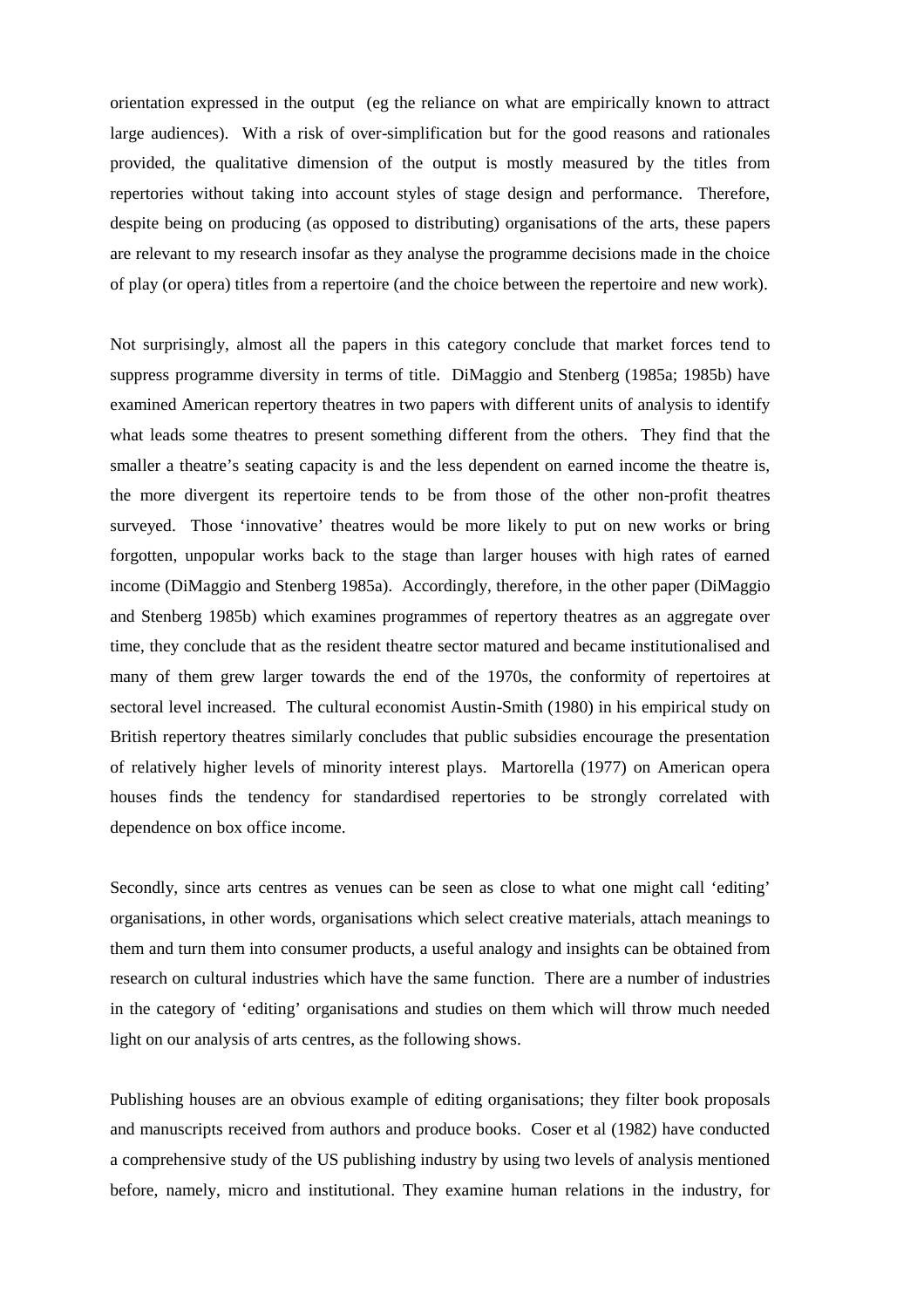orientation expressed in the output (eg the reliance on what are empirically known to attract large audiences). With a risk of over-simplification but for the good reasons and rationales provided, the qualitative dimension of the output is mostly measured by the titles from repertories without taking into account styles of stage design and performance. Therefore, despite being on producing (as opposed to distributing) organisations of the arts, these papers are relevant to my research insofar as they analyse the programme decisions made in the choice of play (or opera) titles from a repertoire (and the choice between the repertoire and new work).

Not surprisingly, almost all the papers in this category conclude that market forces tend to suppress programme diversity in terms of title. DiMaggio and Stenberg (1985a; 1985b) have examined American repertory theatres in two papers with different units of analysis to identify what leads some theatres to present something different from the others. They find that the smaller a theatre's seating capacity is and the less dependent on earned income the theatre is, the more divergent its repertoire tends to be from those of the other non-profit theatres surveyed. Those 'innovative' theatres would be more likely to put on new works or bring forgotten, unpopular works back to the stage than larger houses with high rates of earned income (DiMaggio and Stenberg 1985a). Accordingly, therefore, in the other paper (DiMaggio and Stenberg 1985b) which examines programmes of repertory theatres as an aggregate over time, they conclude that as the resident theatre sector matured and became institutionalised and many of them grew larger towards the end of the 1970s, the conformity of repertoires at sectoral level increased. The cultural economist Austin-Smith (1980) in his empirical study on British repertory theatres similarly concludes that public subsidies encourage the presentation of relatively higher levels of minority interest plays. Martorella (1977) on American opera houses finds the tendency for standardised repertories to be strongly correlated with dependence on box office income.

Secondly, since arts centres as venues can be seen as close to what one might call 'editing' organisations, in other words, organisations which select creative materials, attach meanings to them and turn them into consumer products, a useful analogy and insights can be obtained from research on cultural industries which have the same function. There are a number of industries in the category of 'editing' organisations and studies on them which will throw much needed light on our analysis of arts centres, as the following shows.

Publishing houses are an obvious example of editing organisations; they filter book proposals and manuscripts received from authors and produce books. Coser et al (1982) have conducted a comprehensive study of the US publishing industry by using two levels of analysis mentioned before, namely, micro and institutional. They examine human relations in the industry, for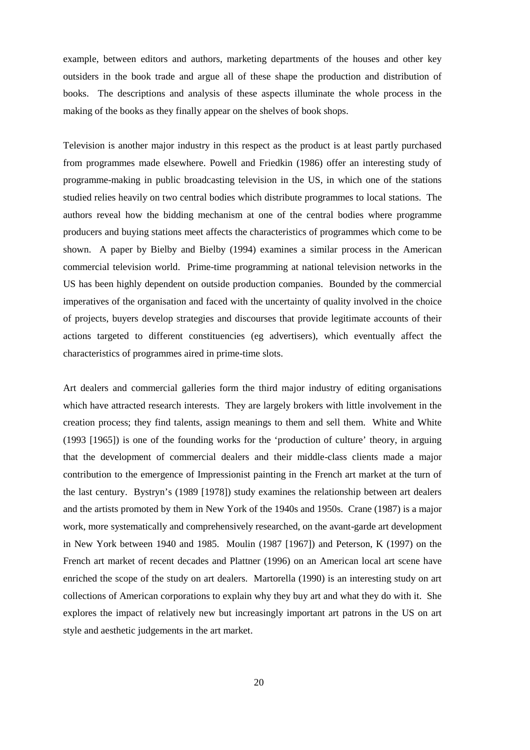example, between editors and authors, marketing departments of the houses and other key outsiders in the book trade and argue all of these shape the production and distribution of books. The descriptions and analysis of these aspects illuminate the whole process in the making of the books as they finally appear on the shelves of book shops.

Television is another major industry in this respect as the product is at least partly purchased from programmes made elsewhere. Powell and Friedkin (1986) offer an interesting study of programme-making in public broadcasting television in the US, in which one of the stations studied relies heavily on two central bodies which distribute programmes to local stations. The authors reveal how the bidding mechanism at one of the central bodies where programme producers and buying stations meet affects the characteristics of programmes which come to be shown. A paper by Bielby and Bielby (1994) examines a similar process in the American commercial television world. Prime-time programming at national television networks in the US has been highly dependent on outside production companies. Bounded by the commercial imperatives of the organisation and faced with the uncertainty of quality involved in the choice of projects, buyers develop strategies and discourses that provide legitimate accounts of their actions targeted to different constituencies (eg advertisers), which eventually affect the characteristics of programmes aired in prime-time slots.

Art dealers and commercial galleries form the third major industry of editing organisations which have attracted research interests. They are largely brokers with little involvement in the creation process; they find talents, assign meanings to them and sell them. White and White (1993 [1965]) is one of the founding works for the 'production of culture' theory, in arguing that the development of commercial dealers and their middle-class clients made a major contribution to the emergence of Impressionist painting in the French art market at the turn of the last century. Bystryn's (1989 [1978]) study examines the relationship between art dealers and the artists promoted by them in New York of the 1940s and 1950s. Crane (1987) is a major work, more systematically and comprehensively researched, on the avant-garde art development in New York between 1940 and 1985. Moulin (1987 [1967]) and Peterson, K (1997) on the French art market of recent decades and Plattner (1996) on an American local art scene have enriched the scope of the study on art dealers. Martorella (1990) is an interesting study on art collections of American corporations to explain why they buy art and what they do with it. She explores the impact of relatively new but increasingly important art patrons in the US on art style and aesthetic judgements in the art market.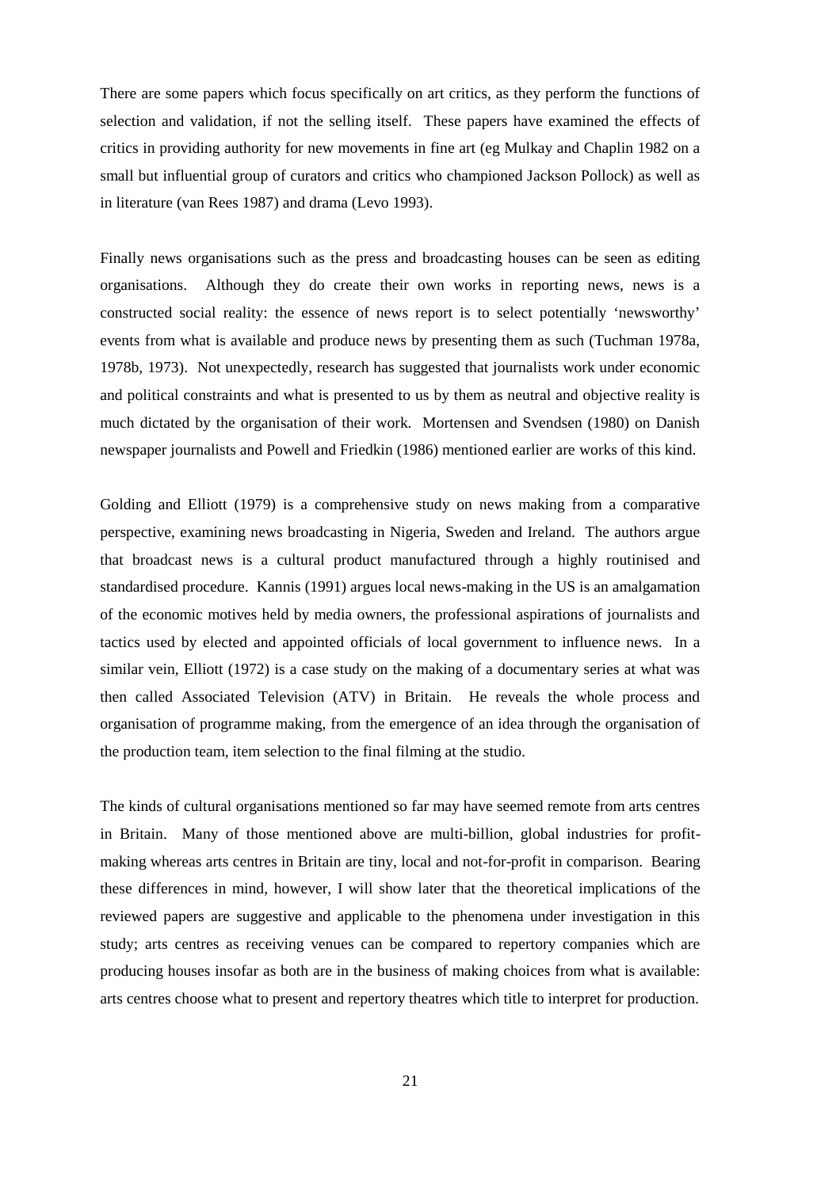There are some papers which focus specifically on art critics, as they perform the functions of selection and validation, if not the selling itself. These papers have examined the effects of critics in providing authority for new movements in fine art (eg Mulkay and Chaplin 1982 on a small but influential group of curators and critics who championed Jackson Pollock) as well as in literature (van Rees 1987) and drama (Levo 1993).

Finally news organisations such as the press and broadcasting houses can be seen as editing organisations. Although they do create their own works in reporting news, news is a constructed social reality: the essence of news report is to select potentially 'newsworthy' events from what is available and produce news by presenting them as such (Tuchman 1978a, 1978b, 1973). Not unexpectedly, research has suggested that journalists work under economic and political constraints and what is presented to us by them as neutral and objective reality is much dictated by the organisation of their work. Mortensen and Svendsen (1980) on Danish newspaper journalists and Powell and Friedkin (1986) mentioned earlier are works of this kind.

Golding and Elliott (1979) is a comprehensive study on news making from a comparative perspective, examining news broadcasting in Nigeria, Sweden and Ireland. The authors argue that broadcast news is a cultural product manufactured through a highly routinised and standardised procedure. Kannis (1991) argues local news-making in the US is an amalgamation of the economic motives held by media owners, the professional aspirations of journalists and tactics used by elected and appointed officials of local government to influence news. In a similar vein, Elliott (1972) is a case study on the making of a documentary series at what was then called Associated Television (ATV) in Britain. He reveals the whole process and organisation of programme making, from the emergence of an idea through the organisation of the production team, item selection to the final filming at the studio.

The kinds of cultural organisations mentioned so far may have seemed remote from arts centres in Britain. Many of those mentioned above are multi-billion, global industries for profit-making whereas arts centres in Britain are tiny, local and not-for-profit in comparison. Bearing these differences in mind, however, I will show later that the theoretical implications of the reviewed papers are suggestive and applicable to the phenomena under investigation in this study; arts centres as receiving venues can be compared to repertory companies which are producing houses insofar as both are in the business of making choices from what is available: arts centres choose what to present and repertory theatres which title to interpret for production.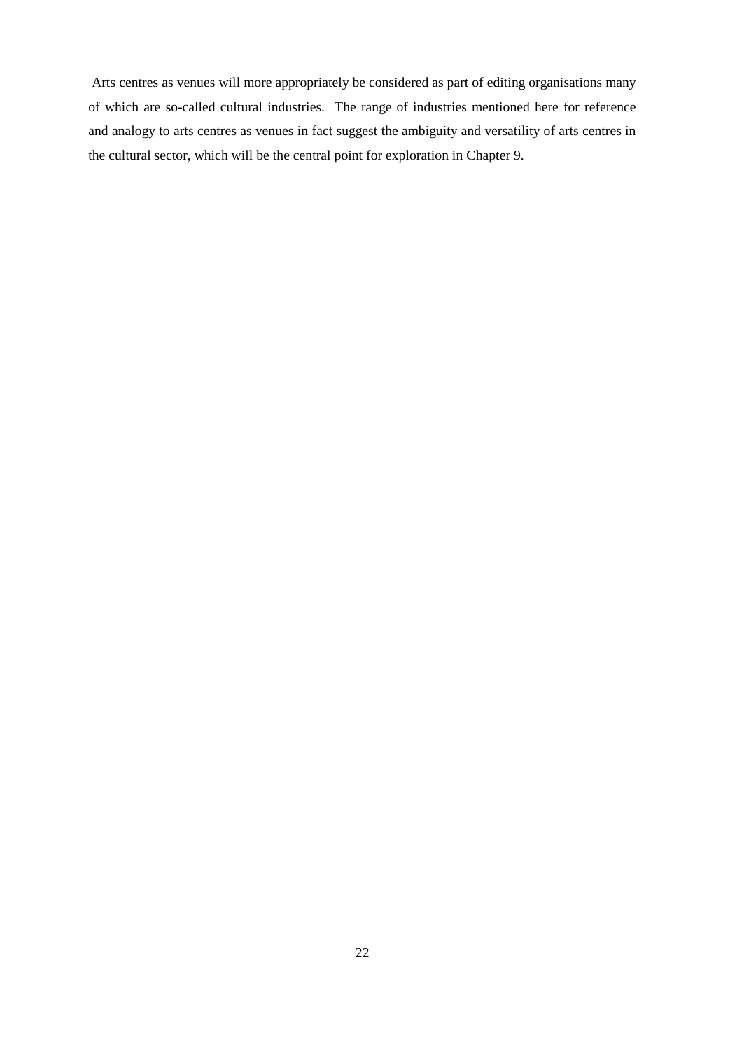Arts centres as venues will more appropriately be considered as part of editing organisations many of which are so-called cultural industries. The range of industries mentioned here for reference and analogy to arts centres as venues in fact suggest the ambiguity and versatility of arts centres in the cultural sector, which will be the central point for exploration in Chapter 9.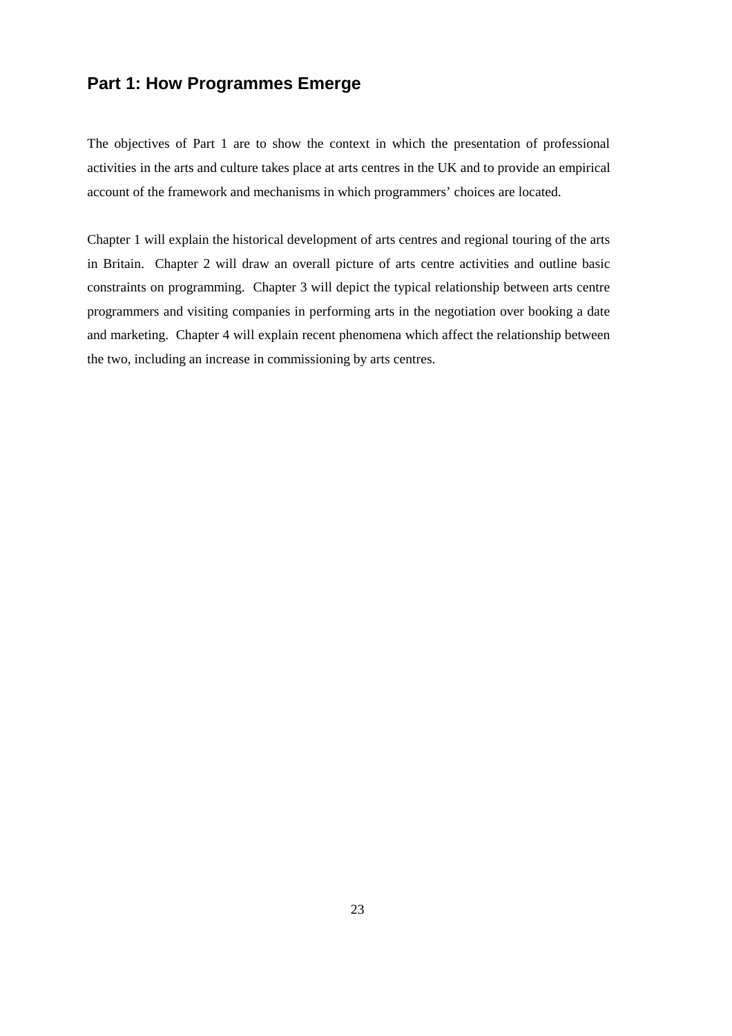# Part 1: How Programmes Emerge

The objectives of Part 1 are to show the context in which the presentation of professional activities in the arts and culture takes place at arts centres in the UK and to provide an empirical account of the framework and mechanisms in which programmers' choices are located.

Chapter 1 will explain the historical development of arts centres and regional touring of the arts in Britain. Chapter 2 will draw an overall picture of arts centre activities and outline basic constraints on programming. Chapter 3 will depict the typical relationship between arts centre programmers and visiting companies in performing arts in the negotiation over booking a date and marketing. Chapter 4 will explain recent phenomena which affect the relationship between the two, including an increase in commissioning by arts centres.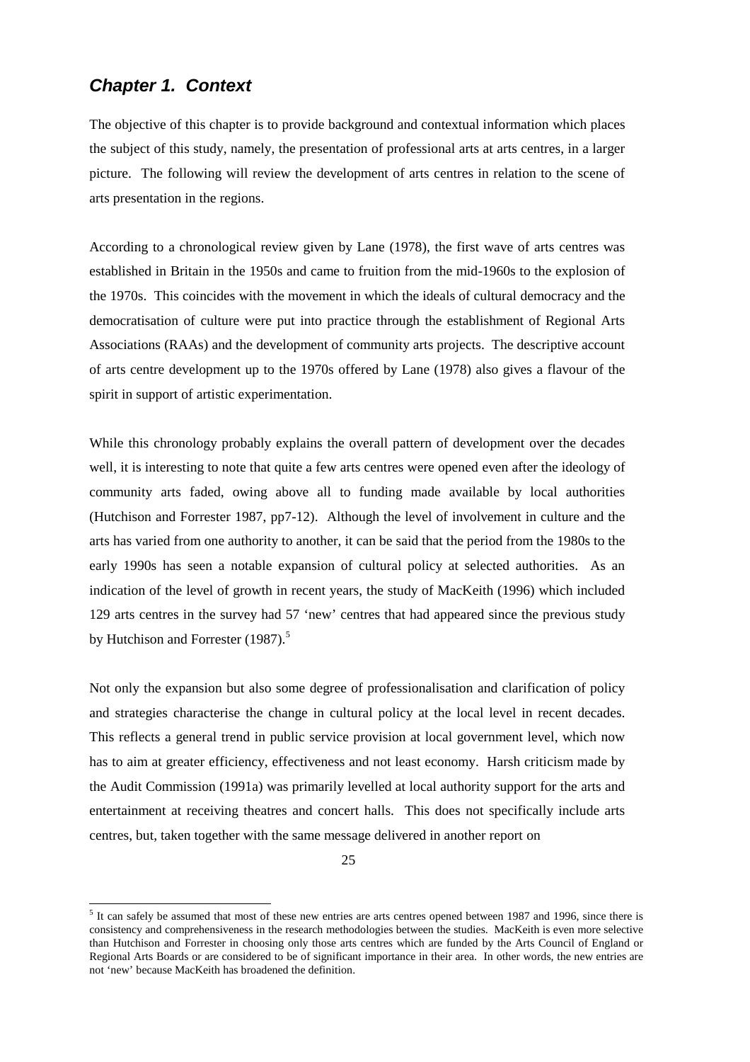## *Chapter 1. Context*

The objective of this chapter is to provide background and contextual information which places the subject of this study, namely, the presentation of professional arts at arts centres, in a larger picture. The following will review the development of arts centres in relation to the scene of arts presentation in the regions.

According to a chronological review given by Lane (1978), the first wave of arts centres was established in Britain in the 1950s and came to fruition from the mid-1960s to the explosion of the 1970s. This coincides with the movement in which the ideals of cultural democracy and the democratisation of culture were put into practice through the establishment of Regional Arts Associations (RAAs) and the development of community arts projects. The descriptive account of arts centre development up to the 1970s offered by Lane (1978) also gives a flavour of the spirit in support of artistic experimentation.

While this chronology probably explains the overall pattern of development over the decades well, it is interesting to note that quite a few arts centres were opened even after the ideology of community arts faded, owing above all to funding made available by local authorities (Hutchison and Forrester 1987, pp7-12). Although the level of involvement in culture and the arts has varied from one authority to another, it can be said that the period from the 1980s to the early 1990s has seen a notable expansion of cultural policy at selected authorities. As an indication of the level of growth in recent years, the study of MacKeith (1996) which included 129 arts centres in the survey had 57 'new' centres that had appeared since the previous study by Hutchison and Forrester (1987).[5]

Not only the expansion but also some degree of professionalisation and clarification of policy and strategies characterise the change in cultural policy at the local level in recent decades. This reflects a general trend in public service provision at local government level, which now has to aim at greater efficiency, effectiveness and not least economy. Harsh criticism made by the Audit Commission (1991a) was primarily levelled at local authority support for the arts and entertainment at receiving theatres and concert halls. This does not specifically include arts centres, but, taken together with the same message delivered in another report on

[5] It can safely be assumed that most of these new entries are arts centres opened between 1987 and 1996, since there is consistency and comprehensiveness in the research methodologies between the studies. MacKeith is even more selective than Hutchison and Forrester in choosing only those arts centres which are funded by the Arts Council of England or Regional Arts Boards or are considered to be of significant importance in their area. In other words, the new entries are not 'new' because MacKeith has broadened the definition.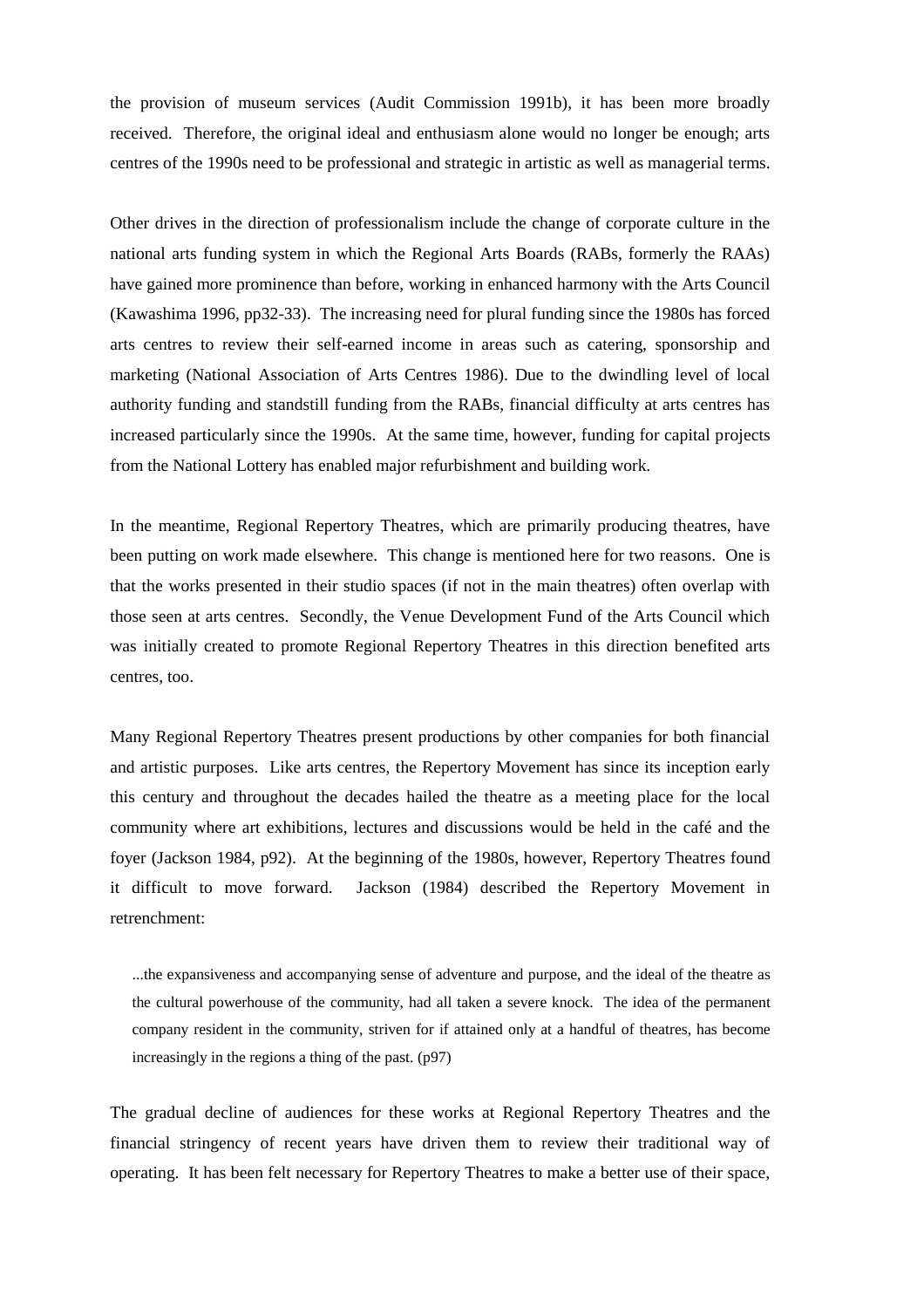the provision of museum services (Audit Commission 1991b), it has been more broadly received. Therefore, the original ideal and enthusiasm alone would no longer be enough; arts centres of the 1990s need to be professional and strategic in artistic as well as managerial terms.

Other drives in the direction of professionalism include the change of corporate culture in the national arts funding system in which the Regional Arts Boards (RABs, formerly the RAAs) have gained more prominence than before, working in enhanced harmony with the Arts Council (Kawashima 1996, pp32-33). The increasing need for plural funding since the 1980s has forced arts centres to review their self-earned income in areas such as catering, sponsorship and marketing (National Association of Arts Centres 1986). Due to the dwindling level of local authority funding and standstill funding from the RABs, financial difficulty at arts centres has increased particularly since the 1990s. At the same time, however, funding for capital projects from the National Lottery has enabled major refurbishment and building work.

In the meantime, Regional Repertory Theatres, which are primarily producing theatres, have been putting on work made elsewhere. This change is mentioned here for two reasons. One is that the works presented in their studio spaces (if not in the main theatres) often overlap with those seen at arts centres. Secondly, the Venue Development Fund of the Arts Council which was initially created to promote Regional Repertory Theatres in this direction benefited arts centres, too.

Many Regional Repertory Theatres present productions by other companies for both financial and artistic purposes. Like arts centres, the Repertory Movement has since its inception early this century and throughout the decades hailed the theatre as a meeting place for the local community where art exhibitions, lectures and discussions would be held in the café and the foyer (Jackson 1984, p92). At the beginning of the 1980s, however, Repertory Theatres found it difficult to move forward. Jackson (1984) described the Repertory Movement in retrenchment:

> ...the expansiveness and accompanying sense of adventure and purpose, and the ideal of the theatre as the cultural powerhouse of the community, had all taken a severe knock. The idea of the permanent company resident in the community, striven for if attained only at a handful of theatres, has become increasingly in the regions a thing of the past. (p97)

The gradual decline of audiences for these works at Regional Repertory Theatres and the financial stringency of recent years have driven them to review their traditional way of operating. It has been felt necessary for Repertory Theatres to make a better use of their space,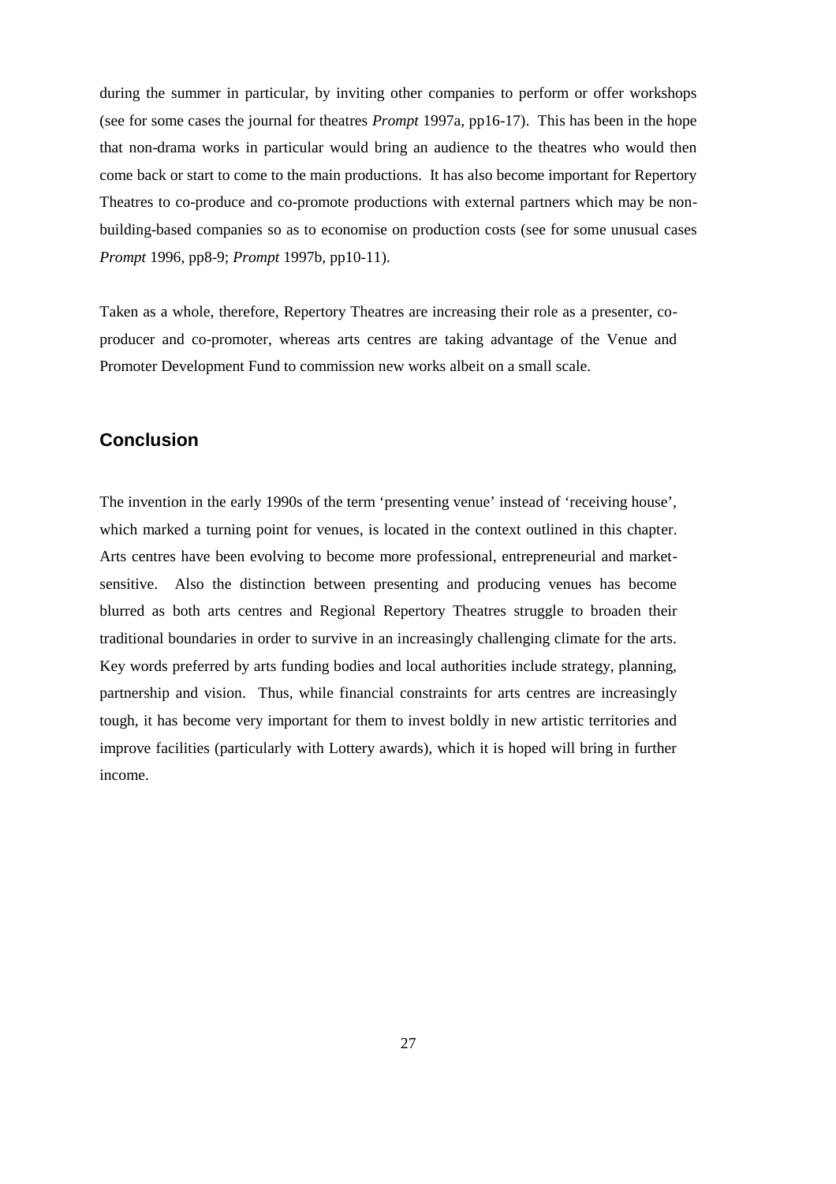during the summer in particular, by inviting other companies to perform or offer workshops (see for some cases the journal for theatres *Prompt* 1997a, pp16-17). This has been in the hope that non-drama works in particular would bring an audience to the theatres who would then come back or start to come to the main productions. It has also become important for Repertory Theatres to co-produce and co-promote productions with external partners which may be non-building-based companies so as to economise on production costs (see for some unusual cases *Prompt* 1996, pp8-9; *Prompt* 1997b, pp10-11).

Taken as a whole, therefore, Repertory Theatres are increasing their role as a presenter, co-producer and co-promoter, whereas arts centres are taking advantage of the Venue and Promoter Development Fund to commission new works albeit on a small scale.

## Conclusion

The invention in the early 1990s of the term 'presenting venue' instead of 'receiving house', which marked a turning point for venues, is located in the context outlined in this chapter. Arts centres have been evolving to become more professional, entrepreneurial and market-sensitive. Also the distinction between presenting and producing venues has become blurred as both arts centres and Regional Repertory Theatres struggle to broaden their traditional boundaries in order to survive in an increasingly challenging climate for the arts. Key words preferred by arts funding bodies and local authorities include strategy, planning, partnership and vision. Thus, while financial constraints for arts centres are increasingly tough, it has become very important for them to invest boldly in new artistic territories and improve facilities (particularly with Lottery awards), which it is hoped will bring in further income.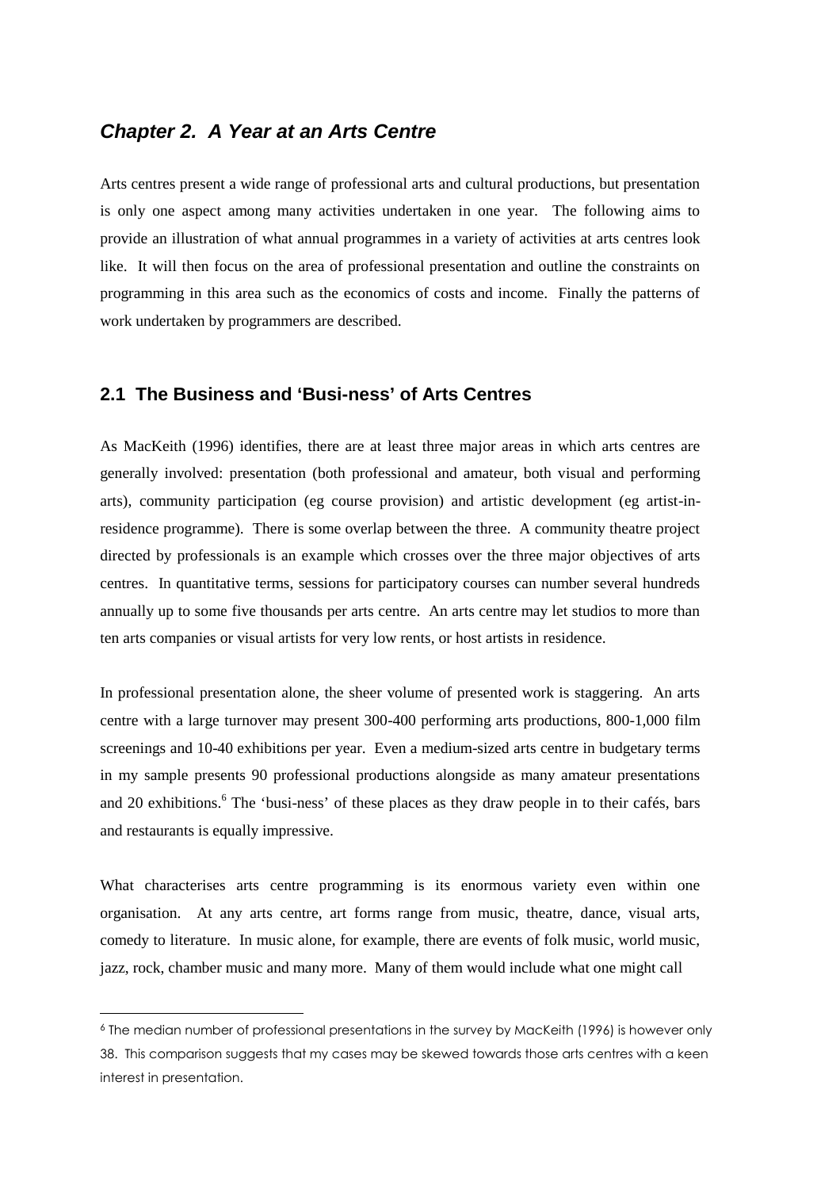## *Chapter 2. A Year at an Arts Centre*

Arts centres present a wide range of professional arts and cultural productions, but presentation is only one aspect among many activities undertaken in one year. The following aims to provide an illustration of what annual programmes in a variety of activities at arts centres look like. It will then focus on the area of professional presentation and outline the constraints on programming in this area such as the economics of costs and income. Finally the patterns of work undertaken by programmers are described.

### 2.1 The Business and 'Busi-ness' of Arts Centres

As MacKeith (1996) identifies, there are at least three major areas in which arts centres are generally involved: presentation (both professional and amateur, both visual and performing arts), community participation (eg course provision) and artistic development (eg artist-in-residence programme). There is some overlap between the three. A community theatre project directed by professionals is an example which crosses over the three major objectives of arts centres. In quantitative terms, sessions for participatory courses can number several hundreds annually up to some five thousands per arts centre. An arts centre may let studios to more than ten arts companies or visual artists for very low rents, or host artists in residence.

In professional presentation alone, the sheer volume of presented work is staggering. An arts centre with a large turnover may present 300-400 performing arts productions, 800-1,000 film screenings and 10-40 exhibitions per year. Even a medium-sized arts centre in budgetary terms in my sample presents 90 professional productions alongside as many amateur presentations and 20 exhibitions.[6] The 'busi-ness' of these places as they draw people in to their cafés, bars and restaurants is equally impressive.

What characterises arts centre programming is its enormous variety even within one organisation. At any arts centre, art forms range from music, theatre, dance, visual arts, comedy to literature. In music alone, for example, there are events of folk music, world music, jazz, rock, chamber music and many more. Many of them would include what one might call

[6] The median number of professional presentations in the survey by MacKeith (1996) is however only 38. This comparison suggests that my cases may be skewed towards those arts centres with a keen interest in presentation.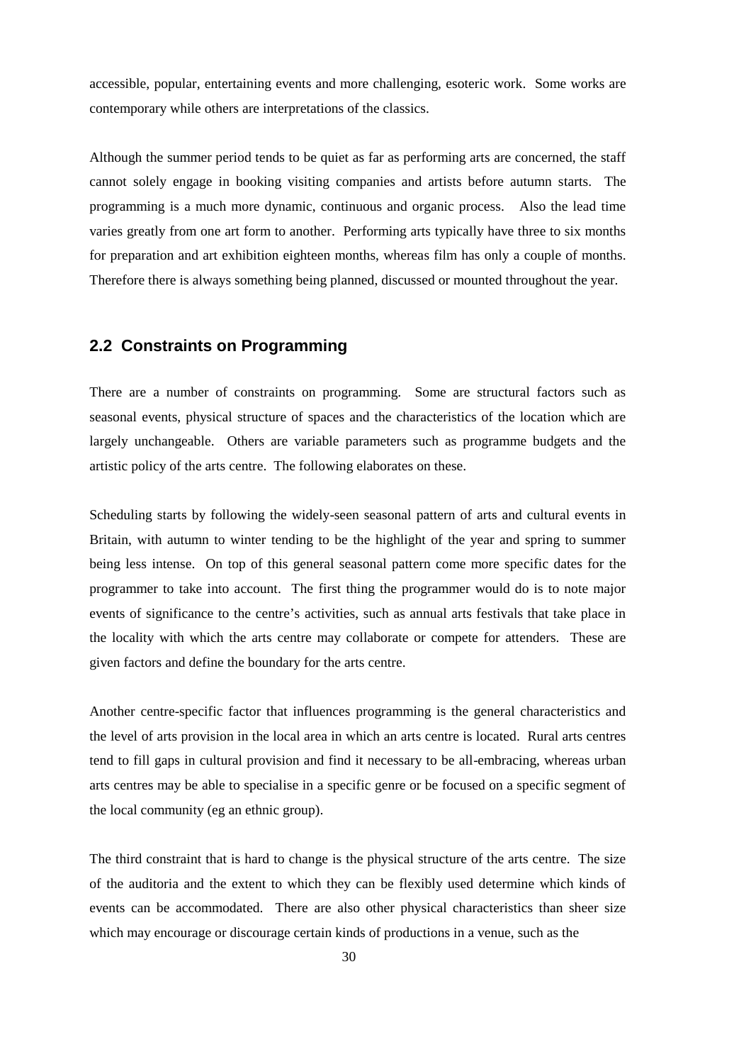accessible, popular, entertaining events and more challenging, esoteric work. Some works are contemporary while others are interpretations of the classics.

Although the summer period tends to be quiet as far as performing arts are concerned, the staff cannot solely engage in booking visiting companies and artists before autumn starts. The programming is a much more dynamic, continuous and organic process. Also the lead time varies greatly from one art form to another. Performing arts typically have three to six months for preparation and art exhibition eighteen months, whereas film has only a couple of months. Therefore there is always something being planned, discussed or mounted throughout the year.

## 2.2 Constraints on Programming

There are a number of constraints on programming. Some are structural factors such as seasonal events, physical structure of spaces and the characteristics of the location which are largely unchangeable. Others are variable parameters such as programme budgets and the artistic policy of the arts centre. The following elaborates on these.

Scheduling starts by following the widely-seen seasonal pattern of arts and cultural events in Britain, with autumn to winter tending to be the highlight of the year and spring to summer being less intense. On top of this general seasonal pattern come more specific dates for the programmer to take into account. The first thing the programmer would do is to note major events of significance to the centre's activities, such as annual arts festivals that take place in the locality with which the arts centre may collaborate or compete for attenders. These are given factors and define the boundary for the arts centre.

Another centre-specific factor that influences programming is the general characteristics and the level of arts provision in the local area in which an arts centre is located. Rural arts centres tend to fill gaps in cultural provision and find it necessary to be all-embracing, whereas urban arts centres may be able to specialise in a specific genre or be focused on a specific segment of the local community (eg an ethnic group).

The third constraint that is hard to change is the physical structure of the arts centre. The size of the auditoria and the extent to which they can be flexibly used determine which kinds of events can be accommodated. There are also other physical characteristics than sheer size which may encourage or discourage certain kinds of productions in a venue, such as the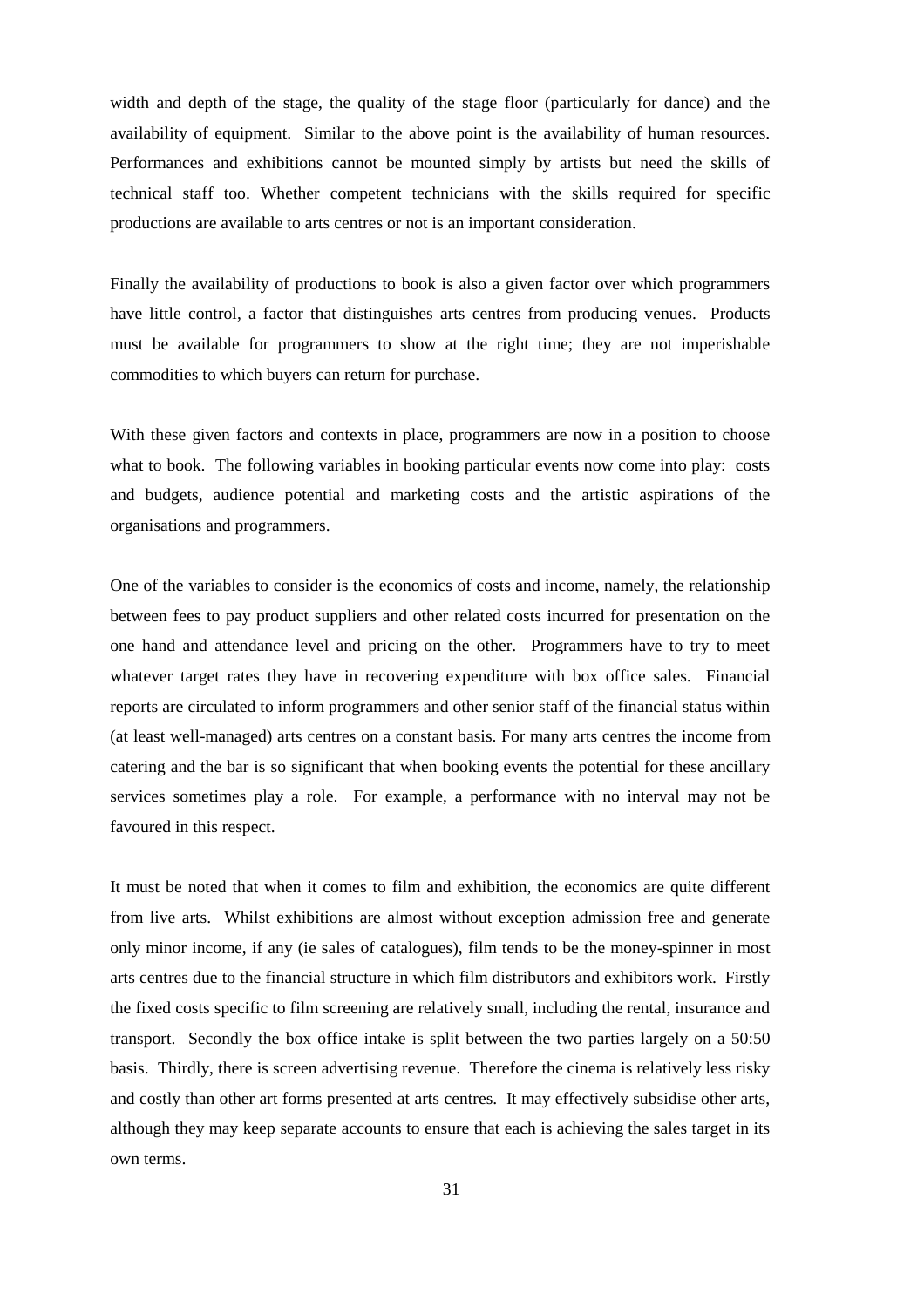width and depth of the stage, the quality of the stage floor (particularly for dance) and the availability of equipment. Similar to the above point is the availability of human resources. Performances and exhibitions cannot be mounted simply by artists but need the skills of technical staff too. Whether competent technicians with the skills required for specific productions are available to arts centres or not is an important consideration.

Finally the availability of productions to book is also a given factor over which programmers have little control, a factor that distinguishes arts centres from producing venues. Products must be available for programmers to show at the right time; they are not imperishable commodities to which buyers can return for purchase.

With these given factors and contexts in place, programmers are now in a position to choose what to book. The following variables in booking particular events now come into play: costs and budgets, audience potential and marketing costs and the artistic aspirations of the organisations and programmers.

One of the variables to consider is the economics of costs and income, namely, the relationship between fees to pay product suppliers and other related costs incurred for presentation on the one hand and attendance level and pricing on the other. Programmers have to try to meet whatever target rates they have in recovering expenditure with box office sales. Financial reports are circulated to inform programmers and other senior staff of the financial status within (at least well-managed) arts centres on a constant basis. For many arts centres the income from catering and the bar is so significant that when booking events the potential for these ancillary services sometimes play a role. For example, a performance with no interval may not be favoured in this respect.

It must be noted that when it comes to film and exhibition, the economics are quite different from live arts. Whilst exhibitions are almost without exception admission free and generate only minor income, if any (ie sales of catalogues), film tends to be the money-spinner in most arts centres due to the financial structure in which film distributors and exhibitors work. Firstly the fixed costs specific to film screening are relatively small, including the rental, insurance and transport. Secondly the box office intake is split between the two parties largely on a 50:50 basis. Thirdly, there is screen advertising revenue. Therefore the cinema is relatively less risky and costly than other art forms presented at arts centres. It may effectively subsidise other arts, although they may keep separate accounts to ensure that each is achieving the sales target in its own terms.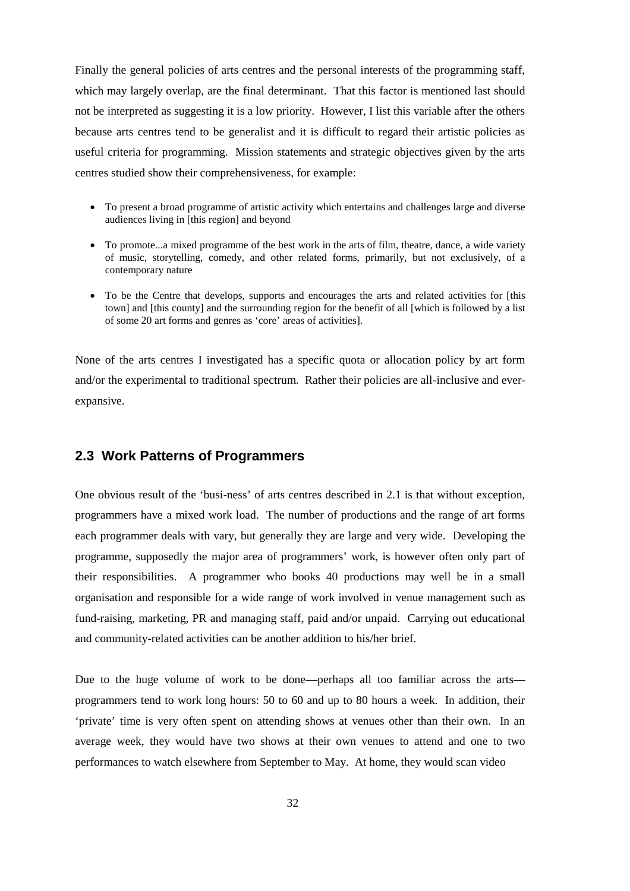Finally the general policies of arts centres and the personal interests of the programming staff, which may largely overlap, are the final determinant. That this factor is mentioned last should not be interpreted as suggesting it is a low priority. However, I list this variable after the others because arts centres tend to be generalist and it is difficult to regard their artistic policies as useful criteria for programming. Mission statements and strategic objectives given by the arts centres studied show their comprehensiveness, for example:

- To present a broad programme of artistic activity which entertains and challenges large and diverse audiences living in [this region] and beyond
- To promote...a mixed programme of the best work in the arts of film, theatre, dance, a wide variety of music, storytelling, comedy, and other related forms, primarily, but not exclusively, of a contemporary nature
- To be the Centre that develops, supports and encourages the arts and related activities for [this town] and [this county] and the surrounding region for the benefit of all [which is followed by a list of some 20 art forms and genres as 'core' areas of activities].

None of the arts centres I investigated has a specific quota or allocation policy by art form and/or the experimental to traditional spectrum. Rather their policies are all-inclusive and ever-expansive.

## 2.3 Work Patterns of Programmers

One obvious result of the 'busi-ness' of arts centres described in 2.1 is that without exception, programmers have a mixed work load. The number of productions and the range of art forms each programmer deals with vary, but generally they are large and very wide. Developing the programme, supposedly the major area of programmers' work, is however often only part of their responsibilities. A programmer who books 40 productions may well be in a small organisation and responsible for a wide range of work involved in venue management such as fund-raising, marketing, PR and managing staff, paid and/or unpaid. Carrying out educational and community-related activities can be another addition to his/her brief.

Due to the huge volume of work to be done—perhaps all too familiar across the arts—programmers tend to work long hours: 50 to 60 and up to 80 hours a week. In addition, their 'private' time is very often spent on attending shows at venues other than their own. In an average week, they would have two shows at their own venues to attend and one to two performances to watch elsewhere from September to May. At home, they would scan video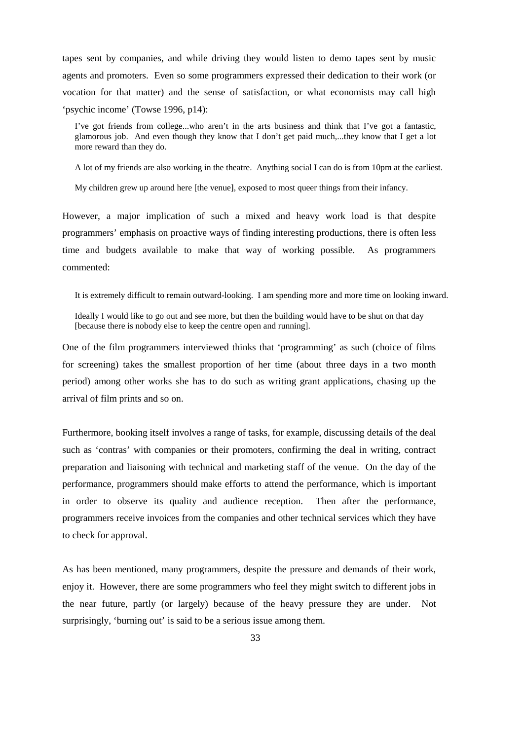tapes sent by companies, and while driving they would listen to demo tapes sent by music agents and promoters. Even so some programmers expressed their dedication to their work (or vocation for that matter) and the sense of satisfaction, or what economists may call high 'psychic income' (Towse 1996, p14):

> I've got friends from college...who aren't in the arts business and think that I've got a fantastic, glamorous job. And even though they know that I don't get paid much,...they know that I get a lot more reward than they do.
>
> A lot of my friends are also working in the theatre. Anything social I can do is from 10pm at the earliest.
>
> My children grew up around here [the venue], exposed to most queer things from their infancy.

However, a major implication of such a mixed and heavy work load is that despite programmers' emphasis on proactive ways of finding interesting productions, there is often less time and budgets available to make that way of working possible. As programmers commented:

> It is extremely difficult to remain outward-looking. I am spending more and more time on looking inward.
>
> Ideally I would like to go out and see more, but then the building would have to be shut on that day [because there is nobody else to keep the centre open and running].

One of the film programmers interviewed thinks that 'programming' as such (choice of films for screening) takes the smallest proportion of her time (about three days in a two month period) among other works she has to do such as writing grant applications, chasing up the arrival of film prints and so on.

Furthermore, booking itself involves a range of tasks, for example, discussing details of the deal such as 'contras' with companies or their promoters, confirming the deal in writing, contract preparation and liaisoning with technical and marketing staff of the venue. On the day of the performance, programmers should make efforts to attend the performance, which is important in order to observe its quality and audience reception. Then after the performance, programmers receive invoices from the companies and other technical services which they have to check for approval.

As has been mentioned, many programmers, despite the pressure and demands of their work, enjoy it. However, there are some programmers who feel they might switch to different jobs in the near future, partly (or largely) because of the heavy pressure they are under. Not surprisingly, 'burning out' is said to be a serious issue among them.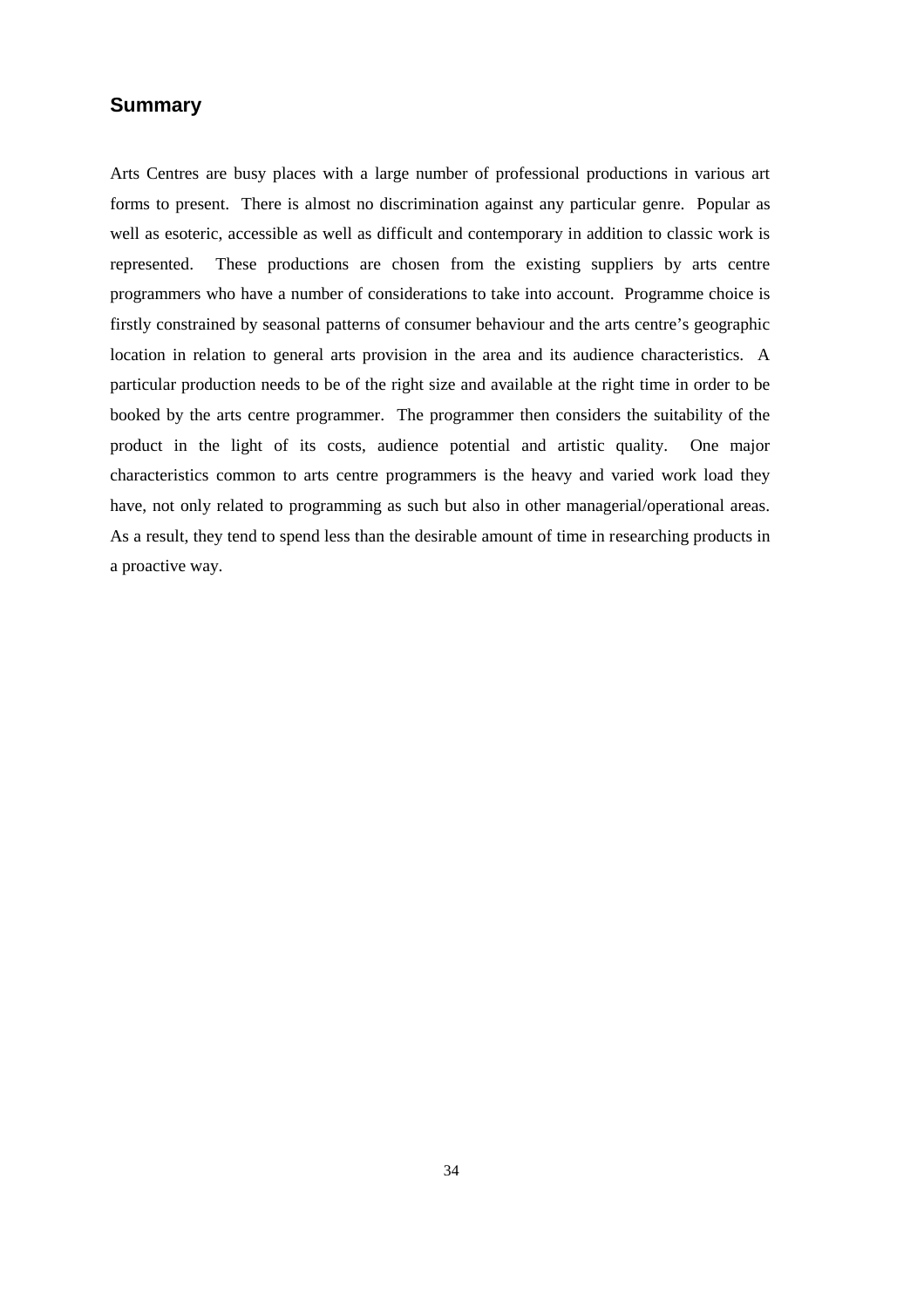## Summary

Arts Centres are busy places with a large number of professional productions in various art forms to present. There is almost no discrimination against any particular genre. Popular as well as esoteric, accessible as well as difficult and contemporary in addition to classic work is represented. These productions are chosen from the existing suppliers by arts centre programmers who have a number of considerations to take into account. Programme choice is firstly constrained by seasonal patterns of consumer behaviour and the arts centre's geographic location in relation to general arts provision in the area and its audience characteristics. A particular production needs to be of the right size and available at the right time in order to be booked by the arts centre programmer. The programmer then considers the suitability of the product in the light of its costs, audience potential and artistic quality. One major characteristics common to arts centre programmers is the heavy and varied work load they have, not only related to programming as such but also in other managerial/operational areas. As a result, they tend to spend less than the desirable amount of time in researching products in a proactive way.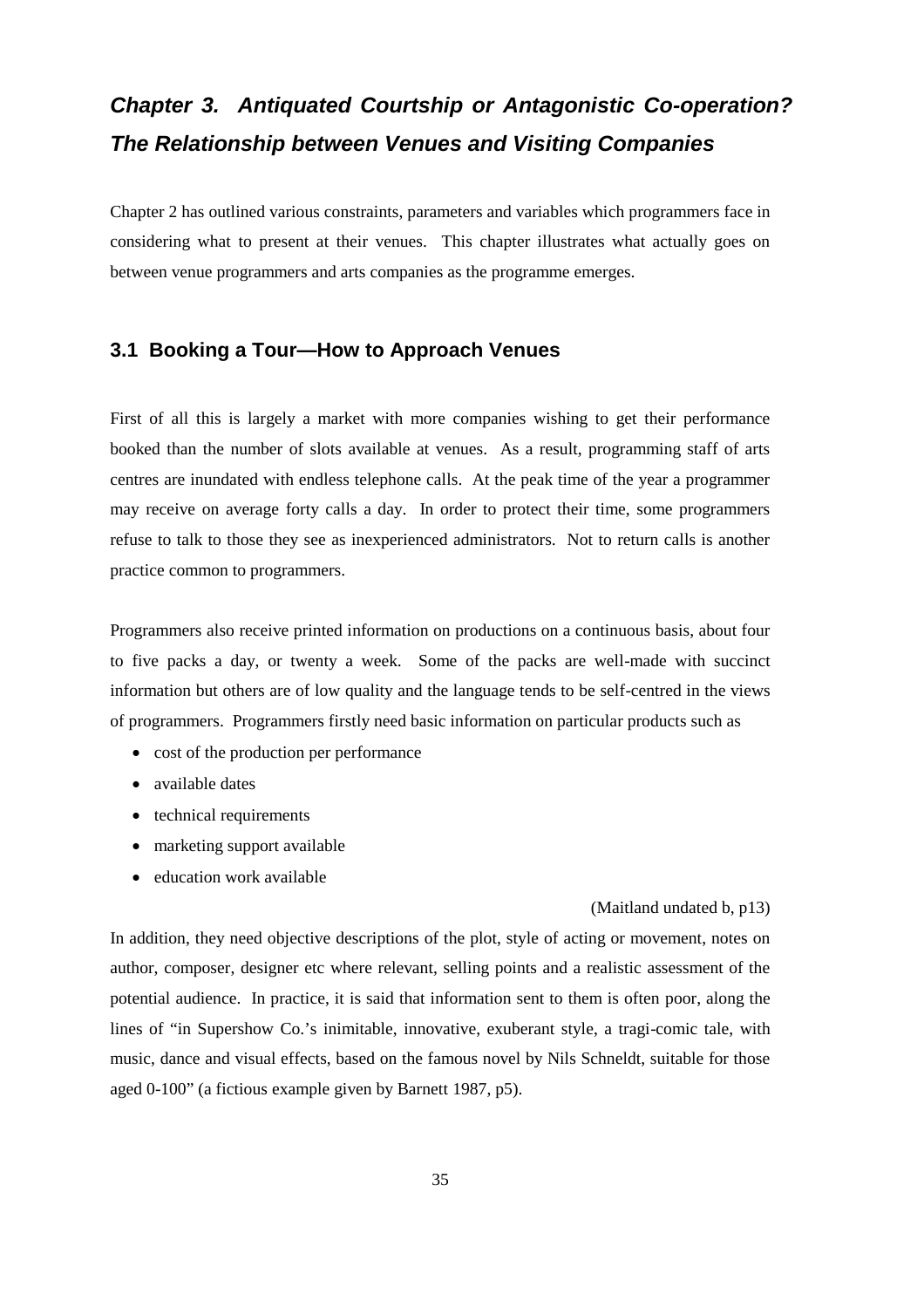# *Chapter 3. Antiquated Courtship or Antagonistic Co-operation? The Relationship between Venues and Visiting Companies*

Chapter 2 has outlined various constraints, parameters and variables which programmers face in considering what to present at their venues. This chapter illustrates what actually goes on between venue programmers and arts companies as the programme emerges.

## 3.1 Booking a Tour—How to Approach Venues

First of all this is largely a market with more companies wishing to get their performance booked than the number of slots available at venues. As a result, programming staff of arts centres are inundated with endless telephone calls. At the peak time of the year a programmer may receive on average forty calls a day. In order to protect their time, some programmers refuse to talk to those they see as inexperienced administrators. Not to return calls is another practice common to programmers.

Programmers also receive printed information on productions on a continuous basis, about four to five packs a day, or twenty a week. Some of the packs are well-made with succinct information but others are of low quality and the language tends to be self-centred in the views of programmers. Programmers firstly need basic information on particular products such as

- cost of the production per performance
- available dates
- technical requirements
- marketing support available
- education work available

(Maitland undated b, p13)

In addition, they need objective descriptions of the plot, style of acting or movement, notes on author, composer, designer etc where relevant, selling points and a realistic assessment of the potential audience. In practice, it is said that information sent to them is often poor, along the lines of "in Supershow Co.'s inimitable, innovative, exuberant style, a tragi-comic tale, with music, dance and visual effects, based on the famous novel by Nils Schneldt, suitable for those aged 0-100" (a fictious example given by Barnett 1987, p5).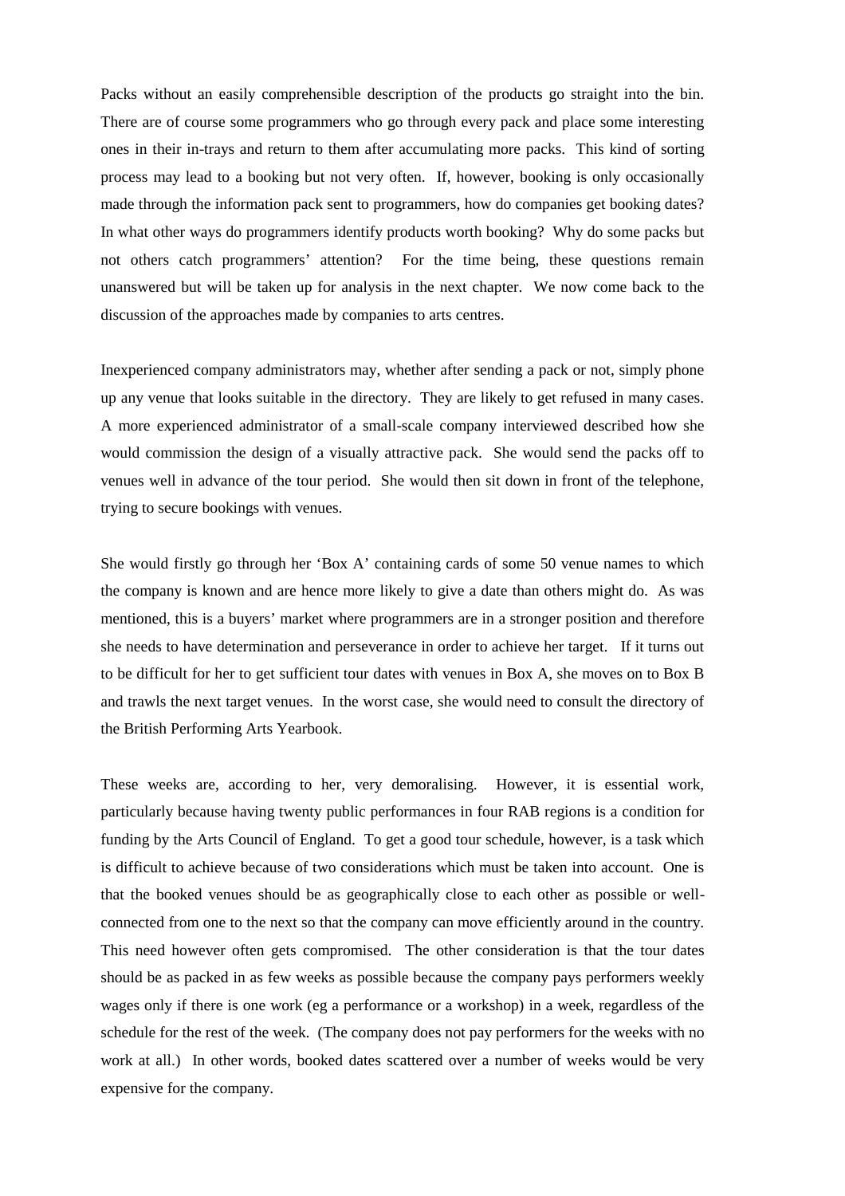Packs without an easily comprehensible description of the products go straight into the bin. There are of course some programmers who go through every pack and place some interesting ones in their in-trays and return to them after accumulating more packs. This kind of sorting process may lead to a booking but not very often. If, however, booking is only occasionally made through the information pack sent to programmers, how do companies get booking dates? In what other ways do programmers identify products worth booking? Why do some packs but not others catch programmers' attention? For the time being, these questions remain unanswered but will be taken up for analysis in the next chapter. We now come back to the discussion of the approaches made by companies to arts centres.

Inexperienced company administrators may, whether after sending a pack or not, simply phone up any venue that looks suitable in the directory. They are likely to get refused in many cases. A more experienced administrator of a small-scale company interviewed described how she would commission the design of a visually attractive pack. She would send the packs off to venues well in advance of the tour period. She would then sit down in front of the telephone, trying to secure bookings with venues.

She would firstly go through her 'Box A' containing cards of some 50 venue names to which the company is known and are hence more likely to give a date than others might do. As was mentioned, this is a buyers' market where programmers are in a stronger position and therefore she needs to have determination and perseverance in order to achieve her target. If it turns out to be difficult for her to get sufficient tour dates with venues in Box A, she moves on to Box B and trawls the next target venues. In the worst case, she would need to consult the directory of the British Performing Arts Yearbook.

These weeks are, according to her, very demoralising. However, it is essential work, particularly because having twenty public performances in four RAB regions is a condition for funding by the Arts Council of England. To get a good tour schedule, however, is a task which is difficult to achieve because of two considerations which must be taken into account. One is that the booked venues should be as geographically close to each other as possible or well-connected from one to the next so that the company can move efficiently around in the country. This need however often gets compromised. The other consideration is that the tour dates should be as packed in as few weeks as possible because the company pays performers weekly wages only if there is one work (eg a performance or a workshop) in a week, regardless of the schedule for the rest of the week. (The company does not pay performers for the weeks with no work at all.) In other words, booked dates scattered over a number of weeks would be very expensive for the company.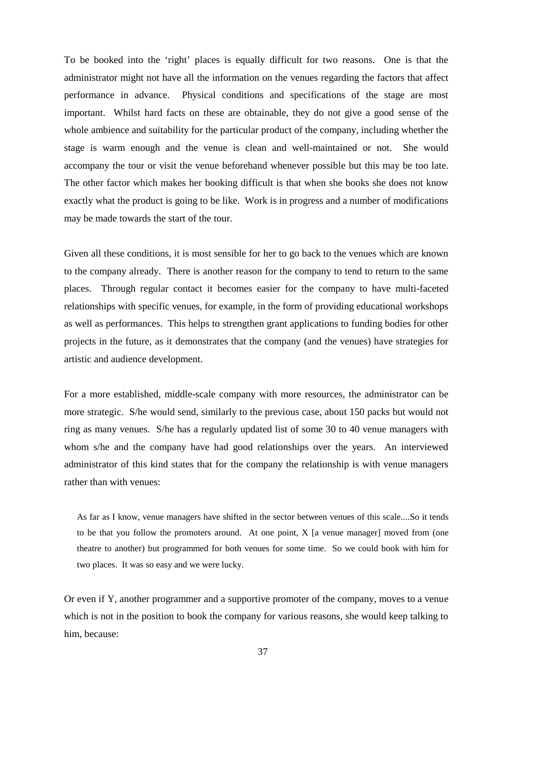To be booked into the 'right' places is equally difficult for two reasons. One is that the administrator might not have all the information on the venues regarding the factors that affect performance in advance. Physical conditions and specifications of the stage are most important. Whilst hard facts on these are obtainable, they do not give a good sense of the whole ambience and suitability for the particular product of the company, including whether the stage is warm enough and the venue is clean and well-maintained or not. She would accompany the tour or visit the venue beforehand whenever possible but this may be too late. The other factor which makes her booking difficult is that when she books she does not know exactly what the product is going to be like. Work is in progress and a number of modifications may be made towards the start of the tour.

Given all these conditions, it is most sensible for her to go back to the venues which are known to the company already. There is another reason for the company to tend to return to the same places. Through regular contact it becomes easier for the company to have multi-faceted relationships with specific venues, for example, in the form of providing educational workshops as well as performances. This helps to strengthen grant applications to funding bodies for other projects in the future, as it demonstrates that the company (and the venues) have strategies for artistic and audience development.

For a more established, middle-scale company with more resources, the administrator can be more strategic. S/he would send, similarly to the previous case, about 150 packs but would not ring as many venues. S/he has a regularly updated list of some 30 to 40 venue managers with whom s/he and the company have had good relationships over the years. An interviewed administrator of this kind states that for the company the relationship is with venue managers rather than with venues:

> As far as I know, venue managers have shifted in the sector between venues of this scale....So it tends to be that you follow the promoters around. At one point, X [a venue manager] moved from (one theatre to another) but programmed for both venues for some time. So we could book with him for two places. It was so easy and we were lucky.

Or even if Y, another programmer and a supportive promoter of the company, moves to a venue which is not in the position to book the company for various reasons, she would keep talking to him, because: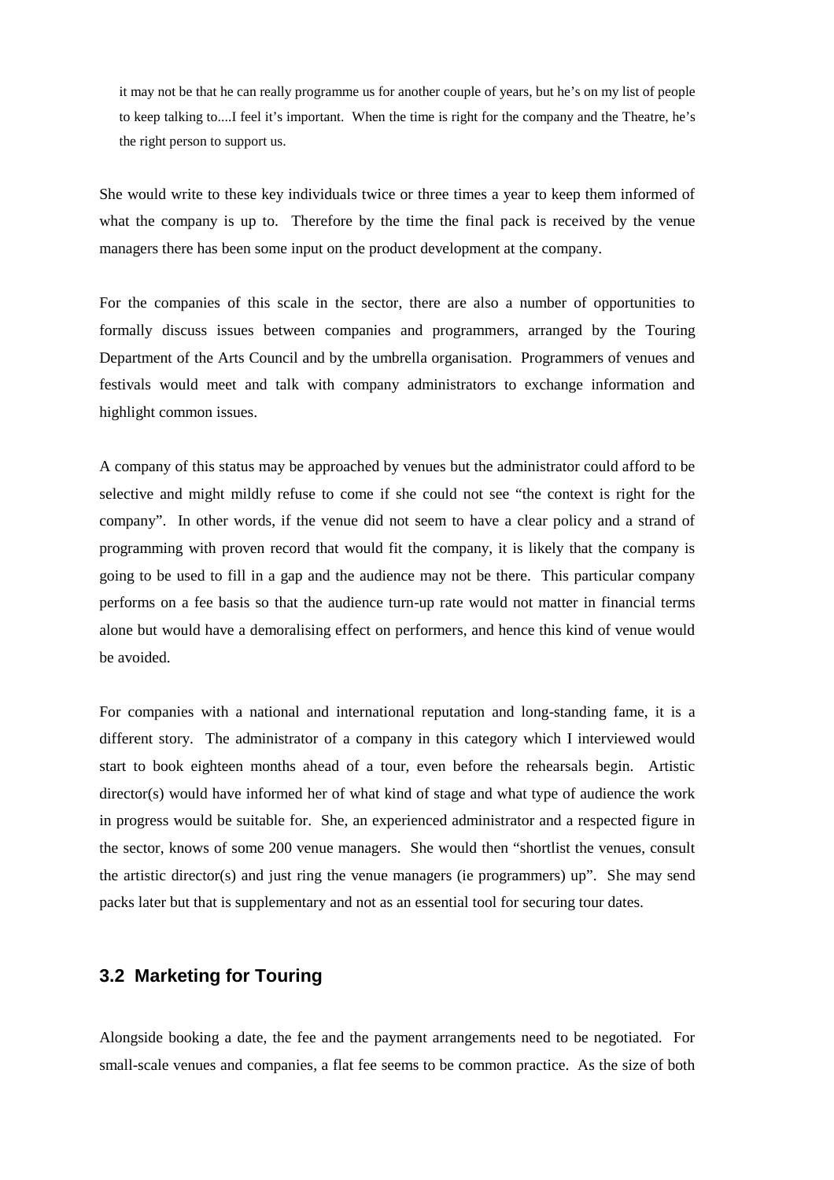> it may not be that he can really programme us for another couple of years, but he's on my list of people to keep talking to....I feel it's important. When the time is right for the company and the Theatre, he's the right person to support us.

She would write to these key individuals twice or three times a year to keep them informed of what the company is up to. Therefore by the time the final pack is received by the venue managers there has been some input on the product development at the company.

For the companies of this scale in the sector, there are also a number of opportunities to formally discuss issues between companies and programmers, arranged by the Touring Department of the Arts Council and by the umbrella organisation. Programmers of venues and festivals would meet and talk with company administrators to exchange information and highlight common issues.

A company of this status may be approached by venues but the administrator could afford to be selective and might mildly refuse to come if she could not see "the context is right for the company". In other words, if the venue did not seem to have a clear policy and a strand of programming with proven record that would fit the company, it is likely that the company is going to be used to fill in a gap and the audience may not be there. This particular company performs on a fee basis so that the audience turn-up rate would not matter in financial terms alone but would have a demoralising effect on performers, and hence this kind of venue would be avoided.

For companies with a national and international reputation and long-standing fame, it is a different story. The administrator of a company in this category which I interviewed would start to book eighteen months ahead of a tour, even before the rehearsals begin. Artistic director(s) would have informed her of what kind of stage and what type of audience the work in progress would be suitable for. She, an experienced administrator and a respected figure in the sector, knows of some 200 venue managers. She would then "shortlist the venues, consult the artistic director(s) and just ring the venue managers (ie programmers) up". She may send packs later but that is supplementary and not as an essential tool for securing tour dates.

## 3.2 Marketing for Touring

Alongside booking a date, the fee and the payment arrangements need to be negotiated. For small-scale venues and companies, a flat fee seems to be common practice. As the size of both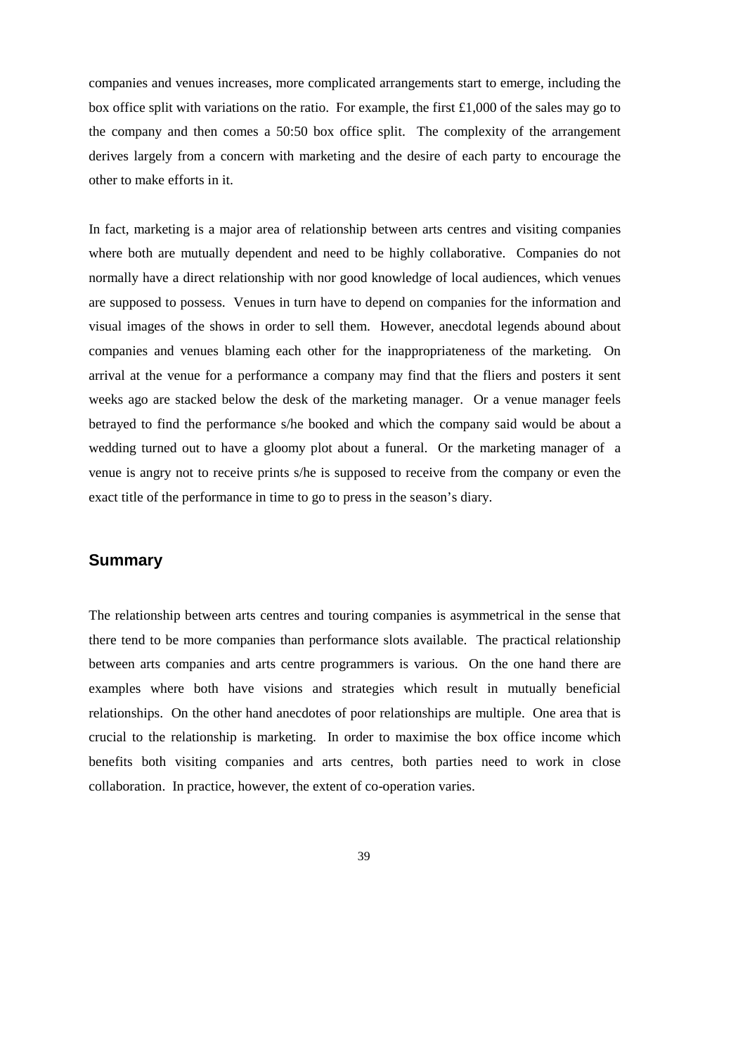companies and venues increases, more complicated arrangements start to emerge, including the box office split with variations on the ratio. For example, the first £1,000 of the sales may go to the company and then comes a 50:50 box office split. The complexity of the arrangement derives largely from a concern with marketing and the desire of each party to encourage the other to make efforts in it.

In fact, marketing is a major area of relationship between arts centres and visiting companies where both are mutually dependent and need to be highly collaborative. Companies do not normally have a direct relationship with nor good knowledge of local audiences, which venues are supposed to possess. Venues in turn have to depend on companies for the information and visual images of the shows in order to sell them. However, anecdotal legends abound about companies and venues blaming each other for the inappropriateness of the marketing. On arrival at the venue for a performance a company may find that the fliers and posters it sent weeks ago are stacked below the desk of the marketing manager. Or a venue manager feels betrayed to find the performance s/he booked and which the company said would be about a wedding turned out to have a gloomy plot about a funeral. Or the marketing manager of a venue is angry not to receive prints s/he is supposed to receive from the company or even the exact title of the performance in time to go to press in the season's diary.

## Summary

The relationship between arts centres and touring companies is asymmetrical in the sense that there tend to be more companies than performance slots available. The practical relationship between arts companies and arts centre programmers is various. On the one hand there are examples where both have visions and strategies which result in mutually beneficial relationships. On the other hand anecdotes of poor relationships are multiple. One area that is crucial to the relationship is marketing. In order to maximise the box office income which benefits both visiting companies and arts centres, both parties need to work in close collaboration. In practice, however, the extent of co-operation varies.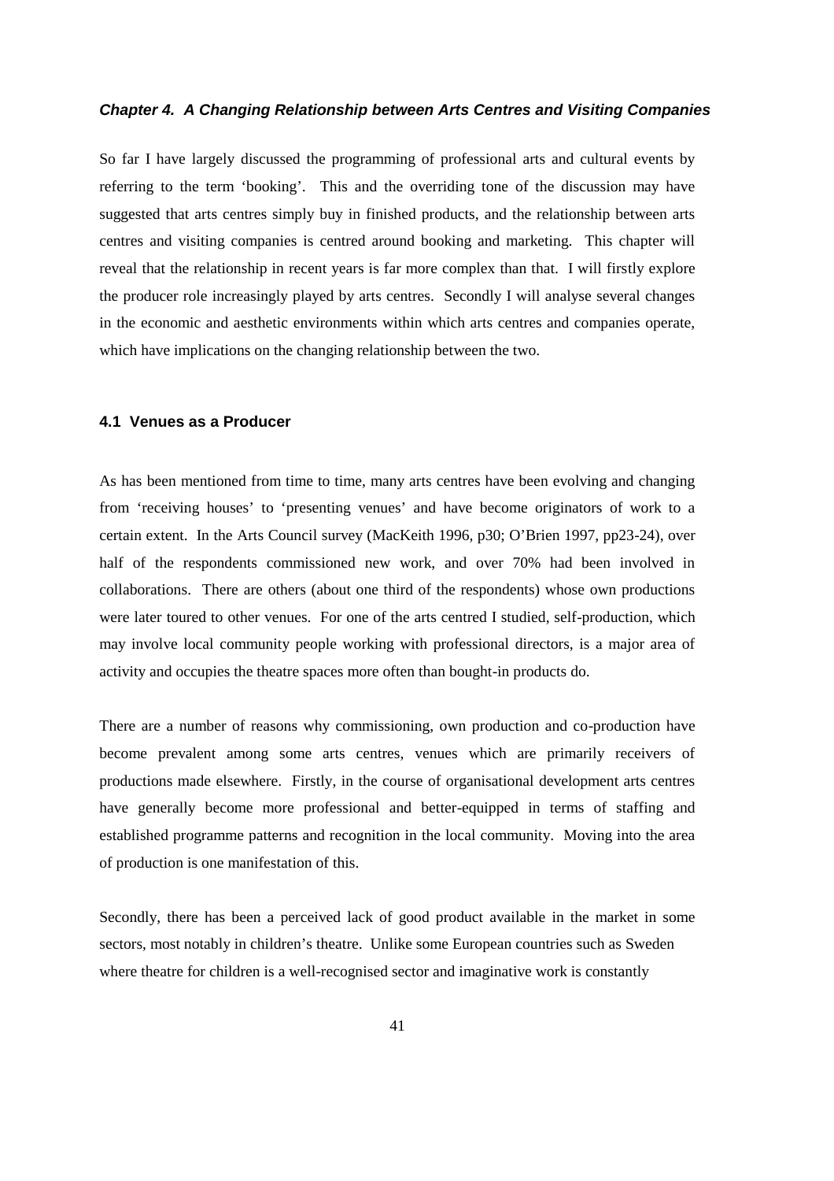## *Chapter 4. A Changing Relationship between Arts Centres and Visiting Companies*

So far I have largely discussed the programming of professional arts and cultural events by referring to the term 'booking'. This and the overriding tone of the discussion may have suggested that arts centres simply buy in finished products, and the relationship between arts centres and visiting companies is centred around booking and marketing. This chapter will reveal that the relationship in recent years is far more complex than that. I will firstly explore the producer role increasingly played by arts centres. Secondly I will analyse several changes in the economic and aesthetic environments within which arts centres and companies operate, which have implications on the changing relationship between the two.

### 4.1 Venues as a Producer

As has been mentioned from time to time, many arts centres have been evolving and changing from 'receiving houses' to 'presenting venues' and have become originators of work to a certain extent. In the Arts Council survey (MacKeith 1996, p30; O'Brien 1997, pp23-24), over half of the respondents commissioned new work, and over 70% had been involved in collaborations. There are others (about one third of the respondents) whose own productions were later toured to other venues. For one of the arts centred I studied, self-production, which may involve local community people working with professional directors, is a major area of activity and occupies the theatre spaces more often than bought-in products do.

There are a number of reasons why commissioning, own production and co-production have become prevalent among some arts centres, venues which are primarily receivers of productions made elsewhere. Firstly, in the course of organisational development arts centres have generally become more professional and better-equipped in terms of staffing and established programme patterns and recognition in the local community. Moving into the area of production is one manifestation of this.

Secondly, there has been a perceived lack of good product available in the market in some sectors, most notably in children's theatre. Unlike some European countries such as Sweden where theatre for children is a well-recognised sector and imaginative work is constantly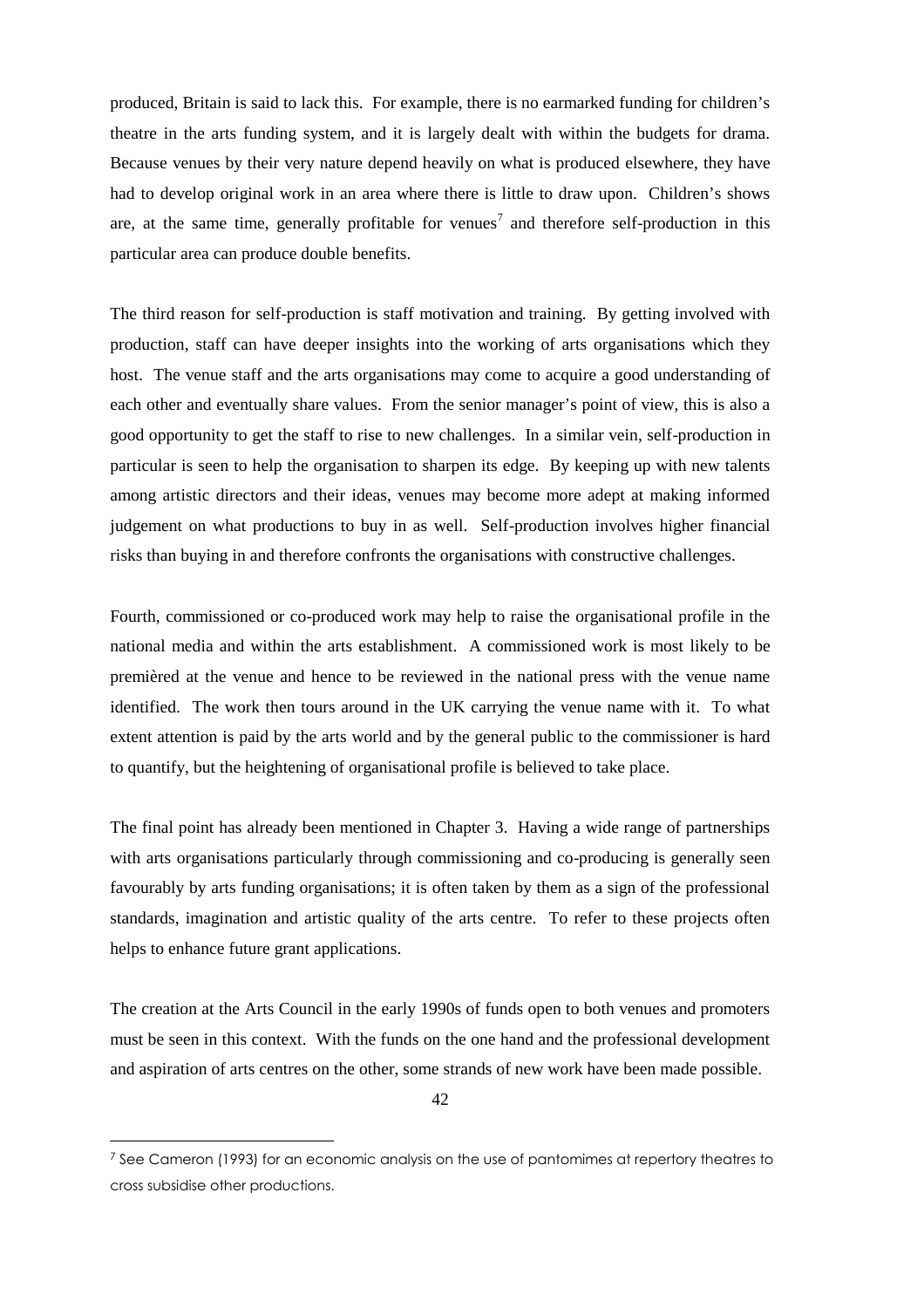produced, Britain is said to lack this. For example, there is no earmarked funding for children's theatre in the arts funding system, and it is largely dealt with within the budgets for drama. Because venues by their very nature depend heavily on what is produced elsewhere, they have had to develop original work in an area where there is little to draw upon. Children's shows are, at the same time, generally profitable for venues[7] and therefore self-production in this particular area can produce double benefits.

The third reason for self-production is staff motivation and training. By getting involved with production, staff can have deeper insights into the working of arts organisations which they host. The venue staff and the arts organisations may come to acquire a good understanding of each other and eventually share values. From the senior manager's point of view, this is also a good opportunity to get the staff to rise to new challenges. In a similar vein, self-production in particular is seen to help the organisation to sharpen its edge. By keeping up with new talents among artistic directors and their ideas, venues may become more adept at making informed judgement on what productions to buy in as well. Self-production involves higher financial risks than buying in and therefore confronts the organisations with constructive challenges.

Fourth, commissioned or co-produced work may help to raise the organisational profile in the national media and within the arts establishment. A commissioned work is most likely to be premièred at the venue and hence to be reviewed in the national press with the venue name identified. The work then tours around in the UK carrying the venue name with it. To what extent attention is paid by the arts world and by the general public to the commissioner is hard to quantify, but the heightening of organisational profile is believed to take place.

The final point has already been mentioned in Chapter 3. Having a wide range of partnerships with arts organisations particularly through commissioning and co-producing is generally seen favourably by arts funding organisations; it is often taken by them as a sign of the professional standards, imagination and artistic quality of the arts centre. To refer to these projects often helps to enhance future grant applications.

The creation at the Arts Council in the early 1990s of funds open to both venues and promoters must be seen in this context. With the funds on the one hand and the professional development and aspiration of arts centres on the other, some strands of new work have been made possible.

---

[7] See Cameron (1993) for an economic analysis on the use of pantomimes at repertory theatres to cross subsidise other productions.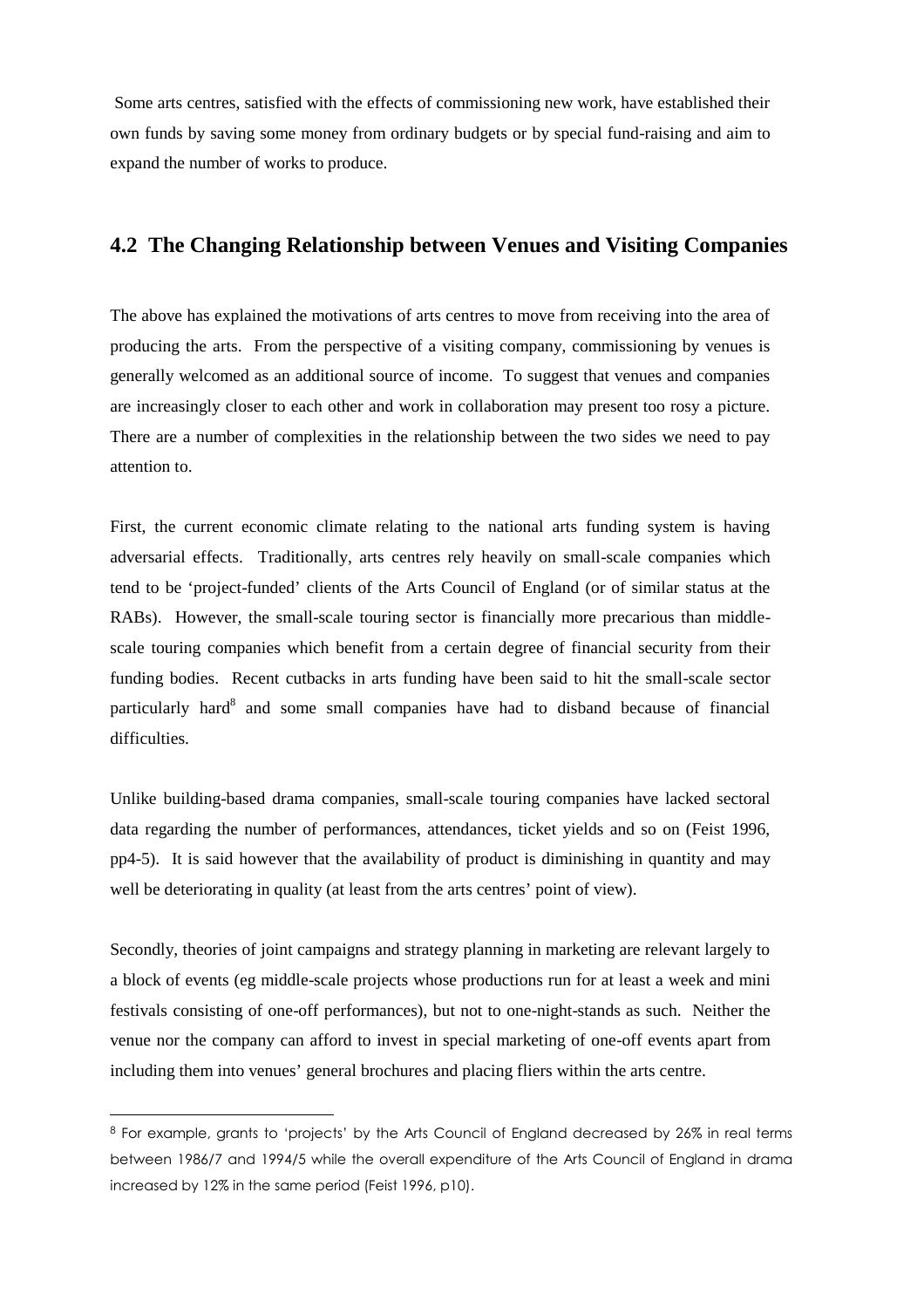Some arts centres, satisfied with the effects of commissioning new work, have established their own funds by saving some money from ordinary budgets or by special fund-raising and aim to expand the number of works to produce.

## 4.2 The Changing Relationship between Venues and Visiting Companies

The above has explained the motivations of arts centres to move from receiving into the area of producing the arts. From the perspective of a visiting company, commissioning by venues is generally welcomed as an additional source of income. To suggest that venues and companies are increasingly closer to each other and work in collaboration may present too rosy a picture. There are a number of complexities in the relationship between the two sides we need to pay attention to.

First, the current economic climate relating to the national arts funding system is having adversarial effects. Traditionally, arts centres rely heavily on small-scale companies which tend to be 'project-funded' clients of the Arts Council of England (or of similar status at the RABs). However, the small-scale touring sector is financially more precarious than middle-scale touring companies which benefit from a certain degree of financial security from their funding bodies. Recent cutbacks in arts funding have been said to hit the small-scale sector particularly hard[8] and some small companies have had to disband because of financial difficulties.

Unlike building-based drama companies, small-scale touring companies have lacked sectoral data regarding the number of performances, attendances, ticket yields and so on (Feist 1996, pp4-5). It is said however that the availability of product is diminishing in quantity and may well be deteriorating in quality (at least from the arts centres' point of view).

Secondly, theories of joint campaigns and strategy planning in marketing are relevant largely to a block of events (eg middle-scale projects whose productions run for at least a week and mini festivals consisting of one-off performances), but not to one-night-stands as such. Neither the venue nor the company can afford to invest in special marketing of one-off events apart from including them into venues' general brochures and placing fliers within the arts centre.

---

[8] For example, grants to 'projects' by the Arts Council of England decreased by 26% in real terms between 1986/7 and 1994/5 while the overall expenditure of the Arts Council of England in drama increased by 12% in the same period (Feist 1996, p10).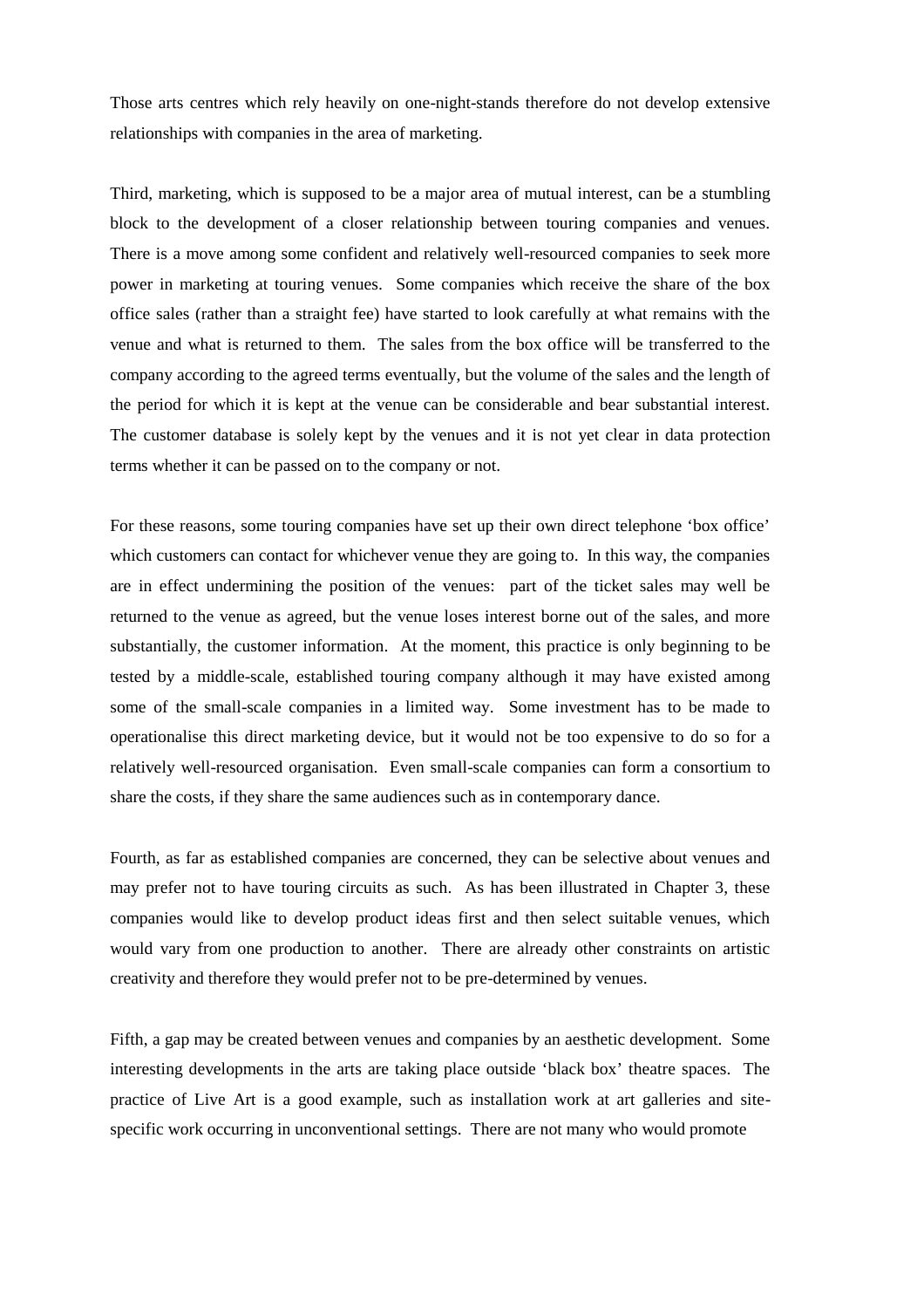Those arts centres which rely heavily on one-night-stands therefore do not develop extensive relationships with companies in the area of marketing.

Third, marketing, which is supposed to be a major area of mutual interest, can be a stumbling block to the development of a closer relationship between touring companies and venues. There is a move among some confident and relatively well-resourced companies to seek more power in marketing at touring venues. Some companies which receive the share of the box office sales (rather than a straight fee) have started to look carefully at what remains with the venue and what is returned to them. The sales from the box office will be transferred to the company according to the agreed terms eventually, but the volume of the sales and the length of the period for which it is kept at the venue can be considerable and bear substantial interest. The customer database is solely kept by the venues and it is not yet clear in data protection terms whether it can be passed on to the company or not.

For these reasons, some touring companies have set up their own direct telephone 'box office' which customers can contact for whichever venue they are going to. In this way, the companies are in effect undermining the position of the venues: part of the ticket sales may well be returned to the venue as agreed, but the venue loses interest borne out of the sales, and more substantially, the customer information. At the moment, this practice is only beginning to be tested by a middle-scale, established touring company although it may have existed among some of the small-scale companies in a limited way. Some investment has to be made to operationalise this direct marketing device, but it would not be too expensive to do so for a relatively well-resourced organisation. Even small-scale companies can form a consortium to share the costs, if they share the same audiences such as in contemporary dance.

Fourth, as far as established companies are concerned, they can be selective about venues and may prefer not to have touring circuits as such. As has been illustrated in Chapter 3, these companies would like to develop product ideas first and then select suitable venues, which would vary from one production to another. There are already other constraints on artistic creativity and therefore they would prefer not to be pre-determined by venues.

Fifth, a gap may be created between venues and companies by an aesthetic development. Some interesting developments in the arts are taking place outside 'black box' theatre spaces. The practice of Live Art is a good example, such as installation work at art galleries and site-specific work occurring in unconventional settings. There are not many who would promote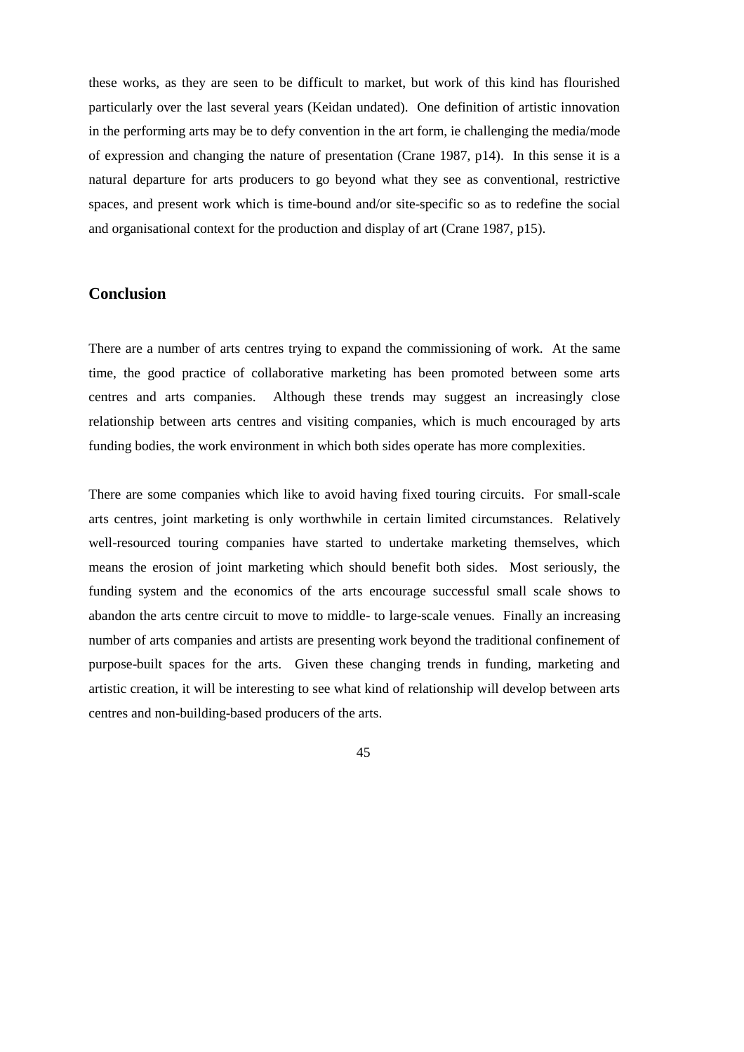these works, as they are seen to be difficult to market, but work of this kind has flourished particularly over the last several years (Keidan undated). One definition of artistic innovation in the performing arts may be to defy convention in the art form, ie challenging the media/mode of expression and changing the nature of presentation (Crane 1987, p14). In this sense it is a natural departure for arts producers to go beyond what they see as conventional, restrictive spaces, and present work which is time-bound and/or site-specific so as to redefine the social and organisational context for the production and display of art (Crane 1987, p15).

## Conclusion

There are a number of arts centres trying to expand the commissioning of work. At the same time, the good practice of collaborative marketing has been promoted between some arts centres and arts companies. Although these trends may suggest an increasingly close relationship between arts centres and visiting companies, which is much encouraged by arts funding bodies, the work environment in which both sides operate has more complexities.

There are some companies which like to avoid having fixed touring circuits. For small-scale arts centres, joint marketing is only worthwhile in certain limited circumstances. Relatively well-resourced touring companies have started to undertake marketing themselves, which means the erosion of joint marketing which should benefit both sides. Most seriously, the funding system and the economics of the arts encourage successful small scale shows to abandon the arts centre circuit to move to middle- to large-scale venues. Finally an increasing number of arts companies and artists are presenting work beyond the traditional confinement of purpose-built spaces for the arts. Given these changing trends in funding, marketing and artistic creation, it will be interesting to see what kind of relationship will develop between arts centres and non-building-based producers of the arts.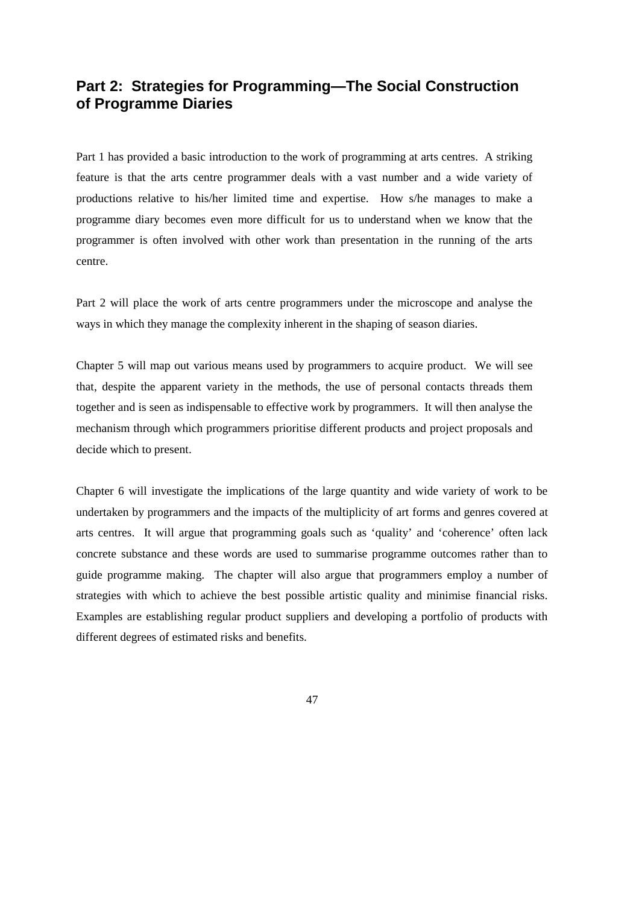## Part 2: Strategies for Programming—The Social Construction of Programme Diaries

Part 1 has provided a basic introduction to the work of programming at arts centres. A striking feature is that the arts centre programmer deals with a vast number and a wide variety of productions relative to his/her limited time and expertise. How s/he manages to make a programme diary becomes even more difficult for us to understand when we know that the programmer is often involved with other work than presentation in the running of the arts centre.

Part 2 will place the work of arts centre programmers under the microscope and analyse the ways in which they manage the complexity inherent in the shaping of season diaries.

Chapter 5 will map out various means used by programmers to acquire product. We will see that, despite the apparent variety in the methods, the use of personal contacts threads them together and is seen as indispensable to effective work by programmers. It will then analyse the mechanism through which programmers prioritise different products and project proposals and decide which to present.

Chapter 6 will investigate the implications of the large quantity and wide variety of work to be undertaken by programmers and the impacts of the multiplicity of art forms and genres covered at arts centres. It will argue that programming goals such as 'quality' and 'coherence' often lack concrete substance and these words are used to summarise programme outcomes rather than to guide programme making. The chapter will also argue that programmers employ a number of strategies with which to achieve the best possible artistic quality and minimise financial risks. Examples are establishing regular product suppliers and developing a portfolio of products with different degrees of estimated risks and benefits.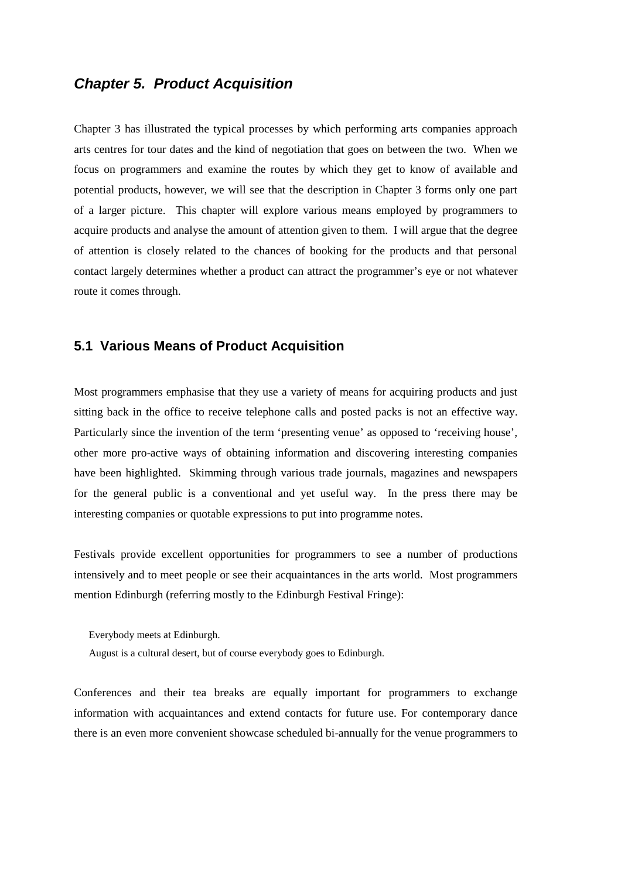# *Chapter 5. Product Acquisition*

Chapter 3 has illustrated the typical processes by which performing arts companies approach arts centres for tour dates and the kind of negotiation that goes on between the two. When we focus on programmers and examine the routes by which they get to know of available and potential products, however, we will see that the description in Chapter 3 forms only one part of a larger picture. This chapter will explore various means employed by programmers to acquire products and analyse the amount of attention given to them. I will argue that the degree of attention is closely related to the chances of booking for the products and that personal contact largely determines whether a product can attract the programmer's eye or not whatever route it comes through.

## 5.1 Various Means of Product Acquisition

Most programmers emphasise that they use a variety of means for acquiring products and just sitting back in the office to receive telephone calls and posted packs is not an effective way. Particularly since the invention of the term 'presenting venue' as opposed to 'receiving house', other more pro-active ways of obtaining information and discovering interesting companies have been highlighted. Skimming through various trade journals, magazines and newspapers for the general public is a conventional and yet useful way. In the press there may be interesting companies or quotable expressions to put into programme notes.

Festivals provide excellent opportunities for programmers to see a number of productions intensively and to meet people or see their acquaintances in the arts world. Most programmers mention Edinburgh (referring mostly to the Edinburgh Festival Fringe):

> Everybody meets at Edinburgh.
>
> August is a cultural desert, but of course everybody goes to Edinburgh.

Conferences and their tea breaks are equally important for programmers to exchange information with acquaintances and extend contacts for future use. For contemporary dance there is an even more convenient showcase scheduled bi-annually for the venue programmers to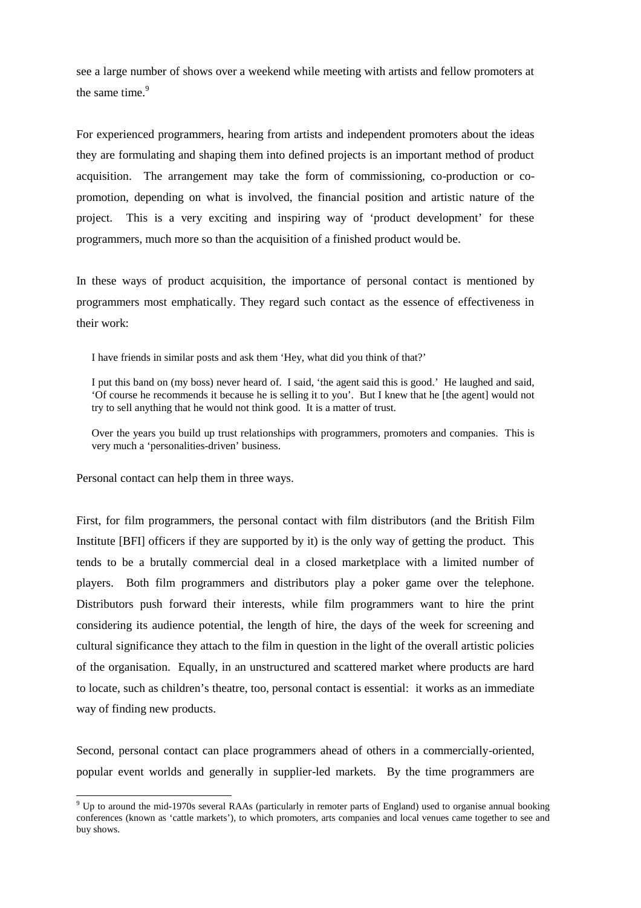see a large number of shows over a weekend while meeting with artists and fellow promoters at the same time.[9]

For experienced programmers, hearing from artists and independent promoters about the ideas they are formulating and shaping them into defined projects is an important method of product acquisition. The arrangement may take the form of commissioning, co-production or co-promotion, depending on what is involved, the financial position and artistic nature of the project. This is a very exciting and inspiring way of 'product development' for these programmers, much more so than the acquisition of a finished product would be.

In these ways of product acquisition, the importance of personal contact is mentioned by programmers most emphatically. They regard such contact as the essence of effectiveness in their work:

> I have friends in similar posts and ask them 'Hey, what did you think of that?'
>
> I put this band on (my boss) never heard of. I said, 'the agent said this is good.' He laughed and said, 'Of course he recommends it because he is selling it to you'. But I knew that he [the agent] would not try to sell anything that he would not think good. It is a matter of trust.
>
> Over the years you build up trust relationships with programmers, promoters and companies. This is very much a 'personalities-driven' business.

Personal contact can help them in three ways.

First, for film programmers, the personal contact with film distributors (and the British Film Institute [BFI] officers if they are supported by it) is the only way of getting the product. This tends to be a brutally commercial deal in a closed marketplace with a limited number of players. Both film programmers and distributors play a poker game over the telephone. Distributors push forward their interests, while film programmers want to hire the print considering its audience potential, the length of hire, the days of the week for screening and cultural significance they attach to the film in question in the light of the overall artistic policies of the organisation. Equally, in an unstructured and scattered market where products are hard to locate, such as children's theatre, too, personal contact is essential: it works as an immediate way of finding new products.

Second, personal contact can place programmers ahead of others in a commercially-oriented, popular event worlds and generally in supplier-led markets. By the time programmers are

[9] Up to around the mid-1970s several RAAs (particularly in remoter parts of England) used to organise annual booking conferences (known as 'cattle markets'), to which promoters, arts companies and local venues came together to see and buy shows.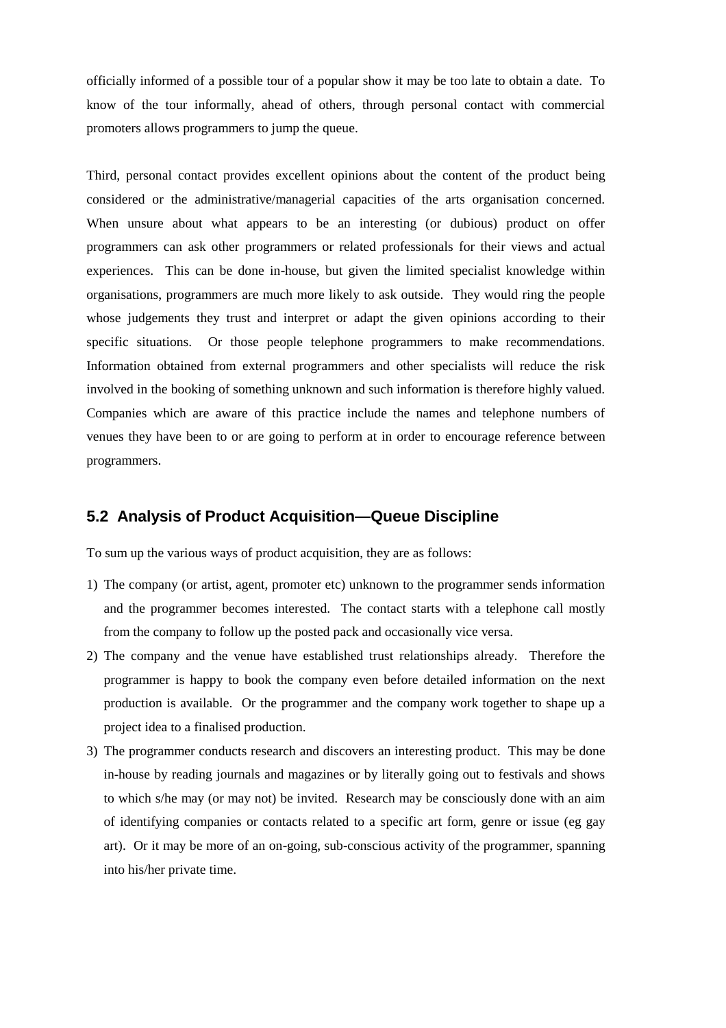officially informed of a possible tour of a popular show it may be too late to obtain a date. To know of the tour informally, ahead of others, through personal contact with commercial promoters allows programmers to jump the queue.

Third, personal contact provides excellent opinions about the content of the product being considered or the administrative/managerial capacities of the arts organisation concerned. When unsure about what appears to be an interesting (or dubious) product on offer programmers can ask other programmers or related professionals for their views and actual experiences. This can be done in-house, but given the limited specialist knowledge within organisations, programmers are much more likely to ask outside. They would ring the people whose judgements they trust and interpret or adapt the given opinions according to their specific situations. Or those people telephone programmers to make recommendations. Information obtained from external programmers and other specialists will reduce the risk involved in the booking of something unknown and such information is therefore highly valued. Companies which are aware of this practice include the names and telephone numbers of venues they have been to or are going to perform at in order to encourage reference between programmers.

## 5.2 Analysis of Product Acquisition—Queue Discipline

To sum up the various ways of product acquisition, they are as follows:

1) The company (or artist, agent, promoter etc) unknown to the programmer sends information and the programmer becomes interested. The contact starts with a telephone call mostly from the company to follow up the posted pack and occasionally vice versa.
2) The company and the venue have established trust relationships already. Therefore the programmer is happy to book the company even before detailed information on the next production is available. Or the programmer and the company work together to shape up a project idea to a finalised production.
3) The programmer conducts research and discovers an interesting product. This may be done in-house by reading journals and magazines or by literally going out to festivals and shows to which s/he may (or may not) be invited. Research may be consciously done with an aim of identifying companies or contacts related to a specific art form, genre or issue (eg gay art). Or it may be more of an on-going, sub-conscious activity of the programmer, spanning into his/her private time.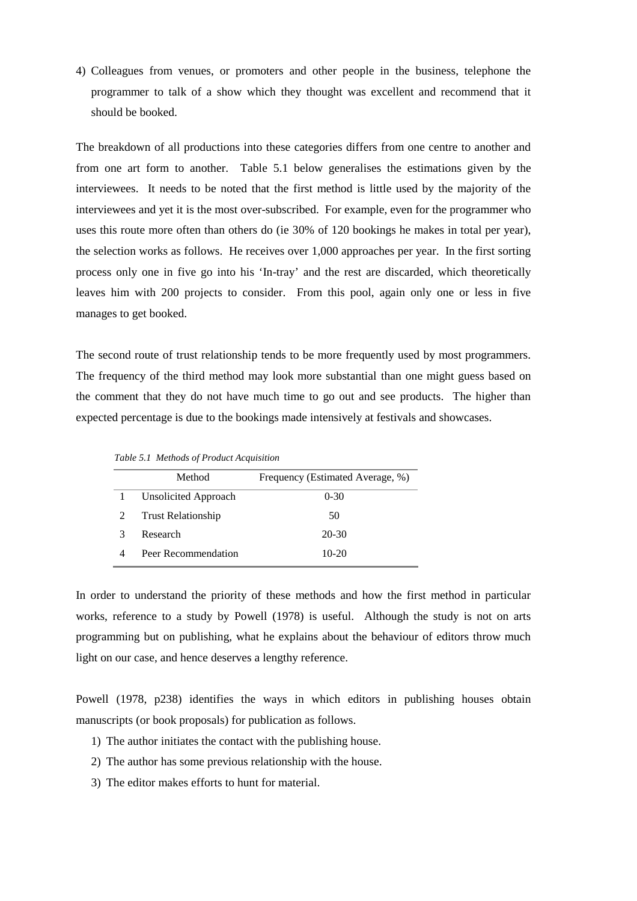4) Colleagues from venues, or promoters and other people in the business, telephone the programmer to talk of a show which they thought was excellent and recommend that it should be booked.

The breakdown of all productions into these categories differs from one centre to another and from one art form to another. Table 5.1 below generalises the estimations given by the interviewees. It needs to be noted that the first method is little used by the majority of the interviewees and yet it is the most over-subscribed. For example, even for the programmer who uses this route more often than others do (ie 30% of 120 bookings he makes in total per year), the selection works as follows. He receives over 1,000 approaches per year. In the first sorting process only one in five go into his 'In-tray' and the rest are discarded, which theoretically leaves him with 200 projects to consider. From this pool, again only one or less in five manages to get booked.

The second route of trust relationship tends to be more frequently used by most programmers. The frequency of the third method may look more substantial than one might guess based on the comment that they do not have much time to go out and see products. The higher than expected percentage is due to the bookings made intensively at festivals and showcases.

*Table 5.1 Methods of Product Acquisition*

| | Method | Frequency (Estimated Average, %) |
|---|---|---|
| 1 | Unsolicited Approach | 0-30 |
| 2 | Trust Relationship | 50 |
| 3 | Research | 20-30 |
| 4 | Peer Recommendation | 10-20 |

In order to understand the priority of these methods and how the first method in particular works, reference to a study by Powell (1978) is useful. Although the study is not on arts programming but on publishing, what he explains about the behaviour of editors throw much light on our case, and hence deserves a lengthy reference.

Powell (1978, p238) identifies the ways in which editors in publishing houses obtain manuscripts (or book proposals) for publication as follows.

1) The author initiates the contact with the publishing house.
2) The author has some previous relationship with the house.
3) The editor makes efforts to hunt for material.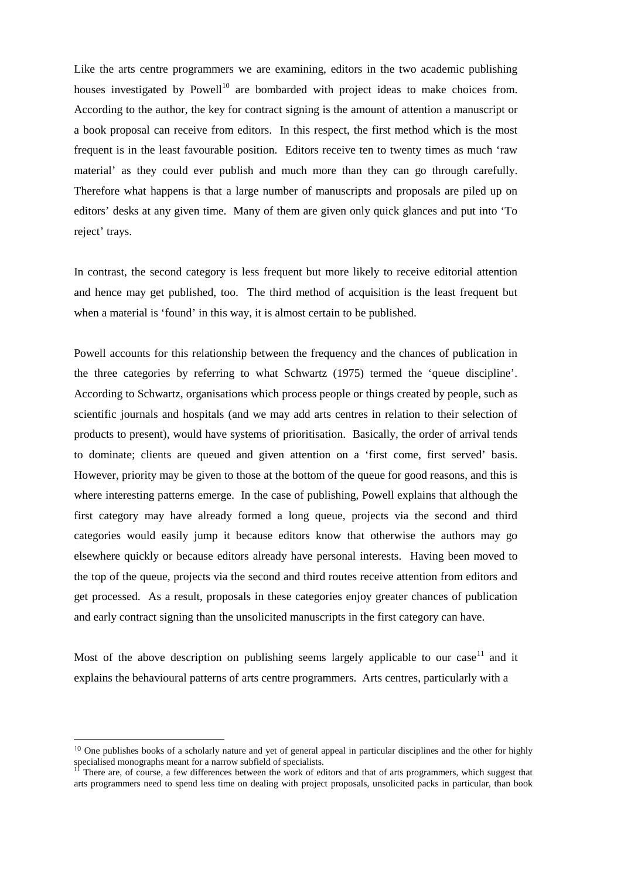Like the arts centre programmers we are examining, editors in the two academic publishing houses investigated by Powell[10] are bombarded with project ideas to make choices from. According to the author, the key for contract signing is the amount of attention a manuscript or a book proposal can receive from editors. In this respect, the first method which is the most frequent is in the least favourable position. Editors receive ten to twenty times as much 'raw material' as they could ever publish and much more than they can go through carefully. Therefore what happens is that a large number of manuscripts and proposals are piled up on editors' desks at any given time. Many of them are given only quick glances and put into 'To reject' trays.

In contrast, the second category is less frequent but more likely to receive editorial attention and hence may get published, too. The third method of acquisition is the least frequent but when a material is 'found' in this way, it is almost certain to be published.

Powell accounts for this relationship between the frequency and the chances of publication in the three categories by referring to what Schwartz (1975) termed the 'queue discipline'. According to Schwartz, organisations which process people or things created by people, such as scientific journals and hospitals (and we may add arts centres in relation to their selection of products to present), would have systems of prioritisation. Basically, the order of arrival tends to dominate; clients are queued and given attention on a 'first come, first served' basis. However, priority may be given to those at the bottom of the queue for good reasons, and this is where interesting patterns emerge. In the case of publishing, Powell explains that although the first category may have already formed a long queue, projects via the second and third categories would easily jump it because editors know that otherwise the authors may go elsewhere quickly or because editors already have personal interests. Having been moved to the top of the queue, projects via the second and third routes receive attention from editors and get processed. As a result, proposals in these categories enjoy greater chances of publication and early contract signing than the unsolicited manuscripts in the first category can have.

Most of the above description on publishing seems largely applicable to our case[11] and it explains the behavioural patterns of arts centre programmers. Arts centres, particularly with a

[10] One publishes books of a scholarly nature and yet of general appeal in particular disciplines and the other for highly specialised monographs meant for a narrow subfield of specialists.

[11] There are, of course, a few differences between the work of editors and that of arts programmers, which suggest that arts programmers need to spend less time on dealing with project proposals, unsolicited packs in particular, than book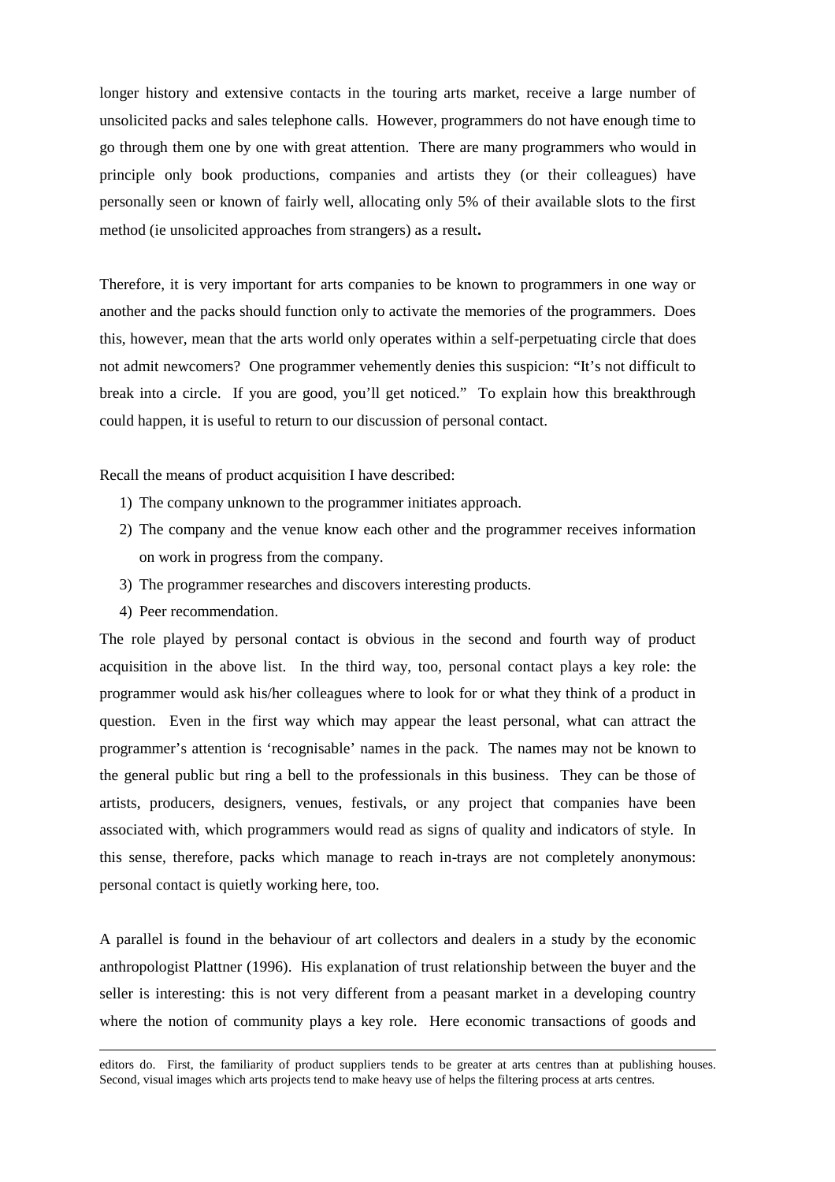longer history and extensive contacts in the touring arts market, receive a large number of unsolicited packs and sales telephone calls. However, programmers do not have enough time to go through them one by one with great attention. There are many programmers who would in principle only book productions, companies and artists they (or their colleagues) have personally seen or known of fairly well, allocating only 5% of their available slots to the first method (ie unsolicited approaches from strangers) as a result**.**

Therefore, it is very important for arts companies to be known to programmers in one way or another and the packs should function only to activate the memories of the programmers. Does this, however, mean that the arts world only operates within a self-perpetuating circle that does not admit newcomers? One programmer vehemently denies this suspicion: "It's not difficult to break into a circle. If you are good, you'll get noticed." To explain how this breakthrough could happen, it is useful to return to our discussion of personal contact.

Recall the means of product acquisition I have described:

1) The company unknown to the programmer initiates approach.
2) The company and the venue know each other and the programmer receives information on work in progress from the company.
3) The programmer researches and discovers interesting products.
4) Peer recommendation.

The role played by personal contact is obvious in the second and fourth way of product acquisition in the above list. In the third way, too, personal contact plays a key role: the programmer would ask his/her colleagues where to look for or what they think of a product in question. Even in the first way which may appear the least personal, what can attract the programmer's attention is 'recognisable' names in the pack. The names may not be known to the general public but ring a bell to the professionals in this business. They can be those of artists, producers, designers, venues, festivals, or any project that companies have been associated with, which programmers would read as signs of quality and indicators of style. In this sense, therefore, packs which manage to reach in-trays are not completely anonymous: personal contact is quietly working here, too.

A parallel is found in the behaviour of art collectors and dealers in a study by the economic anthropologist Plattner (1996). His explanation of trust relationship between the buyer and the seller is interesting: this is not very different from a peasant market in a developing country where the notion of community plays a key role. Here economic transactions of goods and

---

editors do. First, the familiarity of product suppliers tends to be greater at arts centres than at publishing houses. Second, visual images which arts projects tend to make heavy use of helps the filtering process at arts centres.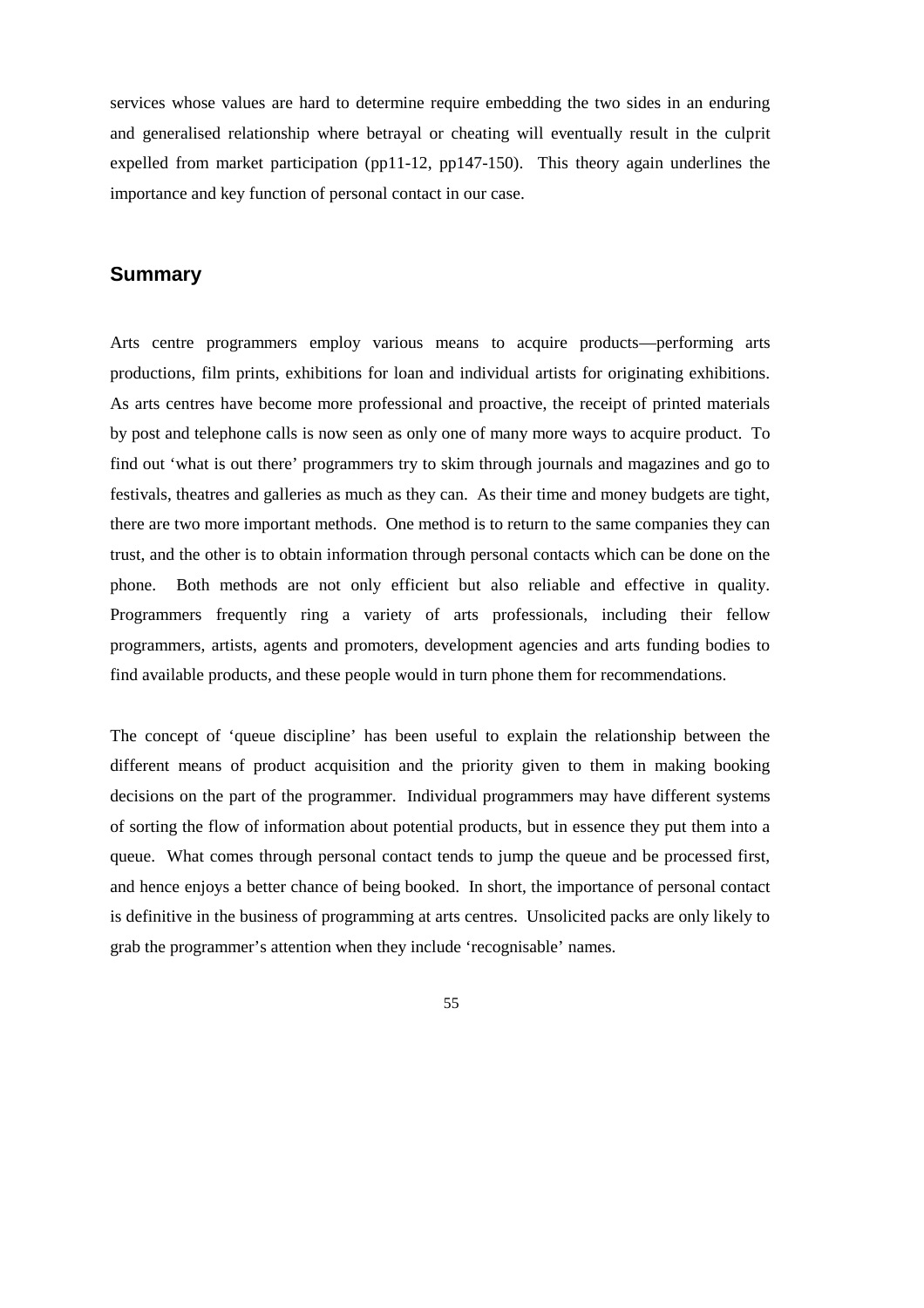services whose values are hard to determine require embedding the two sides in an enduring and generalised relationship where betrayal or cheating will eventually result in the culprit expelled from market participation (pp11-12, pp147-150). This theory again underlines the importance and key function of personal contact in our case.

## Summary

Arts centre programmers employ various means to acquire products—performing arts productions, film prints, exhibitions for loan and individual artists for originating exhibitions. As arts centres have become more professional and proactive, the receipt of printed materials by post and telephone calls is now seen as only one of many more ways to acquire product. To find out 'what is out there' programmers try to skim through journals and magazines and go to festivals, theatres and galleries as much as they can. As their time and money budgets are tight, there are two more important methods. One method is to return to the same companies they can trust, and the other is to obtain information through personal contacts which can be done on the phone. Both methods are not only efficient but also reliable and effective in quality. Programmers frequently ring a variety of arts professionals, including their fellow programmers, artists, agents and promoters, development agencies and arts funding bodies to find available products, and these people would in turn phone them for recommendations.

The concept of 'queue discipline' has been useful to explain the relationship between the different means of product acquisition and the priority given to them in making booking decisions on the part of the programmer. Individual programmers may have different systems of sorting the flow of information about potential products, but in essence they put them into a queue. What comes through personal contact tends to jump the queue and be processed first, and hence enjoys a better chance of being booked. In short, the importance of personal contact is definitive in the business of programming at arts centres. Unsolicited packs are only likely to grab the programmer's attention when they include 'recognisable' names.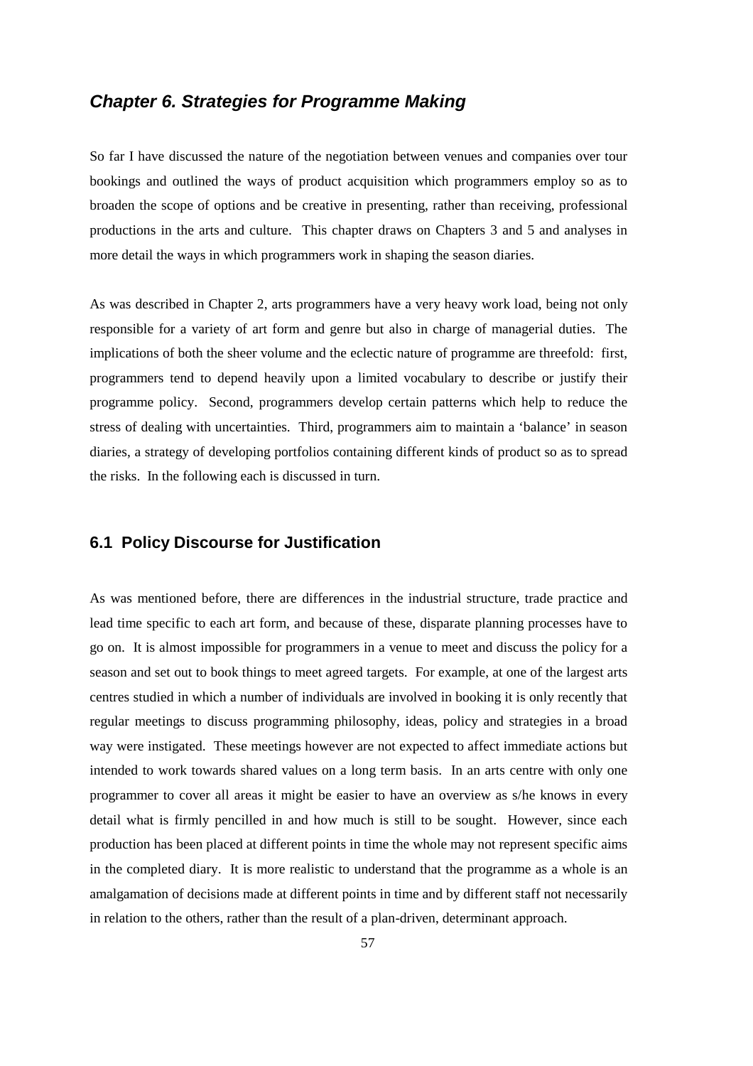## *Chapter 6. Strategies for Programme Making*

So far I have discussed the nature of the negotiation between venues and companies over tour bookings and outlined the ways of product acquisition which programmers employ so as to broaden the scope of options and be creative in presenting, rather than receiving, professional productions in the arts and culture. This chapter draws on Chapters 3 and 5 and analyses in more detail the ways in which programmers work in shaping the season diaries.

As was described in Chapter 2, arts programmers have a very heavy work load, being not only responsible for a variety of art form and genre but also in charge of managerial duties. The implications of both the sheer volume and the eclectic nature of programme are threefold: first, programmers tend to depend heavily upon a limited vocabulary to describe or justify their programme policy. Second, programmers develop certain patterns which help to reduce the stress of dealing with uncertainties. Third, programmers aim to maintain a 'balance' in season diaries, a strategy of developing portfolios containing different kinds of product so as to spread the risks. In the following each is discussed in turn.

### 6.1 Policy Discourse for Justification

As was mentioned before, there are differences in the industrial structure, trade practice and lead time specific to each art form, and because of these, disparate planning processes have to go on. It is almost impossible for programmers in a venue to meet and discuss the policy for a season and set out to book things to meet agreed targets. For example, at one of the largest arts centres studied in which a number of individuals are involved in booking it is only recently that regular meetings to discuss programming philosophy, ideas, policy and strategies in a broad way were instigated. These meetings however are not expected to affect immediate actions but intended to work towards shared values on a long term basis. In an arts centre with only one programmer to cover all areas it might be easier to have an overview as s/he knows in every detail what is firmly pencilled in and how much is still to be sought. However, since each production has been placed at different points in time the whole may not represent specific aims in the completed diary. It is more realistic to understand that the programme as a whole is an amalgamation of decisions made at different points in time and by different staff not necessarily in relation to the others, rather than the result of a plan-driven, determinant approach.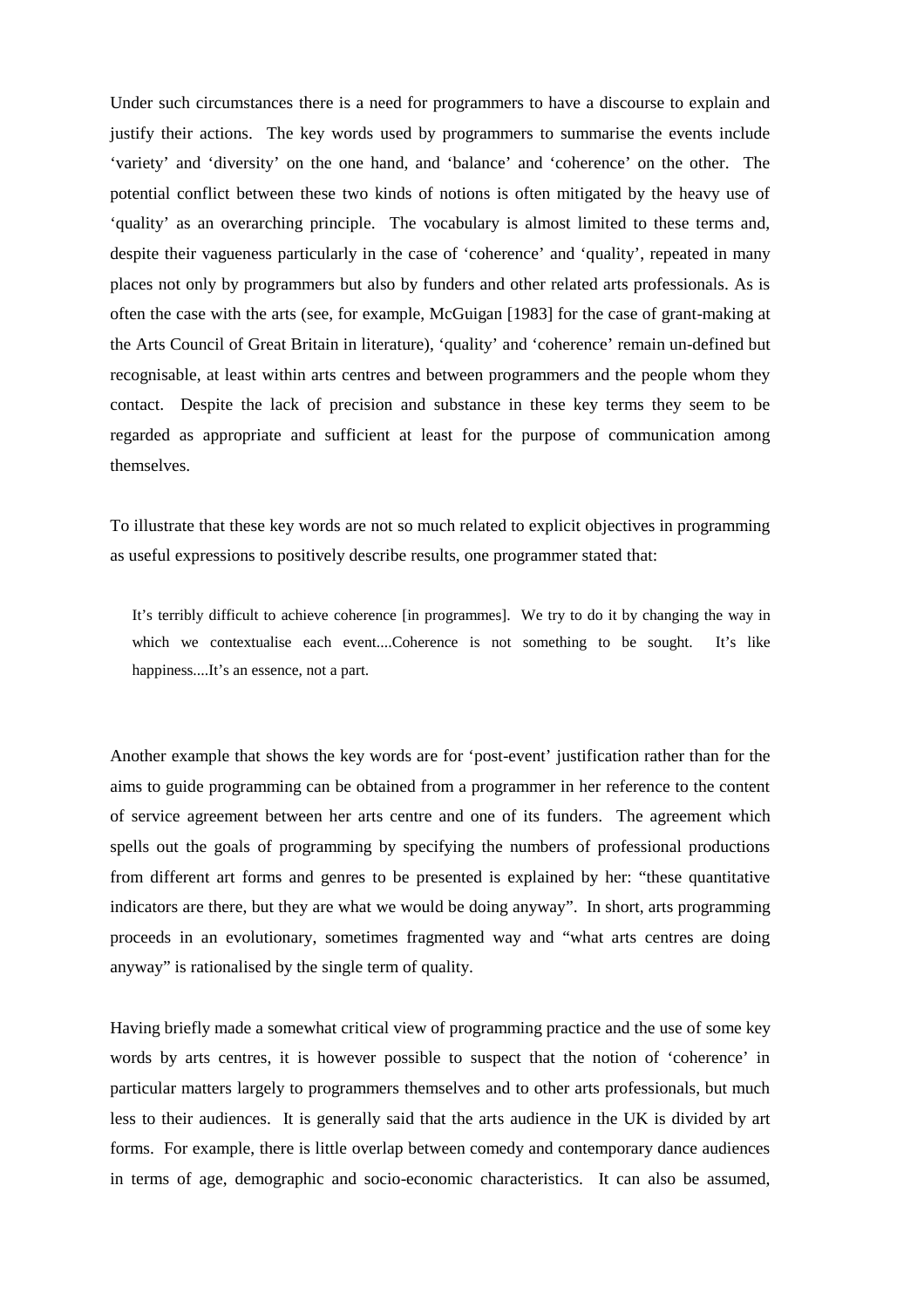Under such circumstances there is a need for programmers to have a discourse to explain and justify their actions. The key words used by programmers to summarise the events include 'variety' and 'diversity' on the one hand, and 'balance' and 'coherence' on the other. The potential conflict between these two kinds of notions is often mitigated by the heavy use of 'quality' as an overarching principle. The vocabulary is almost limited to these terms and, despite their vagueness particularly in the case of 'coherence' and 'quality', repeated in many places not only by programmers but also by funders and other related arts professionals. As is often the case with the arts (see, for example, McGuigan [1983] for the case of grant-making at the Arts Council of Great Britain in literature), 'quality' and 'coherence' remain un-defined but recognisable, at least within arts centres and between programmers and the people whom they contact. Despite the lack of precision and substance in these key terms they seem to be regarded as appropriate and sufficient at least for the purpose of communication among themselves.

To illustrate that these key words are not so much related to explicit objectives in programming as useful expressions to positively describe results, one programmer stated that:

> It's terribly difficult to achieve coherence [in programmes]. We try to do it by changing the way in which we contextualise each event....Coherence is not something to be sought. It's like happiness....It's an essence, not a part.

Another example that shows the key words are for 'post-event' justification rather than for the aims to guide programming can be obtained from a programmer in her reference to the content of service agreement between her arts centre and one of its funders. The agreement which spells out the goals of programming by specifying the numbers of professional productions from different art forms and genres to be presented is explained by her: "these quantitative indicators are there, but they are what we would be doing anyway". In short, arts programming proceeds in an evolutionary, sometimes fragmented way and "what arts centres are doing anyway" is rationalised by the single term of quality.

Having briefly made a somewhat critical view of programming practice and the use of some key words by arts centres, it is however possible to suspect that the notion of 'coherence' in particular matters largely to programmers themselves and to other arts professionals, but much less to their audiences. It is generally said that the arts audience in the UK is divided by art forms. For example, there is little overlap between comedy and contemporary dance audiences in terms of age, demographic and socio-economic characteristics. It can also be assumed,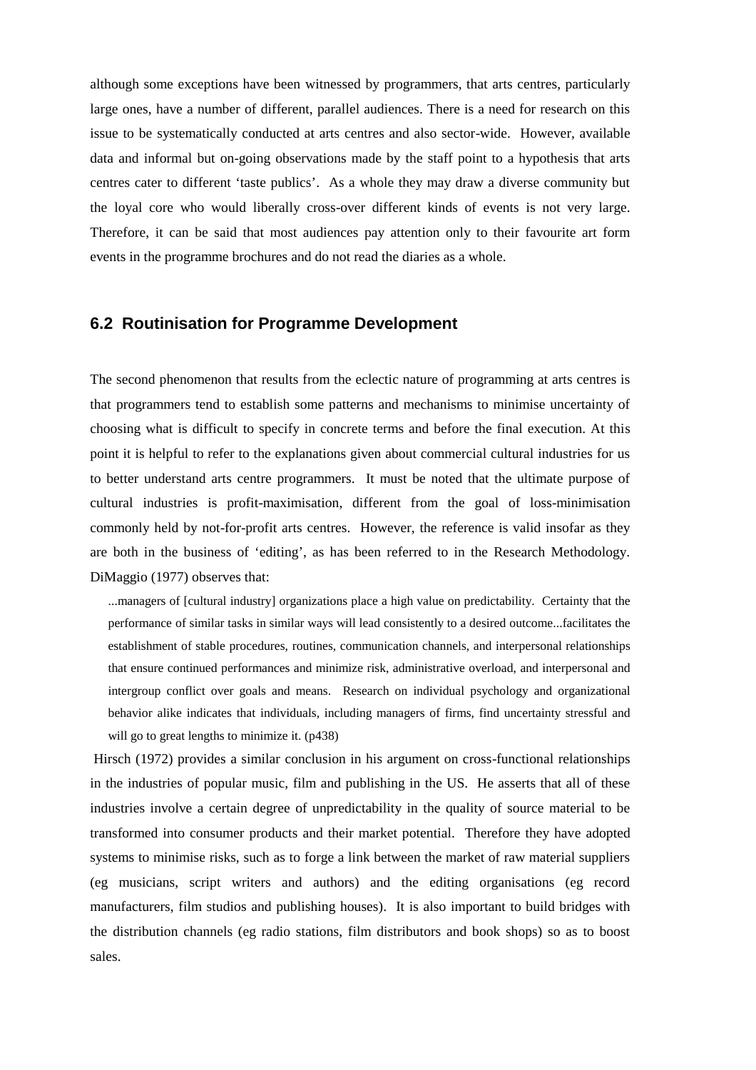although some exceptions have been witnessed by programmers, that arts centres, particularly large ones, have a number of different, parallel audiences. There is a need for research on this issue to be systematically conducted at arts centres and also sector-wide. However, available data and informal but on-going observations made by the staff point to a hypothesis that arts centres cater to different 'taste publics'. As a whole they may draw a diverse community but the loyal core who would liberally cross-over different kinds of events is not very large. Therefore, it can be said that most audiences pay attention only to their favourite art form events in the programme brochures and do not read the diaries as a whole.

## 6.2 Routinisation for Programme Development

The second phenomenon that results from the eclectic nature of programming at arts centres is that programmers tend to establish some patterns and mechanisms to minimise uncertainty of choosing what is difficult to specify in concrete terms and before the final execution. At this point it is helpful to refer to the explanations given about commercial cultural industries for us to better understand arts centre programmers. It must be noted that the ultimate purpose of cultural industries is profit-maximisation, different from the goal of loss-minimisation commonly held by not-for-profit arts centres. However, the reference is valid insofar as they are both in the business of 'editing', as has been referred to in the Research Methodology. DiMaggio (1977) observes that:

> ...managers of [cultural industry] organizations place a high value on predictability. Certainty that the performance of similar tasks in similar ways will lead consistently to a desired outcome...facilitates the establishment of stable procedures, routines, communication channels, and interpersonal relationships that ensure continued performances and minimize risk, administrative overload, and interpersonal and intergroup conflict over goals and means. Research on individual psychology and organizational behavior alike indicates that individuals, including managers of firms, find uncertainty stressful and will go to great lengths to minimize it. (p438)

Hirsch (1972) provides a similar conclusion in his argument on cross-functional relationships in the industries of popular music, film and publishing in the US. He asserts that all of these industries involve a certain degree of unpredictability in the quality of source material to be transformed into consumer products and their market potential. Therefore they have adopted systems to minimise risks, such as to forge a link between the market of raw material suppliers (eg musicians, script writers and authors) and the editing organisations (eg record manufacturers, film studios and publishing houses). It is also important to build bridges with the distribution channels (eg radio stations, film distributors and book shops) so as to boost sales.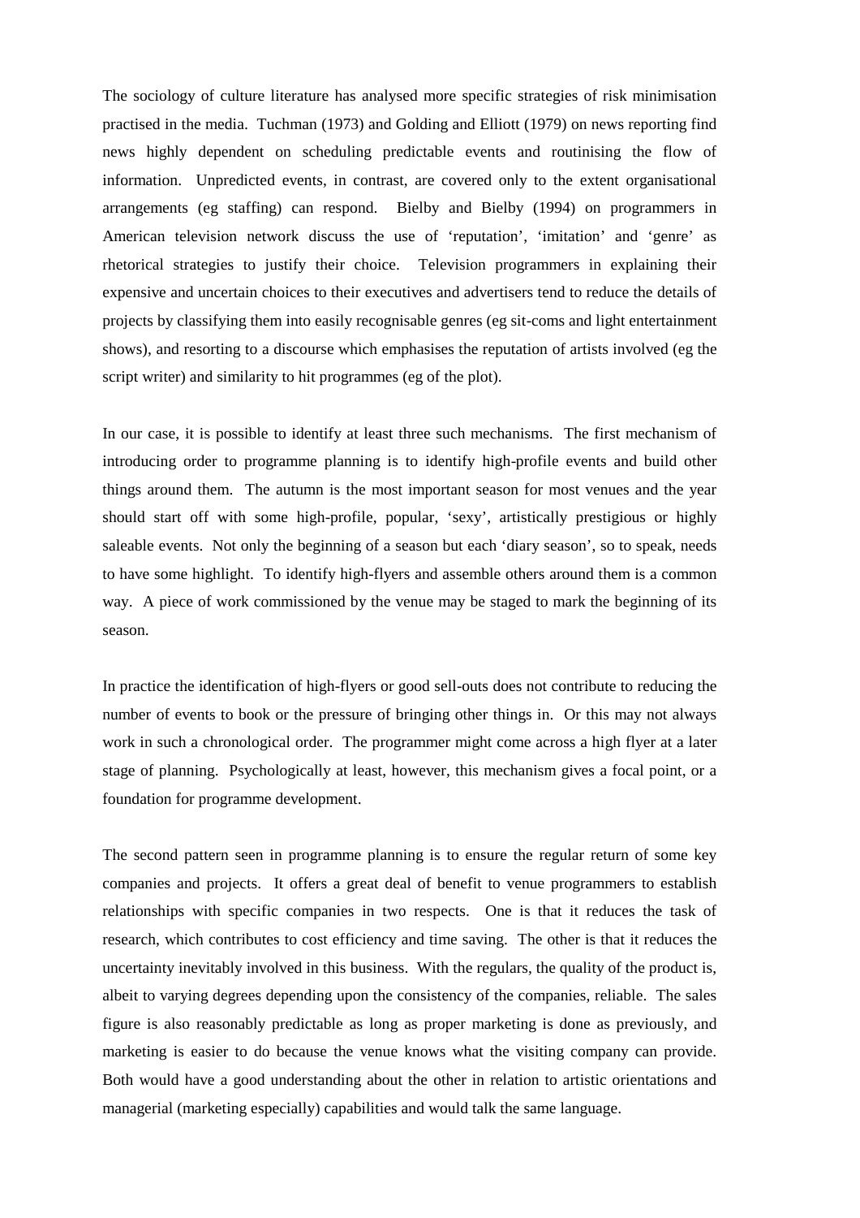The sociology of culture literature has analysed more specific strategies of risk minimisation practised in the media. Tuchman (1973) and Golding and Elliott (1979) on news reporting find news highly dependent on scheduling predictable events and routinising the flow of information. Unpredicted events, in contrast, are covered only to the extent organisational arrangements (eg staffing) can respond. Bielby and Bielby (1994) on programmers in American television network discuss the use of 'reputation', 'imitation' and 'genre' as rhetorical strategies to justify their choice. Television programmers in explaining their expensive and uncertain choices to their executives and advertisers tend to reduce the details of projects by classifying them into easily recognisable genres (eg sit-coms and light entertainment shows), and resorting to a discourse which emphasises the reputation of artists involved (eg the script writer) and similarity to hit programmes (eg of the plot).

In our case, it is possible to identify at least three such mechanisms. The first mechanism of introducing order to programme planning is to identify high-profile events and build other things around them. The autumn is the most important season for most venues and the year should start off with some high-profile, popular, 'sexy', artistically prestigious or highly saleable events. Not only the beginning of a season but each 'diary season', so to speak, needs to have some highlight. To identify high-flyers and assemble others around them is a common way. A piece of work commissioned by the venue may be staged to mark the beginning of its season.

In practice the identification of high-flyers or good sell-outs does not contribute to reducing the number of events to book or the pressure of bringing other things in. Or this may not always work in such a chronological order. The programmer might come across a high flyer at a later stage of planning. Psychologically at least, however, this mechanism gives a focal point, or a foundation for programme development.

The second pattern seen in programme planning is to ensure the regular return of some key companies and projects. It offers a great deal of benefit to venue programmers to establish relationships with specific companies in two respects. One is that it reduces the task of research, which contributes to cost efficiency and time saving. The other is that it reduces the uncertainty inevitably involved in this business. With the regulars, the quality of the product is, albeit to varying degrees depending upon the consistency of the companies, reliable. The sales figure is also reasonably predictable as long as proper marketing is done as previously, and marketing is easier to do because the venue knows what the visiting company can provide. Both would have a good understanding about the other in relation to artistic orientations and managerial (marketing especially) capabilities and would talk the same language.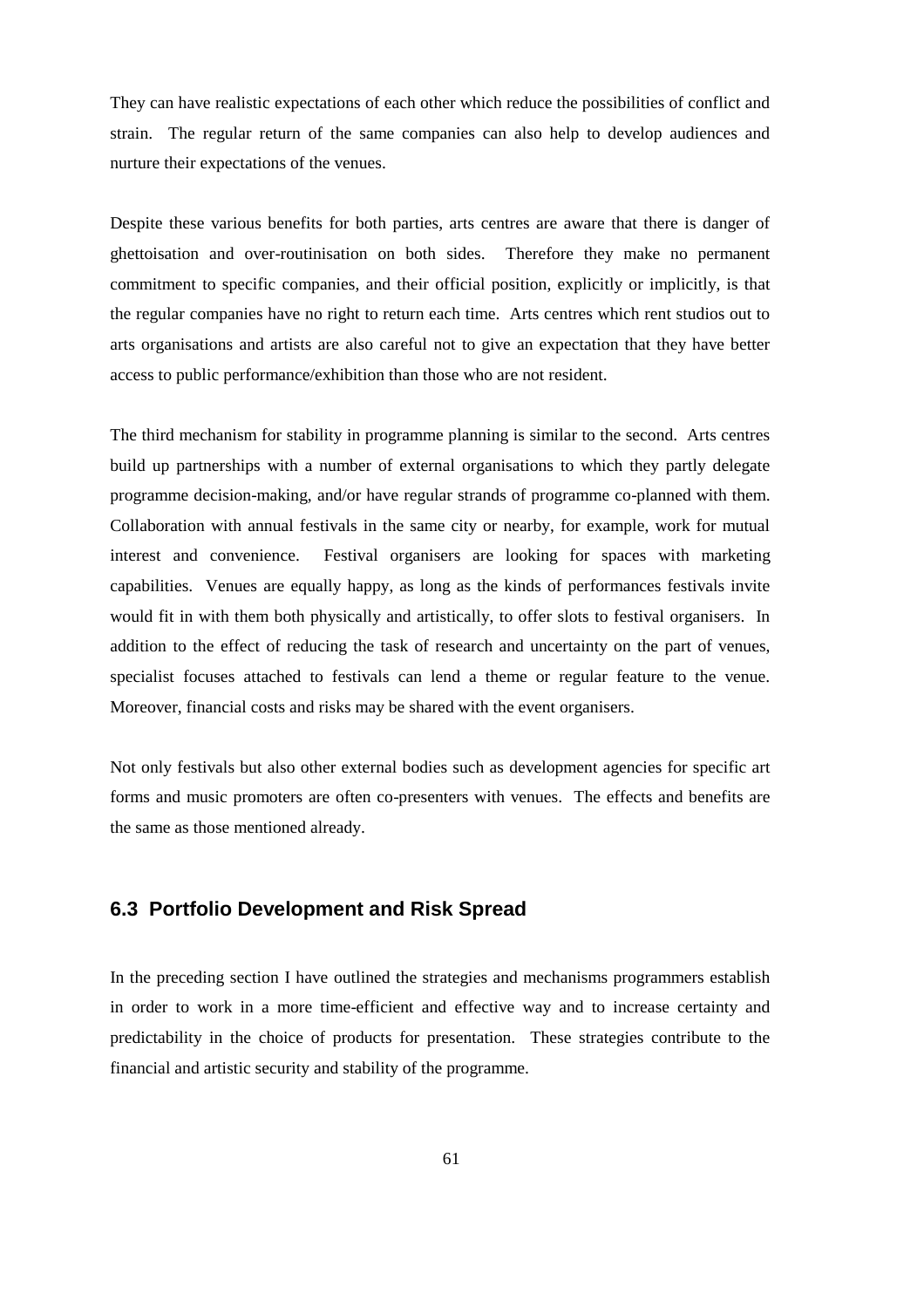They can have realistic expectations of each other which reduce the possibilities of conflict and strain. The regular return of the same companies can also help to develop audiences and nurture their expectations of the venues.

Despite these various benefits for both parties, arts centres are aware that there is danger of ghettoisation and over-routinisation on both sides. Therefore they make no permanent commitment to specific companies, and their official position, explicitly or implicitly, is that the regular companies have no right to return each time. Arts centres which rent studios out to arts organisations and artists are also careful not to give an expectation that they have better access to public performance/exhibition than those who are not resident.

The third mechanism for stability in programme planning is similar to the second. Arts centres build up partnerships with a number of external organisations to which they partly delegate programme decision-making, and/or have regular strands of programme co-planned with them. Collaboration with annual festivals in the same city or nearby, for example, work for mutual interest and convenience. Festival organisers are looking for spaces with marketing capabilities. Venues are equally happy, as long as the kinds of performances festivals invite would fit in with them both physically and artistically, to offer slots to festival organisers. In addition to the effect of reducing the task of research and uncertainty on the part of venues, specialist focuses attached to festivals can lend a theme or regular feature to the venue. Moreover, financial costs and risks may be shared with the event organisers.

Not only festivals but also other external bodies such as development agencies for specific art forms and music promoters are often co-presenters with venues. The effects and benefits are the same as those mentioned already.

## 6.3 Portfolio Development and Risk Spread

In the preceding section I have outlined the strategies and mechanisms programmers establish in order to work in a more time-efficient and effective way and to increase certainty and predictability in the choice of products for presentation. These strategies contribute to the financial and artistic security and stability of the programme.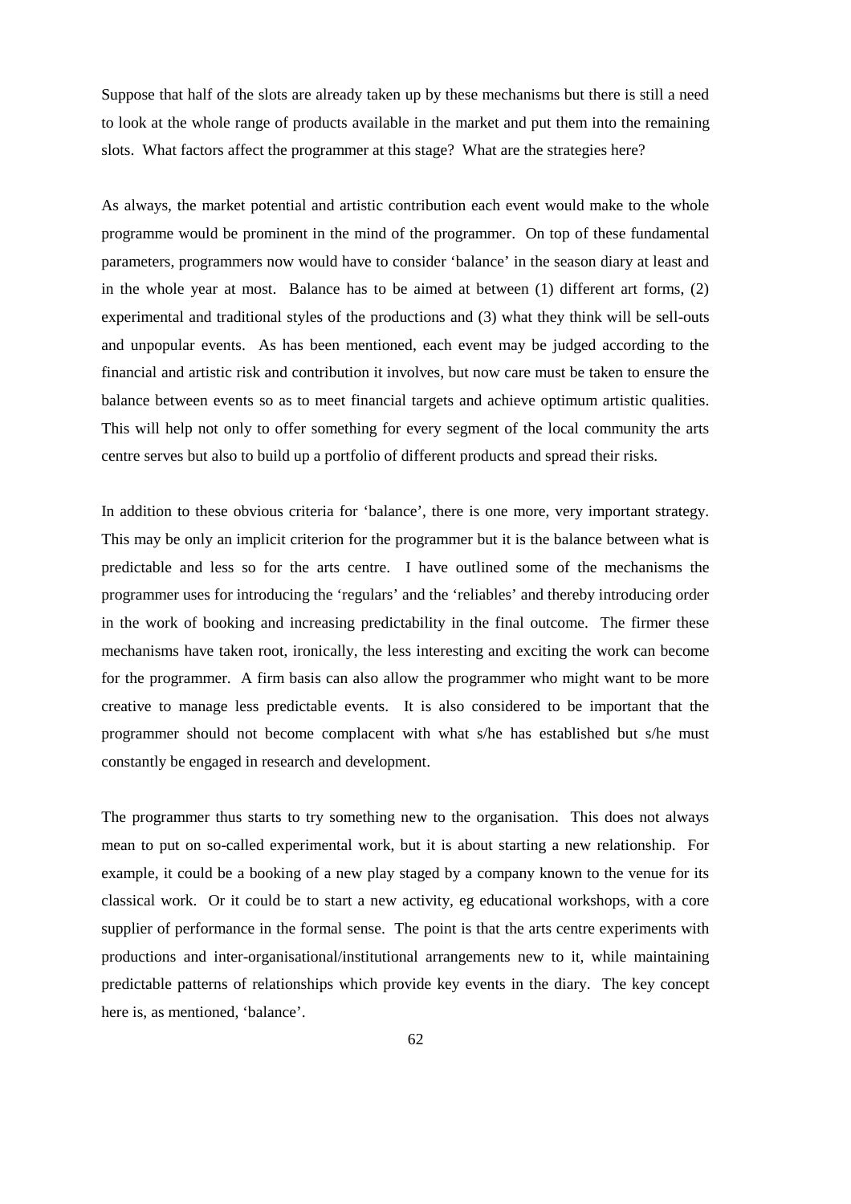Suppose that half of the slots are already taken up by these mechanisms but there is still a need to look at the whole range of products available in the market and put them into the remaining slots. What factors affect the programmer at this stage? What are the strategies here?

As always, the market potential and artistic contribution each event would make to the whole programme would be prominent in the mind of the programmer. On top of these fundamental parameters, programmers now would have to consider 'balance' in the season diary at least and in the whole year at most. Balance has to be aimed at between (1) different art forms, (2) experimental and traditional styles of the productions and (3) what they think will be sell-outs and unpopular events. As has been mentioned, each event may be judged according to the financial and artistic risk and contribution it involves, but now care must be taken to ensure the balance between events so as to meet financial targets and achieve optimum artistic qualities. This will help not only to offer something for every segment of the local community the arts centre serves but also to build up a portfolio of different products and spread their risks.

In addition to these obvious criteria for 'balance', there is one more, very important strategy. This may be only an implicit criterion for the programmer but it is the balance between what is predictable and less so for the arts centre. I have outlined some of the mechanisms the programmer uses for introducing the 'regulars' and the 'reliables' and thereby introducing order in the work of booking and increasing predictability in the final outcome. The firmer these mechanisms have taken root, ironically, the less interesting and exciting the work can become for the programmer. A firm basis can also allow the programmer who might want to be more creative to manage less predictable events. It is also considered to be important that the programmer should not become complacent with what s/he has established but s/he must constantly be engaged in research and development.

The programmer thus starts to try something new to the organisation. This does not always mean to put on so-called experimental work, but it is about starting a new relationship. For example, it could be a booking of a new play staged by a company known to the venue for its classical work. Or it could be to start a new activity, eg educational workshops, with a core supplier of performance in the formal sense. The point is that the arts centre experiments with productions and inter-organisational/institutional arrangements new to it, while maintaining predictable patterns of relationships which provide key events in the diary. The key concept here is, as mentioned, 'balance'.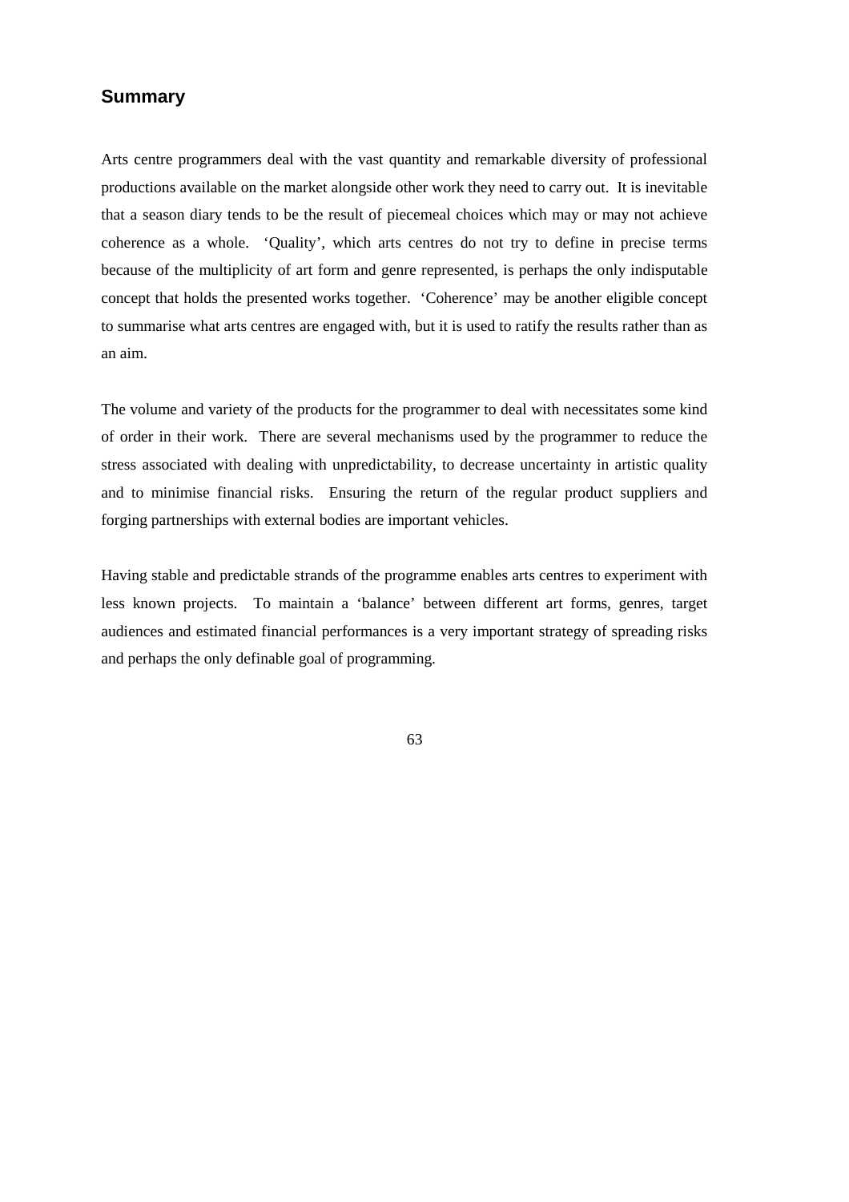## Summary

Arts centre programmers deal with the vast quantity and remarkable diversity of professional productions available on the market alongside other work they need to carry out. It is inevitable that a season diary tends to be the result of piecemeal choices which may or may not achieve coherence as a whole. 'Quality', which arts centres do not try to define in precise terms because of the multiplicity of art form and genre represented, is perhaps the only indisputable concept that holds the presented works together. 'Coherence' may be another eligible concept to summarise what arts centres are engaged with, but it is used to ratify the results rather than as an aim.

The volume and variety of the products for the programmer to deal with necessitates some kind of order in their work. There are several mechanisms used by the programmer to reduce the stress associated with dealing with unpredictability, to decrease uncertainty in artistic quality and to minimise financial risks. Ensuring the return of the regular product suppliers and forging partnerships with external bodies are important vehicles.

Having stable and predictable strands of the programme enables arts centres to experiment with less known projects. To maintain a 'balance' between different art forms, genres, target audiences and estimated financial performances is a very important strategy of spreading risks and perhaps the only definable goal of programming.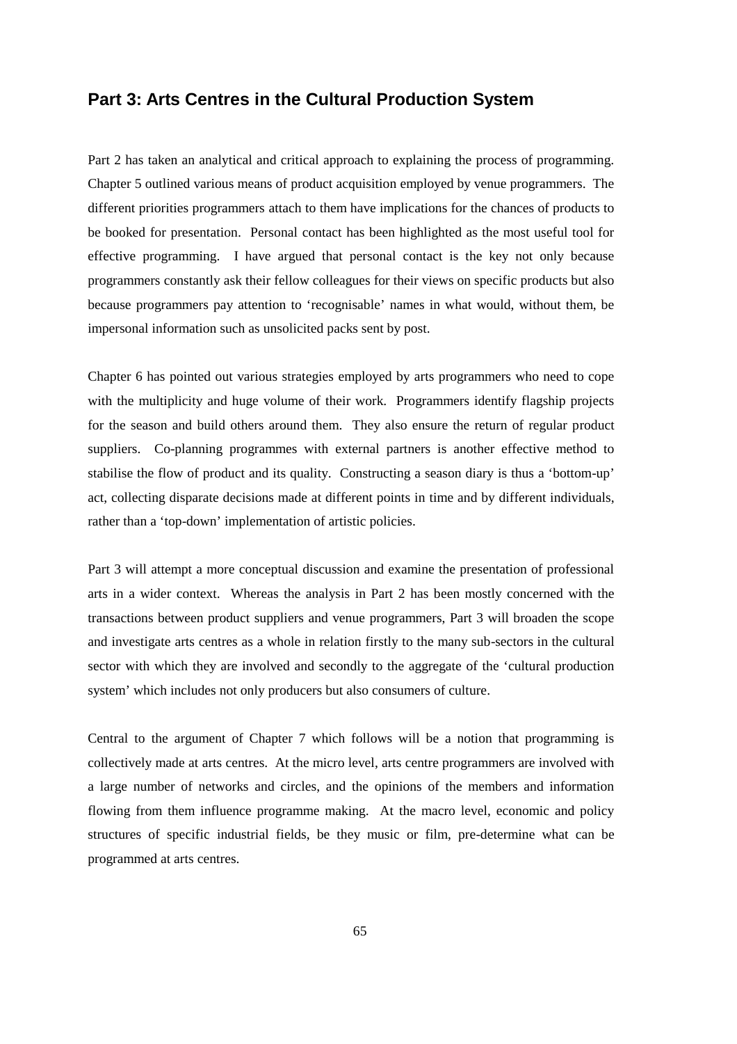## Part 3: Arts Centres in the Cultural Production System

Part 2 has taken an analytical and critical approach to explaining the process of programming. Chapter 5 outlined various means of product acquisition employed by venue programmers. The different priorities programmers attach to them have implications for the chances of products to be booked for presentation. Personal contact has been highlighted as the most useful tool for effective programming. I have argued that personal contact is the key not only because programmers constantly ask their fellow colleagues for their views on specific products but also because programmers pay attention to 'recognisable' names in what would, without them, be impersonal information such as unsolicited packs sent by post.

Chapter 6 has pointed out various strategies employed by arts programmers who need to cope with the multiplicity and huge volume of their work. Programmers identify flagship projects for the season and build others around them. They also ensure the return of regular product suppliers. Co-planning programmes with external partners is another effective method to stabilise the flow of product and its quality. Constructing a season diary is thus a 'bottom-up' act, collecting disparate decisions made at different points in time and by different individuals, rather than a 'top-down' implementation of artistic policies.

Part 3 will attempt a more conceptual discussion and examine the presentation of professional arts in a wider context. Whereas the analysis in Part 2 has been mostly concerned with the transactions between product suppliers and venue programmers, Part 3 will broaden the scope and investigate arts centres as a whole in relation firstly to the many sub-sectors in the cultural sector with which they are involved and secondly to the aggregate of the 'cultural production system' which includes not only producers but also consumers of culture.

Central to the argument of Chapter 7 which follows will be a notion that programming is collectively made at arts centres. At the micro level, arts centre programmers are involved with a large number of networks and circles, and the opinions of the members and information flowing from them influence programme making. At the macro level, economic and policy structures of specific industrial fields, be they music or film, pre-determine what can be programmed at arts centres.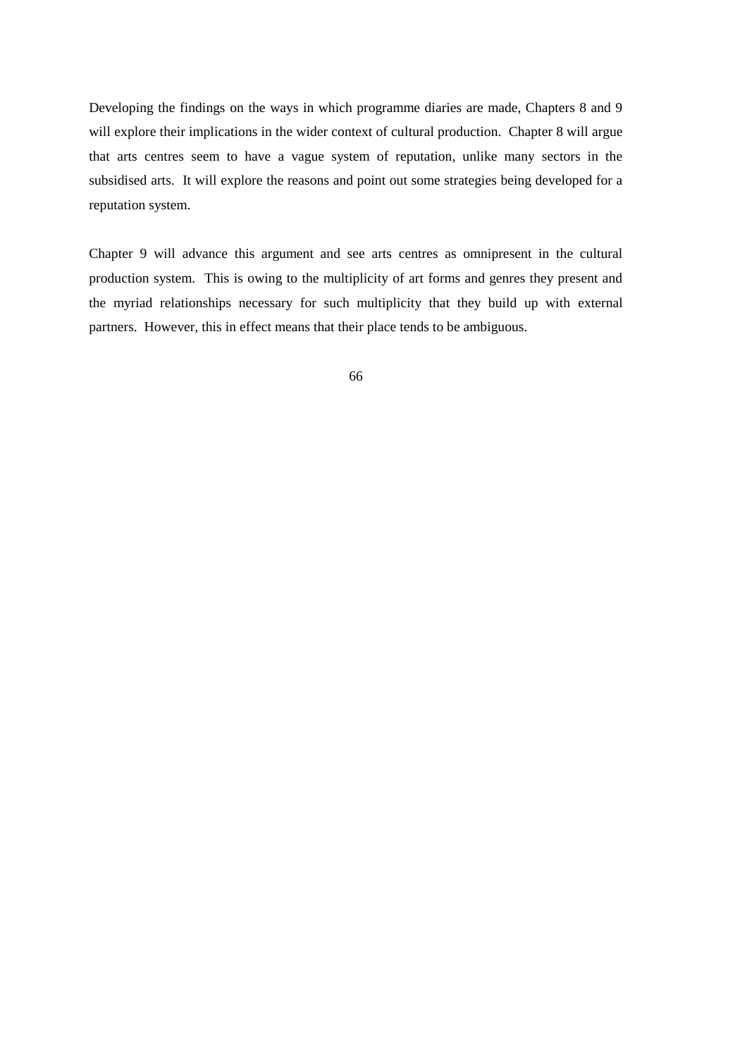Developing the findings on the ways in which programme diaries are made, Chapters 8 and 9 will explore their implications in the wider context of cultural production. Chapter 8 will argue that arts centres seem to have a vague system of reputation, unlike many sectors in the subsidised arts. It will explore the reasons and point out some strategies being developed for a reputation system.

Chapter 9 will advance this argument and see arts centres as omnipresent in the cultural production system. This is owing to the multiplicity of art forms and genres they present and the myriad relationships necessary for such multiplicity that they build up with external partners. However, this in effect means that their place tends to be ambiguous.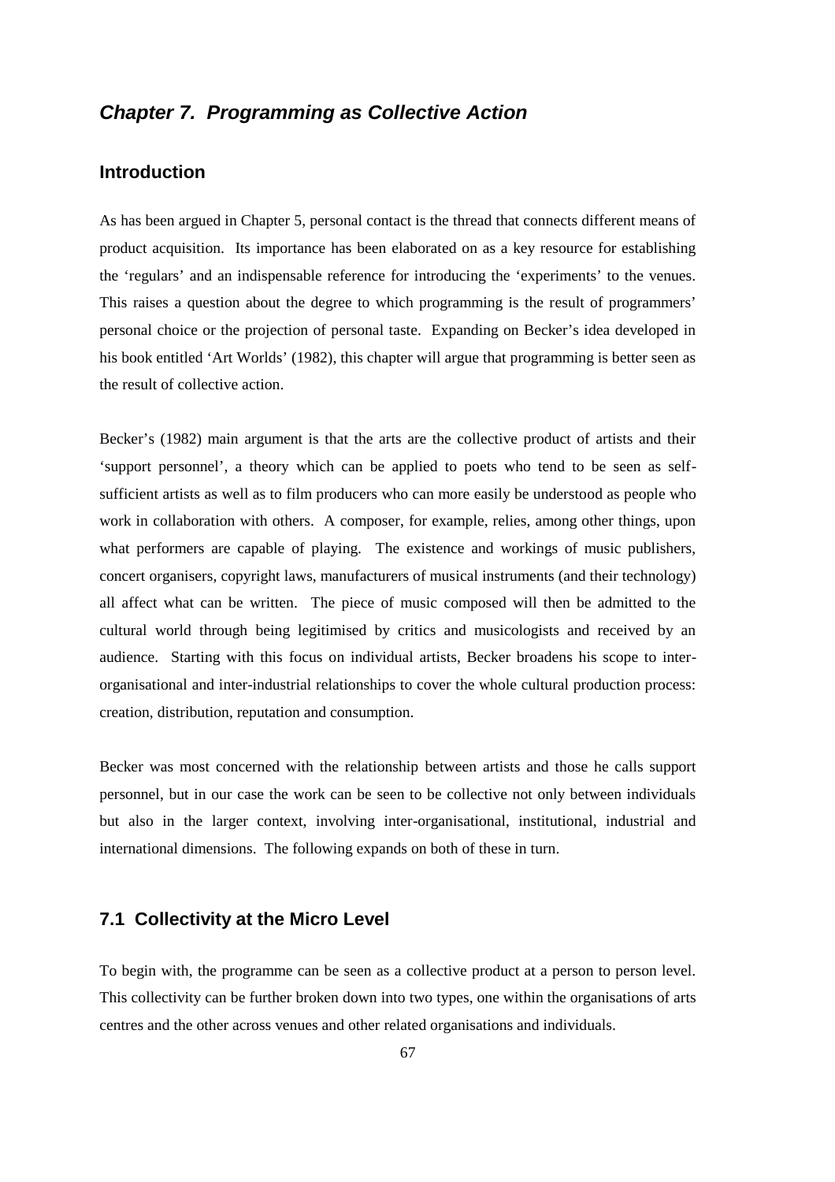# *Chapter 7. Programming as Collective Action*

## Introduction

As has been argued in Chapter 5, personal contact is the thread that connects different means of product acquisition. Its importance has been elaborated on as a key resource for establishing the 'regulars' and an indispensable reference for introducing the 'experiments' to the venues. This raises a question about the degree to which programming is the result of programmers' personal choice or the projection of personal taste. Expanding on Becker's idea developed in his book entitled 'Art Worlds' (1982), this chapter will argue that programming is better seen as the result of collective action.

Becker's (1982) main argument is that the arts are the collective product of artists and their 'support personnel', a theory which can be applied to poets who tend to be seen as self-sufficient artists as well as to film producers who can more easily be understood as people who work in collaboration with others. A composer, for example, relies, among other things, upon what performers are capable of playing. The existence and workings of music publishers, concert organisers, copyright laws, manufacturers of musical instruments (and their technology) all affect what can be written. The piece of music composed will then be admitted to the cultural world through being legitimised by critics and musicologists and received by an audience. Starting with this focus on individual artists, Becker broadens his scope to inter-organisational and inter-industrial relationships to cover the whole cultural production process: creation, distribution, reputation and consumption.

Becker was most concerned with the relationship between artists and those he calls support personnel, but in our case the work can be seen to be collective not only between individuals but also in the larger context, involving inter-organisational, institutional, industrial and international dimensions. The following expands on both of these in turn.

## 7.1 Collectivity at the Micro Level

To begin with, the programme can be seen as a collective product at a person to person level. This collectivity can be further broken down into two types, one within the organisations of arts centres and the other across venues and other related organisations and individuals.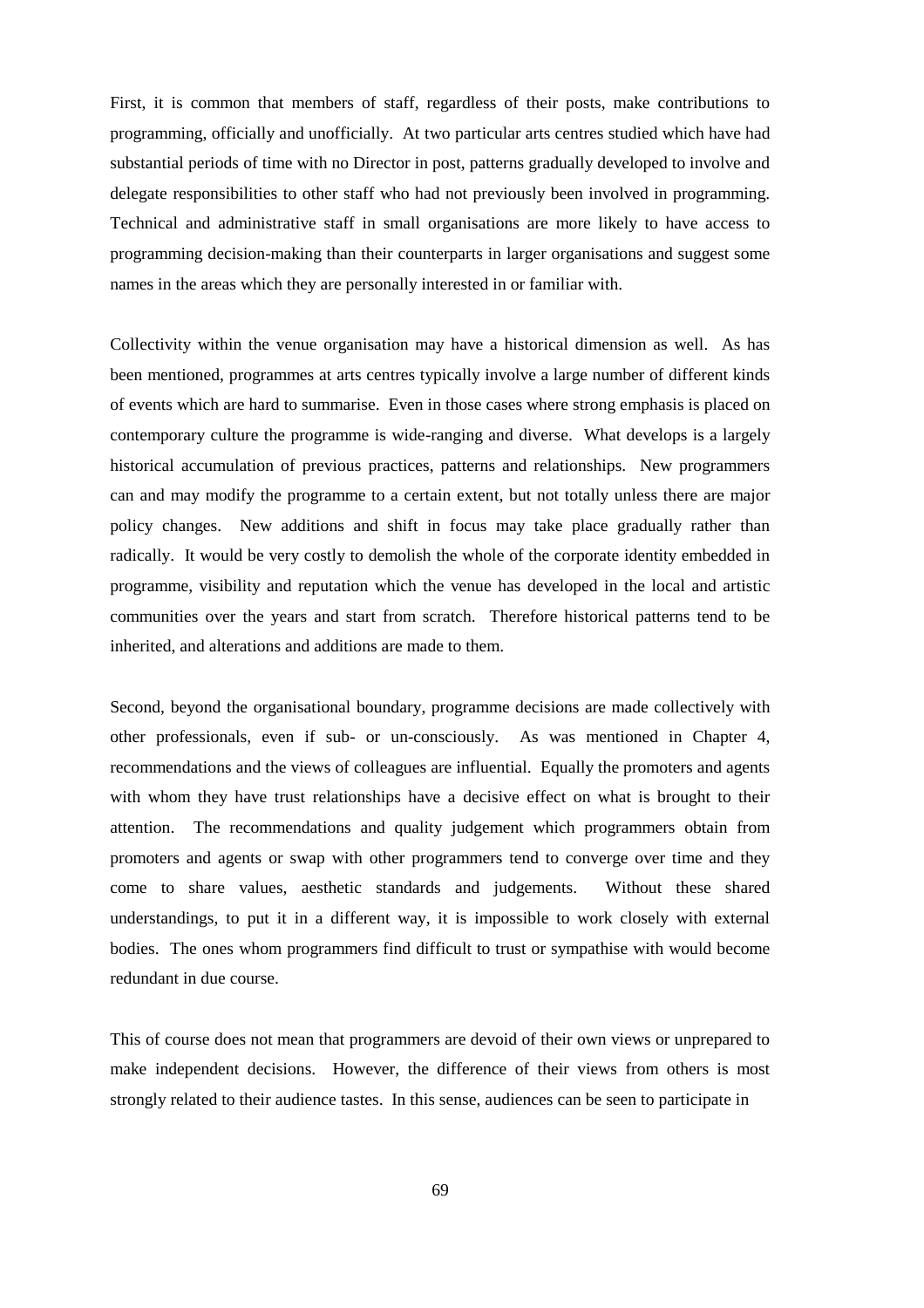First, it is common that members of staff, regardless of their posts, make contributions to programming, officially and unofficially. At two particular arts centres studied which have had substantial periods of time with no Director in post, patterns gradually developed to involve and delegate responsibilities to other staff who had not previously been involved in programming. Technical and administrative staff in small organisations are more likely to have access to programming decision-making than their counterparts in larger organisations and suggest some names in the areas which they are personally interested in or familiar with.

Collectivity within the venue organisation may have a historical dimension as well. As has been mentioned, programmes at arts centres typically involve a large number of different kinds of events which are hard to summarise. Even in those cases where strong emphasis is placed on contemporary culture the programme is wide-ranging and diverse. What develops is a largely historical accumulation of previous practices, patterns and relationships. New programmers can and may modify the programme to a certain extent, but not totally unless there are major policy changes. New additions and shift in focus may take place gradually rather than radically. It would be very costly to demolish the whole of the corporate identity embedded in programme, visibility and reputation which the venue has developed in the local and artistic communities over the years and start from scratch. Therefore historical patterns tend to be inherited, and alterations and additions are made to them.

Second, beyond the organisational boundary, programme decisions are made collectively with other professionals, even if sub- or un-consciously. As was mentioned in Chapter 4, recommendations and the views of colleagues are influential. Equally the promoters and agents with whom they have trust relationships have a decisive effect on what is brought to their attention. The recommendations and quality judgement which programmers obtain from promoters and agents or swap with other programmers tend to converge over time and they come to share values, aesthetic standards and judgements. Without these shared understandings, to put it in a different way, it is impossible to work closely with external bodies. The ones whom programmers find difficult to trust or sympathise with would become redundant in due course.

This of course does not mean that programmers are devoid of their own views or unprepared to make independent decisions. However, the difference of their views from others is most strongly related to their audience tastes. In this sense, audiences can be seen to participate in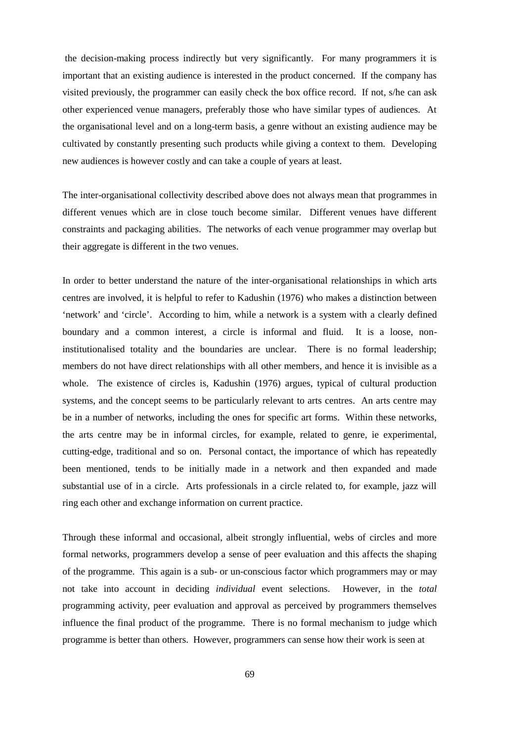the decision-making process indirectly but very significantly. For many programmers it is important that an existing audience is interested in the product concerned. If the company has visited previously, the programmer can easily check the box office record. If not, s/he can ask other experienced venue managers, preferably those who have similar types of audiences. At the organisational level and on a long-term basis, a genre without an existing audience may be cultivated by constantly presenting such products while giving a context to them. Developing new audiences is however costly and can take a couple of years at least.

The inter-organisational collectivity described above does not always mean that programmes in different venues which are in close touch become similar. Different venues have different constraints and packaging abilities. The networks of each venue programmer may overlap but their aggregate is different in the two venues.

In order to better understand the nature of the inter-organisational relationships in which arts centres are involved, it is helpful to refer to Kadushin (1976) who makes a distinction between 'network' and 'circle'. According to him, while a network is a system with a clearly defined boundary and a common interest, a circle is informal and fluid. It is a loose, non-institutionalised totality and the boundaries are unclear. There is no formal leadership; members do not have direct relationships with all other members, and hence it is invisible as a whole. The existence of circles is, Kadushin (1976) argues, typical of cultural production systems, and the concept seems to be particularly relevant to arts centres. An arts centre may be in a number of networks, including the ones for specific art forms. Within these networks, the arts centre may be in informal circles, for example, related to genre, ie experimental, cutting-edge, traditional and so on. Personal contact, the importance of which has repeatedly been mentioned, tends to be initially made in a network and then expanded and made substantial use of in a circle. Arts professionals in a circle related to, for example, jazz will ring each other and exchange information on current practice.

Through these informal and occasional, albeit strongly influential, webs of circles and more formal networks, programmers develop a sense of peer evaluation and this affects the shaping of the programme. This again is a sub- or un-conscious factor which programmers may or may not take into account in deciding *individual* event selections. However, in the *total* programming activity, peer evaluation and approval as perceived by programmers themselves influence the final product of the programme. There is no formal mechanism to judge which programme is better than others. However, programmers can sense how their work is seen at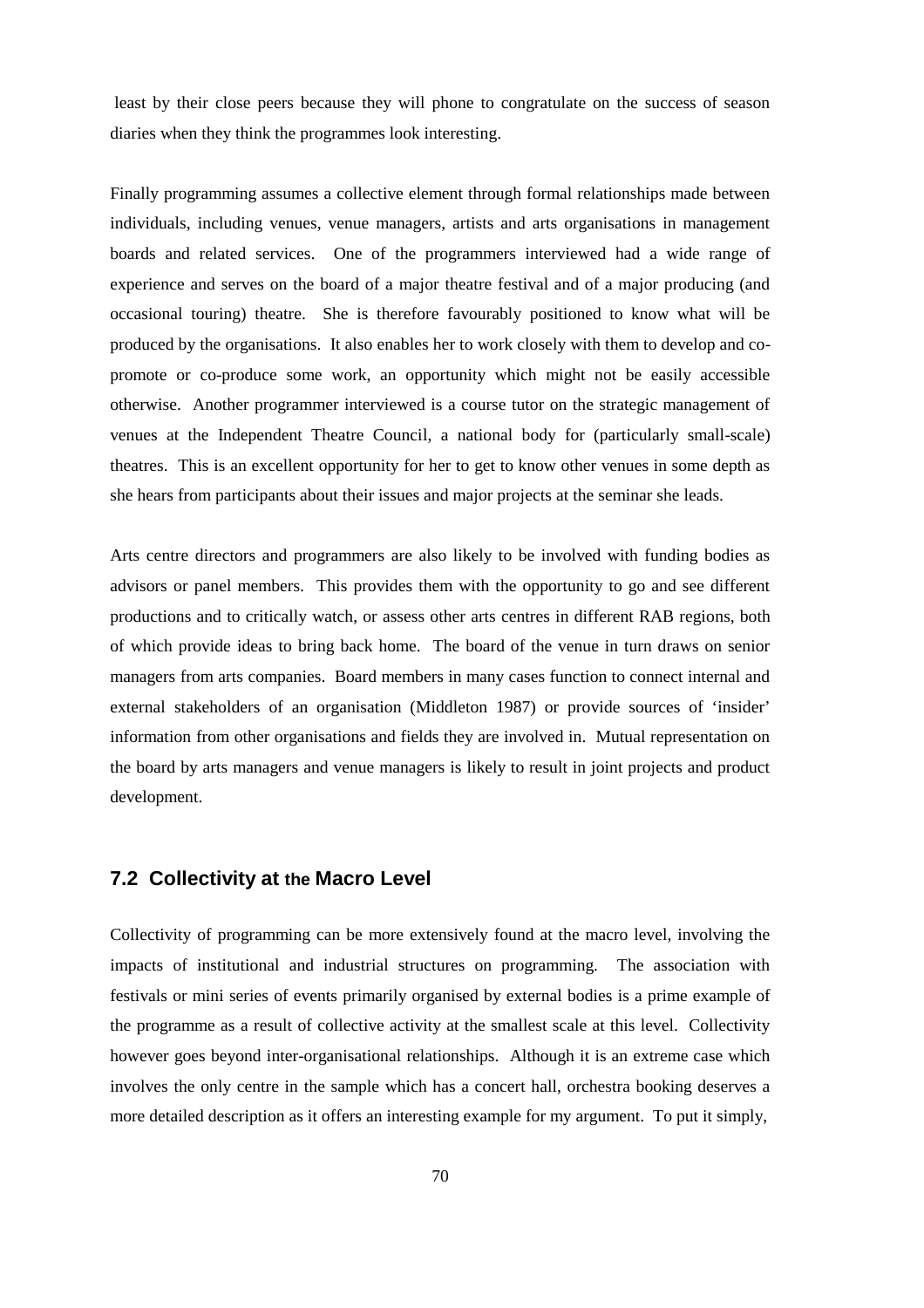least by their close peers because they will phone to congratulate on the success of season diaries when they think the programmes look interesting.

Finally programming assumes a collective element through formal relationships made between individuals, including venues, venue managers, artists and arts organisations in management boards and related services. One of the programmers interviewed had a wide range of experience and serves on the board of a major theatre festival and of a major producing (and occasional touring) theatre. She is therefore favourably positioned to know what will be produced by the organisations. It also enables her to work closely with them to develop and co-promote or co-produce some work, an opportunity which might not be easily accessible otherwise. Another programmer interviewed is a course tutor on the strategic management of venues at the Independent Theatre Council, a national body for (particularly small-scale) theatres. This is an excellent opportunity for her to get to know other venues in some depth as she hears from participants about their issues and major projects at the seminar she leads.

Arts centre directors and programmers are also likely to be involved with funding bodies as advisors or panel members. This provides them with the opportunity to go and see different productions and to critically watch, or assess other arts centres in different RAB regions, both of which provide ideas to bring back home. The board of the venue in turn draws on senior managers from arts companies. Board members in many cases function to connect internal and external stakeholders of an organisation (Middleton 1987) or provide sources of 'insider' information from other organisations and fields they are involved in. Mutual representation on the board by arts managers and venue managers is likely to result in joint projects and product development.

## 7.2 Collectivity at the Macro Level

Collectivity of programming can be more extensively found at the macro level, involving the impacts of institutional and industrial structures on programming. The association with festivals or mini series of events primarily organised by external bodies is a prime example of the programme as a result of collective activity at the smallest scale at this level. Collectivity however goes beyond inter-organisational relationships. Although it is an extreme case which involves the only centre in the sample which has a concert hall, orchestra booking deserves a more detailed description as it offers an interesting example for my argument. To put it simply,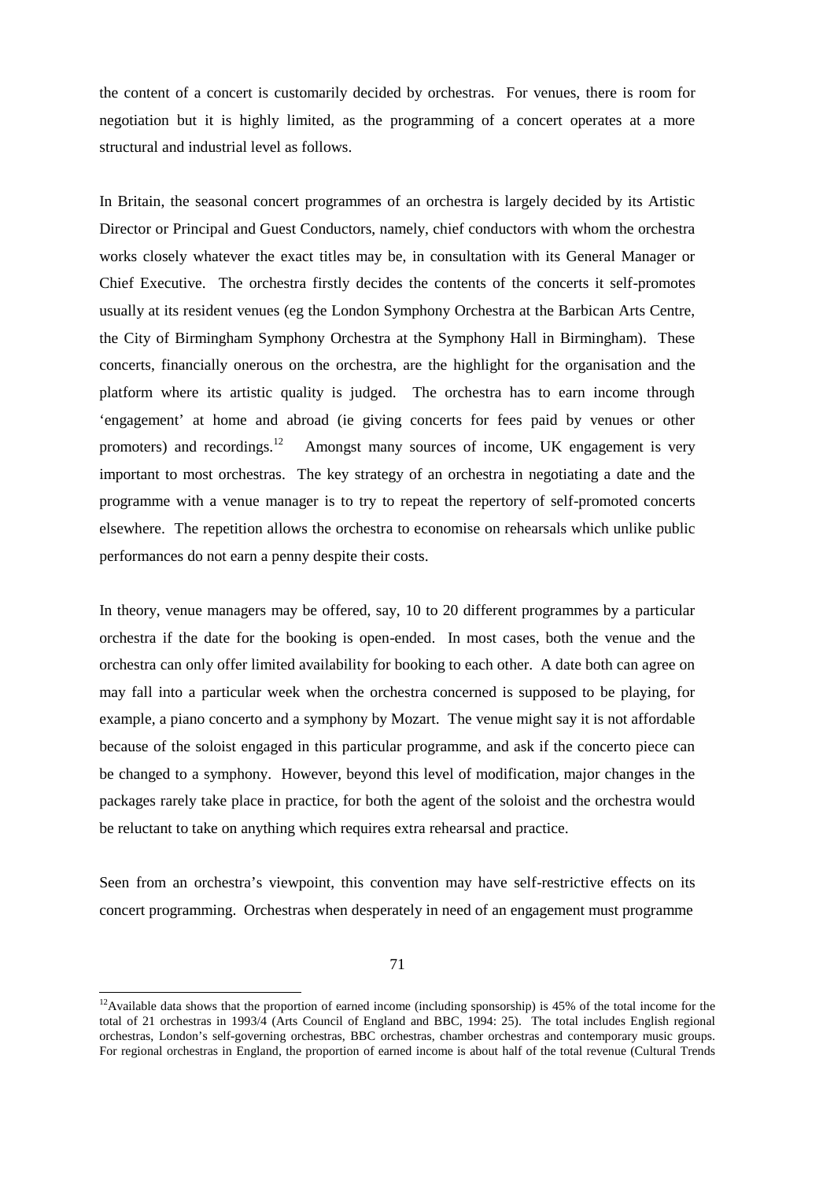the content of a concert is customarily decided by orchestras. For venues, there is room for negotiation but it is highly limited, as the programming of a concert operates at a more structural and industrial level as follows.

In Britain, the seasonal concert programmes of an orchestra is largely decided by its Artistic Director or Principal and Guest Conductors, namely, chief conductors with whom the orchestra works closely whatever the exact titles may be, in consultation with its General Manager or Chief Executive. The orchestra firstly decides the contents of the concerts it self-promotes usually at its resident venues (eg the London Symphony Orchestra at the Barbican Arts Centre, the City of Birmingham Symphony Orchestra at the Symphony Hall in Birmingham). These concerts, financially onerous on the orchestra, are the highlight for the organisation and the platform where its artistic quality is judged. The orchestra has to earn income through 'engagement' at home and abroad (ie giving concerts for fees paid by venues or other promoters) and recordings.[12] Amongst many sources of income, UK engagement is very important to most orchestras. The key strategy of an orchestra in negotiating a date and the programme with a venue manager is to try to repeat the repertory of self-promoted concerts elsewhere. The repetition allows the orchestra to economise on rehearsals which unlike public performances do not earn a penny despite their costs.

In theory, venue managers may be offered, say, 10 to 20 different programmes by a particular orchestra if the date for the booking is open-ended. In most cases, both the venue and the orchestra can only offer limited availability for booking to each other. A date both can agree on may fall into a particular week when the orchestra concerned is supposed to be playing, for example, a piano concerto and a symphony by Mozart. The venue might say it is not affordable because of the soloist engaged in this particular programme, and ask if the concerto piece can be changed to a symphony. However, beyond this level of modification, major changes in the packages rarely take place in practice, for both the agent of the soloist and the orchestra would be reluctant to take on anything which requires extra rehearsal and practice.

Seen from an orchestra's viewpoint, this convention may have self-restrictive effects on its concert programming. Orchestras when desperately in need of an engagement must programme

[12] Available data shows that the proportion of earned income (including sponsorship) is 45% of the total income for the total of 21 orchestras in 1993/4 (Arts Council of England and BBC, 1994: 25). The total includes English regional orchestras, London's self-governing orchestras, BBC orchestras, chamber orchestras and contemporary music groups. For regional orchestras in England, the proportion of earned income is about half of the total revenue (Cultural Trends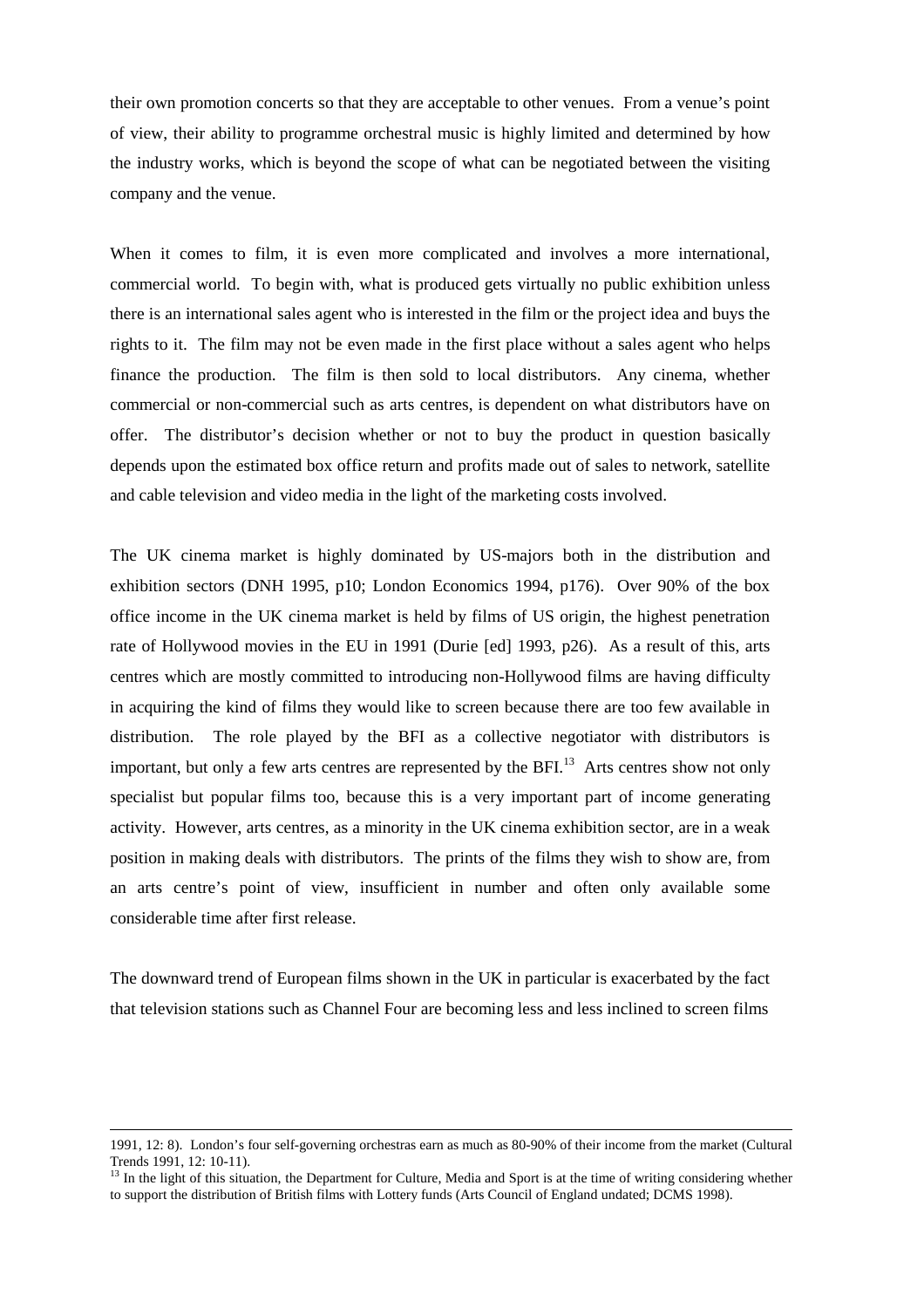their own promotion concerts so that they are acceptable to other venues. From a venue's point of view, their ability to programme orchestral music is highly limited and determined by how the industry works, which is beyond the scope of what can be negotiated between the visiting company and the venue.

When it comes to film, it is even more complicated and involves a more international, commercial world. To begin with, what is produced gets virtually no public exhibition unless there is an international sales agent who is interested in the film or the project idea and buys the rights to it. The film may not be even made in the first place without a sales agent who helps finance the production. The film is then sold to local distributors. Any cinema, whether commercial or non-commercial such as arts centres, is dependent on what distributors have on offer. The distributor's decision whether or not to buy the product in question basically depends upon the estimated box office return and profits made out of sales to network, satellite and cable television and video media in the light of the marketing costs involved.

The UK cinema market is highly dominated by US-majors both in the distribution and exhibition sectors (DNH 1995, p10; London Economics 1994, p176). Over 90% of the box office income in the UK cinema market is held by films of US origin, the highest penetration rate of Hollywood movies in the EU in 1991 (Durie [ed] 1993, p26). As a result of this, arts centres which are mostly committed to introducing non-Hollywood films are having difficulty in acquiring the kind of films they would like to screen because there are too few available in distribution. The role played by the BFI as a collective negotiator with distributors is important, but only a few arts centres are represented by the BFI.[13] Arts centres show not only specialist but popular films too, because this is a very important part of income generating activity. However, arts centres, as a minority in the UK cinema exhibition sector, are in a weak position in making deals with distributors. The prints of the films they wish to show are, from an arts centre's point of view, insufficient in number and often only available some considerable time after first release.

The downward trend of European films shown in the UK in particular is exacerbated by the fact that television stations such as Channel Four are becoming less and less inclined to screen films

---

1991, 12: 8). London's four self-governing orchestras earn as much as 80-90% of their income from the market (Cultural Trends 1991, 12: 10-11).

[13] In the light of this situation, the Department for Culture, Media and Sport is at the time of writing considering whether to support the distribution of British films with Lottery funds (Arts Council of England undated; DCMS 1998).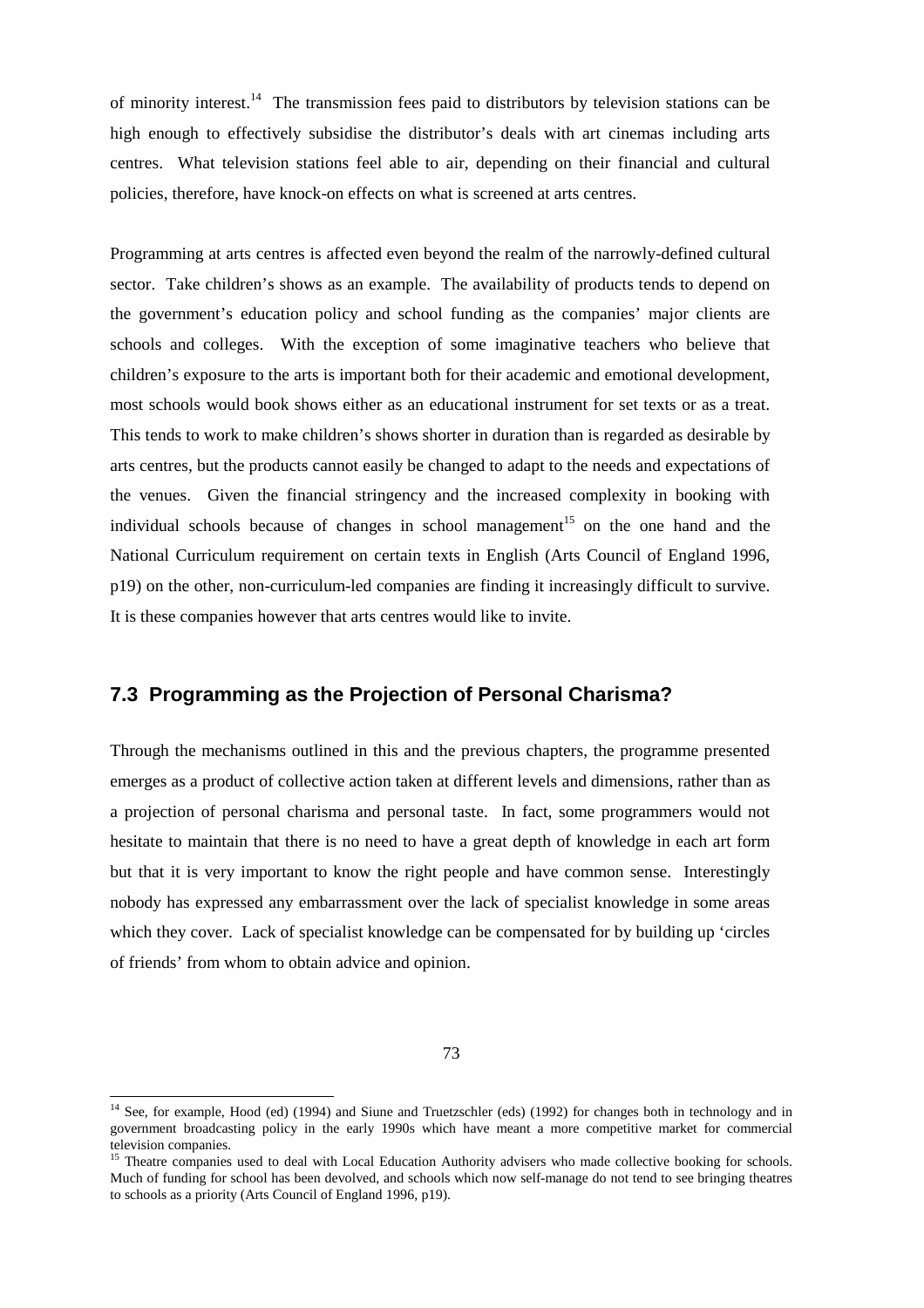of minority interest.[14] The transmission fees paid to distributors by television stations can be high enough to effectively subsidise the distributor's deals with art cinemas including arts centres. What television stations feel able to air, depending on their financial and cultural policies, therefore, have knock-on effects on what is screened at arts centres.

Programming at arts centres is affected even beyond the realm of the narrowly-defined cultural sector. Take children's shows as an example. The availability of products tends to depend on the government's education policy and school funding as the companies' major clients are schools and colleges. With the exception of some imaginative teachers who believe that children's exposure to the arts is important both for their academic and emotional development, most schools would book shows either as an educational instrument for set texts or as a treat. This tends to work to make children's shows shorter in duration than is regarded as desirable by arts centres, but the products cannot easily be changed to adapt to the needs and expectations of the venues. Given the financial stringency and the increased complexity in booking with individual schools because of changes in school management[15] on the one hand and the National Curriculum requirement on certain texts in English (Arts Council of England 1996, p19) on the other, non-curriculum-led companies are finding it increasingly difficult to survive. It is these companies however that arts centres would like to invite.

## 7.3 Programming as the Projection of Personal Charisma?

Through the mechanisms outlined in this and the previous chapters, the programme presented emerges as a product of collective action taken at different levels and dimensions, rather than as a projection of personal charisma and personal taste. In fact, some programmers would not hesitate to maintain that there is no need to have a great depth of knowledge in each art form but that it is very important to know the right people and have common sense. Interestingly nobody has expressed any embarrassment over the lack of specialist knowledge in some areas which they cover. Lack of specialist knowledge can be compensated for by building up 'circles of friends' from whom to obtain advice and opinion.

[14] See, for example, Hood (ed) (1994) and Siune and Truetzschler (eds) (1992) for changes both in technology and in government broadcasting policy in the early 1990s which have meant a more competitive market for commercial television companies.

[15] Theatre companies used to deal with Local Education Authority advisers who made collective booking for schools. Much of funding for school has been devolved, and schools which now self-manage do not tend to see bringing theatres to schools as a priority (Arts Council of England 1996, p19).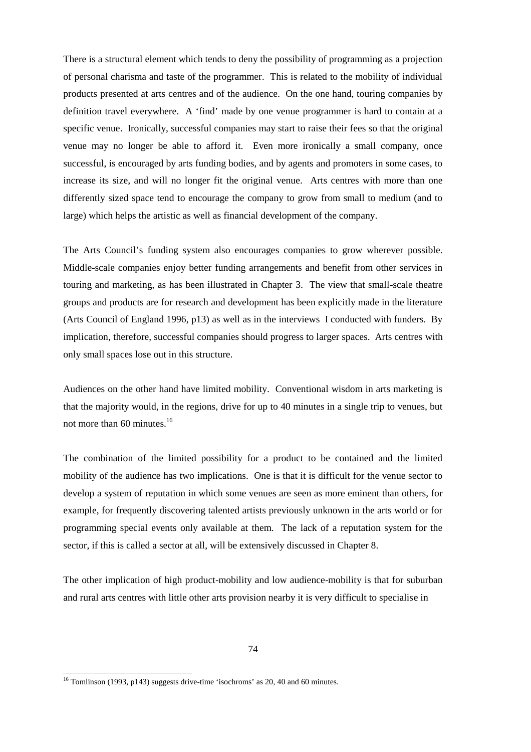There is a structural element which tends to deny the possibility of programming as a projection of personal charisma and taste of the programmer. This is related to the mobility of individual products presented at arts centres and of the audience. On the one hand, touring companies by definition travel everywhere. A 'find' made by one venue programmer is hard to contain at a specific venue. Ironically, successful companies may start to raise their fees so that the original venue may no longer be able to afford it. Even more ironically a small company, once successful, is encouraged by arts funding bodies, and by agents and promoters in some cases, to increase its size, and will no longer fit the original venue. Arts centres with more than one differently sized space tend to encourage the company to grow from small to medium (and to large) which helps the artistic as well as financial development of the company.

The Arts Council's funding system also encourages companies to grow wherever possible. Middle-scale companies enjoy better funding arrangements and benefit from other services in touring and marketing, as has been illustrated in Chapter 3. The view that small-scale theatre groups and products are for research and development has been explicitly made in the literature (Arts Council of England 1996, p13) as well as in the interviews I conducted with funders. By implication, therefore, successful companies should progress to larger spaces. Arts centres with only small spaces lose out in this structure.

Audiences on the other hand have limited mobility. Conventional wisdom in arts marketing is that the majority would, in the regions, drive for up to 40 minutes in a single trip to venues, but not more than 60 minutes.[16]

The combination of the limited possibility for a product to be contained and the limited mobility of the audience has two implications. One is that it is difficult for the venue sector to develop a system of reputation in which some venues are seen as more eminent than others, for example, for frequently discovering talented artists previously unknown in the arts world or for programming special events only available at them. The lack of a reputation system for the sector, if this is called a sector at all, will be extensively discussed in Chapter 8.

The other implication of high product-mobility and low audience-mobility is that for suburban and rural arts centres with little other arts provision nearby it is very difficult to specialise in

---

[16] Tomlinson (1993, p143) suggests drive-time 'isochroms' as 20, 40 and 60 minutes.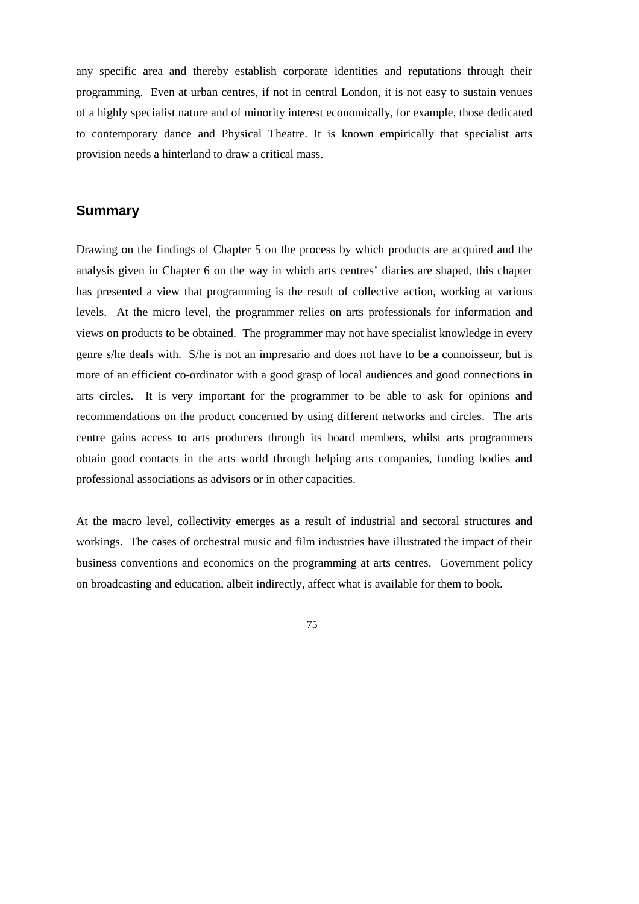any specific area and thereby establish corporate identities and reputations through their programming. Even at urban centres, if not in central London, it is not easy to sustain venues of a highly specialist nature and of minority interest economically, for example, those dedicated to contemporary dance and Physical Theatre. It is known empirically that specialist arts provision needs a hinterland to draw a critical mass.

## Summary

Drawing on the findings of Chapter 5 on the process by which products are acquired and the analysis given in Chapter 6 on the way in which arts centres' diaries are shaped, this chapter has presented a view that programming is the result of collective action, working at various levels. At the micro level, the programmer relies on arts professionals for information and views on products to be obtained. The programmer may not have specialist knowledge in every genre s/he deals with. S/he is not an impresario and does not have to be a connoisseur, but is more of an efficient co-ordinator with a good grasp of local audiences and good connections in arts circles. It is very important for the programmer to be able to ask for opinions and recommendations on the product concerned by using different networks and circles. The arts centre gains access to arts producers through its board members, whilst arts programmers obtain good contacts in the arts world through helping arts companies, funding bodies and professional associations as advisors or in other capacities.

At the macro level, collectivity emerges as a result of industrial and sectoral structures and workings. The cases of orchestral music and film industries have illustrated the impact of their business conventions and economics on the programming at arts centres. Government policy on broadcasting and education, albeit indirectly, affect what is available for them to book.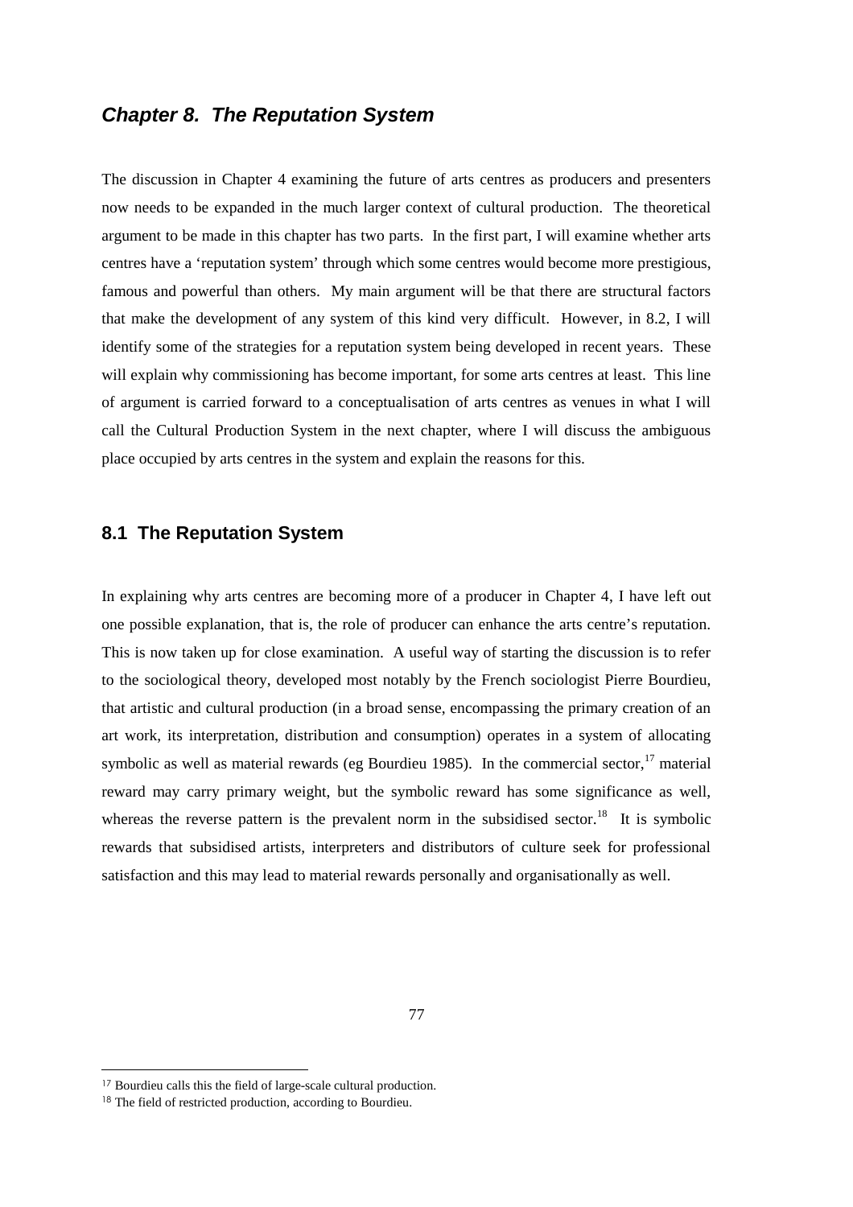# *Chapter 8. The Reputation System*

The discussion in Chapter 4 examining the future of arts centres as producers and presenters now needs to be expanded in the much larger context of cultural production. The theoretical argument to be made in this chapter has two parts. In the first part, I will examine whether arts centres have a 'reputation system' through which some centres would become more prestigious, famous and powerful than others. My main argument will be that there are structural factors that make the development of any system of this kind very difficult. However, in 8.2, I will identify some of the strategies for a reputation system being developed in recent years. These will explain why commissioning has become important, for some arts centres at least. This line of argument is carried forward to a conceptualisation of arts centres as venues in what I will call the Cultural Production System in the next chapter, where I will discuss the ambiguous place occupied by arts centres in the system and explain the reasons for this.

## 8.1 The Reputation System

In explaining why arts centres are becoming more of a producer in Chapter 4, I have left out one possible explanation, that is, the role of producer can enhance the arts centre's reputation. This is now taken up for close examination. A useful way of starting the discussion is to refer to the sociological theory, developed most notably by the French sociologist Pierre Bourdieu, that artistic and cultural production (in a broad sense, encompassing the primary creation of an art work, its interpretation, distribution and consumption) operates in a system of allocating symbolic as well as material rewards (eg Bourdieu 1985). In the commercial sector,[17] material reward may carry primary weight, but the symbolic reward has some significance as well, whereas the reverse pattern is the prevalent norm in the subsidised sector.[18] It is symbolic rewards that subsidised artists, interpreters and distributors of culture seek for professional satisfaction and this may lead to material rewards personally and organisationally as well.

[17] Bourdieu calls this the field of large-scale cultural production.

[18] The field of restricted production, according to Bourdieu.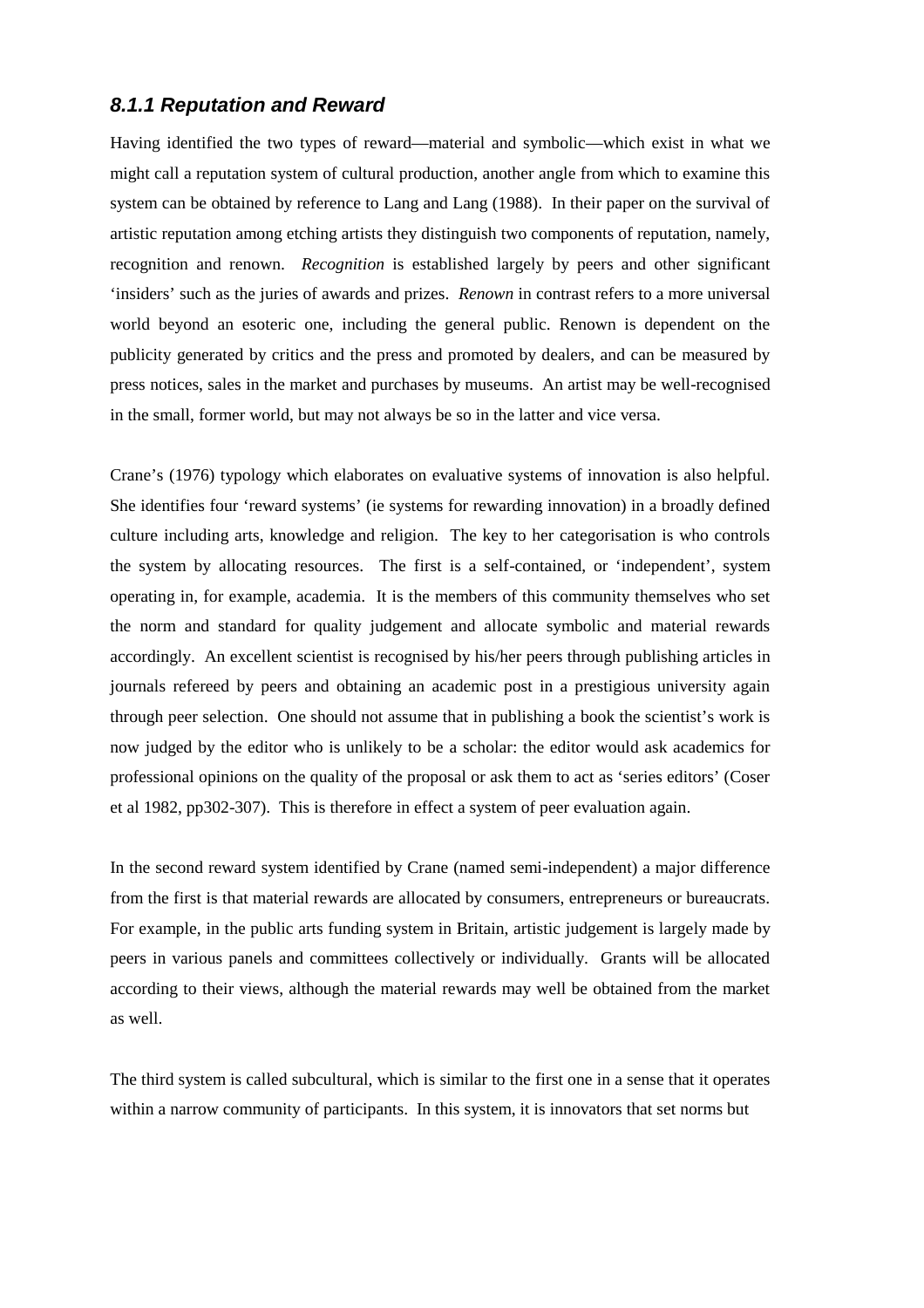### *8.1.1 Reputation and Reward*

Having identified the two types of reward—material and symbolic—which exist in what we might call a reputation system of cultural production, another angle from which to examine this system can be obtained by reference to Lang and Lang (1988). In their paper on the survival of artistic reputation among etching artists they distinguish two components of reputation, namely, recognition and renown. *Recognition* is established largely by peers and other significant 'insiders' such as the juries of awards and prizes. *Renown* in contrast refers to a more universal world beyond an esoteric one, including the general public. Renown is dependent on the publicity generated by critics and the press and promoted by dealers, and can be measured by press notices, sales in the market and purchases by museums. An artist may be well-recognised in the small, former world, but may not always be so in the latter and vice versa.

Crane's (1976) typology which elaborates on evaluative systems of innovation is also helpful. She identifies four 'reward systems' (ie systems for rewarding innovation) in a broadly defined culture including arts, knowledge and religion. The key to her categorisation is who controls the system by allocating resources. The first is a self-contained, or 'independent', system operating in, for example, academia. It is the members of this community themselves who set the norm and standard for quality judgement and allocate symbolic and material rewards accordingly. An excellent scientist is recognised by his/her peers through publishing articles in journals refereed by peers and obtaining an academic post in a prestigious university again through peer selection. One should not assume that in publishing a book the scientist's work is now judged by the editor who is unlikely to be a scholar: the editor would ask academics for professional opinions on the quality of the proposal or ask them to act as 'series editors' (Coser et al 1982, pp302-307). This is therefore in effect a system of peer evaluation again.

In the second reward system identified by Crane (named semi-independent) a major difference from the first is that material rewards are allocated by consumers, entrepreneurs or bureaucrats. For example, in the public arts funding system in Britain, artistic judgement is largely made by peers in various panels and committees collectively or individually. Grants will be allocated according to their views, although the material rewards may well be obtained from the market as well.

The third system is called subcultural, which is similar to the first one in a sense that it operates within a narrow community of participants. In this system, it is innovators that set norms but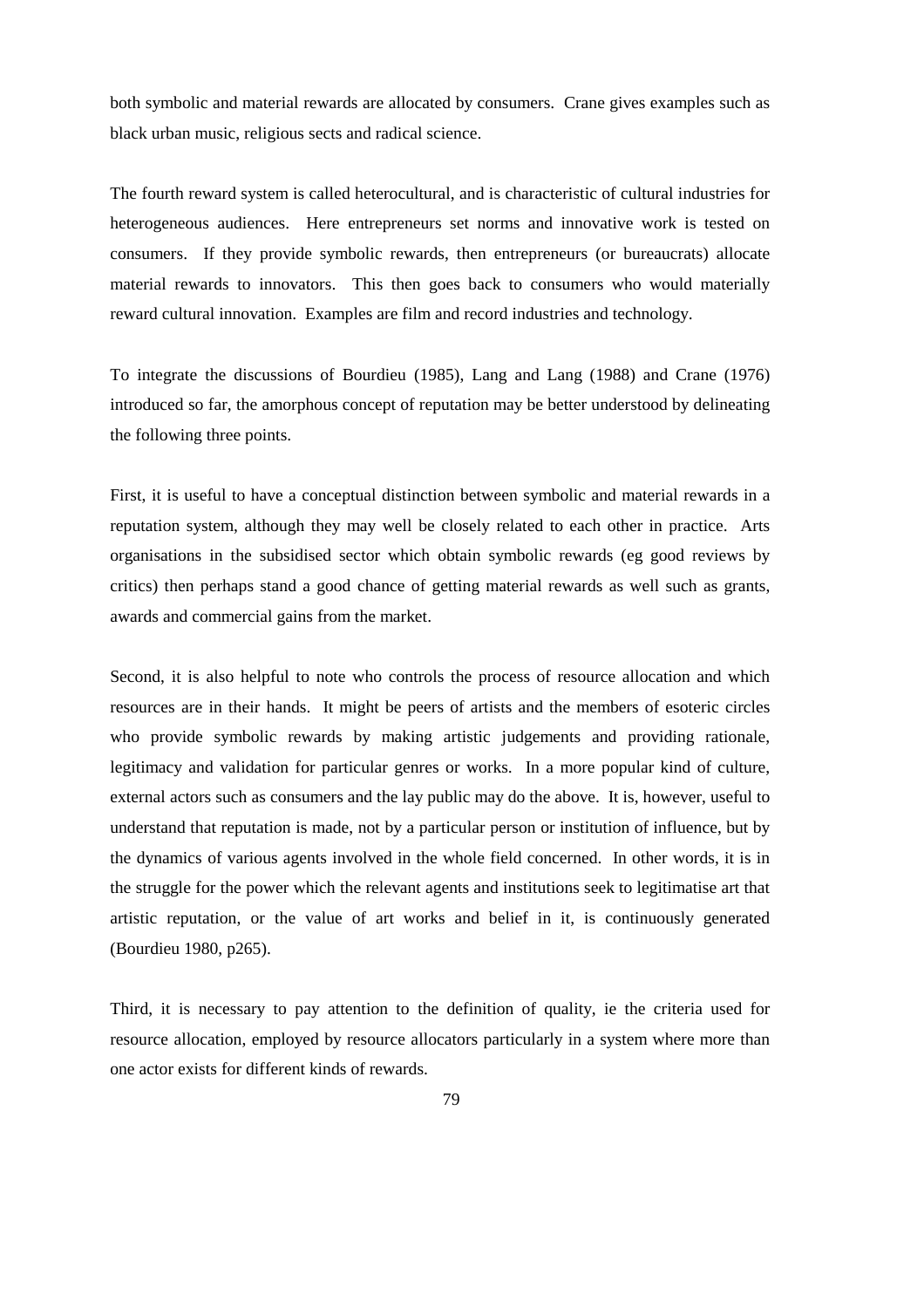both symbolic and material rewards are allocated by consumers. Crane gives examples such as black urban music, religious sects and radical science.

The fourth reward system is called heterocultural, and is characteristic of cultural industries for heterogeneous audiences. Here entrepreneurs set norms and innovative work is tested on consumers. If they provide symbolic rewards, then entrepreneurs (or bureaucrats) allocate material rewards to innovators. This then goes back to consumers who would materially reward cultural innovation. Examples are film and record industries and technology.

To integrate the discussions of Bourdieu (1985), Lang and Lang (1988) and Crane (1976) introduced so far, the amorphous concept of reputation may be better understood by delineating the following three points.

First, it is useful to have a conceptual distinction between symbolic and material rewards in a reputation system, although they may well be closely related to each other in practice. Arts organisations in the subsidised sector which obtain symbolic rewards (eg good reviews by critics) then perhaps stand a good chance of getting material rewards as well such as grants, awards and commercial gains from the market.

Second, it is also helpful to note who controls the process of resource allocation and which resources are in their hands. It might be peers of artists and the members of esoteric circles who provide symbolic rewards by making artistic judgements and providing rationale, legitimacy and validation for particular genres or works. In a more popular kind of culture, external actors such as consumers and the lay public may do the above. It is, however, useful to understand that reputation is made, not by a particular person or institution of influence, but by the dynamics of various agents involved in the whole field concerned. In other words, it is in the struggle for the power which the relevant agents and institutions seek to legitimatise art that artistic reputation, or the value of art works and belief in it, is continuously generated (Bourdieu 1980, p265).

Third, it is necessary to pay attention to the definition of quality, ie the criteria used for resource allocation, employed by resource allocators particularly in a system where more than one actor exists for different kinds of rewards.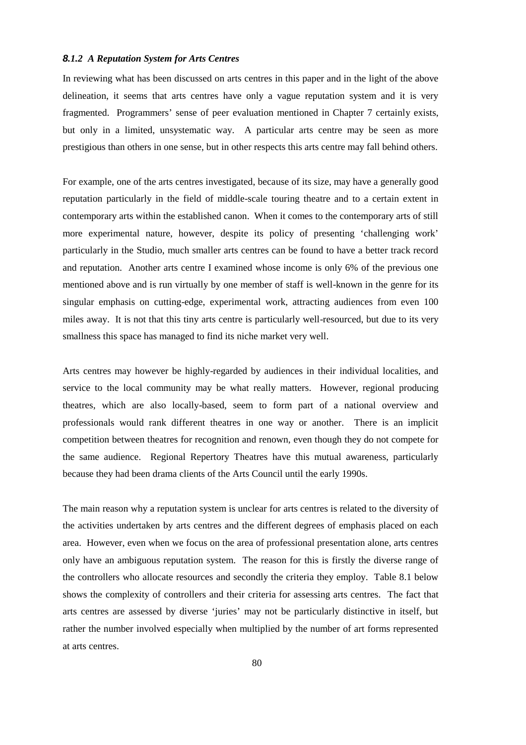### *8.1.2 A Reputation System for Arts Centres*

In reviewing what has been discussed on arts centres in this paper and in the light of the above delineation, it seems that arts centres have only a vague reputation system and it is very fragmented. Programmers' sense of peer evaluation mentioned in Chapter 7 certainly exists, but only in a limited, unsystematic way. A particular arts centre may be seen as more prestigious than others in one sense, but in other respects this arts centre may fall behind others.

For example, one of the arts centres investigated, because of its size, may have a generally good reputation particularly in the field of middle-scale touring theatre and to a certain extent in contemporary arts within the established canon. When it comes to the contemporary arts of still more experimental nature, however, despite its policy of presenting 'challenging work' particularly in the Studio, much smaller arts centres can be found to have a better track record and reputation. Another arts centre I examined whose income is only 6% of the previous one mentioned above and is run virtually by one member of staff is well-known in the genre for its singular emphasis on cutting-edge, experimental work, attracting audiences from even 100 miles away. It is not that this tiny arts centre is particularly well-resourced, but due to its very smallness this space has managed to find its niche market very well.

Arts centres may however be highly-regarded by audiences in their individual localities, and service to the local community may be what really matters. However, regional producing theatres, which are also locally-based, seem to form part of a national overview and professionals would rank different theatres in one way or another. There is an implicit competition between theatres for recognition and renown, even though they do not compete for the same audience. Regional Repertory Theatres have this mutual awareness, particularly because they had been drama clients of the Arts Council until the early 1990s.

The main reason why a reputation system is unclear for arts centres is related to the diversity of the activities undertaken by arts centres and the different degrees of emphasis placed on each area. However, even when we focus on the area of professional presentation alone, arts centres only have an ambiguous reputation system. The reason for this is firstly the diverse range of the controllers who allocate resources and secondly the criteria they employ. Table 8.1 below shows the complexity of controllers and their criteria for assessing arts centres. The fact that arts centres are assessed by diverse 'juries' may not be particularly distinctive in itself, but rather the number involved especially when multiplied by the number of art forms represented at arts centres.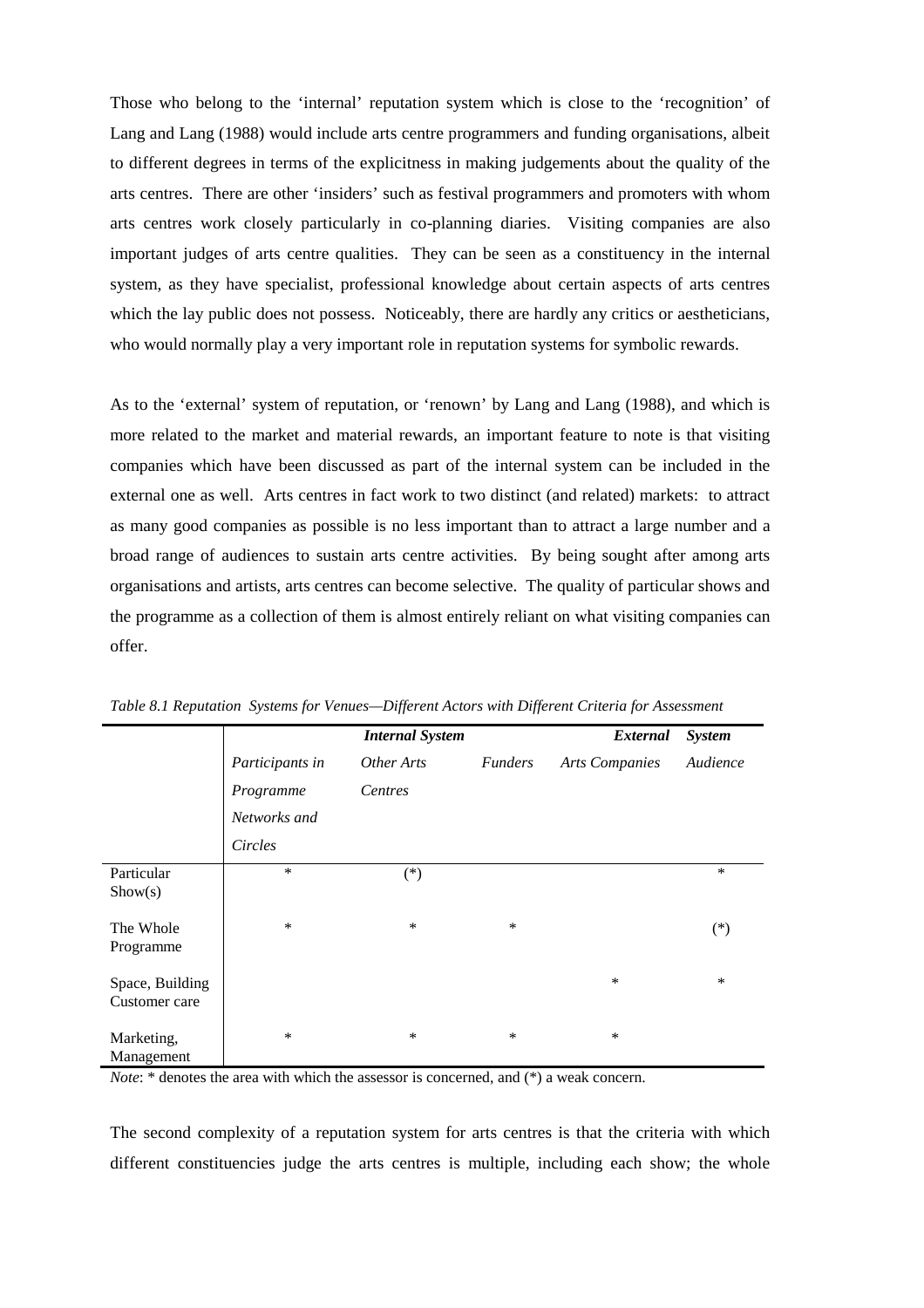Those who belong to the 'internal' reputation system which is close to the 'recognition' of Lang and Lang (1988) would include arts centre programmers and funding organisations, albeit to different degrees in terms of the explicitness in making judgements about the quality of the arts centres. There are other 'insiders' such as festival programmers and promoters with whom arts centres work closely particularly in co-planning diaries. Visiting companies are also important judges of arts centre qualities. They can be seen as a constituency in the internal system, as they have specialist, professional knowledge about certain aspects of arts centres which the lay public does not possess. Noticeably, there are hardly any critics or aestheticians, who would normally play a very important role in reputation systems for symbolic rewards.

As to the 'external' system of reputation, or 'renown' by Lang and Lang (1988), and which is more related to the market and material rewards, an important feature to note is that visiting companies which have been discussed as part of the internal system can be included in the external one as well. Arts centres in fact work to two distinct (and related) markets: to attract as many good companies as possible is no less important than to attract a large number and a broad range of audiences to sustain arts centre activities. By being sought after among arts organisations and artists, arts centres can become selective. The quality of particular shows and the programme as a collection of them is almost entirely reliant on what visiting companies can offer.

*Table 8.1 Reputation Systems for Venues—Different Actors with Different Criteria for Assessment*

| | ***Internal System*** | | | ***External System*** | |
|---|---|---|---|---|---|
| | *Participants in Programme Networks and Circles* | *Other Arts Centres* | *Funders* | *Arts Companies* | *Audience* |
| Particular Show(s) | * | (*) | | | * |
| The Whole Programme | * | * | * | | (*) |
| Space, Building Customer care | | | | * | * |
| Marketing, Management | * | * | * | * | |

*Note*: * denotes the area with which the assessor is concerned, and (*) a weak concern.

The second complexity of a reputation system for arts centres is that the criteria with which different constituencies judge the arts centres is multiple, including each show; the whole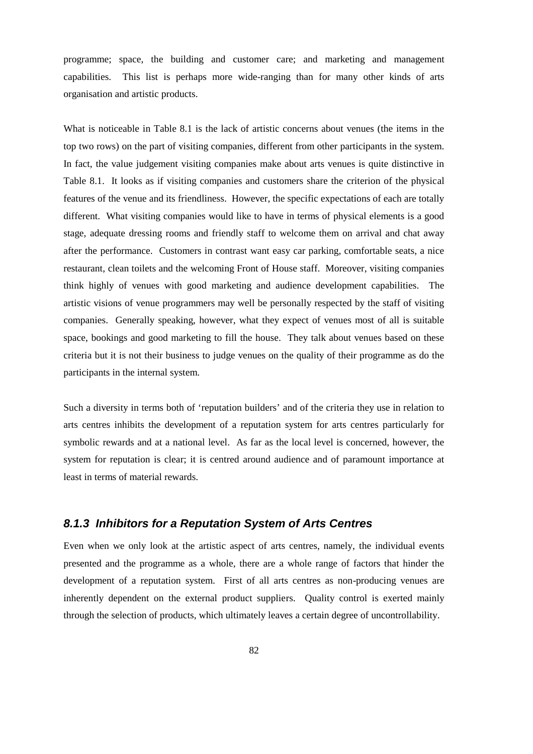programme; space, the building and customer care; and marketing and management capabilities. This list is perhaps more wide-ranging than for many other kinds of arts organisation and artistic products.

What is noticeable in Table 8.1 is the lack of artistic concerns about venues (the items in the top two rows) on the part of visiting companies, different from other participants in the system. In fact, the value judgement visiting companies make about arts venues is quite distinctive in Table 8.1. It looks as if visiting companies and customers share the criterion of the physical features of the venue and its friendliness. However, the specific expectations of each are totally different. What visiting companies would like to have in terms of physical elements is a good stage, adequate dressing rooms and friendly staff to welcome them on arrival and chat away after the performance. Customers in contrast want easy car parking, comfortable seats, a nice restaurant, clean toilets and the welcoming Front of House staff. Moreover, visiting companies think highly of venues with good marketing and audience development capabilities. The artistic visions of venue programmers may well be personally respected by the staff of visiting companies. Generally speaking, however, what they expect of venues most of all is suitable space, bookings and good marketing to fill the house. They talk about venues based on these criteria but it is not their business to judge venues on the quality of their programme as do the participants in the internal system.

Such a diversity in terms both of 'reputation builders' and of the criteria they use in relation to arts centres inhibits the development of a reputation system for arts centres particularly for symbolic rewards and at a national level. As far as the local level is concerned, however, the system for reputation is clear; it is centred around audience and of paramount importance at least in terms of material rewards.

### *8.1.3 Inhibitors for a Reputation System of Arts Centres*

Even when we only look at the artistic aspect of arts centres, namely, the individual events presented and the programme as a whole, there are a whole range of factors that hinder the development of a reputation system. First of all arts centres as non-producing venues are inherently dependent on the external product suppliers. Quality control is exerted mainly through the selection of products, which ultimately leaves a certain degree of uncontrollability.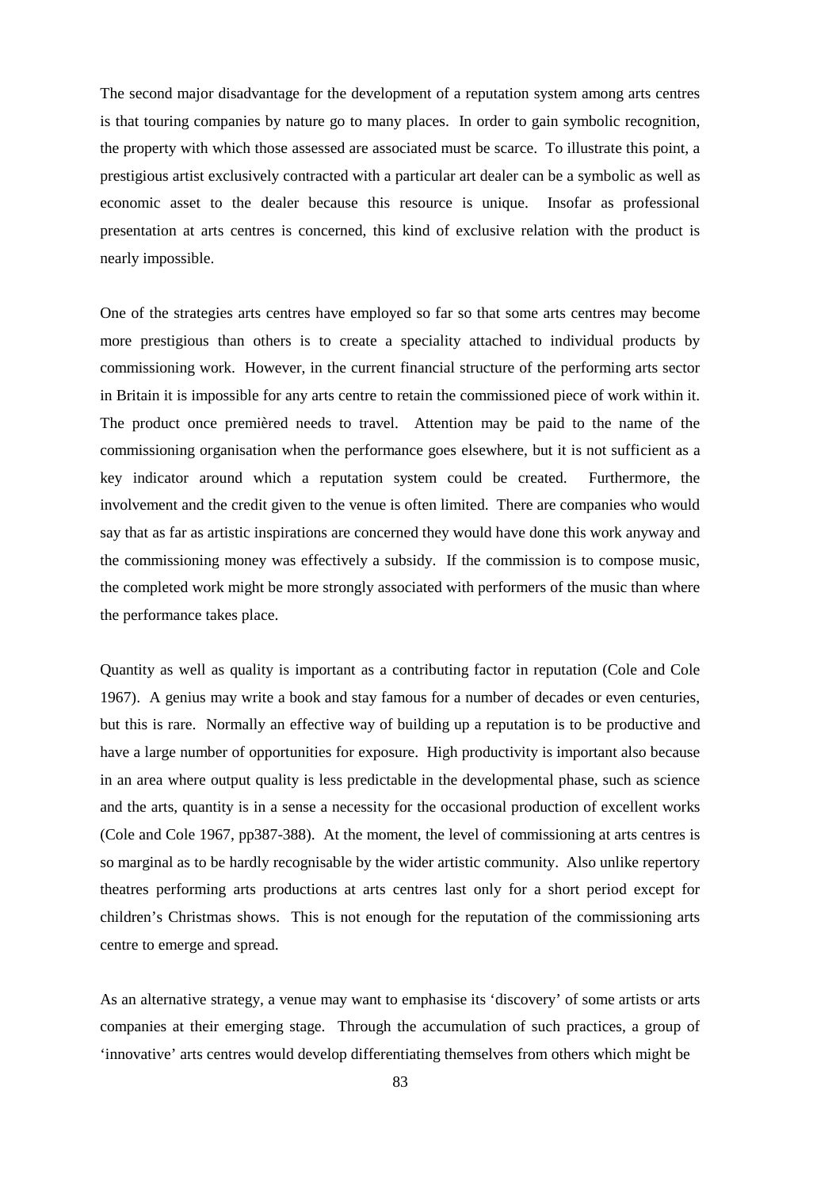The second major disadvantage for the development of a reputation system among arts centres is that touring companies by nature go to many places. In order to gain symbolic recognition, the property with which those assessed are associated must be scarce. To illustrate this point, a prestigious artist exclusively contracted with a particular art dealer can be a symbolic as well as economic asset to the dealer because this resource is unique. Insofar as professional presentation at arts centres is concerned, this kind of exclusive relation with the product is nearly impossible.

One of the strategies arts centres have employed so far so that some arts centres may become more prestigious than others is to create a speciality attached to individual products by commissioning work. However, in the current financial structure of the performing arts sector in Britain it is impossible for any arts centre to retain the commissioned piece of work within it. The product once premièred needs to travel. Attention may be paid to the name of the commissioning organisation when the performance goes elsewhere, but it is not sufficient as a key indicator around which a reputation system could be created. Furthermore, the involvement and the credit given to the venue is often limited. There are companies who would say that as far as artistic inspirations are concerned they would have done this work anyway and the commissioning money was effectively a subsidy. If the commission is to compose music, the completed work might be more strongly associated with performers of the music than where the performance takes place.

Quantity as well as quality is important as a contributing factor in reputation (Cole and Cole 1967). A genius may write a book and stay famous for a number of decades or even centuries, but this is rare. Normally an effective way of building up a reputation is to be productive and have a large number of opportunities for exposure. High productivity is important also because in an area where output quality is less predictable in the developmental phase, such as science and the arts, quantity is in a sense a necessity for the occasional production of excellent works (Cole and Cole 1967, pp387-388). At the moment, the level of commissioning at arts centres is so marginal as to be hardly recognisable by the wider artistic community. Also unlike repertory theatres performing arts productions at arts centres last only for a short period except for children's Christmas shows. This is not enough for the reputation of the commissioning arts centre to emerge and spread.

As an alternative strategy, a venue may want to emphasise its 'discovery' of some artists or arts companies at their emerging stage. Through the accumulation of such practices, a group of 'innovative' arts centres would develop differentiating themselves from others which might be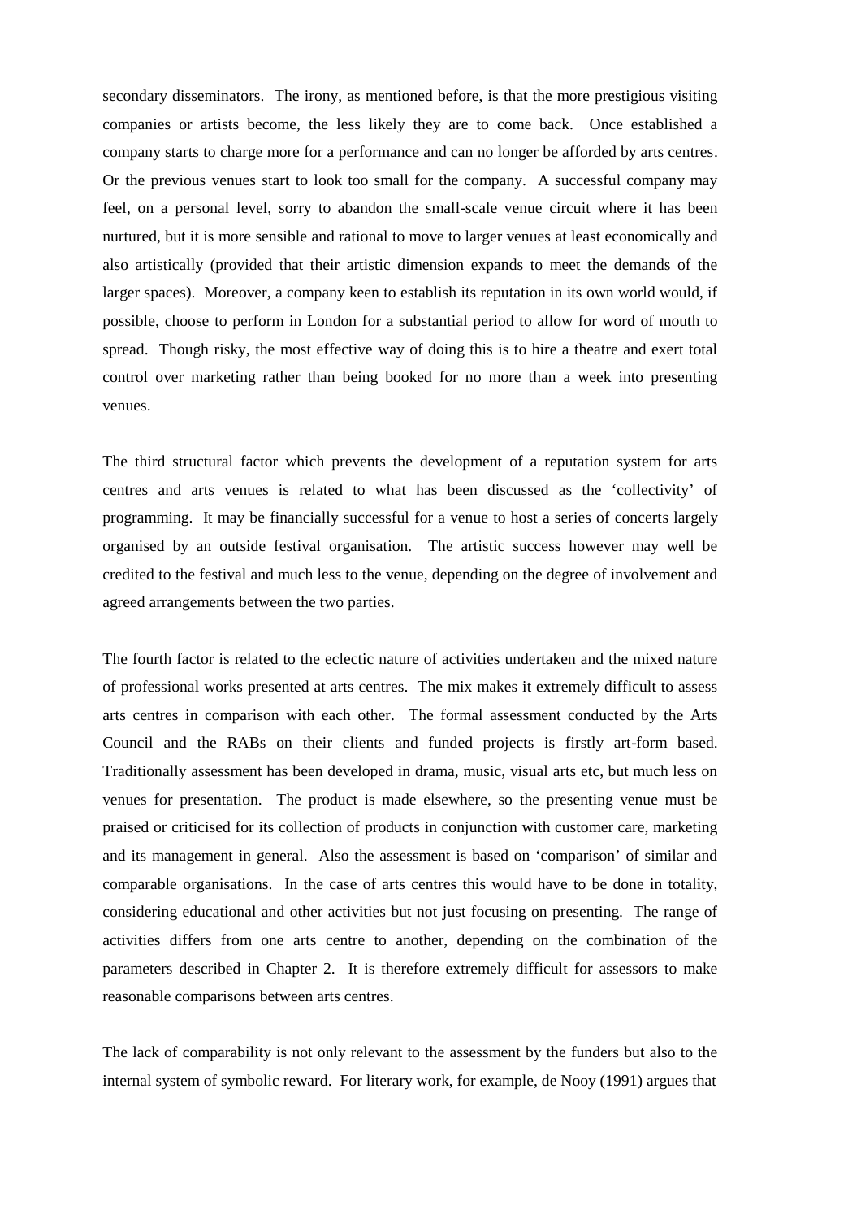secondary disseminators. The irony, as mentioned before, is that the more prestigious visiting companies or artists become, the less likely they are to come back. Once established a company starts to charge more for a performance and can no longer be afforded by arts centres. Or the previous venues start to look too small for the company. A successful company may feel, on a personal level, sorry to abandon the small-scale venue circuit where it has been nurtured, but it is more sensible and rational to move to larger venues at least economically and also artistically (provided that their artistic dimension expands to meet the demands of the larger spaces). Moreover, a company keen to establish its reputation in its own world would, if possible, choose to perform in London for a substantial period to allow for word of mouth to spread. Though risky, the most effective way of doing this is to hire a theatre and exert total control over marketing rather than being booked for no more than a week into presenting venues.

The third structural factor which prevents the development of a reputation system for arts centres and arts venues is related to what has been discussed as the 'collectivity' of programming. It may be financially successful for a venue to host a series of concerts largely organised by an outside festival organisation. The artistic success however may well be credited to the festival and much less to the venue, depending on the degree of involvement and agreed arrangements between the two parties.

The fourth factor is related to the eclectic nature of activities undertaken and the mixed nature of professional works presented at arts centres. The mix makes it extremely difficult to assess arts centres in comparison with each other. The formal assessment conducted by the Arts Council and the RABs on their clients and funded projects is firstly art-form based. Traditionally assessment has been developed in drama, music, visual arts etc, but much less on venues for presentation. The product is made elsewhere, so the presenting venue must be praised or criticised for its collection of products in conjunction with customer care, marketing and its management in general. Also the assessment is based on 'comparison' of similar and comparable organisations. In the case of arts centres this would have to be done in totality, considering educational and other activities but not just focusing on presenting. The range of activities differs from one arts centre to another, depending on the combination of the parameters described in Chapter 2. It is therefore extremely difficult for assessors to make reasonable comparisons between arts centres.

The lack of comparability is not only relevant to the assessment by the funders but also to the internal system of symbolic reward. For literary work, for example, de Nooy (1991) argues that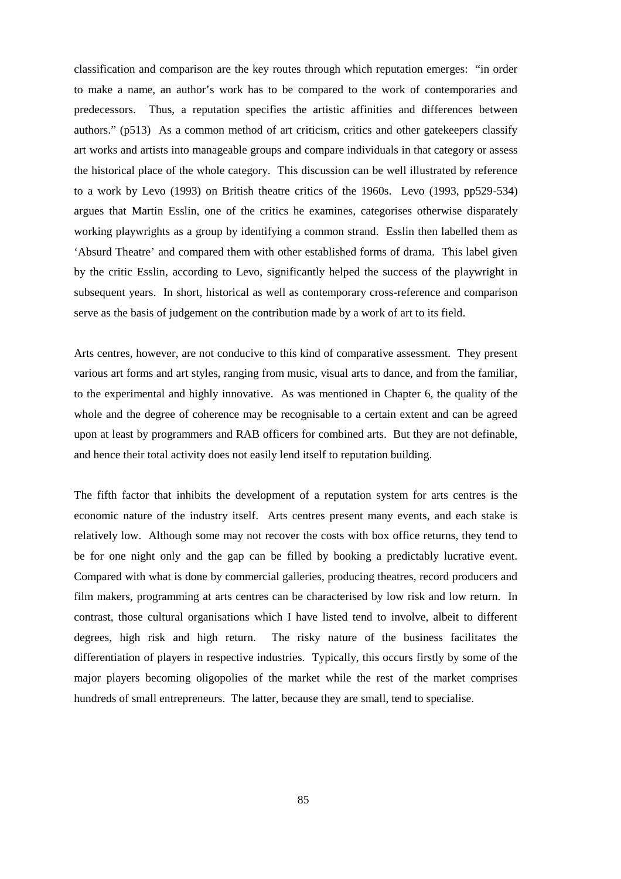classification and comparison are the key routes through which reputation emerges: "in order to make a name, an author's work has to be compared to the work of contemporaries and predecessors. Thus, a reputation specifies the artistic affinities and differences between authors." (p513) As a common method of art criticism, critics and other gatekeepers classify art works and artists into manageable groups and compare individuals in that category or assess the historical place of the whole category. This discussion can be well illustrated by reference to a work by Levo (1993) on British theatre critics of the 1960s. Levo (1993, pp529-534) argues that Martin Esslin, one of the critics he examines, categorises otherwise disparately working playwrights as a group by identifying a common strand. Esslin then labelled them as 'Absurd Theatre' and compared them with other established forms of drama. This label given by the critic Esslin, according to Levo, significantly helped the success of the playwright in subsequent years. In short, historical as well as contemporary cross-reference and comparison serve as the basis of judgement on the contribution made by a work of art to its field.

Arts centres, however, are not conducive to this kind of comparative assessment. They present various art forms and art styles, ranging from music, visual arts to dance, and from the familiar, to the experimental and highly innovative. As was mentioned in Chapter 6, the quality of the whole and the degree of coherence may be recognisable to a certain extent and can be agreed upon at least by programmers and RAB officers for combined arts. But they are not definable, and hence their total activity does not easily lend itself to reputation building.

The fifth factor that inhibits the development of a reputation system for arts centres is the economic nature of the industry itself. Arts centres present many events, and each stake is relatively low. Although some may not recover the costs with box office returns, they tend to be for one night only and the gap can be filled by booking a predictably lucrative event. Compared with what is done by commercial galleries, producing theatres, record producers and film makers, programming at arts centres can be characterised by low risk and low return. In contrast, those cultural organisations which I have listed tend to involve, albeit to different degrees, high risk and high return. The risky nature of the business facilitates the differentiation of players in respective industries. Typically, this occurs firstly by some of the major players becoming oligopolies of the market while the rest of the market comprises hundreds of small entrepreneurs. The latter, because they are small, tend to specialise.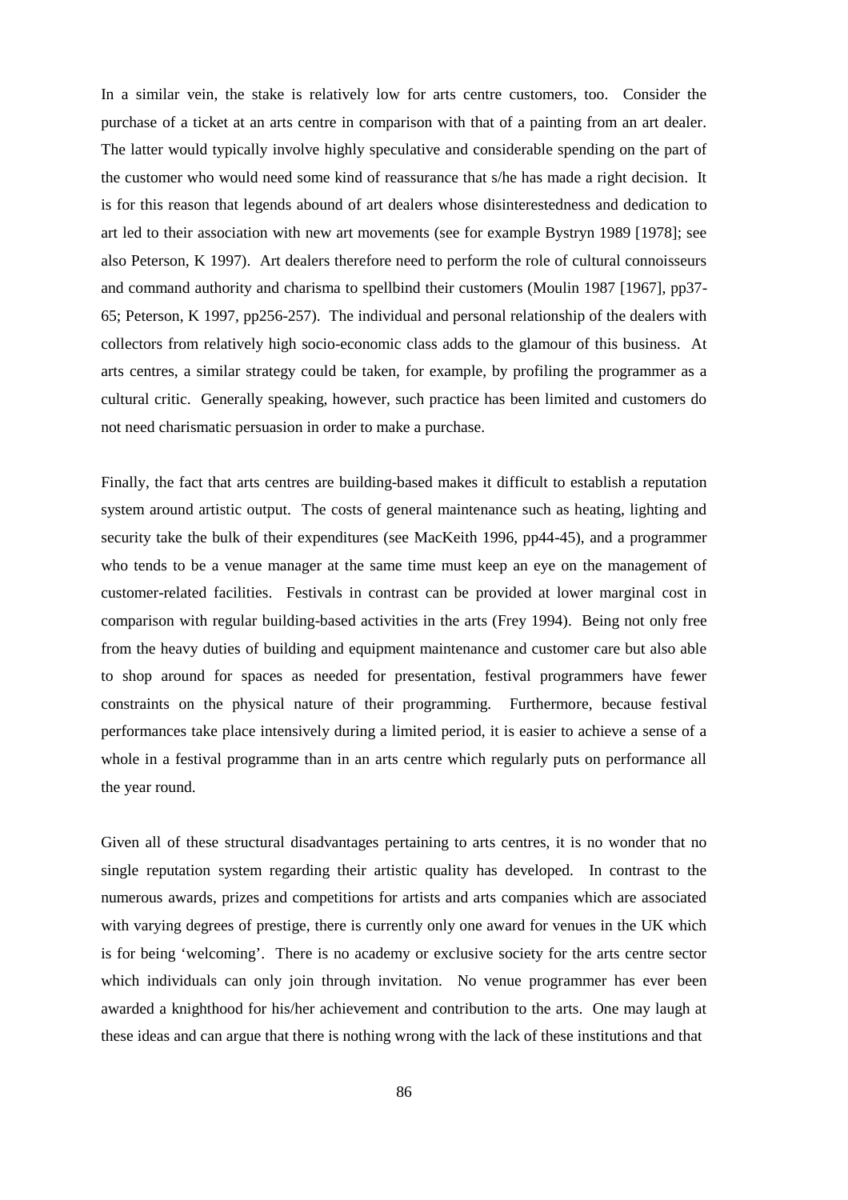In a similar vein, the stake is relatively low for arts centre customers, too. Consider the purchase of a ticket at an arts centre in comparison with that of a painting from an art dealer. The latter would typically involve highly speculative and considerable spending on the part of the customer who would need some kind of reassurance that s/he has made a right decision. It is for this reason that legends abound of art dealers whose disinterestedness and dedication to art led to their association with new art movements (see for example Bystryn 1989 [1978]; see also Peterson, K 1997). Art dealers therefore need to perform the role of cultural connoisseurs and command authority and charisma to spellbind their customers (Moulin 1987 [1967], pp37-65; Peterson, K 1997, pp256-257). The individual and personal relationship of the dealers with collectors from relatively high socio-economic class adds to the glamour of this business. At arts centres, a similar strategy could be taken, for example, by profiling the programmer as a cultural critic. Generally speaking, however, such practice has been limited and customers do not need charismatic persuasion in order to make a purchase.

Finally, the fact that arts centres are building-based makes it difficult to establish a reputation system around artistic output. The costs of general maintenance such as heating, lighting and security take the bulk of their expenditures (see MacKeith 1996, pp44-45), and a programmer who tends to be a venue manager at the same time must keep an eye on the management of customer-related facilities. Festivals in contrast can be provided at lower marginal cost in comparison with regular building-based activities in the arts (Frey 1994). Being not only free from the heavy duties of building and equipment maintenance and customer care but also able to shop around for spaces as needed for presentation, festival programmers have fewer constraints on the physical nature of their programming. Furthermore, because festival performances take place intensively during a limited period, it is easier to achieve a sense of a whole in a festival programme than in an arts centre which regularly puts on performance all the year round.

Given all of these structural disadvantages pertaining to arts centres, it is no wonder that no single reputation system regarding their artistic quality has developed. In contrast to the numerous awards, prizes and competitions for artists and arts companies which are associated with varying degrees of prestige, there is currently only one award for venues in the UK which is for being 'welcoming'. There is no academy or exclusive society for the arts centre sector which individuals can only join through invitation. No venue programmer has ever been awarded a knighthood for his/her achievement and contribution to the arts. One may laugh at these ideas and can argue that there is nothing wrong with the lack of these institutions and that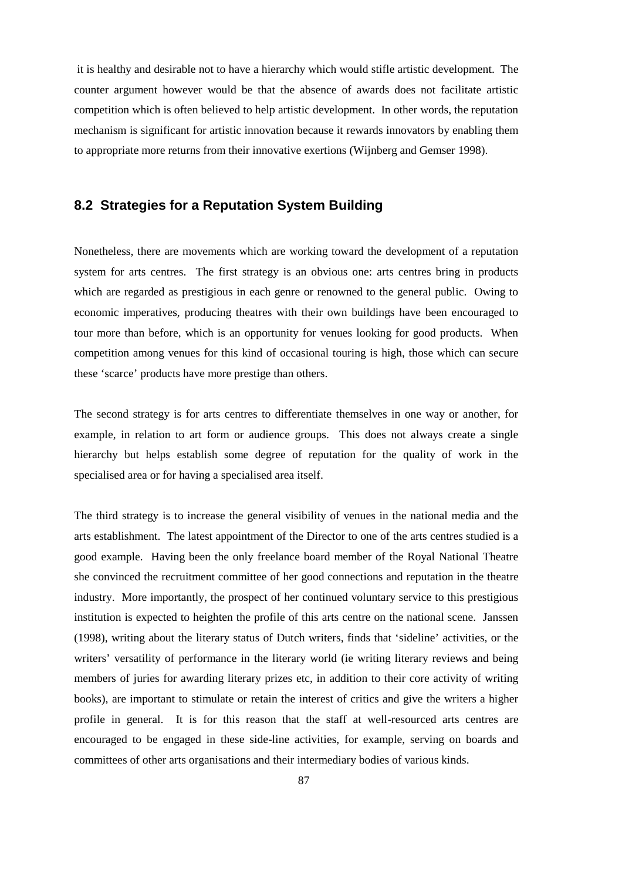it is healthy and desirable not to have a hierarchy which would stifle artistic development. The counter argument however would be that the absence of awards does not facilitate artistic competition which is often believed to help artistic development. In other words, the reputation mechanism is significant for artistic innovation because it rewards innovators by enabling them to appropriate more returns from their innovative exertions (Wijnberg and Gemser 1998).

## 8.2 Strategies for a Reputation System Building

Nonetheless, there are movements which are working toward the development of a reputation system for arts centres. The first strategy is an obvious one: arts centres bring in products which are regarded as prestigious in each genre or renowned to the general public. Owing to economic imperatives, producing theatres with their own buildings have been encouraged to tour more than before, which is an opportunity for venues looking for good products. When competition among venues for this kind of occasional touring is high, those which can secure these 'scarce' products have more prestige than others.

The second strategy is for arts centres to differentiate themselves in one way or another, for example, in relation to art form or audience groups. This does not always create a single hierarchy but helps establish some degree of reputation for the quality of work in the specialised area or for having a specialised area itself.

The third strategy is to increase the general visibility of venues in the national media and the arts establishment. The latest appointment of the Director to one of the arts centres studied is a good example. Having been the only freelance board member of the Royal National Theatre she convinced the recruitment committee of her good connections and reputation in the theatre industry. More importantly, the prospect of her continued voluntary service to this prestigious institution is expected to heighten the profile of this arts centre on the national scene. Janssen (1998), writing about the literary status of Dutch writers, finds that 'sideline' activities, or the writers' versatility of performance in the literary world (ie writing literary reviews and being members of juries for awarding literary prizes etc, in addition to their core activity of writing books), are important to stimulate or retain the interest of critics and give the writers a higher profile in general. It is for this reason that the staff at well-resourced arts centres are encouraged to be engaged in these side-line activities, for example, serving on boards and committees of other arts organisations and their intermediary bodies of various kinds.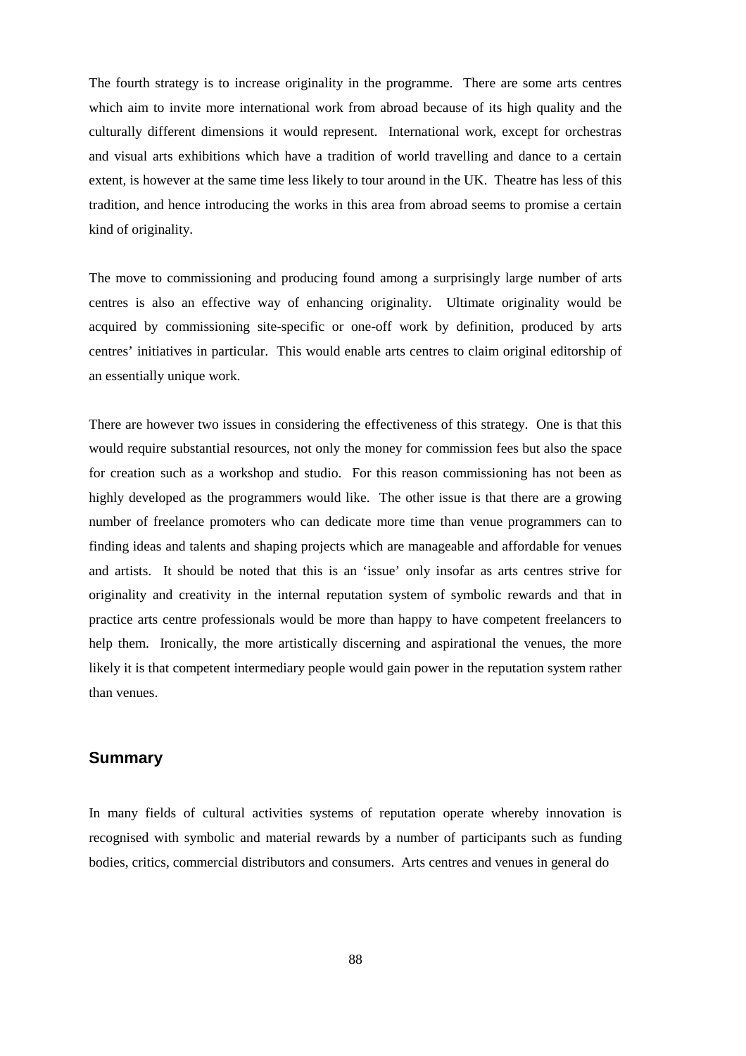The fourth strategy is to increase originality in the programme. There are some arts centres which aim to invite more international work from abroad because of its high quality and the culturally different dimensions it would represent. International work, except for orchestras and visual arts exhibitions which have a tradition of world travelling and dance to a certain extent, is however at the same time less likely to tour around in the UK. Theatre has less of this tradition, and hence introducing the works in this area from abroad seems to promise a certain kind of originality.

The move to commissioning and producing found among a surprisingly large number of arts centres is also an effective way of enhancing originality. Ultimate originality would be acquired by commissioning site-specific or one-off work by definition, produced by arts centres' initiatives in particular. This would enable arts centres to claim original editorship of an essentially unique work.

There are however two issues in considering the effectiveness of this strategy. One is that this would require substantial resources, not only the money for commission fees but also the space for creation such as a workshop and studio. For this reason commissioning has not been as highly developed as the programmers would like. The other issue is that there are a growing number of freelance promoters who can dedicate more time than venue programmers can to finding ideas and talents and shaping projects which are manageable and affordable for venues and artists. It should be noted that this is an 'issue' only insofar as arts centres strive for originality and creativity in the internal reputation system of symbolic rewards and that in practice arts centre professionals would be more than happy to have competent freelancers to help them. Ironically, the more artistically discerning and aspirational the venues, the more likely it is that competent intermediary people would gain power in the reputation system rather than venues.

## Summary

In many fields of cultural activities systems of reputation operate whereby innovation is recognised with symbolic and material rewards by a number of participants such as funding bodies, critics, commercial distributors and consumers. Arts centres and venues in general do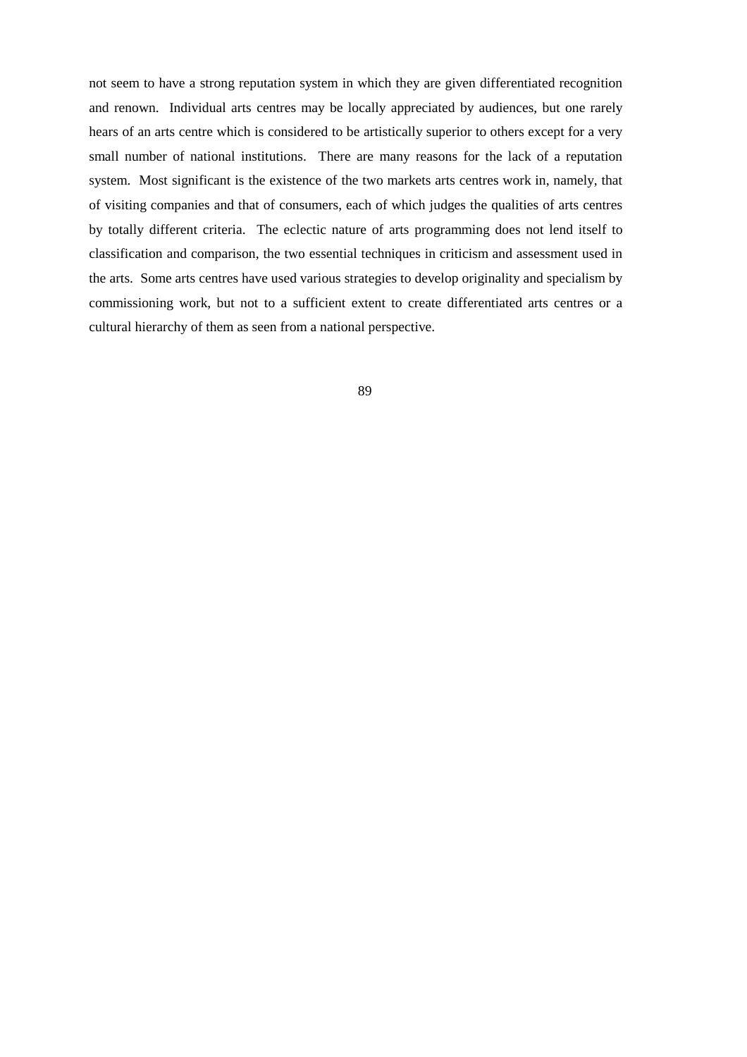not seem to have a strong reputation system in which they are given differentiated recognition and renown. Individual arts centres may be locally appreciated by audiences, but one rarely hears of an arts centre which is considered to be artistically superior to others except for a very small number of national institutions. There are many reasons for the lack of a reputation system. Most significant is the existence of the two markets arts centres work in, namely, that of visiting companies and that of consumers, each of which judges the qualities of arts centres by totally different criteria. The eclectic nature of arts programming does not lend itself to classification and comparison, the two essential techniques in criticism and assessment used in the arts. Some arts centres have used various strategies to develop originality and specialism by commissioning work, but not to a sufficient extent to create differentiated arts centres or a cultural hierarchy of them as seen from a national perspective.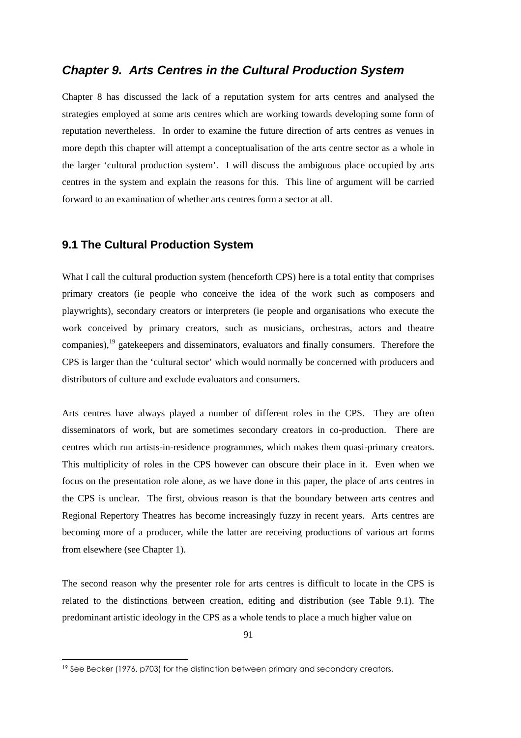## *Chapter 9. Arts Centres in the Cultural Production System*

Chapter 8 has discussed the lack of a reputation system for arts centres and analysed the strategies employed at some arts centres which are working towards developing some form of reputation nevertheless. In order to examine the future direction of arts centres as venues in more depth this chapter will attempt a conceptualisation of the arts centre sector as a whole in the larger 'cultural production system'. I will discuss the ambiguous place occupied by arts centres in the system and explain the reasons for this. This line of argument will be carried forward to an examination of whether arts centres form a sector at all.

### 9.1 The Cultural Production System

What I call the cultural production system (henceforth CPS) here is a total entity that comprises primary creators (ie people who conceive the idea of the work such as composers and playwrights), secondary creators or interpreters (ie people and organisations who execute the work conceived by primary creators, such as musicians, orchestras, actors and theatre companies),[19] gatekeepers and disseminators, evaluators and finally consumers. Therefore the CPS is larger than the 'cultural sector' which would normally be concerned with producers and distributors of culture and exclude evaluators and consumers.

Arts centres have always played a number of different roles in the CPS. They are often disseminators of work, but are sometimes secondary creators in co-production. There are centres which run artists-in-residence programmes, which makes them quasi-primary creators. This multiplicity of roles in the CPS however can obscure their place in it. Even when we focus on the presentation role alone, as we have done in this paper, the place of arts centres in the CPS is unclear. The first, obvious reason is that the boundary between arts centres and Regional Repertory Theatres has become increasingly fuzzy in recent years. Arts centres are becoming more of a producer, while the latter are receiving productions of various art forms from elsewhere (see Chapter 1).

The second reason why the presenter role for arts centres is difficult to locate in the CPS is related to the distinctions between creation, editing and distribution (see Table 9.1). The predominant artistic ideology in the CPS as a whole tends to place a much higher value on

[19] See Becker (1976, p703) for the distinction between primary and secondary creators.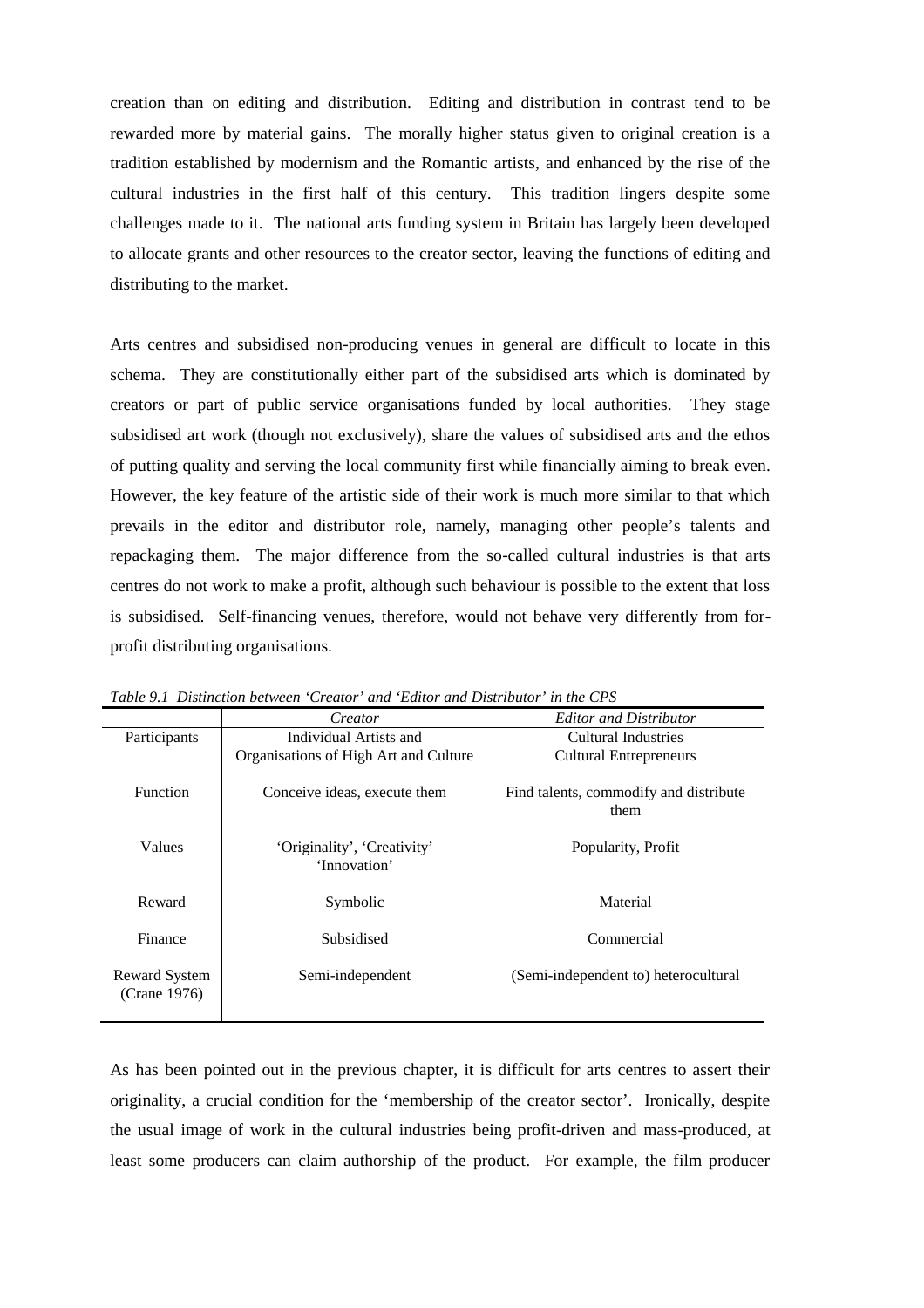creation than on editing and distribution. Editing and distribution in contrast tend to be rewarded more by material gains. The morally higher status given to original creation is a tradition established by modernism and the Romantic artists, and enhanced by the rise of the cultural industries in the first half of this century. This tradition lingers despite some challenges made to it. The national arts funding system in Britain has largely been developed to allocate grants and other resources to the creator sector, leaving the functions of editing and distributing to the market.

Arts centres and subsidised non-producing venues in general are difficult to locate in this schema. They are constitutionally either part of the subsidised arts which is dominated by creators or part of public service organisations funded by local authorities. They stage subsidised art work (though not exclusively), share the values of subsidised arts and the ethos of putting quality and serving the local community first while financially aiming to break even. However, the key feature of the artistic side of their work is much more similar to that which prevails in the editor and distributor role, namely, managing other people's talents and repackaging them. The major difference from the so-called cultural industries is that arts centres do not work to make a profit, although such behaviour is possible to the extent that loss is subsidised. Self-financing venues, therefore, would not behave very differently from for-profit distributing organisations.

*Table 9.1 Distinction between 'Creator' and 'Editor and Distributor' in the CPS*

| | *Creator* | *Editor and Distributor* |
|---|---|---|
| Participants | Individual Artists and Organisations of High Art and Culture | Cultural Industries Cultural Entrepreneurs |
| Function | Conceive ideas, execute them | Find talents, commodify and distribute them |
| Values | 'Originality', 'Creativity' 'Innovation' | Popularity, Profit |
| Reward | Symbolic | Material |
| Finance | Subsidised | Commercial |
| Reward System (Crane 1976) | Semi-independent | (Semi-independent to) heterocultural |

As has been pointed out in the previous chapter, it is difficult for arts centres to assert their originality, a crucial condition for the 'membership of the creator sector'. Ironically, despite the usual image of work in the cultural industries being profit-driven and mass-produced, at least some producers can claim authorship of the product. For example, the film producer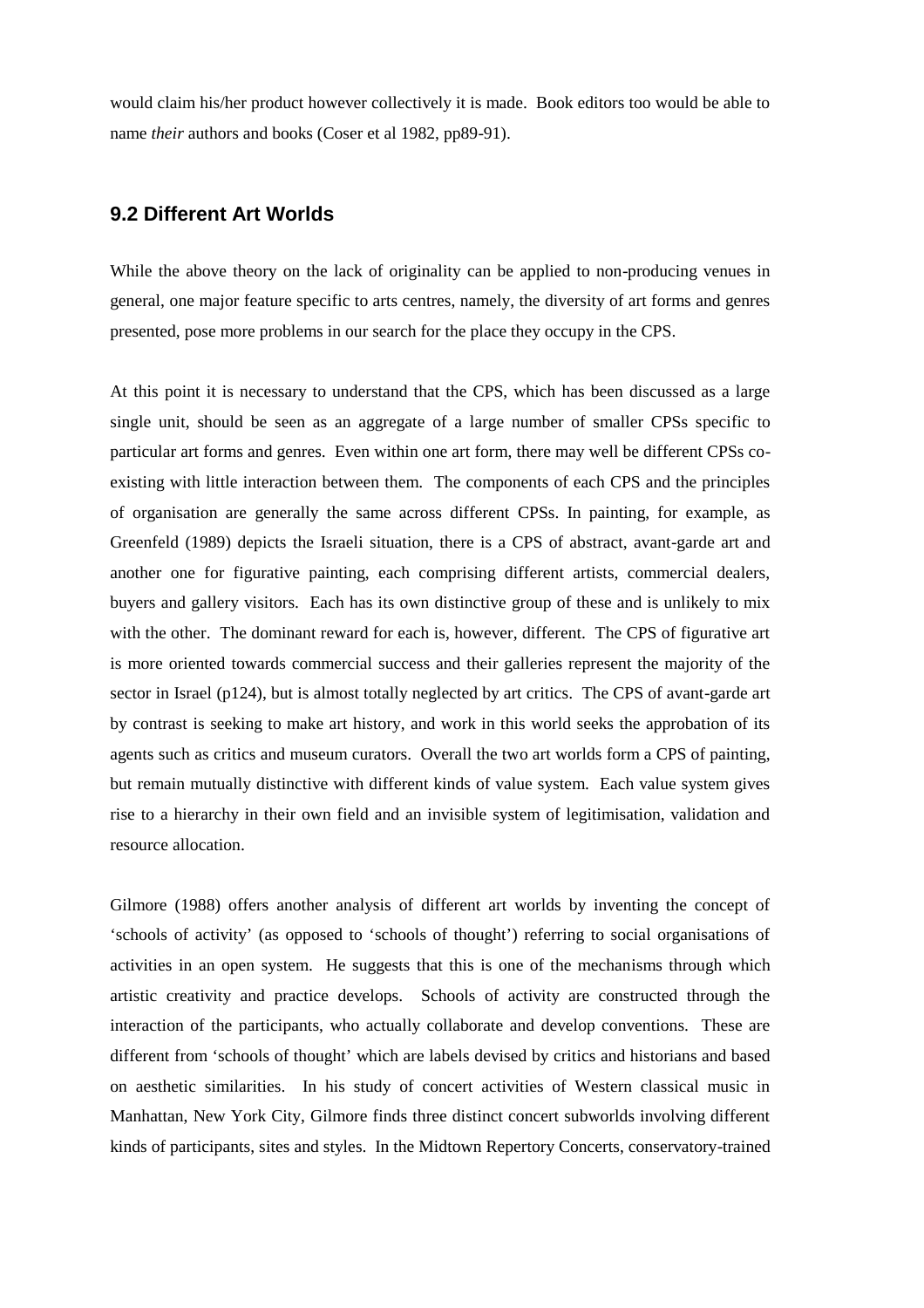would claim his/her product however collectively it is made. Book editors too would be able to name *their* authors and books (Coser et al 1982, pp89-91).

## 9.2 Different Art Worlds

While the above theory on the lack of originality can be applied to non-producing venues in general, one major feature specific to arts centres, namely, the diversity of art forms and genres presented, pose more problems in our search for the place they occupy in the CPS.

At this point it is necessary to understand that the CPS, which has been discussed as a large single unit, should be seen as an aggregate of a large number of smaller CPSs specific to particular art forms and genres. Even within one art form, there may well be different CPSs co-existing with little interaction between them. The components of each CPS and the principles of organisation are generally the same across different CPSs. In painting, for example, as Greenfeld (1989) depicts the Israeli situation, there is a CPS of abstract, avant-garde art and another one for figurative painting, each comprising different artists, commercial dealers, buyers and gallery visitors. Each has its own distinctive group of these and is unlikely to mix with the other. The dominant reward for each is, however, different. The CPS of figurative art is more oriented towards commercial success and their galleries represent the majority of the sector in Israel (p124), but is almost totally neglected by art critics. The CPS of avant-garde art by contrast is seeking to make art history, and work in this world seeks the approbation of its agents such as critics and museum curators. Overall the two art worlds form a CPS of painting, but remain mutually distinctive with different kinds of value system. Each value system gives rise to a hierarchy in their own field and an invisible system of legitimisation, validation and resource allocation.

Gilmore (1988) offers another analysis of different art worlds by inventing the concept of 'schools of activity' (as opposed to 'schools of thought') referring to social organisations of activities in an open system. He suggests that this is one of the mechanisms through which artistic creativity and practice develops. Schools of activity are constructed through the interaction of the participants, who actually collaborate and develop conventions. These are different from 'schools of thought' which are labels devised by critics and historians and based on aesthetic similarities. In his study of concert activities of Western classical music in Manhattan, New York City, Gilmore finds three distinct concert subworlds involving different kinds of participants, sites and styles. In the Midtown Repertory Concerts, conservatory-trained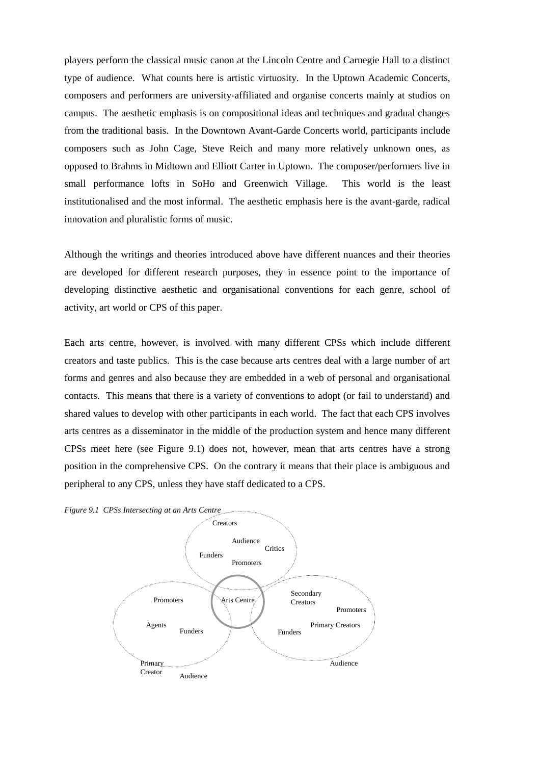players perform the classical music canon at the Lincoln Centre and Carnegie Hall to a distinct type of audience. What counts here is artistic virtuosity. In the Uptown Academic Concerts, composers and performers are university-affiliated and organise concerts mainly at studios on campus. The aesthetic emphasis is on compositional ideas and techniques and gradual changes from the traditional basis. In the Downtown Avant-Garde Concerts world, participants include composers such as John Cage, Steve Reich and many more relatively unknown ones, as opposed to Brahms in Midtown and Elliott Carter in Uptown. The composer/performers live in small performance lofts in SoHo and Greenwich Village. This world is the least institutionalised and the most informal. The aesthetic emphasis here is the avant-garde, radical innovation and pluralistic forms of music.

Although the writings and theories introduced above have different nuances and their theories are developed for different research purposes, they in essence point to the importance of developing distinctive aesthetic and organisational conventions for each genre, school of activity, art world or CPS of this paper.

Each arts centre, however, is involved with many different CPSs which include different creators and taste publics. This is the case because arts centres deal with a large number of art forms and genres and also because they are embedded in a web of personal and organisational contacts. This means that there is a variety of conventions to adopt (or fail to understand) and shared values to develop with other participants in each world. The fact that each CPS involves arts centres as a disseminator in the middle of the production system and hence many different CPSs meet here (see Figure 9.1) does not, however, mean that arts centres have a strong position in the comprehensive CPS. On the contrary it means that their place is ambiguous and peripheral to any CPS, unless they have staff dedicated to a CPS.

*Figure 9.1 CPSs Intersecting at an Arts Centre*

Creators
Audience
Critics
Funders
Promoters

Promoters
Agents
Funders
Primary Creator
Audience

Arts Centre

Secondary Creators
Promoters
Primary Creators
Funders
Audience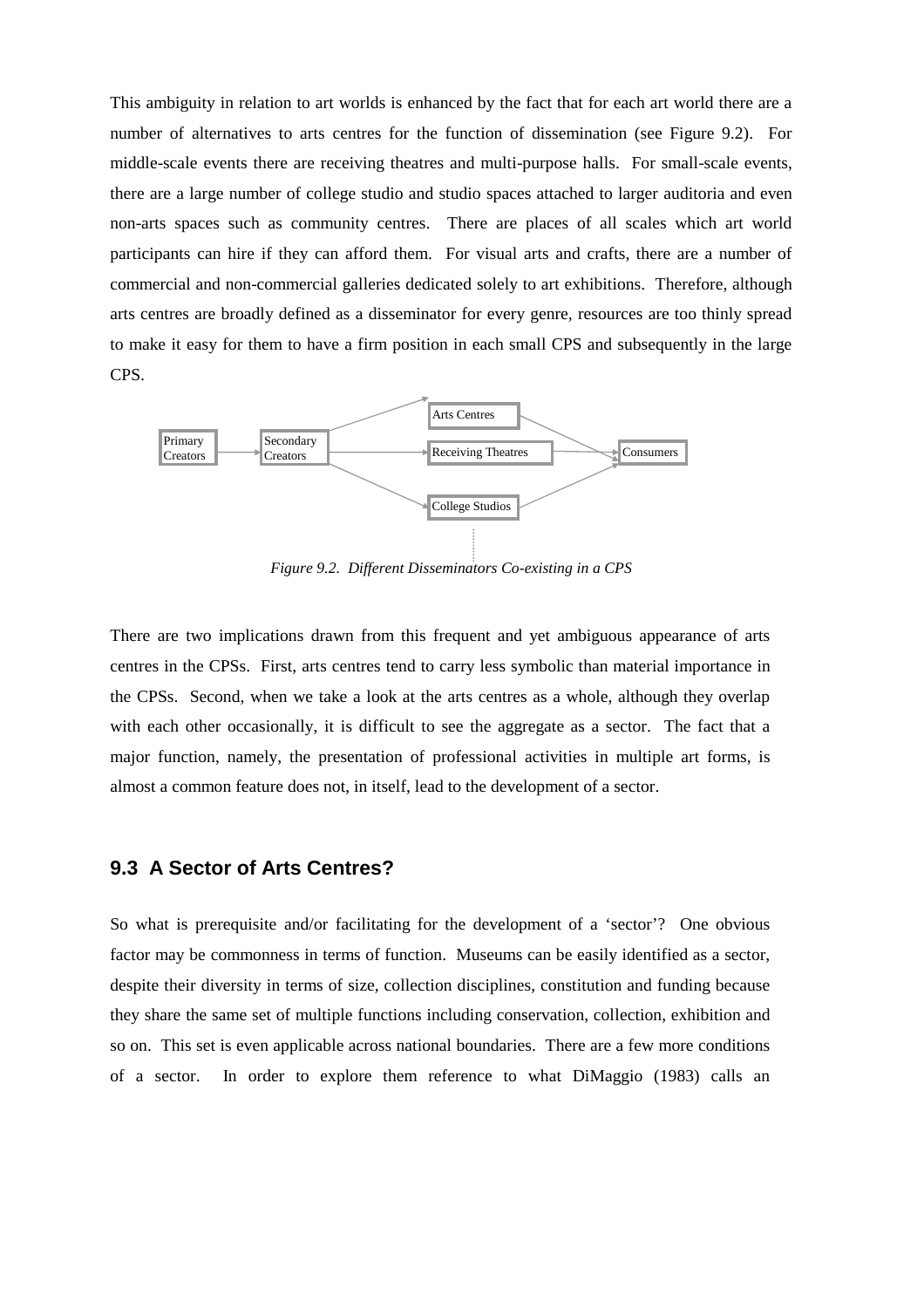This ambiguity in relation to art worlds is enhanced by the fact that for each art world there are a number of alternatives to arts centres for the function of dissemination (see Figure 9.2). For middle-scale events there are receiving theatres and multi-purpose halls. For small-scale events, there are a large number of college studio and studio spaces attached to larger auditoria and even non-arts spaces such as community centres. There are places of all scales which art world participants can hire if they can afford them. For visual arts and crafts, there are a number of commercial and non-commercial galleries dedicated solely to art exhibitions. Therefore, although arts centres are broadly defined as a disseminator for every genre, resources are too thinly spread to make it easy for them to have a firm position in each small CPS and subsequently in the large CPS.

Primary Creators → Secondary Creators → Arts Centres / Receiving Theatres / College Studios → Consumers

*Figure 9.2. Different Disseminators Co-existing in a CPS*

There are two implications drawn from this frequent and yet ambiguous appearance of arts centres in the CPSs. First, arts centres tend to carry less symbolic than material importance in the CPSs. Second, when we take a look at the arts centres as a whole, although they overlap with each other occasionally, it is difficult to see the aggregate as a sector. The fact that a major function, namely, the presentation of professional activities in multiple art forms, is almost a common feature does not, in itself, lead to the development of a sector.

## 9.3 A Sector of Arts Centres?

So what is prerequisite and/or facilitating for the development of a 'sector'? One obvious factor may be commonness in terms of function. Museums can be easily identified as a sector, despite their diversity in terms of size, collection disciplines, constitution and funding because they share the same set of multiple functions including conservation, collection, exhibition and so on. This set is even applicable across national boundaries. There are a few more conditions of a sector. In order to explore them reference to what DiMaggio (1983) calls an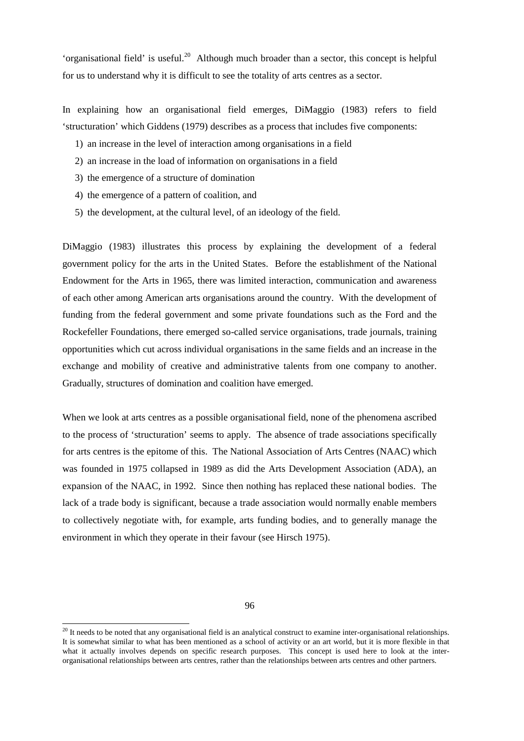'organisational field' is useful.[20] Although much broader than a sector, this concept is helpful for us to understand why it is difficult to see the totality of arts centres as a sector.

In explaining how an organisational field emerges, DiMaggio (1983) refers to field 'structuration' which Giddens (1979) describes as a process that includes five components:

1) an increase in the level of interaction among organisations in a field
2) an increase in the load of information on organisations in a field
3) the emergence of a structure of domination
4) the emergence of a pattern of coalition, and
5) the development, at the cultural level, of an ideology of the field.

DiMaggio (1983) illustrates this process by explaining the development of a federal government policy for the arts in the United States. Before the establishment of the National Endowment for the Arts in 1965, there was limited interaction, communication and awareness of each other among American arts organisations around the country. With the development of funding from the federal government and some private foundations such as the Ford and the Rockefeller Foundations, there emerged so-called service organisations, trade journals, training opportunities which cut across individual organisations in the same fields and an increase in the exchange and mobility of creative and administrative talents from one company to another. Gradually, structures of domination and coalition have emerged.

When we look at arts centres as a possible organisational field, none of the phenomena ascribed to the process of 'structuration' seems to apply. The absence of trade associations specifically for arts centres is the epitome of this. The National Association of Arts Centres (NAAC) which was founded in 1975 collapsed in 1989 as did the Arts Development Association (ADA), an expansion of the NAAC, in 1992. Since then nothing has replaced these national bodies. The lack of a trade body is significant, because a trade association would normally enable members to collectively negotiate with, for example, arts funding bodies, and to generally manage the environment in which they operate in their favour (see Hirsch 1975).

[20] It needs to be noted that any organisational field is an analytical construct to examine inter-organisational relationships. It is somewhat similar to what has been mentioned as a school of activity or an art world, but it is more flexible in that what it actually involves depends on specific research purposes. This concept is used here to look at the inter-organisational relationships between arts centres, rather than the relationships between arts centres and other partners.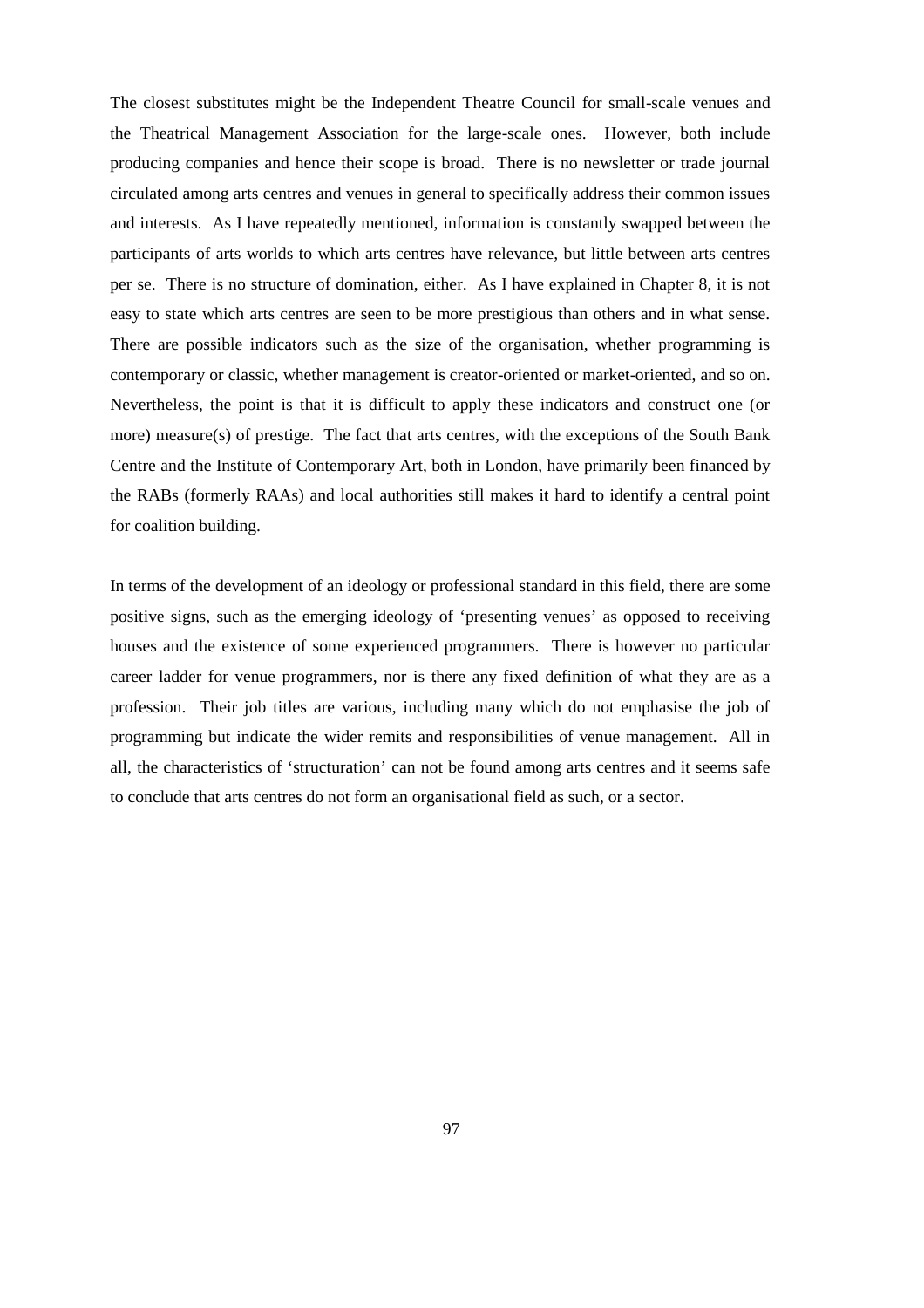The closest substitutes might be the Independent Theatre Council for small-scale venues and the Theatrical Management Association for the large-scale ones. However, both include producing companies and hence their scope is broad. There is no newsletter or trade journal circulated among arts centres and venues in general to specifically address their common issues and interests. As I have repeatedly mentioned, information is constantly swapped between the participants of arts worlds to which arts centres have relevance, but little between arts centres per se. There is no structure of domination, either. As I have explained in Chapter 8, it is not easy to state which arts centres are seen to be more prestigious than others and in what sense. There are possible indicators such as the size of the organisation, whether programming is contemporary or classic, whether management is creator-oriented or market-oriented, and so on. Nevertheless, the point is that it is difficult to apply these indicators and construct one (or more) measure(s) of prestige. The fact that arts centres, with the exceptions of the South Bank Centre and the Institute of Contemporary Art, both in London, have primarily been financed by the RABs (formerly RAAs) and local authorities still makes it hard to identify a central point for coalition building.

In terms of the development of an ideology or professional standard in this field, there are some positive signs, such as the emerging ideology of 'presenting venues' as opposed to receiving houses and the existence of some experienced programmers. There is however no particular career ladder for venue programmers, nor is there any fixed definition of what they are as a profession. Their job titles are various, including many which do not emphasise the job of programming but indicate the wider remits and responsibilities of venue management. All in all, the characteristics of 'structuration' can not be found among arts centres and it seems safe to conclude that arts centres do not form an organisational field as such, or a sector.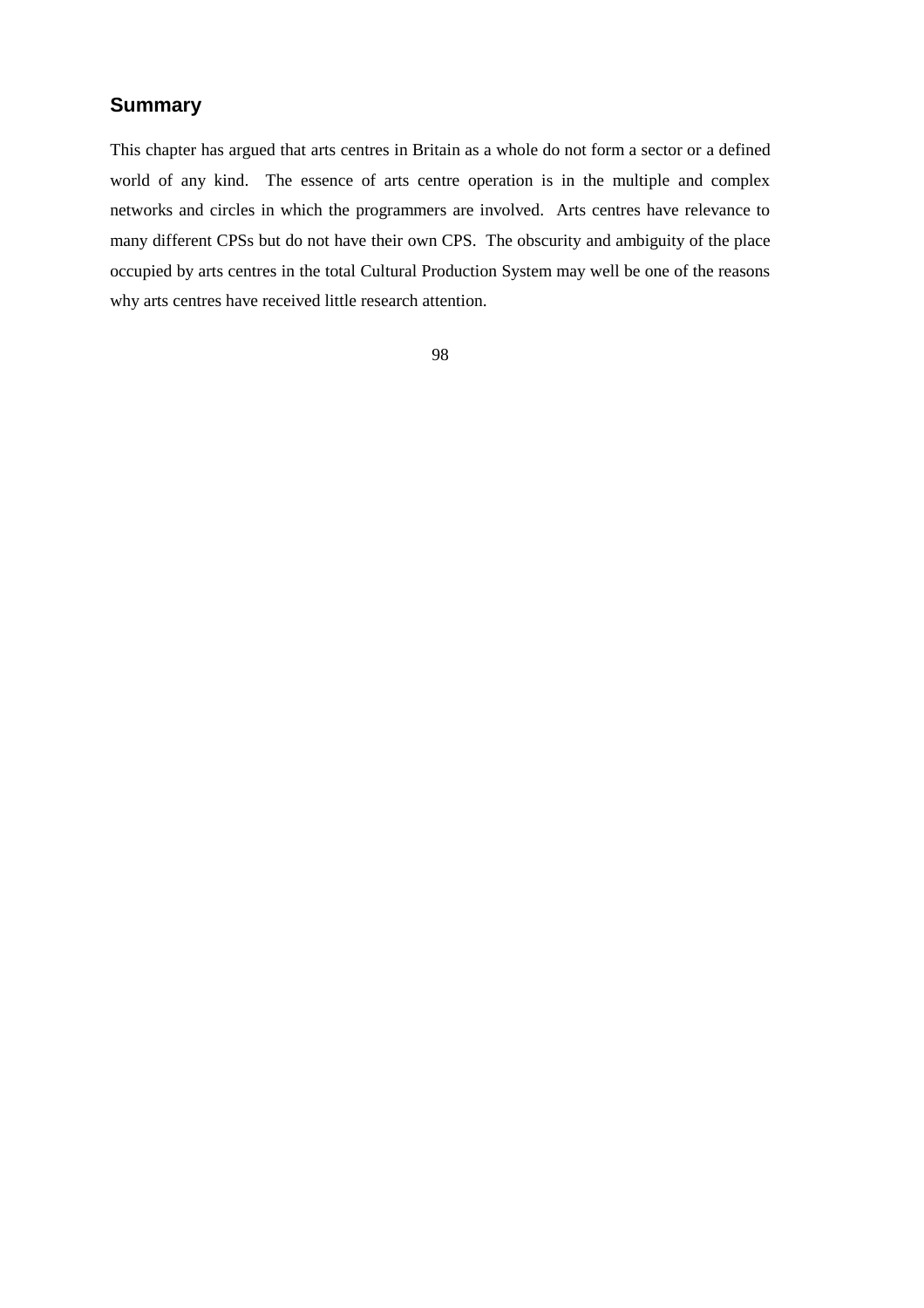## Summary

This chapter has argued that arts centres in Britain as a whole do not form a sector or a defined world of any kind. The essence of arts centre operation is in the multiple and complex networks and circles in which the programmers are involved. Arts centres have relevance to many different CPSs but do not have their own CPS. The obscurity and ambiguity of the place occupied by arts centres in the total Cultural Production System may well be one of the reasons why arts centres have received little research attention.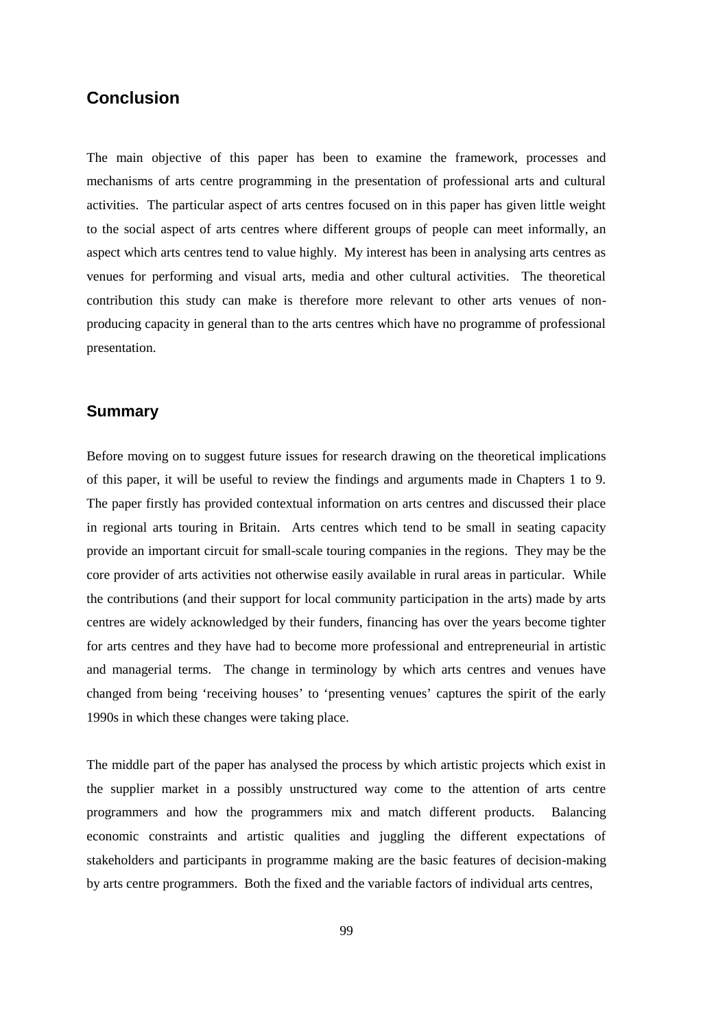## Conclusion

The main objective of this paper has been to examine the framework, processes and mechanisms of arts centre programming in the presentation of professional arts and cultural activities. The particular aspect of arts centres focused on in this paper has given little weight to the social aspect of arts centres where different groups of people can meet informally, an aspect which arts centres tend to value highly. My interest has been in analysing arts centres as venues for performing and visual arts, media and other cultural activities. The theoretical contribution this study can make is therefore more relevant to other arts venues of non-producing capacity in general than to the arts centres which have no programme of professional presentation.

## Summary

Before moving on to suggest future issues for research drawing on the theoretical implications of this paper, it will be useful to review the findings and arguments made in Chapters 1 to 9. The paper firstly has provided contextual information on arts centres and discussed their place in regional arts touring in Britain. Arts centres which tend to be small in seating capacity provide an important circuit for small-scale touring companies in the regions. They may be the core provider of arts activities not otherwise easily available in rural areas in particular. While the contributions (and their support for local community participation in the arts) made by arts centres are widely acknowledged by their funders, financing has over the years become tighter for arts centres and they have had to become more professional and entrepreneurial in artistic and managerial terms. The change in terminology by which arts centres and venues have changed from being 'receiving houses' to 'presenting venues' captures the spirit of the early 1990s in which these changes were taking place.

The middle part of the paper has analysed the process by which artistic projects which exist in the supplier market in a possibly unstructured way come to the attention of arts centre programmers and how the programmers mix and match different products. Balancing economic constraints and artistic qualities and juggling the different expectations of stakeholders and participants in programme making are the basic features of decision-making by arts centre programmers. Both the fixed and the variable factors of individual arts centres,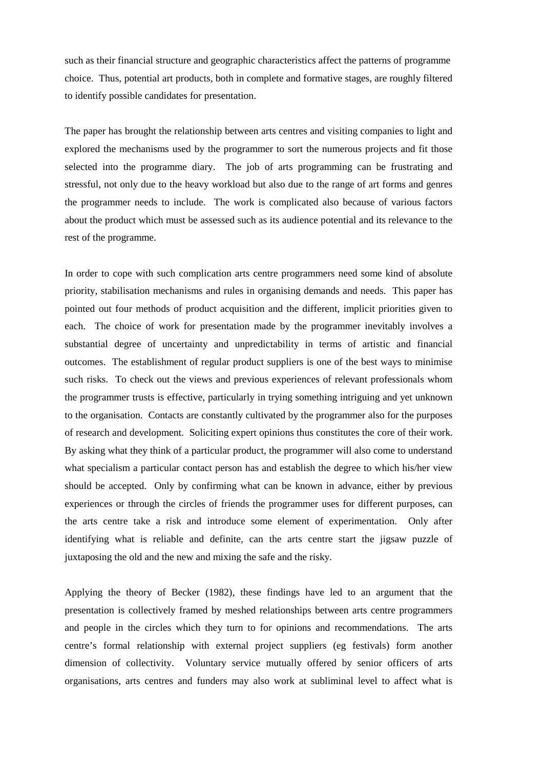such as their financial structure and geographic characteristics affect the patterns of programme choice. Thus, potential art products, both in complete and formative stages, are roughly filtered to identify possible candidates for presentation.

The paper has brought the relationship between arts centres and visiting companies to light and explored the mechanisms used by the programmer to sort the numerous projects and fit those selected into the programme diary. The job of arts programming can be frustrating and stressful, not only due to the heavy workload but also due to the range of art forms and genres the programmer needs to include. The work is complicated also because of various factors about the product which must be assessed such as its audience potential and its relevance to the rest of the programme.

In order to cope with such complication arts centre programmers need some kind of absolute priority, stabilisation mechanisms and rules in organising demands and needs. This paper has pointed out four methods of product acquisition and the different, implicit priorities given to each. The choice of work for presentation made by the programmer inevitably involves a substantial degree of uncertainty and unpredictability in terms of artistic and financial outcomes. The establishment of regular product suppliers is one of the best ways to minimise such risks. To check out the views and previous experiences of relevant professionals whom the programmer trusts is effective, particularly in trying something intriguing and yet unknown to the organisation. Contacts are constantly cultivated by the programmer also for the purposes of research and development. Soliciting expert opinions thus constitutes the core of their work. By asking what they think of a particular product, the programmer will also come to understand what specialism a particular contact person has and establish the degree to which his/her view should be accepted. Only by confirming what can be known in advance, either by previous experiences or through the circles of friends the programmer uses for different purposes, can the arts centre take a risk and introduce some element of experimentation. Only after identifying what is reliable and definite, can the arts centre start the jigsaw puzzle of juxtaposing the old and the new and mixing the safe and the risky.

Applying the theory of Becker (1982), these findings have led to an argument that the presentation is collectively framed by meshed relationships between arts centre programmers and people in the circles which they turn to for opinions and recommendations. The arts centre's formal relationship with external project suppliers (eg festivals) form another dimension of collectivity. Voluntary service mutually offered by senior officers of arts organisations, arts centres and funders may also work at subliminal level to affect what is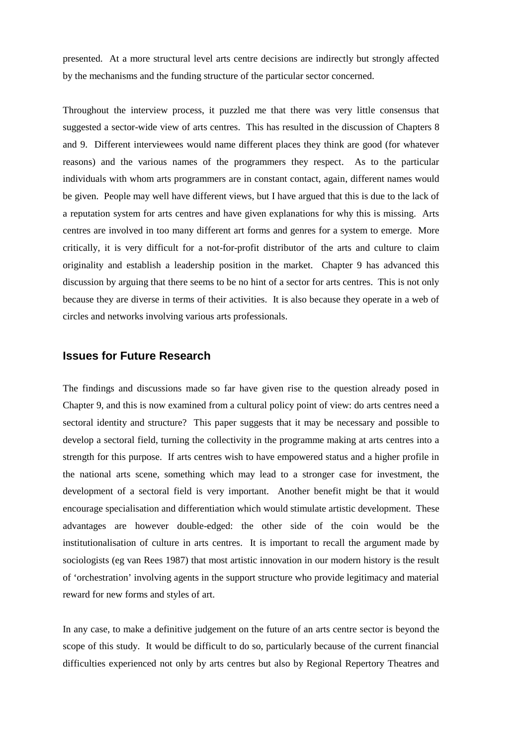presented. At a more structural level arts centre decisions are indirectly but strongly affected by the mechanisms and the funding structure of the particular sector concerned.

Throughout the interview process, it puzzled me that there was very little consensus that suggested a sector-wide view of arts centres. This has resulted in the discussion of Chapters 8 and 9. Different interviewees would name different places they think are good (for whatever reasons) and the various names of the programmers they respect. As to the particular individuals with whom arts programmers are in constant contact, again, different names would be given. People may well have different views, but I have argued that this is due to the lack of a reputation system for arts centres and have given explanations for why this is missing. Arts centres are involved in too many different art forms and genres for a system to emerge. More critically, it is very difficult for a not-for-profit distributor of the arts and culture to claim originality and establish a leadership position in the market. Chapter 9 has advanced this discussion by arguing that there seems to be no hint of a sector for arts centres. This is not only because they are diverse in terms of their activities. It is also because they operate in a web of circles and networks involving various arts professionals.

## Issues for Future Research

The findings and discussions made so far have given rise to the question already posed in Chapter 9, and this is now examined from a cultural policy point of view: do arts centres need a sectoral identity and structure? This paper suggests that it may be necessary and possible to develop a sectoral field, turning the collectivity in the programme making at arts centres into a strength for this purpose. If arts centres wish to have empowered status and a higher profile in the national arts scene, something which may lead to a stronger case for investment, the development of a sectoral field is very important. Another benefit might be that it would encourage specialisation and differentiation which would stimulate artistic development. These advantages are however double-edged: the other side of the coin would be the institutionalisation of culture in arts centres. It is important to recall the argument made by sociologists (eg van Rees 1987) that most artistic innovation in our modern history is the result of 'orchestration' involving agents in the support structure who provide legitimacy and material reward for new forms and styles of art.

In any case, to make a definitive judgement on the future of an arts centre sector is beyond the scope of this study. It would be difficult to do so, particularly because of the current financial difficulties experienced not only by arts centres but also by Regional Repertory Theatres and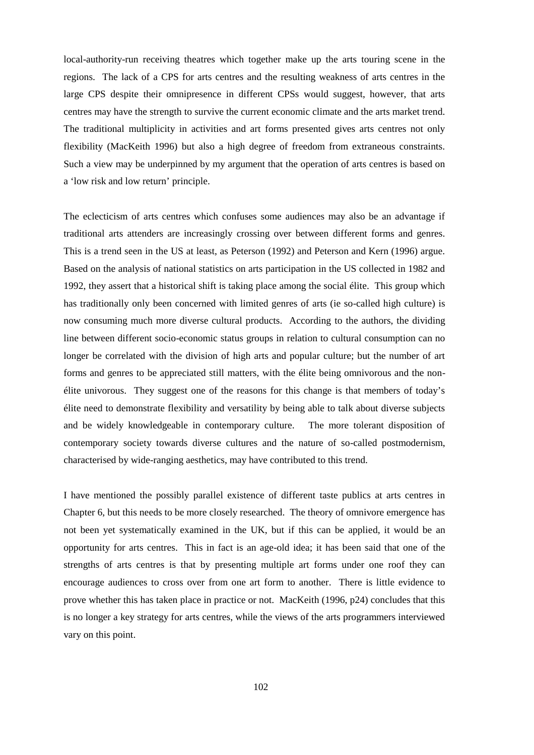local-authority-run receiving theatres which together make up the arts touring scene in the regions. The lack of a CPS for arts centres and the resulting weakness of arts centres in the large CPS despite their omnipresence in different CPSs would suggest, however, that arts centres may have the strength to survive the current economic climate and the arts market trend. The traditional multiplicity in activities and art forms presented gives arts centres not only flexibility (MacKeith 1996) but also a high degree of freedom from extraneous constraints. Such a view may be underpinned by my argument that the operation of arts centres is based on a 'low risk and low return' principle.

The eclecticism of arts centres which confuses some audiences may also be an advantage if traditional arts attenders are increasingly crossing over between different forms and genres. This is a trend seen in the US at least, as Peterson (1992) and Peterson and Kern (1996) argue. Based on the analysis of national statistics on arts participation in the US collected in 1982 and 1992, they assert that a historical shift is taking place among the social élite. This group which has traditionally only been concerned with limited genres of arts (ie so-called high culture) is now consuming much more diverse cultural products. According to the authors, the dividing line between different socio-economic status groups in relation to cultural consumption can no longer be correlated with the division of high arts and popular culture; but the number of art forms and genres to be appreciated still matters, with the élite being omnivorous and the non-élite univorous. They suggest one of the reasons for this change is that members of today's élite need to demonstrate flexibility and versatility by being able to talk about diverse subjects and be widely knowledgeable in contemporary culture. The more tolerant disposition of contemporary society towards diverse cultures and the nature of so-called postmodernism, characterised by wide-ranging aesthetics, may have contributed to this trend.

I have mentioned the possibly parallel existence of different taste publics at arts centres in Chapter 6, but this needs to be more closely researched. The theory of omnivore emergence has not been yet systematically examined in the UK, but if this can be applied, it would be an opportunity for arts centres. This in fact is an age-old idea; it has been said that one of the strengths of arts centres is that by presenting multiple art forms under one roof they can encourage audiences to cross over from one art form to another. There is little evidence to prove whether this has taken place in practice or not. MacKeith (1996, p24) concludes that this is no longer a key strategy for arts centres, while the views of the arts programmers interviewed vary on this point.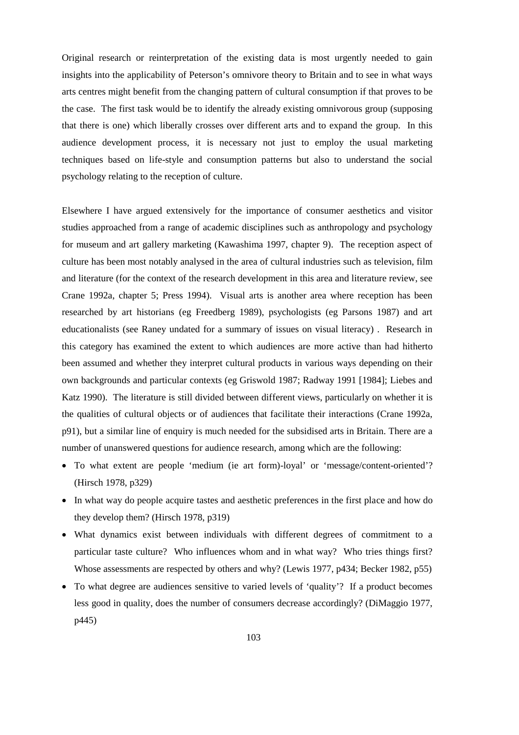Original research or reinterpretation of the existing data is most urgently needed to gain insights into the applicability of Peterson's omnivore theory to Britain and to see in what ways arts centres might benefit from the changing pattern of cultural consumption if that proves to be the case. The first task would be to identify the already existing omnivorous group (supposing that there is one) which liberally crosses over different arts and to expand the group. In this audience development process, it is necessary not just to employ the usual marketing techniques based on life-style and consumption patterns but also to understand the social psychology relating to the reception of culture.

Elsewhere I have argued extensively for the importance of consumer aesthetics and visitor studies approached from a range of academic disciplines such as anthropology and psychology for museum and art gallery marketing (Kawashima 1997, chapter 9). The reception aspect of culture has been most notably analysed in the area of cultural industries such as television, film and literature (for the context of the research development in this area and literature review, see Crane 1992a, chapter 5; Press 1994). Visual arts is another area where reception has been researched by art historians (eg Freedberg 1989), psychologists (eg Parsons 1987) and art educationalists (see Raney undated for a summary of issues on visual literacy) . Research in this category has examined the extent to which audiences are more active than had hitherto been assumed and whether they interpret cultural products in various ways depending on their own backgrounds and particular contexts (eg Griswold 1987; Radway 1991 [1984]; Liebes and Katz 1990). The literature is still divided between different views, particularly on whether it is the qualities of cultural objects or of audiences that facilitate their interactions (Crane 1992a, p91), but a similar line of enquiry is much needed for the subsidised arts in Britain. There are a number of unanswered questions for audience research, among which are the following:

- To what extent are people 'medium (ie art form)-loyal' or 'message/content-oriented'? (Hirsch 1978, p329)
- In what way do people acquire tastes and aesthetic preferences in the first place and how do they develop them? (Hirsch 1978, p319)
- What dynamics exist between individuals with different degrees of commitment to a particular taste culture? Who influences whom and in what way? Who tries things first? Whose assessments are respected by others and why? (Lewis 1977, p434; Becker 1982, p55)
- To what degree are audiences sensitive to varied levels of 'quality'? If a product becomes less good in quality, does the number of consumers decrease accordingly? (DiMaggio 1977, p445)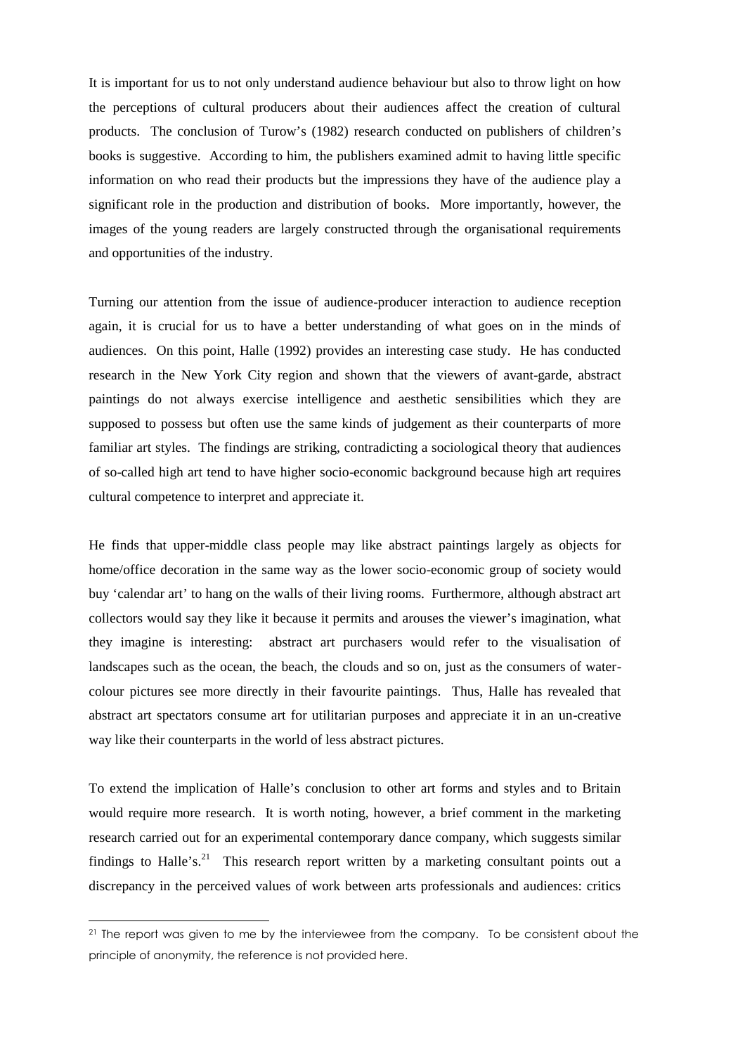It is important for us to not only understand audience behaviour but also to throw light on how the perceptions of cultural producers about their audiences affect the creation of cultural products. The conclusion of Turow's (1982) research conducted on publishers of children's books is suggestive. According to him, the publishers examined admit to having little specific information on who read their products but the impressions they have of the audience play a significant role in the production and distribution of books. More importantly, however, the images of the young readers are largely constructed through the organisational requirements and opportunities of the industry.

Turning our attention from the issue of audience-producer interaction to audience reception again, it is crucial for us to have a better understanding of what goes on in the minds of audiences. On this point, Halle (1992) provides an interesting case study. He has conducted research in the New York City region and shown that the viewers of avant-garde, abstract paintings do not always exercise intelligence and aesthetic sensibilities which they are supposed to possess but often use the same kinds of judgement as their counterparts of more familiar art styles. The findings are striking, contradicting a sociological theory that audiences of so-called high art tend to have higher socio-economic background because high art requires cultural competence to interpret and appreciate it.

He finds that upper-middle class people may like abstract paintings largely as objects for home/office decoration in the same way as the lower socio-economic group of society would buy 'calendar art' to hang on the walls of their living rooms. Furthermore, although abstract art collectors would say they like it because it permits and arouses the viewer's imagination, what they imagine is interesting: abstract art purchasers would refer to the visualisation of landscapes such as the ocean, the beach, the clouds and so on, just as the consumers of water-colour pictures see more directly in their favourite paintings. Thus, Halle has revealed that abstract art spectators consume art for utilitarian purposes and appreciate it in an un-creative way like their counterparts in the world of less abstract pictures.

To extend the implication of Halle's conclusion to other art forms and styles and to Britain would require more research. It is worth noting, however, a brief comment in the marketing research carried out for an experimental contemporary dance company, which suggests similar findings to Halle's.[21] This research report written by a marketing consultant points out a discrepancy in the perceived values of work between arts professionals and audiences: critics

---

[21] The report was given to me by the interviewee from the company. To be consistent about the principle of anonymity, the reference is not provided here.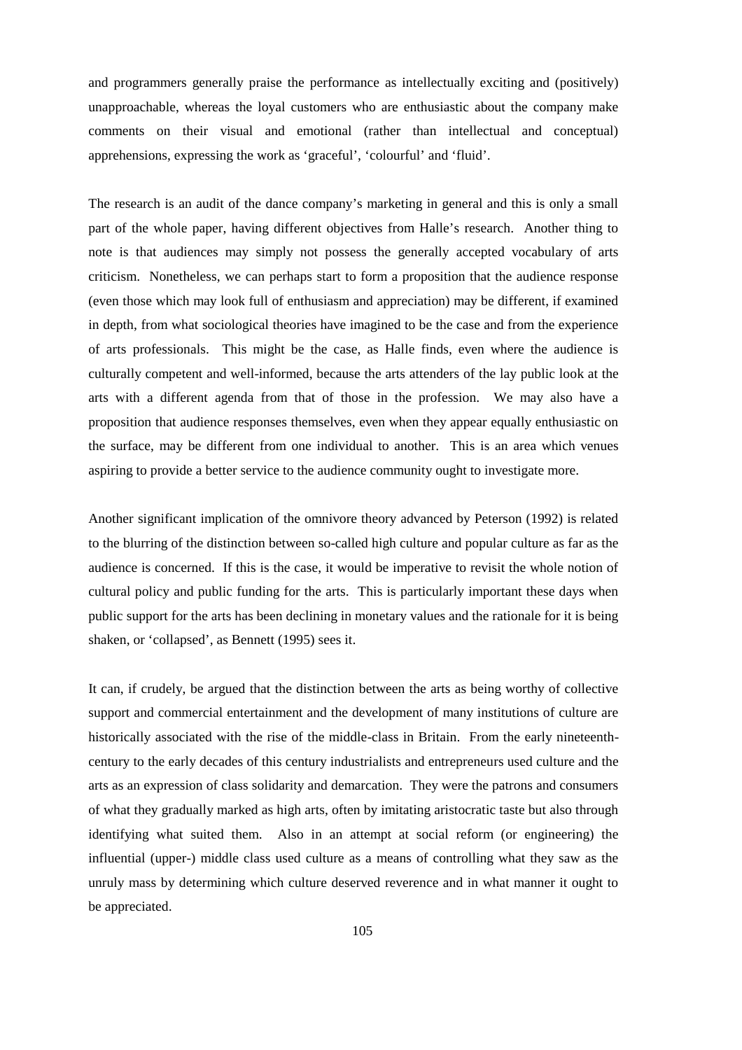and programmers generally praise the performance as intellectually exciting and (positively) unapproachable, whereas the loyal customers who are enthusiastic about the company make comments on their visual and emotional (rather than intellectual and conceptual) apprehensions, expressing the work as 'graceful', 'colourful' and 'fluid'.

The research is an audit of the dance company's marketing in general and this is only a small part of the whole paper, having different objectives from Halle's research. Another thing to note is that audiences may simply not possess the generally accepted vocabulary of arts criticism. Nonetheless, we can perhaps start to form a proposition that the audience response (even those which may look full of enthusiasm and appreciation) may be different, if examined in depth, from what sociological theories have imagined to be the case and from the experience of arts professionals. This might be the case, as Halle finds, even where the audience is culturally competent and well-informed, because the arts attenders of the lay public look at the arts with a different agenda from that of those in the profession. We may also have a proposition that audience responses themselves, even when they appear equally enthusiastic on the surface, may be different from one individual to another. This is an area which venues aspiring to provide a better service to the audience community ought to investigate more.

Another significant implication of the omnivore theory advanced by Peterson (1992) is related to the blurring of the distinction between so-called high culture and popular culture as far as the audience is concerned. If this is the case, it would be imperative to revisit the whole notion of cultural policy and public funding for the arts. This is particularly important these days when public support for the arts has been declining in monetary values and the rationale for it is being shaken, or 'collapsed', as Bennett (1995) sees it.

It can, if crudely, be argued that the distinction between the arts as being worthy of collective support and commercial entertainment and the development of many institutions of culture are historically associated with the rise of the middle-class in Britain. From the early nineteenth-century to the early decades of this century industrialists and entrepreneurs used culture and the arts as an expression of class solidarity and demarcation. They were the patrons and consumers of what they gradually marked as high arts, often by imitating aristocratic taste but also through identifying what suited them. Also in an attempt at social reform (or engineering) the influential (upper-) middle class used culture as a means of controlling what they saw as the unruly mass by determining which culture deserved reverence and in what manner it ought to be appreciated.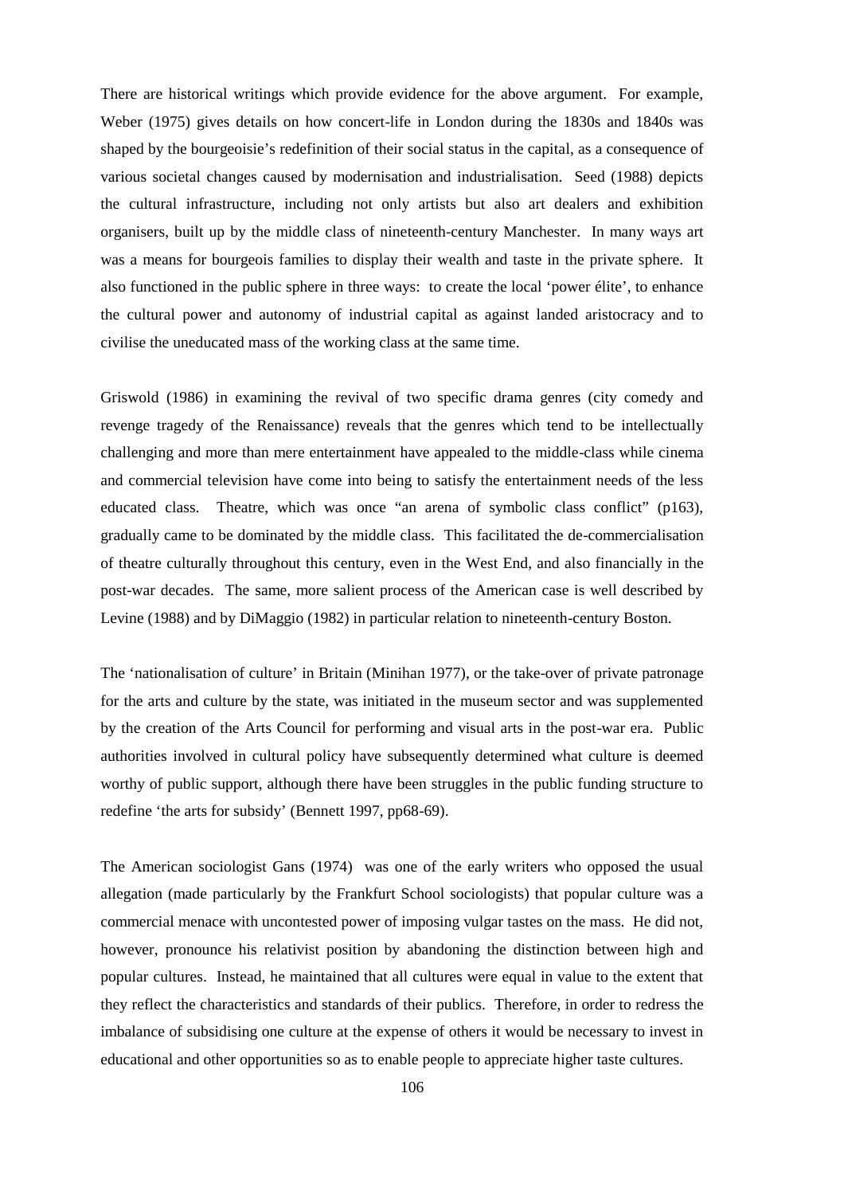There are historical writings which provide evidence for the above argument. For example, Weber (1975) gives details on how concert-life in London during the 1830s and 1840s was shaped by the bourgeoisie's redefinition of their social status in the capital, as a consequence of various societal changes caused by modernisation and industrialisation. Seed (1988) depicts the cultural infrastructure, including not only artists but also art dealers and exhibition organisers, built up by the middle class of nineteenth-century Manchester. In many ways art was a means for bourgeois families to display their wealth and taste in the private sphere. It also functioned in the public sphere in three ways: to create the local 'power élite', to enhance the cultural power and autonomy of industrial capital as against landed aristocracy and to civilise the uneducated mass of the working class at the same time.

Griswold (1986) in examining the revival of two specific drama genres (city comedy and revenge tragedy of the Renaissance) reveals that the genres which tend to be intellectually challenging and more than mere entertainment have appealed to the middle-class while cinema and commercial television have come into being to satisfy the entertainment needs of the less educated class. Theatre, which was once "an arena of symbolic class conflict" (p163), gradually came to be dominated by the middle class. This facilitated the de-commercialisation of theatre culturally throughout this century, even in the West End, and also financially in the post-war decades. The same, more salient process of the American case is well described by Levine (1988) and by DiMaggio (1982) in particular relation to nineteenth-century Boston.

The 'nationalisation of culture' in Britain (Minihan 1977), or the take-over of private patronage for the arts and culture by the state, was initiated in the museum sector and was supplemented by the creation of the Arts Council for performing and visual arts in the post-war era. Public authorities involved in cultural policy have subsequently determined what culture is deemed worthy of public support, although there have been struggles in the public funding structure to redefine 'the arts for subsidy' (Bennett 1997, pp68-69).

The American sociologist Gans (1974) was one of the early writers who opposed the usual allegation (made particularly by the Frankfurt School sociologists) that popular culture was a commercial menace with uncontested power of imposing vulgar tastes on the mass. He did not, however, pronounce his relativist position by abandoning the distinction between high and popular cultures. Instead, he maintained that all cultures were equal in value to the extent that they reflect the characteristics and standards of their publics. Therefore, in order to redress the imbalance of subsidising one culture at the expense of others it would be necessary to invest in educational and other opportunities so as to enable people to appreciate higher taste cultures.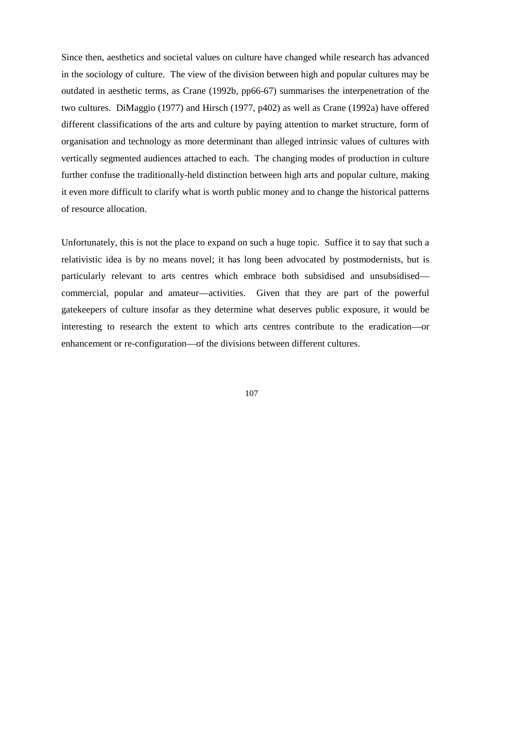Since then, aesthetics and societal values on culture have changed while research has advanced in the sociology of culture. The view of the division between high and popular cultures may be outdated in aesthetic terms, as Crane (1992b, pp66-67) summarises the interpenetration of the two cultures. DiMaggio (1977) and Hirsch (1977, p402) as well as Crane (1992a) have offered different classifications of the arts and culture by paying attention to market structure, form of organisation and technology as more determinant than alleged intrinsic values of cultures with vertically segmented audiences attached to each. The changing modes of production in culture further confuse the traditionally-held distinction between high arts and popular culture, making it even more difficult to clarify what is worth public money and to change the historical patterns of resource allocation.

Unfortunately, this is not the place to expand on such a huge topic. Suffice it to say that such a relativistic idea is by no means novel; it has long been advocated by postmodernists, but is particularly relevant to arts centres which embrace both subsidised and unsubsidised—commercial, popular and amateur—activities. Given that they are part of the powerful gatekeepers of culture insofar as they determine what deserves public exposure, it would be interesting to research the extent to which arts centres contribute to the eradication—or enhancement or re-configuration—of the divisions between different cultures.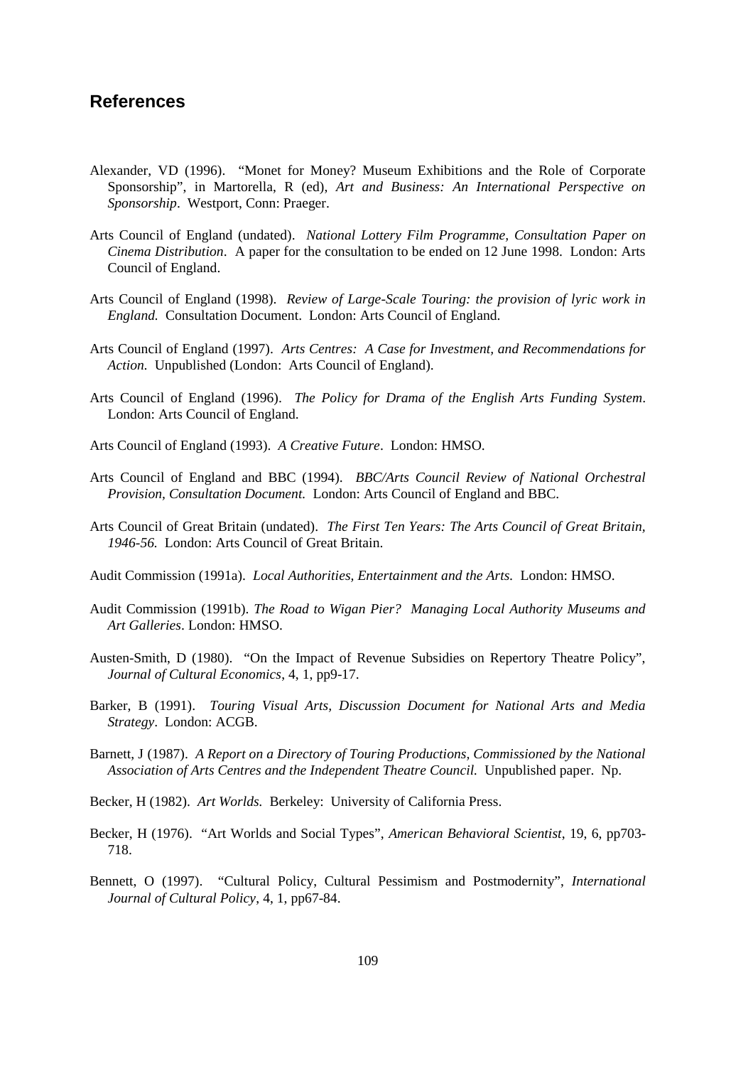## References

Alexander, VD (1996). "Monet for Money? Museum Exhibitions and the Role of Corporate Sponsorship", in Martorella, R (ed), *Art and Business: An International Perspective on Sponsorship*. Westport, Conn: Praeger.

Arts Council of England (undated). *National Lottery Film Programme, Consultation Paper on Cinema Distribution*. A paper for the consultation to be ended on 12 June 1998. London: Arts Council of England.

Arts Council of England (1998). *Review of Large-Scale Touring: the provision of lyric work in England.* Consultation Document. London: Arts Council of England.

Arts Council of England (1997). *Arts Centres: A Case for Investment, and Recommendations for Action.* Unpublished (London: Arts Council of England).

Arts Council of England (1996). *The Policy for Drama of the English Arts Funding System*. London: Arts Council of England.

Arts Council of England (1993). *A Creative Future*. London: HMSO.

Arts Council of England and BBC (1994). *BBC/Arts Council Review of National Orchestral Provision, Consultation Document.* London: Arts Council of England and BBC.

Arts Council of Great Britain (undated). *The First Ten Years: The Arts Council of Great Britain, 1946-56.* London: Arts Council of Great Britain.

Audit Commission (1991a). *Local Authorities, Entertainment and the Arts.* London: HMSO.

Audit Commission (1991b). *The Road to Wigan Pier? Managing Local Authority Museums and Art Galleries*. London: HMSO.

Austen-Smith, D (1980). "On the Impact of Revenue Subsidies on Repertory Theatre Policy", *Journal of Cultural Economics*, 4, 1, pp9-17.

Barker, B (1991). *Touring Visual Arts, Discussion Document for National Arts and Media Strategy*. London: ACGB.

Barnett, J (1987). *A Report on a Directory of Touring Productions, Commissioned by the National Association of Arts Centres and the Independent Theatre Council.* Unpublished paper. Np.

Becker, H (1982). *Art Worlds.* Berkeley: University of California Press.

Becker, H (1976). "Art Worlds and Social Types", *American Behavioral Scientist*, 19, 6, pp703-718.

Bennett, O (1997). "Cultural Policy, Cultural Pessimism and Postmodernity", *International Journal of Cultural Policy*, 4, 1, pp67-84.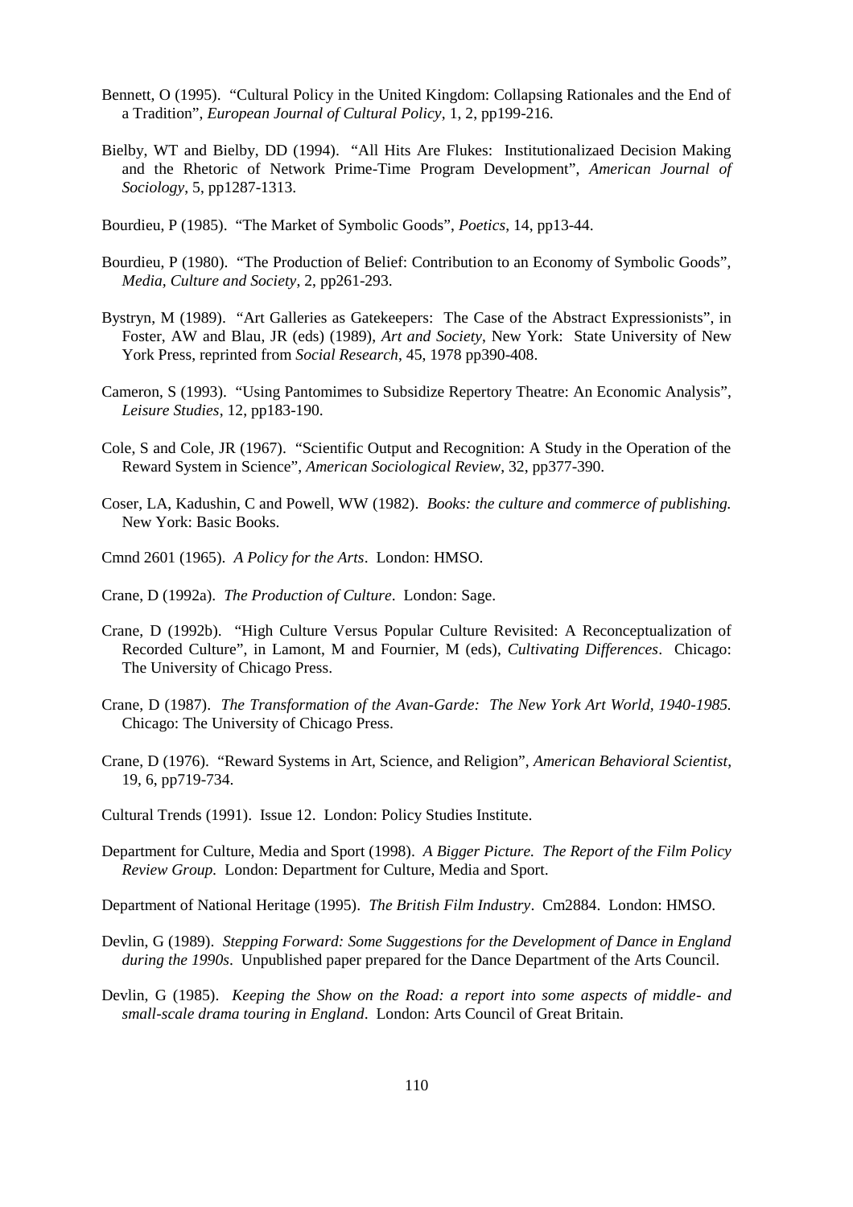Bennett, O (1995). "Cultural Policy in the United Kingdom: Collapsing Rationales and the End of a Tradition", *European Journal of Cultural Policy*, 1, 2, pp199-216.

Bielby, WT and Bielby, DD (1994). "All Hits Are Flukes: Institutionalizaed Decision Making and the Rhetoric of Network Prime-Time Program Development", *American Journal of Sociology*, 5, pp1287-1313.

Bourdieu, P (1985). "The Market of Symbolic Goods", *Poetics*, 14, pp13-44.

Bourdieu, P (1980). "The Production of Belief: Contribution to an Economy of Symbolic Goods", *Media, Culture and Society*, 2, pp261-293.

Bystryn, M (1989). "Art Galleries as Gatekeepers: The Case of the Abstract Expressionists", in Foster, AW and Blau, JR (eds) (1989), *Art and Society*, New York: State University of New York Press, reprinted from *Social Research*, 45, 1978 pp390-408.

Cameron, S (1993). "Using Pantomimes to Subsidize Repertory Theatre: An Economic Analysis", *Leisure Studies*, 12, pp183-190.

Cole, S and Cole, JR (1967). "Scientific Output and Recognition: A Study in the Operation of the Reward System in Science", *American Sociological Review*, 32, pp377-390.

Coser, LA, Kadushin, C and Powell, WW (1982). *Books: the culture and commerce of publishing.* New York: Basic Books.

Cmnd 2601 (1965). *A Policy for the Arts*. London: HMSO.

Crane, D (1992a). *The Production of Culture*. London: Sage.

Crane, D (1992b). "High Culture Versus Popular Culture Revisited: A Reconceptualization of Recorded Culture", in Lamont, M and Fournier, M (eds), *Cultivating Differences*. Chicago: The University of Chicago Press.

Crane, D (1987). *The Transformation of the Avan-Garde: The New York Art World, 1940-1985.* Chicago: The University of Chicago Press.

Crane, D (1976). "Reward Systems in Art, Science, and Religion", *American Behavioral Scientist*, 19, 6, pp719-734.

Cultural Trends (1991). Issue 12. London: Policy Studies Institute.

Department for Culture, Media and Sport (1998). *A Bigger Picture. The Report of the Film Policy Review Group.* London: Department for Culture, Media and Sport.

Department of National Heritage (1995). *The British Film Industry*. Cm2884. London: HMSO.

Devlin, G (1989). *Stepping Forward: Some Suggestions for the Development of Dance in England during the 1990s*. Unpublished paper prepared for the Dance Department of the Arts Council.

Devlin, G (1985). *Keeping the Show on the Road: a report into some aspects of middle- and small-scale drama touring in England*. London: Arts Council of Great Britain.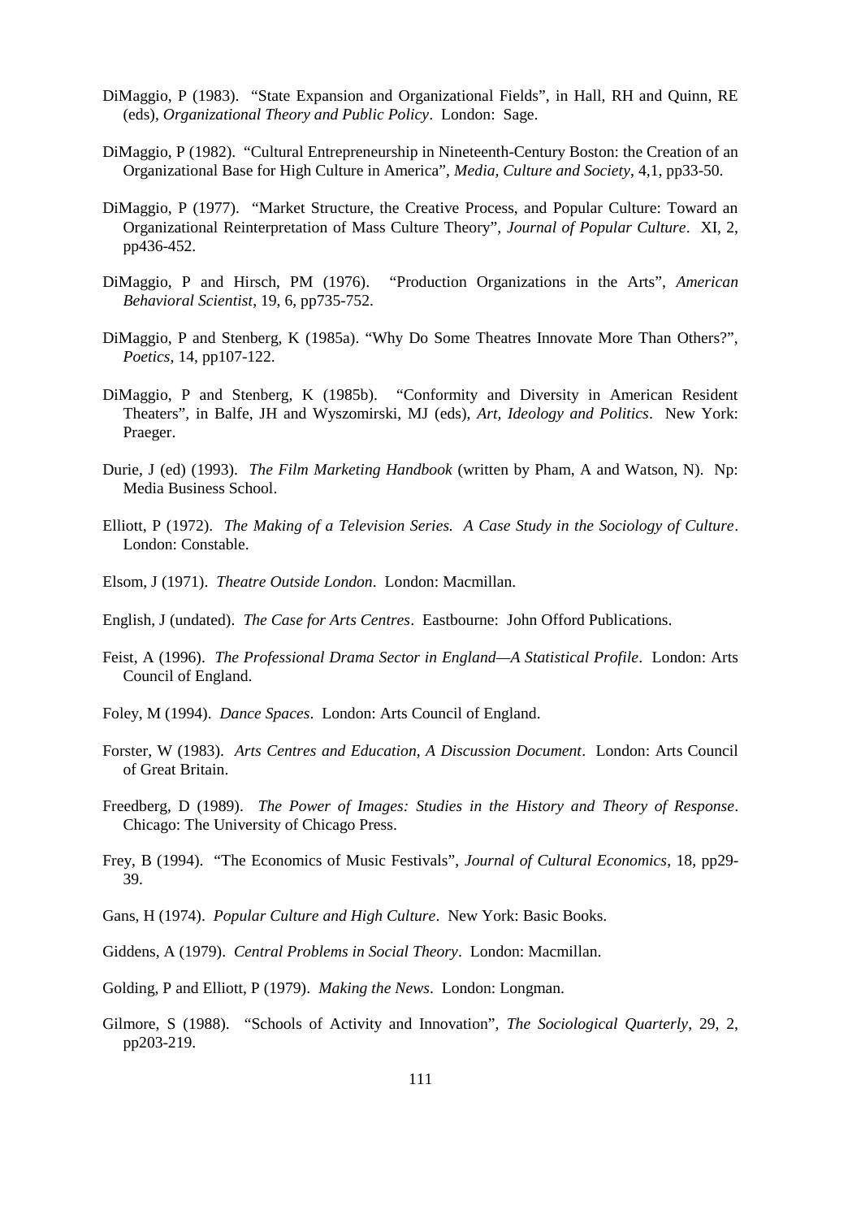DiMaggio, P (1983). "State Expansion and Organizational Fields", in Hall, RH and Quinn, RE (eds), *Organizational Theory and Public Policy*. London: Sage.

DiMaggio, P (1982). "Cultural Entrepreneurship in Nineteenth-Century Boston: the Creation of an Organizational Base for High Culture in America", *Media, Culture and Society*, 4,1, pp33-50.

DiMaggio, P (1977). "Market Structure, the Creative Process, and Popular Culture: Toward an Organizational Reinterpretation of Mass Culture Theory", *Journal of Popular Culture*. XI, 2, pp436-452.

DiMaggio, P and Hirsch, PM (1976). "Production Organizations in the Arts", *American Behavioral Scientist*, 19, 6, pp735-752.

DiMaggio, P and Stenberg, K (1985a). "Why Do Some Theatres Innovate More Than Others?", *Poetics*, 14, pp107-122.

DiMaggio, P and Stenberg, K (1985b). "Conformity and Diversity in American Resident Theaters", in Balfe, JH and Wyszomirski, MJ (eds), *Art, Ideology and Politics*. New York: Praeger.

Durie, J (ed) (1993). *The Film Marketing Handbook* (written by Pham, A and Watson, N). Np: Media Business School.

Elliott, P (1972). *The Making of a Television Series. A Case Study in the Sociology of Culture*. London: Constable.

Elsom, J (1971). *Theatre Outside London*. London: Macmillan.

English, J (undated). *The Case for Arts Centres*. Eastbourne: John Offord Publications.

Feist, A (1996). *The Professional Drama Sector in England—A Statistical Profile*. London: Arts Council of England.

Foley, M (1994). *Dance Spaces*. London: Arts Council of England.

Forster, W (1983). *Arts Centres and Education, A Discussion Document*. London: Arts Council of Great Britain.

Freedberg, D (1989). *The Power of Images: Studies in the History and Theory of Response*. Chicago: The University of Chicago Press.

Frey, B (1994). "The Economics of Music Festivals", *Journal of Cultural Economics*, 18, pp29-39.

Gans, H (1974). *Popular Culture and High Culture*. New York: Basic Books.

Giddens, A (1979). *Central Problems in Social Theory*. London: Macmillan.

Golding, P and Elliott, P (1979). *Making the News*. London: Longman.

Gilmore, S (1988). "Schools of Activity and Innovation", *The Sociological Quarterly*, 29, 2, pp203-219.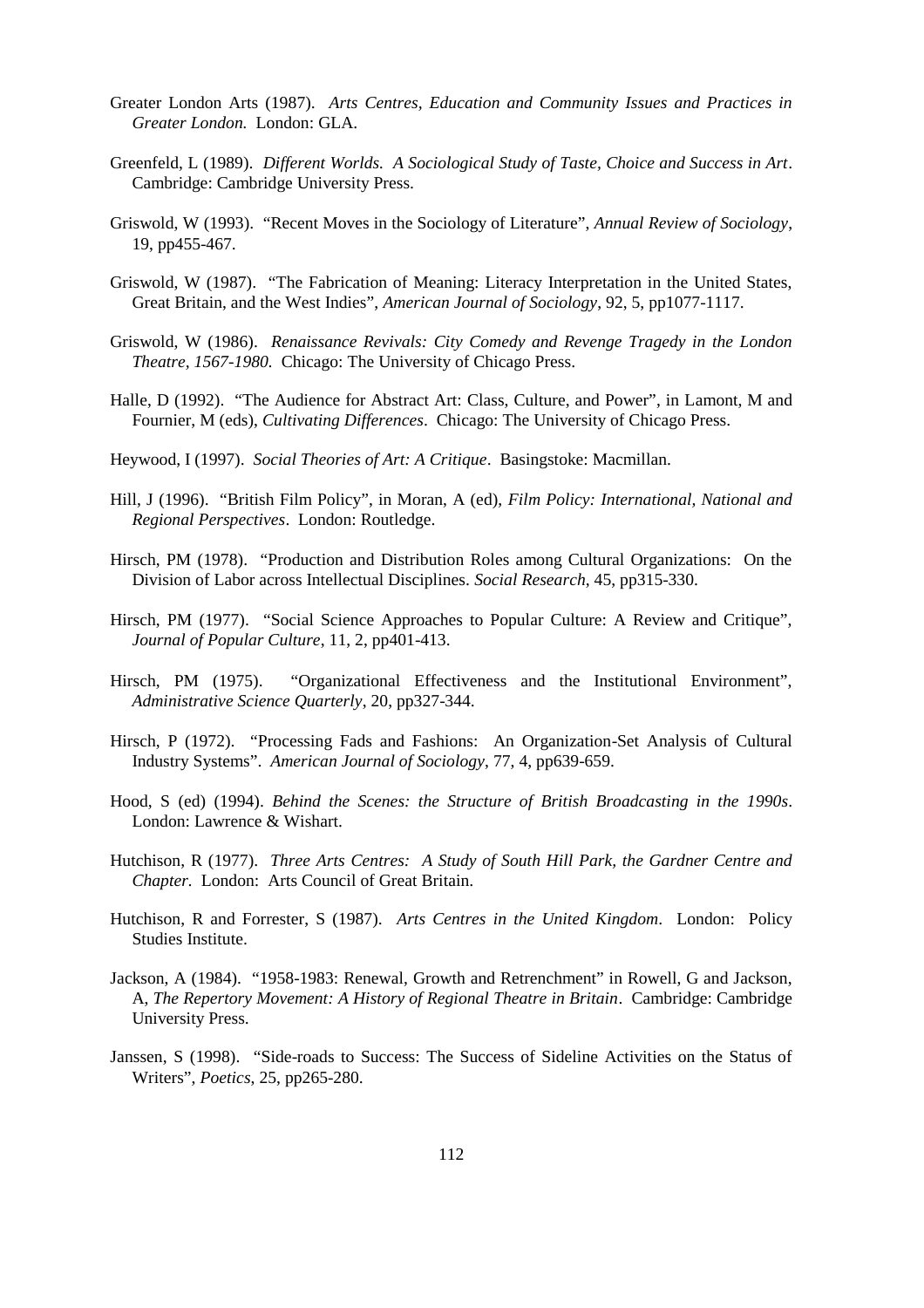Greater London Arts (1987). *Arts Centres, Education and Community Issues and Practices in Greater London.* London: GLA.

Greenfeld, L (1989). *Different Worlds. A Sociological Study of Taste, Choice and Success in Art*. Cambridge: Cambridge University Press.

Griswold, W (1993). "Recent Moves in the Sociology of Literature", *Annual Review of Sociology*, 19, pp455-467.

Griswold, W (1987). "The Fabrication of Meaning: Literacy Interpretation in the United States, Great Britain, and the West Indies", *American Journal of Sociology*, 92, 5, pp1077-1117.

Griswold, W (1986). *Renaissance Revivals: City Comedy and Revenge Tragedy in the London Theatre, 1567-1980.* Chicago: The University of Chicago Press.

Halle, D (1992). "The Audience for Abstract Art: Class, Culture, and Power", in Lamont, M and Fournier, M (eds), *Cultivating Differences*. Chicago: The University of Chicago Press.

Heywood, I (1997). *Social Theories of Art: A Critique*. Basingstoke: Macmillan.

Hill, J (1996). "British Film Policy", in Moran, A (ed), *Film Policy: International, National and Regional Perspectives*. London: Routledge.

Hirsch, PM (1978). "Production and Distribution Roles among Cultural Organizations: On the Division of Labor across Intellectual Disciplines. *Social Research*, 45, pp315-330.

Hirsch, PM (1977). "Social Science Approaches to Popular Culture: A Review and Critique", *Journal of Popular Culture*, 11, 2, pp401-413.

Hirsch, PM (1975). "Organizational Effectiveness and the Institutional Environment", *Administrative Science Quarterly*, 20, pp327-344.

Hirsch, P (1972). "Processing Fads and Fashions: An Organization-Set Analysis of Cultural Industry Systems". *American Journal of Sociology*, 77, 4, pp639-659.

Hood, S (ed) (1994). *Behind the Scenes: the Structure of British Broadcasting in the 1990s*. London: Lawrence & Wishart.

Hutchison, R (1977). *Three Arts Centres: A Study of South Hill Park, the Gardner Centre and Chapter.* London: Arts Council of Great Britain.

Hutchison, R and Forrester, S (1987). *Arts Centres in the United Kingdom*. London: Policy Studies Institute.

Jackson, A (1984). "1958-1983: Renewal, Growth and Retrenchment" in Rowell, G and Jackson, A, *The Repertory Movement: A History of Regional Theatre in Britain*. Cambridge: Cambridge University Press.

Janssen, S (1998). "Side-roads to Success: The Success of Sideline Activities on the Status of Writers", *Poetics*, 25, pp265-280.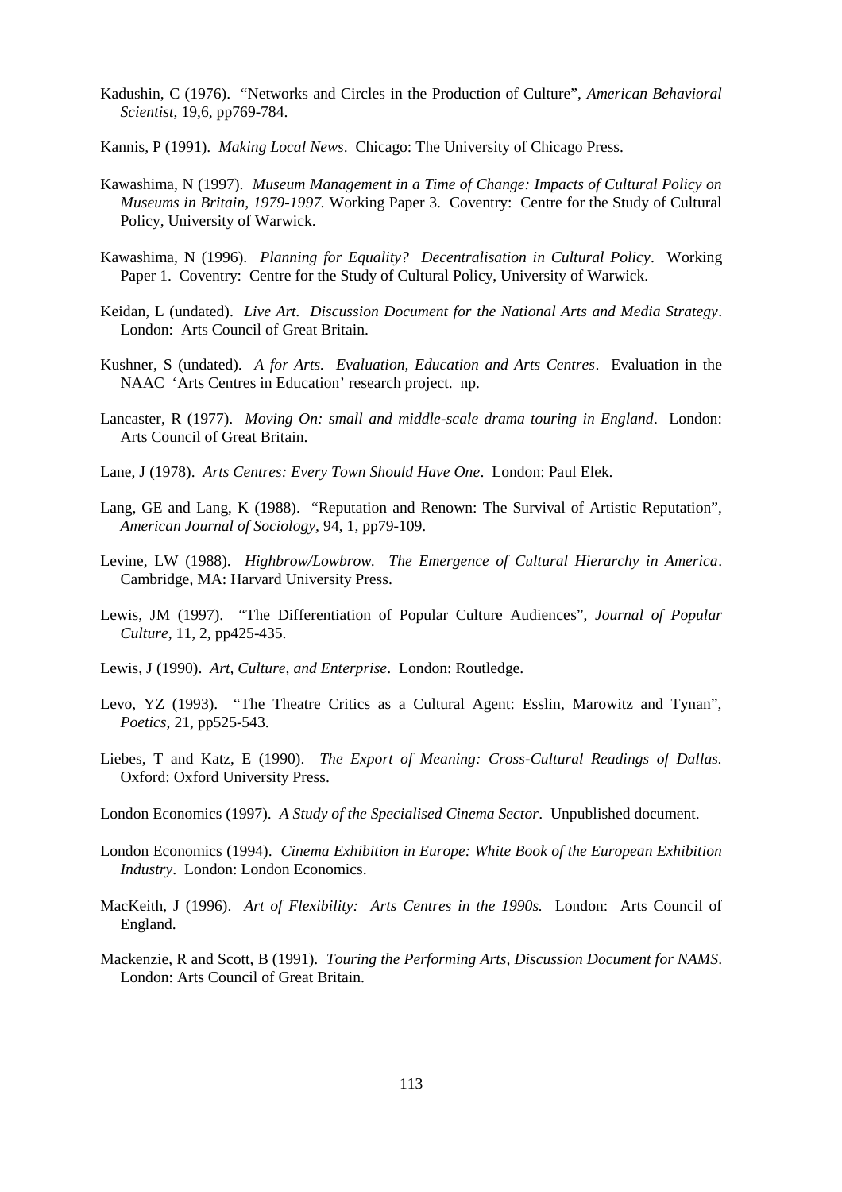Kadushin, C (1976). "Networks and Circles in the Production of Culture", *American Behavioral Scientist*, 19,6, pp769-784.

Kannis, P (1991). *Making Local News*. Chicago: The University of Chicago Press.

Kawashima, N (1997). *Museum Management in a Time of Change: Impacts of Cultural Policy on Museums in Britain, 1979-1997.* Working Paper 3. Coventry: Centre for the Study of Cultural Policy, University of Warwick.

Kawashima, N (1996). *Planning for Equality? Decentralisation in Cultural Policy*. Working Paper 1. Coventry: Centre for the Study of Cultural Policy, University of Warwick.

Keidan, L (undated). *Live Art. Discussion Document for the National Arts and Media Strategy*. London: Arts Council of Great Britain.

Kushner, S (undated). *A for Arts. Evaluation, Education and Arts Centres*. Evaluation in the NAAC 'Arts Centres in Education' research project. np.

Lancaster, R (1977). *Moving On: small and middle-scale drama touring in England*. London: Arts Council of Great Britain.

Lane, J (1978). *Arts Centres: Every Town Should Have One*. London: Paul Elek.

Lang, GE and Lang, K (1988). "Reputation and Renown: The Survival of Artistic Reputation", *American Journal of Sociology*, 94, 1, pp79-109.

Levine, LW (1988). *Highbrow/Lowbrow. The Emergence of Cultural Hierarchy in America*. Cambridge, MA: Harvard University Press.

Lewis, JM (1997). "The Differentiation of Popular Culture Audiences", *Journal of Popular Culture*, 11, 2, pp425-435.

Lewis, J (1990). *Art, Culture, and Enterprise*. London: Routledge.

Levo, YZ (1993). "The Theatre Critics as a Cultural Agent: Esslin, Marowitz and Tynan", *Poetics*, 21, pp525-543.

Liebes, T and Katz, E (1990). *The Export of Meaning: Cross-Cultural Readings of Dallas.* Oxford: Oxford University Press.

London Economics (1997). *A Study of the Specialised Cinema Sector*. Unpublished document.

London Economics (1994). *Cinema Exhibition in Europe: White Book of the European Exhibition Industry*. London: London Economics.

MacKeith, J (1996). *Art of Flexibility: Arts Centres in the 1990s.* London: Arts Council of England.

Mackenzie, R and Scott, B (1991). *Touring the Performing Arts, Discussion Document for NAMS*. London: Arts Council of Great Britain.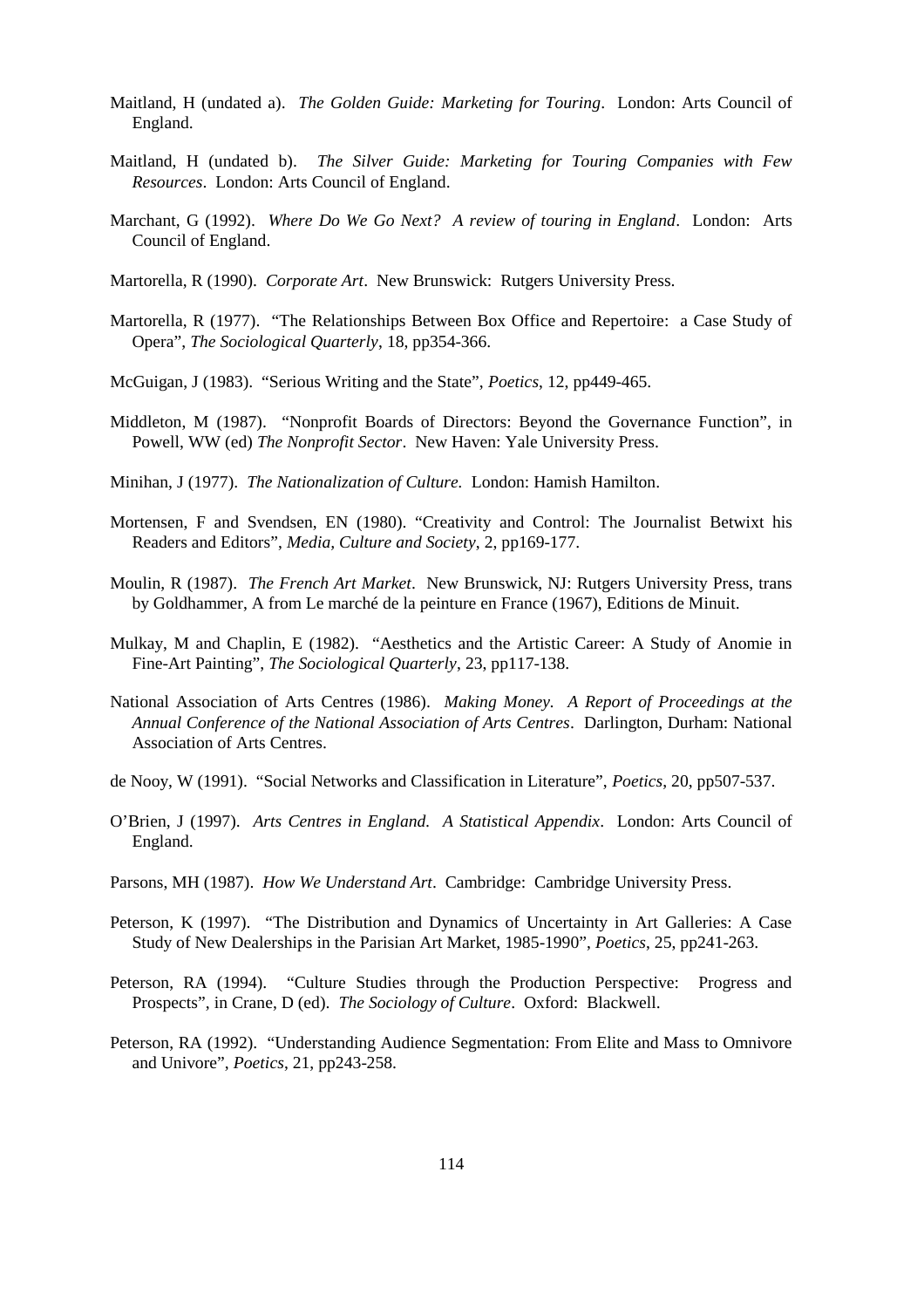Maitland, H (undated a). *The Golden Guide: Marketing for Touring*. London: Arts Council of England.

Maitland, H (undated b). *The Silver Guide: Marketing for Touring Companies with Few Resources*. London: Arts Council of England.

Marchant, G (1992). *Where Do We Go Next? A review of touring in England*. London: Arts Council of England.

Martorella, R (1990). *Corporate Art*. New Brunswick: Rutgers University Press.

Martorella, R (1977). "The Relationships Between Box Office and Repertoire: a Case Study of Opera", *The Sociological Quarterly*, 18, pp354-366.

McGuigan, J (1983). "Serious Writing and the State", *Poetics*, 12, pp449-465.

Middleton, M (1987). "Nonprofit Boards of Directors: Beyond the Governance Function", in Powell, WW (ed) *The Nonprofit Sector*. New Haven: Yale University Press.

Minihan, J (1977). *The Nationalization of Culture.* London: Hamish Hamilton.

Mortensen, F and Svendsen, EN (1980). "Creativity and Control: The Journalist Betwixt his Readers and Editors", *Media, Culture and Society*, 2, pp169-177.

Moulin, R (1987). *The French Art Market*. New Brunswick, NJ: Rutgers University Press, trans by Goldhammer, A from Le marché de la peinture en France (1967), Editions de Minuit.

Mulkay, M and Chaplin, E (1982). "Aesthetics and the Artistic Career: A Study of Anomie in Fine-Art Painting", *The Sociological Quarterly*, 23, pp117-138.

National Association of Arts Centres (1986). *Making Money. A Report of Proceedings at the Annual Conference of the National Association of Arts Centres*. Darlington, Durham: National Association of Arts Centres.

de Nooy, W (1991). "Social Networks and Classification in Literature", *Poetics*, 20, pp507-537.

O'Brien, J (1997). *Arts Centres in England. A Statistical Appendix*. London: Arts Council of England.

Parsons, MH (1987). *How We Understand Art*. Cambridge: Cambridge University Press.

Peterson, K (1997). "The Distribution and Dynamics of Uncertainty in Art Galleries: A Case Study of New Dealerships in the Parisian Art Market, 1985-1990", *Poetics*, 25, pp241-263.

Peterson, RA (1994). "Culture Studies through the Production Perspective: Progress and Prospects", in Crane, D (ed). *The Sociology of Culture*. Oxford: Blackwell.

Peterson, RA (1992). "Understanding Audience Segmentation: From Elite and Mass to Omnivore and Univore", *Poetics*, 21, pp243-258.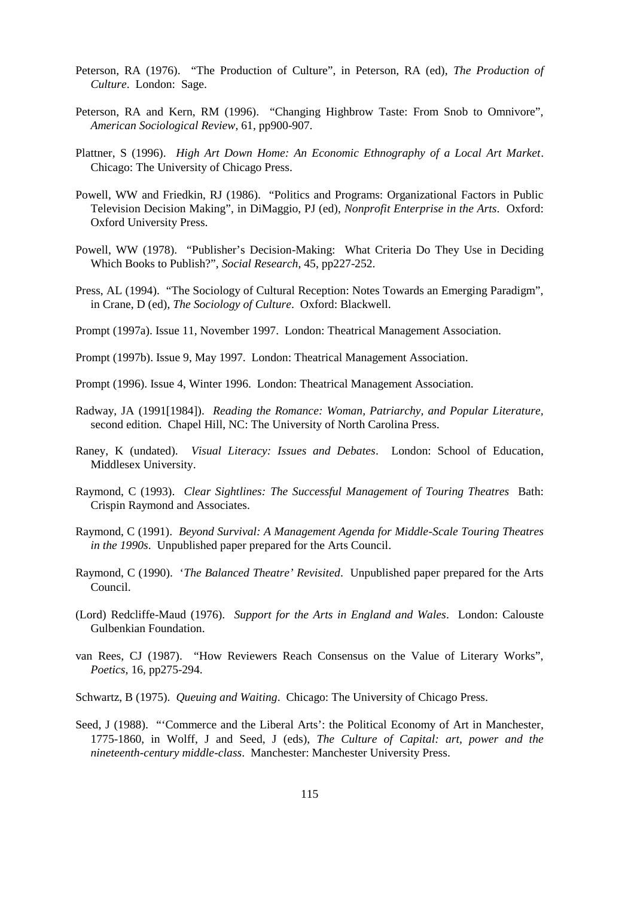Peterson, RA (1976). "The Production of Culture", in Peterson, RA (ed), *The Production of Culture*. London: Sage.

Peterson, RA and Kern, RM (1996). "Changing Highbrow Taste: From Snob to Omnivore", *American Sociological Review*, 61, pp900-907.

Plattner, S (1996). *High Art Down Home: An Economic Ethnography of a Local Art Market*. Chicago: The University of Chicago Press.

Powell, WW and Friedkin, RJ (1986). "Politics and Programs: Organizational Factors in Public Television Decision Making", in DiMaggio, PJ (ed), *Nonprofit Enterprise in the Arts*. Oxford: Oxford University Press.

Powell, WW (1978). "Publisher's Decision-Making: What Criteria Do They Use in Deciding Which Books to Publish?", *Social Research*, 45, pp227-252.

Press, AL (1994). "The Sociology of Cultural Reception: Notes Towards an Emerging Paradigm", in Crane, D (ed), *The Sociology of Culture*. Oxford: Blackwell.

Prompt (1997a). Issue 11, November 1997. London: Theatrical Management Association.

Prompt (1997b). Issue 9, May 1997. London: Theatrical Management Association.

Prompt (1996). Issue 4, Winter 1996. London: Theatrical Management Association.

Radway, JA (1991[1984]). *Reading the Romance: Woman, Patriarchy, and Popular Literature*, second edition. Chapel Hill, NC: The University of North Carolina Press.

Raney, K (undated). *Visual Literacy: Issues and Debates*. London: School of Education, Middlesex University.

Raymond, C (1993). *Clear Sightlines: The Successful Management of Touring Theatres* Bath: Crispin Raymond and Associates.

Raymond, C (1991). *Beyond Survival: A Management Agenda for Middle-Scale Touring Theatres in the 1990s*. Unpublished paper prepared for the Arts Council.

Raymond, C (1990). '*The Balanced Theatre' Revisited*. Unpublished paper prepared for the Arts Council.

(Lord) Redcliffe-Maud (1976). *Support for the Arts in England and Wales*. London: Calouste Gulbenkian Foundation.

van Rees, CJ (1987). "How Reviewers Reach Consensus on the Value of Literary Works", *Poetics*, 16, pp275-294.

Schwartz, B (1975). *Queuing and Waiting*. Chicago: The University of Chicago Press.

Seed, J (1988). "'Commerce and the Liberal Arts': the Political Economy of Art in Manchester, 1775-1860, in Wolff, J and Seed, J (eds), *The Culture of Capital: art, power and the nineteenth-century middle-class*. Manchester: Manchester University Press.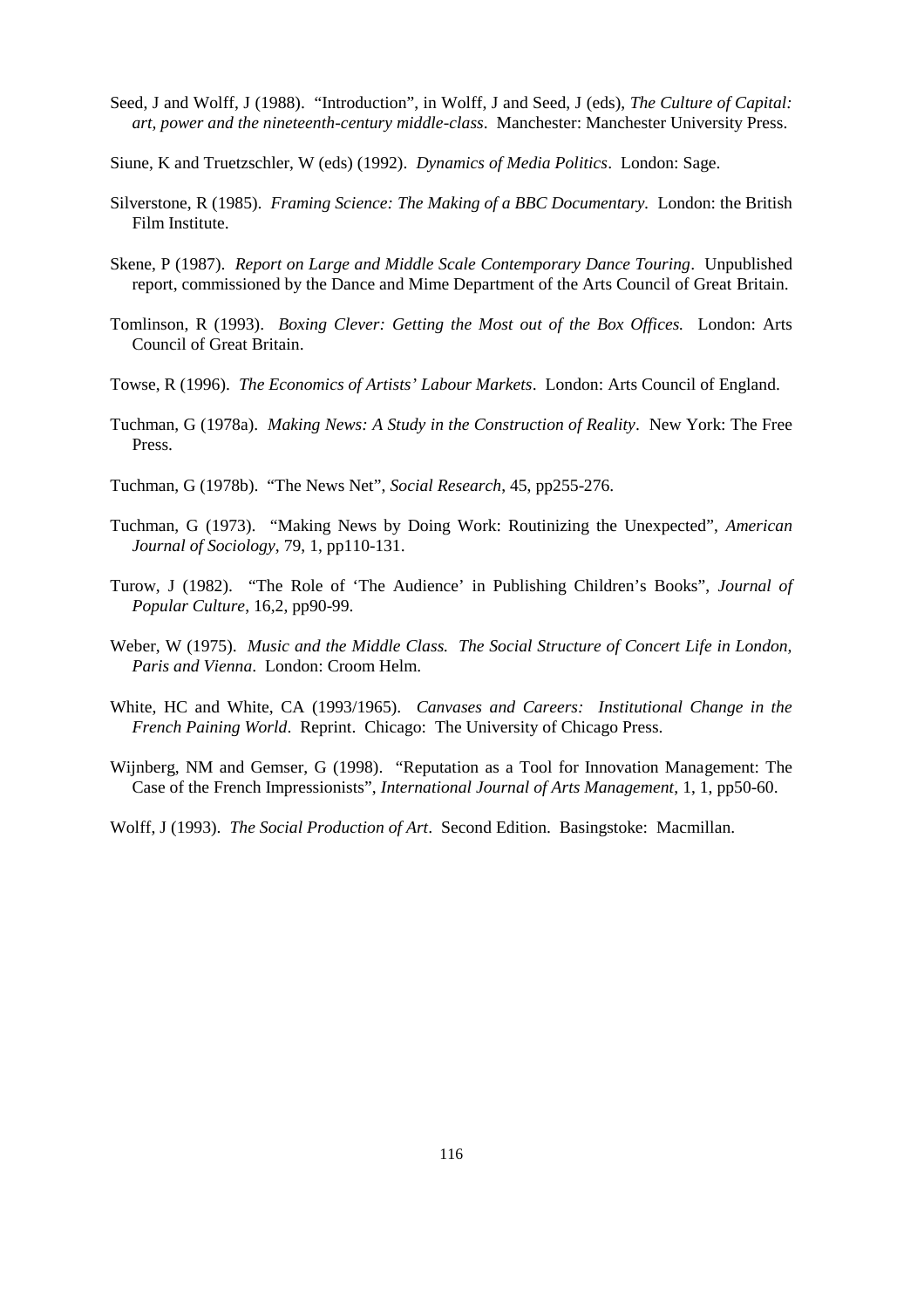Seed, J and Wolff, J (1988). "Introduction", in Wolff, J and Seed, J (eds), *The Culture of Capital: art, power and the nineteenth-century middle-class*. Manchester: Manchester University Press.

Siune, K and Truetzschler, W (eds) (1992). *Dynamics of Media Politics*. London: Sage.

Silverstone, R (1985). *Framing Science: The Making of a BBC Documentary*. London: the British Film Institute.

Skene, P (1987). *Report on Large and Middle Scale Contemporary Dance Touring*. Unpublished report, commissioned by the Dance and Mime Department of the Arts Council of Great Britain.

Tomlinson, R (1993). *Boxing Clever: Getting the Most out of the Box Offices.* London: Arts Council of Great Britain.

Towse, R (1996). *The Economics of Artists' Labour Markets*. London: Arts Council of England.

Tuchman, G (1978a). *Making News: A Study in the Construction of Reality*. New York: The Free Press.

Tuchman, G (1978b). "The News Net", *Social Research*, 45, pp255-276.

Tuchman, G (1973). "Making News by Doing Work: Routinizing the Unexpected", *American Journal of Sociology*, 79, 1, pp110-131.

Turow, J (1982). "The Role of 'The Audience' in Publishing Children's Books", *Journal of Popular Culture*, 16,2, pp90-99.

Weber, W (1975). *Music and the Middle Class. The Social Structure of Concert Life in London, Paris and Vienna*. London: Croom Helm.

White, HC and White, CA (1993/1965). *Canvases and Careers: Institutional Change in the French Paining World*. Reprint. Chicago: The University of Chicago Press.

Wijnberg, NM and Gemser, G (1998). "Reputation as a Tool for Innovation Management: The Case of the French Impressionists", *International Journal of Arts Management*, 1, 1, pp50-60.

Wolff, J (1993). *The Social Production of Art*. Second Edition. Basingstoke: Macmillan.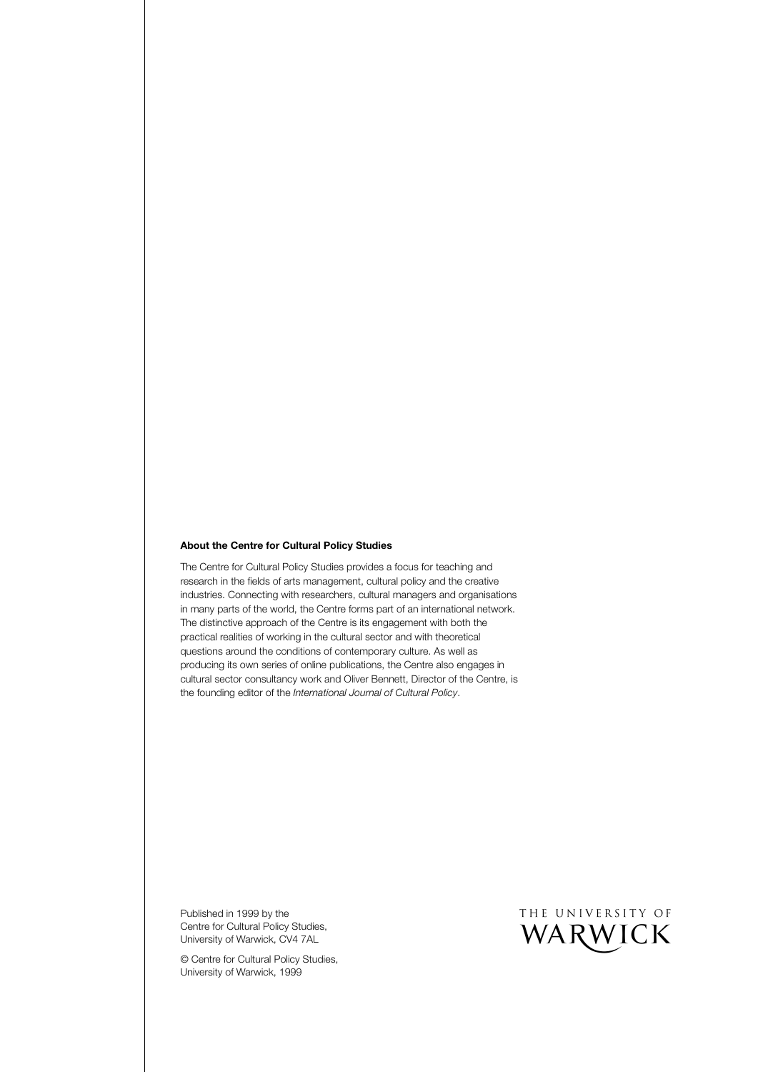**About the Centre for Cultural Policy Studies**

The Centre for Cultural Policy Studies provides a focus for teaching and research in the fields of arts management, cultural policy and the creative industries. Connecting with researchers, cultural managers and organisations in many parts of the world, the Centre forms part of an international network. The distinctive approach of the Centre is its engagement with both the practical realities of working in the cultural sector and with theoretical questions around the conditions of contemporary culture. As well as producing its own series of online publications, the Centre also engages in cultural sector consultancy work and Oliver Bennett, Director of the Centre, is the founding editor of the *International Journal of Cultural Policy*.

Published in 1999 by the
Centre for Cultural Policy Studies,
University of Warwick, CV4 7AL

© Centre for Cultural Policy Studies,
University of Warwick, 1999

THE UNIVERSITY OF
WARWICK